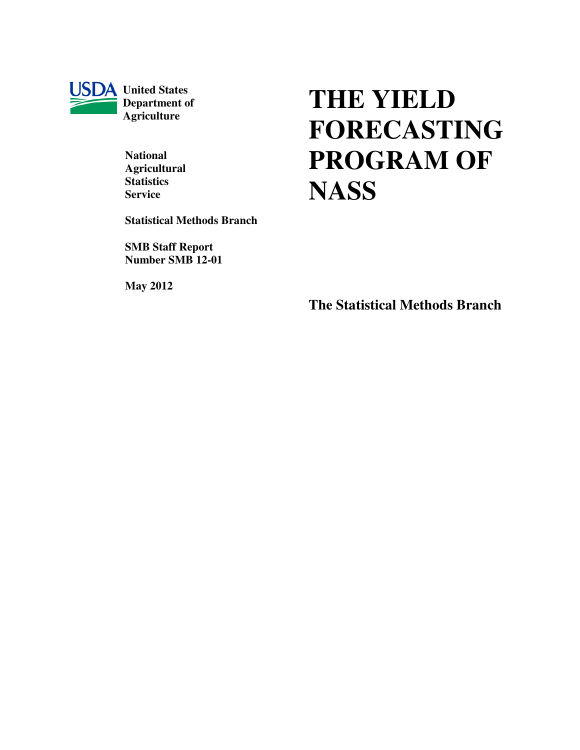USDA **United States Department of Agriculture**

**National Agricultural Statistics Service**

**Statistical Methods Branch**

**SMB Staff Report Number SMB 12-01**

**May 2012**

# THE YIELD FORECASTING PROGRAM OF NASS

**The Statistical Methods Branch**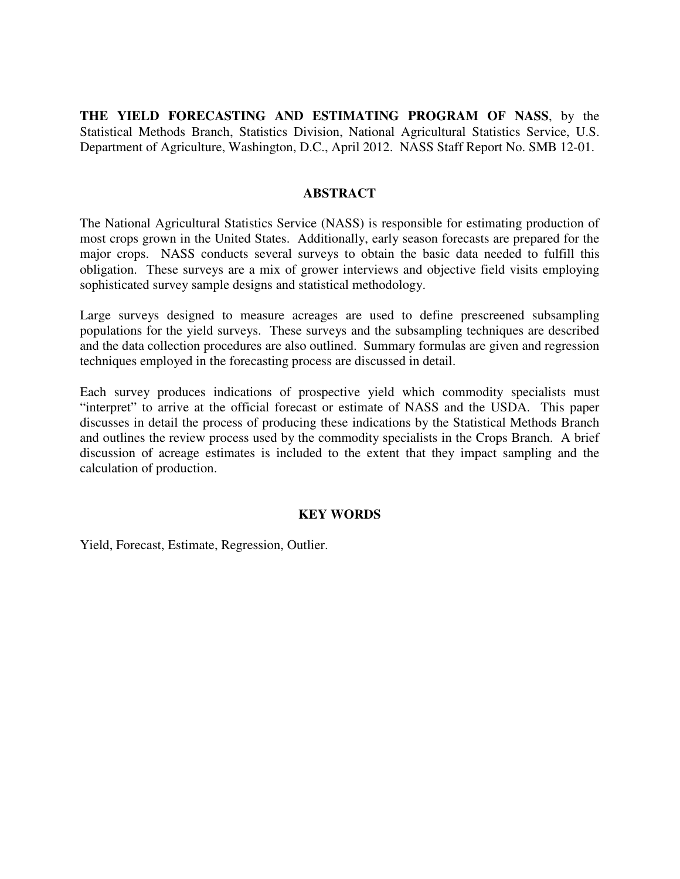**THE YIELD FORECASTING AND ESTIMATING PROGRAM OF NASS**, by the Statistical Methods Branch, Statistics Division, National Agricultural Statistics Service, U.S. Department of Agriculture, Washington, D.C., April 2012. NASS Staff Report No. SMB 12-01.

## ABSTRACT

The National Agricultural Statistics Service (NASS) is responsible for estimating production of most crops grown in the United States. Additionally, early season forecasts are prepared for the major crops. NASS conducts several surveys to obtain the basic data needed to fulfill this obligation. These surveys are a mix of grower interviews and objective field visits employing sophisticated survey sample designs and statistical methodology.

Large surveys designed to measure acreages are used to define prescreened subsampling populations for the yield surveys. These surveys and the subsampling techniques are described and the data collection procedures are also outlined. Summary formulas are given and regression techniques employed in the forecasting process are discussed in detail.

Each survey produces indications of prospective yield which commodity specialists must "interpret" to arrive at the official forecast or estimate of NASS and the USDA. This paper discusses in detail the process of producing these indications by the Statistical Methods Branch and outlines the review process used by the commodity specialists in the Crops Branch. A brief discussion of acreage estimates is included to the extent that they impact sampling and the calculation of production.

## KEY WORDS

Yield, Forecast, Estimate, Regression, Outlier.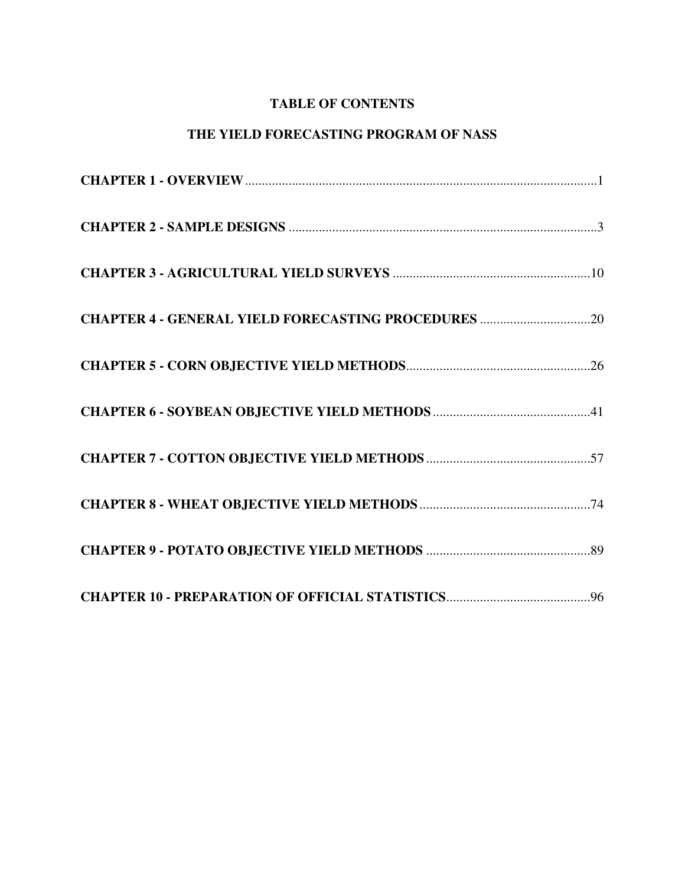# TABLE OF CONTENTS

## THE YIELD FORECASTING PROGRAM OF NASS

**CHAPTER 1 - OVERVIEW**..........................................................................................................1

**CHAPTER 2 - SAMPLE DESIGNS** ............................................................................................3

**CHAPTER 3 - AGRICULTURAL YIELD SURVEYS** ...........................................................10

**CHAPTER 4 - GENERAL YIELD FORECASTING PROCEDURES** .................................20

**CHAPTER 5 - CORN OBJECTIVE YIELD METHODS**.......................................................26

**CHAPTER 6 - SOYBEAN OBJECTIVE YIELD METHODS**...............................................41

**CHAPTER 7 - COTTON OBJECTIVE YIELD METHODS**.................................................57

**CHAPTER 8 - WHEAT OBJECTIVE YIELD METHODS**...................................................74

**CHAPTER 9 - POTATO OBJECTIVE YIELD METHODS** .................................................89

**CHAPTER 10 - PREPARATION OF OFFICIAL STATISTICS**...........................................96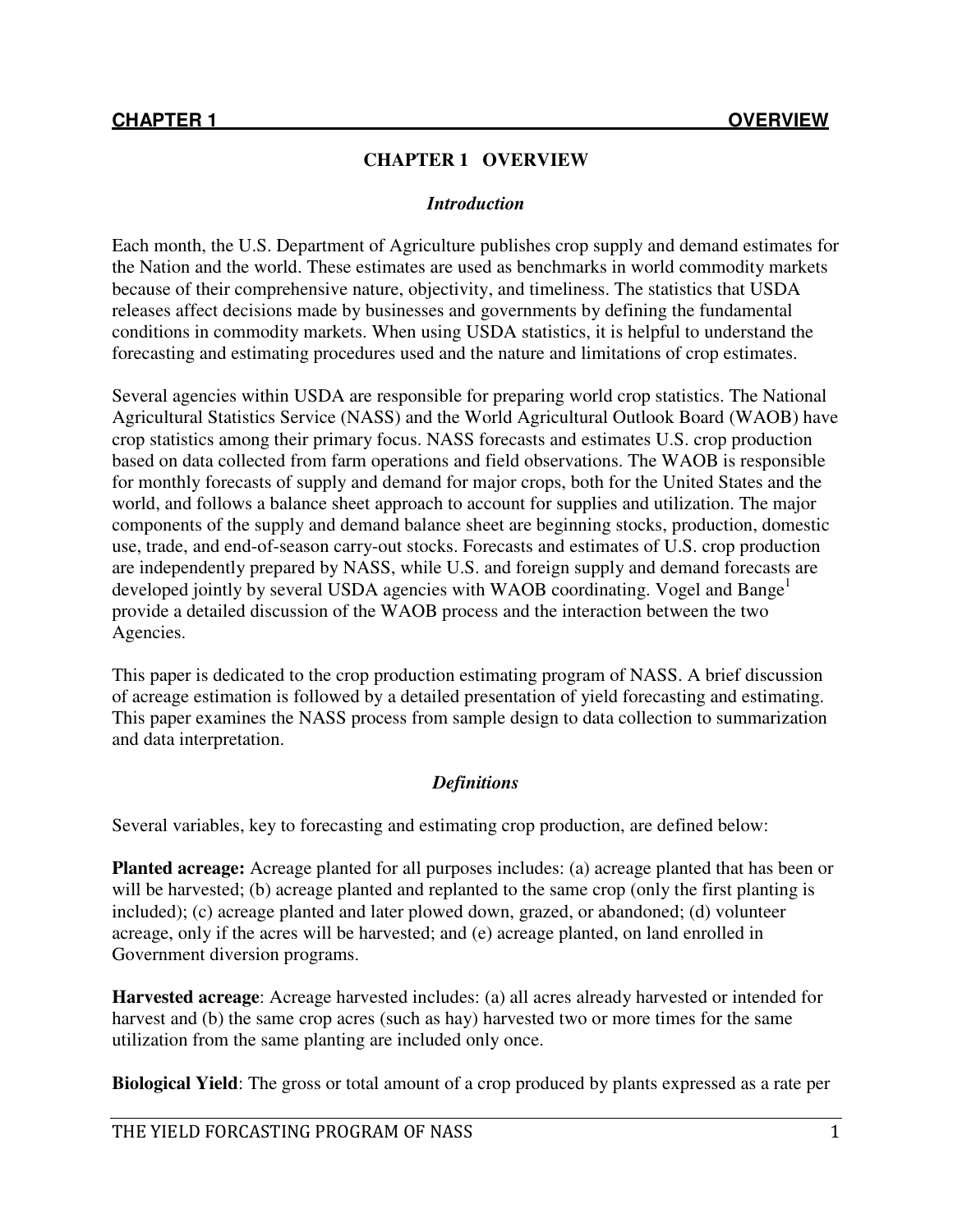# CHAPTER 1 OVERVIEW

## *Introduction*

Each month, the U.S. Department of Agriculture publishes crop supply and demand estimates for the Nation and the world. These estimates are used as benchmarks in world commodity markets because of their comprehensive nature, objectivity, and timeliness. The statistics that USDA releases affect decisions made by businesses and governments by defining the fundamental conditions in commodity markets. When using USDA statistics, it is helpful to understand the forecasting and estimating procedures used and the nature and limitations of crop estimates.

Several agencies within USDA are responsible for preparing world crop statistics. The National Agricultural Statistics Service (NASS) and the World Agricultural Outlook Board (WAOB) have crop statistics among their primary focus. NASS forecasts and estimates U.S. crop production based on data collected from farm operations and field observations. The WAOB is responsible for monthly forecasts of supply and demand for major crops, both for the United States and the world, and follows a balance sheet approach to account for supplies and utilization. The major components of the supply and demand balance sheet are beginning stocks, production, domestic use, trade, and end-of-season carry-out stocks. Forecasts and estimates of U.S. crop production are independently prepared by NASS, while U.S. and foreign supply and demand forecasts are developed jointly by several USDA agencies with WAOB coordinating. Vogel and Bange[1] provide a detailed discussion of the WAOB process and the interaction between the two Agencies.

This paper is dedicated to the crop production estimating program of NASS. A brief discussion of acreage estimation is followed by a detailed presentation of yield forecasting and estimating. This paper examines the NASS process from sample design to data collection to summarization and data interpretation.

## *Definitions*

Several variables, key to forecasting and estimating crop production, are defined below:

**Planted acreage:** Acreage planted for all purposes includes: (a) acreage planted that has been or will be harvested; (b) acreage planted and replanted to the same crop (only the first planting is included); (c) acreage planted and later plowed down, grazed, or abandoned; (d) volunteer acreage, only if the acres will be harvested; and (e) acreage planted, on land enrolled in Government diversion programs.

**Harvested acreage**: Acreage harvested includes: (a) all acres already harvested or intended for harvest and (b) the same crop acres (such as hay) harvested two or more times for the same utilization from the same planting are included only once.

**Biological Yield**: The gross or total amount of a crop produced by plants expressed as a rate per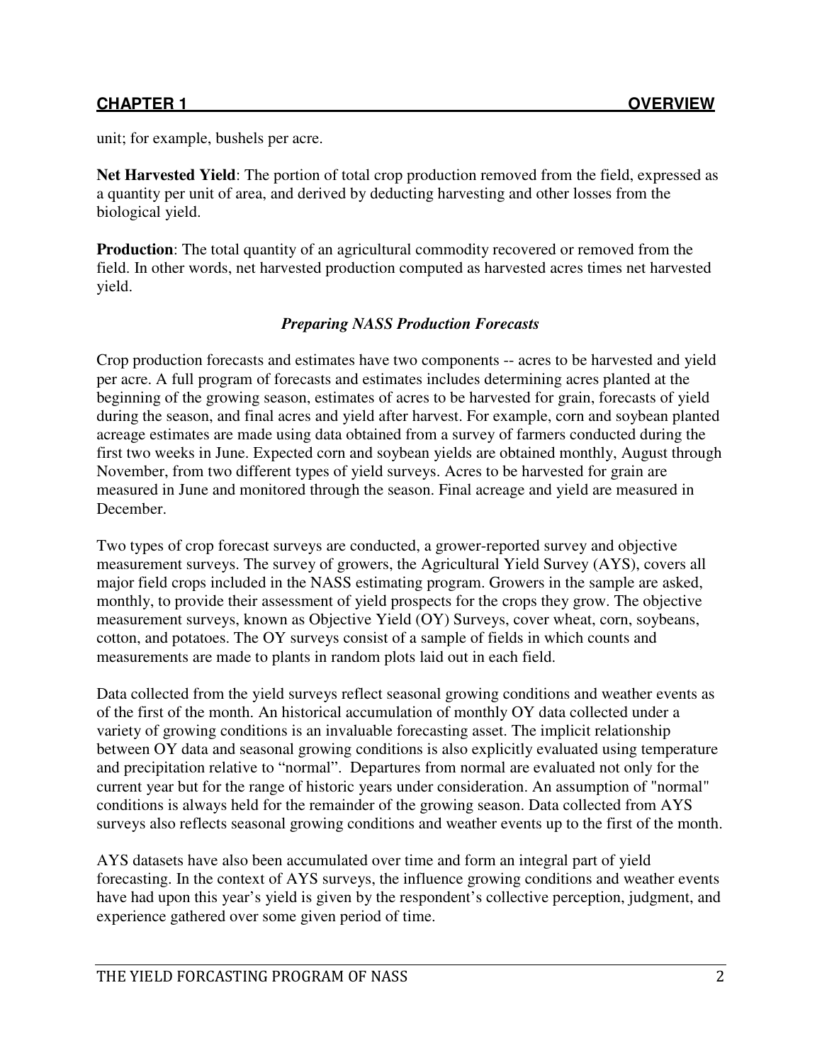unit; for example, bushels per acre.

**Net Harvested Yield**: The portion of total crop production removed from the field, expressed as a quantity per unit of area, and derived by deducting harvesting and other losses from the biological yield.

**Production**: The total quantity of an agricultural commodity recovered or removed from the field. In other words, net harvested production computed as harvested acres times net harvested yield.

### *Preparing NASS Production Forecasts*

Crop production forecasts and estimates have two components -- acres to be harvested and yield per acre. A full program of forecasts and estimates includes determining acres planted at the beginning of the growing season, estimates of acres to be harvested for grain, forecasts of yield during the season, and final acres and yield after harvest. For example, corn and soybean planted acreage estimates are made using data obtained from a survey of farmers conducted during the first two weeks in June. Expected corn and soybean yields are obtained monthly, August through November, from two different types of yield surveys. Acres to be harvested for grain are measured in June and monitored through the season. Final acreage and yield are measured in December.

Two types of crop forecast surveys are conducted, a grower-reported survey and objective measurement surveys. The survey of growers, the Agricultural Yield Survey (AYS), covers all major field crops included in the NASS estimating program. Growers in the sample are asked, monthly, to provide their assessment of yield prospects for the crops they grow. The objective measurement surveys, known as Objective Yield (OY) Surveys, cover wheat, corn, soybeans, cotton, and potatoes. The OY surveys consist of a sample of fields in which counts and measurements are made to plants in random plots laid out in each field.

Data collected from the yield surveys reflect seasonal growing conditions and weather events as of the first of the month. An historical accumulation of monthly OY data collected under a variety of growing conditions is an invaluable forecasting asset. The implicit relationship between OY data and seasonal growing conditions is also explicitly evaluated using temperature and precipitation relative to "normal". Departures from normal are evaluated not only for the current year but for the range of historic years under consideration. An assumption of "normal" conditions is always held for the remainder of the growing season. Data collected from AYS surveys also reflects seasonal growing conditions and weather events up to the first of the month.

AYS datasets have also been accumulated over time and form an integral part of yield forecasting. In the context of AYS surveys, the influence growing conditions and weather events have had upon this year's yield is given by the respondent's collective perception, judgment, and experience gathered over some given period of time.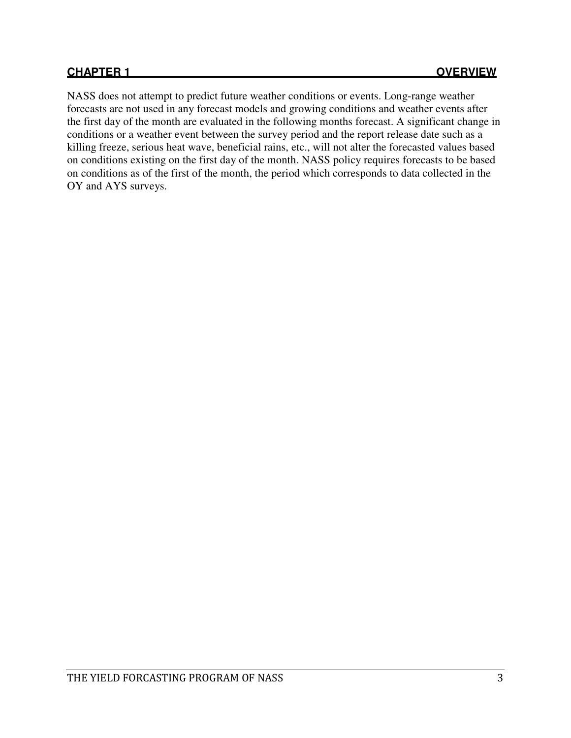**CHAPTER 1 OVERVIEW**

NASS does not attempt to predict future weather conditions or events. Long-range weather forecasts are not used in any forecast models and growing conditions and weather events after the first day of the month are evaluated in the following months forecast. A significant change in conditions or a weather event between the survey period and the report release date such as a killing freeze, serious heat wave, beneficial rains, etc., will not alter the forecasted values based on conditions existing on the first day of the month. NASS policy requires forecasts to be based on conditions as of the first of the month, the period which corresponds to data collected in the OY and AYS surveys.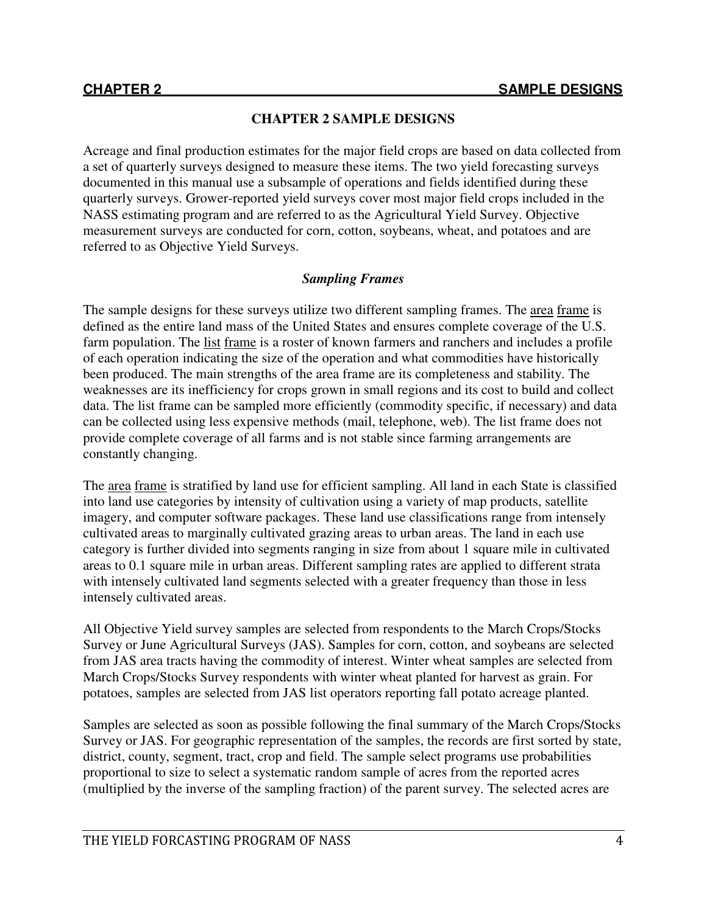# CHAPTER 2 SAMPLE DESIGNS

Acreage and final production estimates for the major field crops are based on data collected from a set of quarterly surveys designed to measure these items. The two yield forecasting surveys documented in this manual use a subsample of operations and fields identified during these quarterly surveys. Grower-reported yield surveys cover most major field crops included in the NASS estimating program and are referred to as the Agricultural Yield Survey. Objective measurement surveys are conducted for corn, cotton, soybeans, wheat, and potatoes and are referred to as Objective Yield Surveys.

## *Sampling Frames*

The sample designs for these surveys utilize two different sampling frames. The area frame is defined as the entire land mass of the United States and ensures complete coverage of the U.S. farm population. The list frame is a roster of known farmers and ranchers and includes a profile of each operation indicating the size of the operation and what commodities have historically been produced. The main strengths of the area frame are its completeness and stability. The weaknesses are its inefficiency for crops grown in small regions and its cost to build and collect data. The list frame can be sampled more efficiently (commodity specific, if necessary) and data can be collected using less expensive methods (mail, telephone, web). The list frame does not provide complete coverage of all farms and is not stable since farming arrangements are constantly changing.

The area frame is stratified by land use for efficient sampling. All land in each State is classified into land use categories by intensity of cultivation using a variety of map products, satellite imagery, and computer software packages. These land use classifications range from intensely cultivated areas to marginally cultivated grazing areas to urban areas. The land in each use category is further divided into segments ranging in size from about 1 square mile in cultivated areas to 0.1 square mile in urban areas. Different sampling rates are applied to different strata with intensely cultivated land segments selected with a greater frequency than those in less intensely cultivated areas.

All Objective Yield survey samples are selected from respondents to the March Crops/Stocks Survey or June Agricultural Surveys (JAS). Samples for corn, cotton, and soybeans are selected from JAS area tracts having the commodity of interest. Winter wheat samples are selected from March Crops/Stocks Survey respondents with winter wheat planted for harvest as grain. For potatoes, samples are selected from JAS list operators reporting fall potato acreage planted.

Samples are selected as soon as possible following the final summary of the March Crops/Stocks Survey or JAS. For geographic representation of the samples, the records are first sorted by state, district, county, segment, tract, crop and field. The sample select programs use probabilities proportional to size to select a systematic random sample of acres from the reported acres (multiplied by the inverse of the sampling fraction) of the parent survey. The selected acres are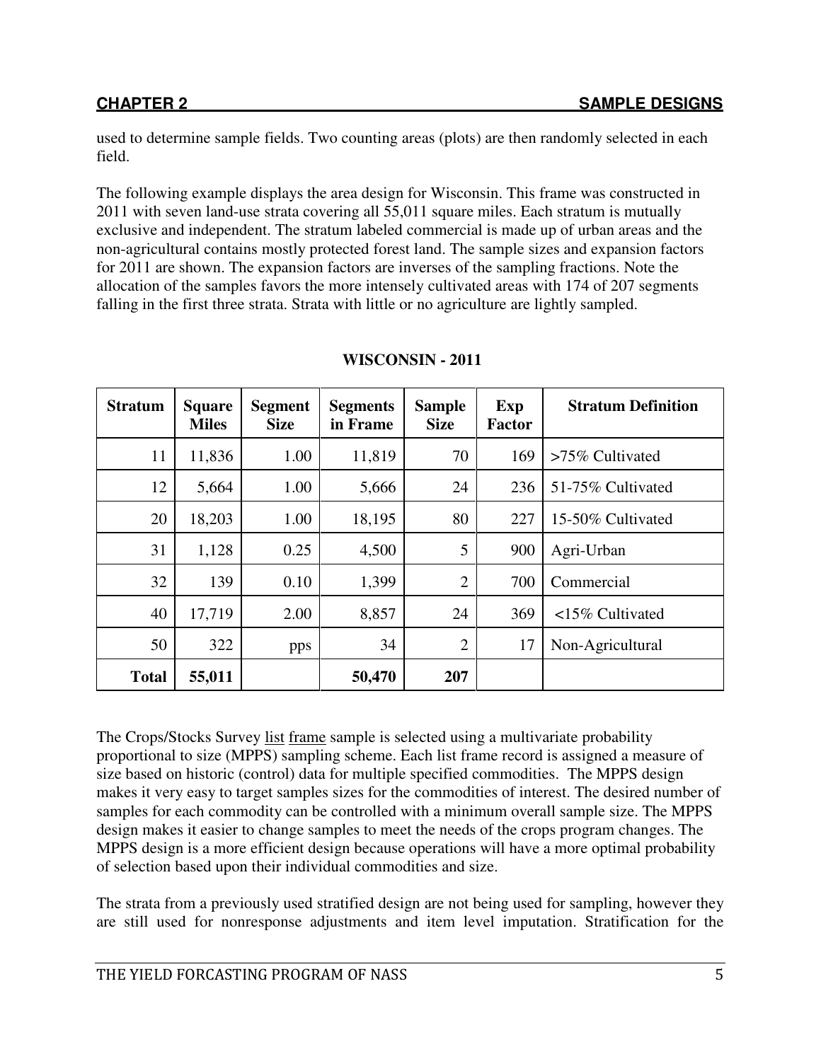used to determine sample fields. Two counting areas (plots) are then randomly selected in each field.

The following example displays the area design for Wisconsin. This frame was constructed in 2011 with seven land-use strata covering all 55,011 square miles. Each stratum is mutually exclusive and independent. The stratum labeled commercial is made up of urban areas and the non-agricultural contains mostly protected forest land. The sample sizes and expansion factors for 2011 are shown. The expansion factors are inverses of the sampling fractions. Note the allocation of the samples favors the more intensely cultivated areas with 174 of 207 segments falling in the first three strata. Strata with little or no agriculture are lightly sampled.

**WISCONSIN - 2011**

| Stratum | Square Miles | Segment Size | Segments in Frame | Sample Size | Exp Factor | Stratum Definition |
|---|---|---|---|---|---|---|
| 11 | 11,836 | 1.00 | 11,819 | 70 | 169 | >75% Cultivated |
| 12 | 5,664 | 1.00 | 5,666 | 24 | 236 | 51-75% Cultivated |
| 20 | 18,203 | 1.00 | 18,195 | 80 | 227 | 15-50% Cultivated |
| 31 | 1,128 | 0.25 | 4,500 | 5 | 900 | Agri-Urban |
| 32 | 139 | 0.10 | 1,399 | 2 | 700 | Commercial |
| 40 | 17,719 | 2.00 | 8,857 | 24 | 369 | <15% Cultivated |
| 50 | 322 | pps | 34 | 2 | 17 | Non-Agricultural |
| **Total** | **55,011** | | **50,470** | **207** | | |

The Crops/Stocks Survey list frame sample is selected using a multivariate probability proportional to size (MPPS) sampling scheme. Each list frame record is assigned a measure of size based on historic (control) data for multiple specified commodities. The MPPS design makes it very easy to target samples sizes for the commodities of interest. The desired number of samples for each commodity can be controlled with a minimum overall sample size. The MPPS design makes it easier to change samples to meet the needs of the crops program changes. The MPPS design is a more efficient design because operations will have a more optimal probability of selection based upon their individual commodities and size.

The strata from a previously used stratified design are not being used for sampling, however they are still used for nonresponse adjustments and item level imputation. Stratification for the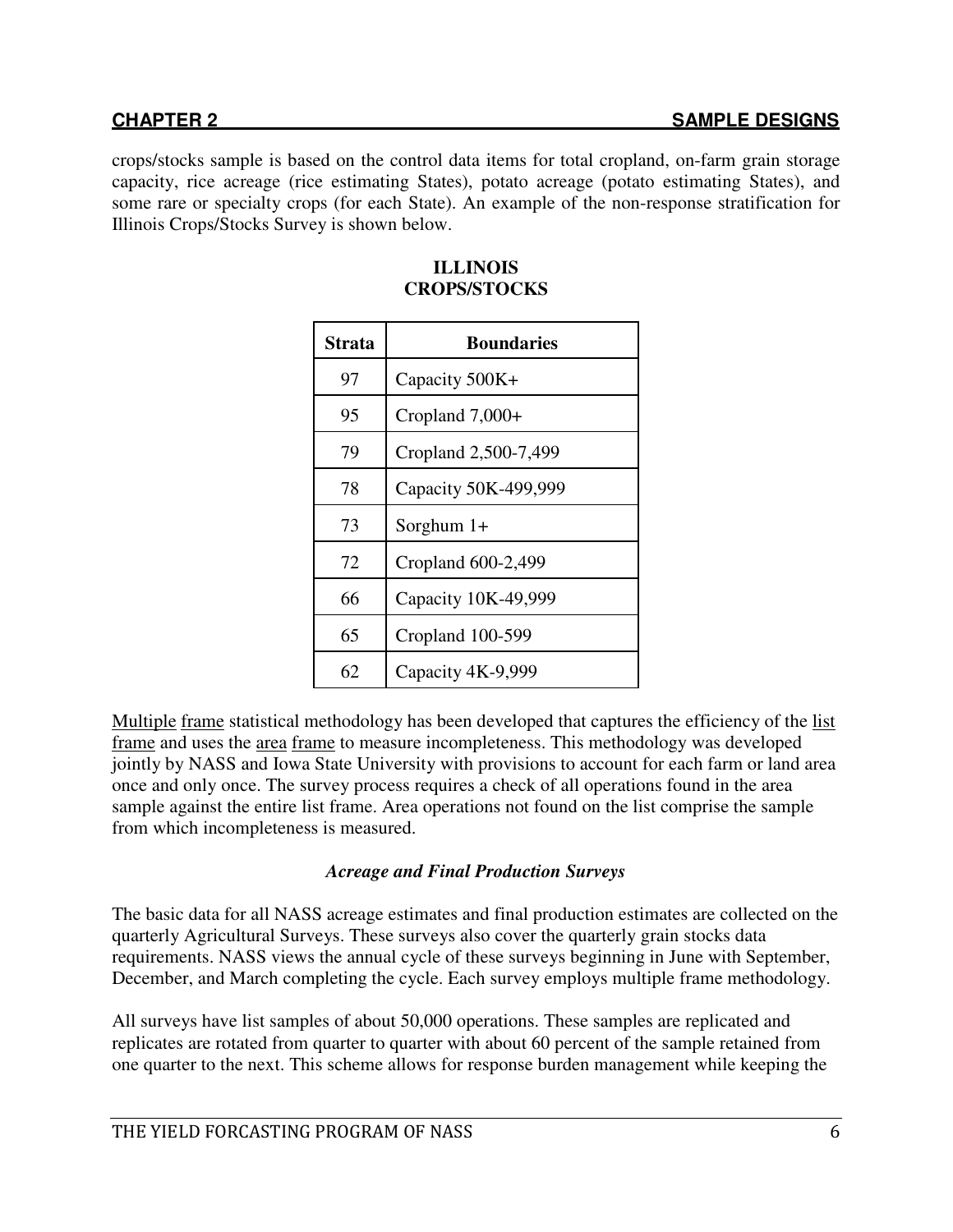crops/stocks sample is based on the control data items for total cropland, on-farm grain storage capacity, rice acreage (rice estimating States), potato acreage (potato estimating States), and some rare or specialty crops (for each State). An example of the non-response stratification for Illinois Crops/Stocks Survey is shown below.

**ILLINOIS CROPS/STOCKS**

| Strata | Boundaries |
|---|---|
| 97 | Capacity 500K+ |
| 95 | Cropland 7,000+ |
| 79 | Cropland 2,500-7,499 |
| 78 | Capacity 50K-499,999 |
| 73 | Sorghum 1+ |
| 72 | Cropland 600-2,499 |
| 66 | Capacity 10K-49,999 |
| 65 | Cropland 100-599 |
| 62 | Capacity 4K-9,999 |

Multiple frame statistical methodology has been developed that captures the efficiency of the list frame and uses the area frame to measure incompleteness. This methodology was developed jointly by NASS and Iowa State University with provisions to account for each farm or land area once and only once. The survey process requires a check of all operations found in the area sample against the entire list frame. Area operations not found on the list comprise the sample from which incompleteness is measured.

### *Acreage and Final Production Surveys*

The basic data for all NASS acreage estimates and final production estimates are collected on the quarterly Agricultural Surveys. These surveys also cover the quarterly grain stocks data requirements. NASS views the annual cycle of these surveys beginning in June with September, December, and March completing the cycle. Each survey employs multiple frame methodology.

All surveys have list samples of about 50,000 operations. These samples are replicated and replicates are rotated from quarter to quarter with about 60 percent of the sample retained from one quarter to the next. This scheme allows for response burden management while keeping the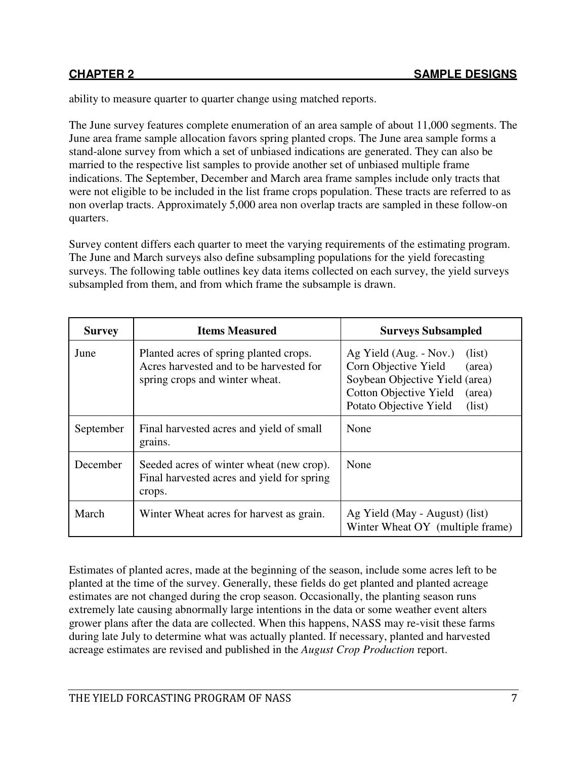ability to measure quarter to quarter change using matched reports.

The June survey features complete enumeration of an area sample of about 11,000 segments. The June area frame sample allocation favors spring planted crops. The June area sample forms a stand-alone survey from which a set of unbiased indications are generated. They can also be married to the respective list samples to provide another set of unbiased multiple frame indications. The September, December and March area frame samples include only tracts that were not eligible to be included in the list frame crops population. These tracts are referred to as non overlap tracts. Approximately 5,000 area non overlap tracts are sampled in these follow-on quarters.

Survey content differs each quarter to meet the varying requirements of the estimating program. The June and March surveys also define subsampling populations for the yield forecasting surveys. The following table outlines key data items collected on each survey, the yield surveys subsampled from them, and from which frame the subsample is drawn.

| Survey | Items Measured | Surveys Subsampled |
| --- | --- | --- |
| June | Planted acres of spring planted crops. Acres harvested and to be harvested for spring crops and winter wheat. | Ag Yield (Aug. - Nov.) (list)<br>Corn Objective Yield (area)<br>Soybean Objective Yield (area)<br>Cotton Objective Yield (area)<br>Potato Objective Yield (list) |
| September | Final harvested acres and yield of small grains. | None |
| December | Seeded acres of winter wheat (new crop). Final harvested acres and yield for spring crops. | None |
| March | Winter Wheat acres for harvest as grain. | Ag Yield (May - August) (list)<br>Winter Wheat OY (multiple frame) |

Estimates of planted acres, made at the beginning of the season, include some acres left to be planted at the time of the survey. Generally, these fields do get planted and planted acreage estimates are not changed during the crop season. Occasionally, the planting season runs extremely late causing abnormally large intentions in the data or some weather event alters grower plans after the data are collected. When this happens, NASS may re-visit these farms during late July to determine what was actually planted. If necessary, planted and harvested acreage estimates are revised and published in the *August Crop Production* report.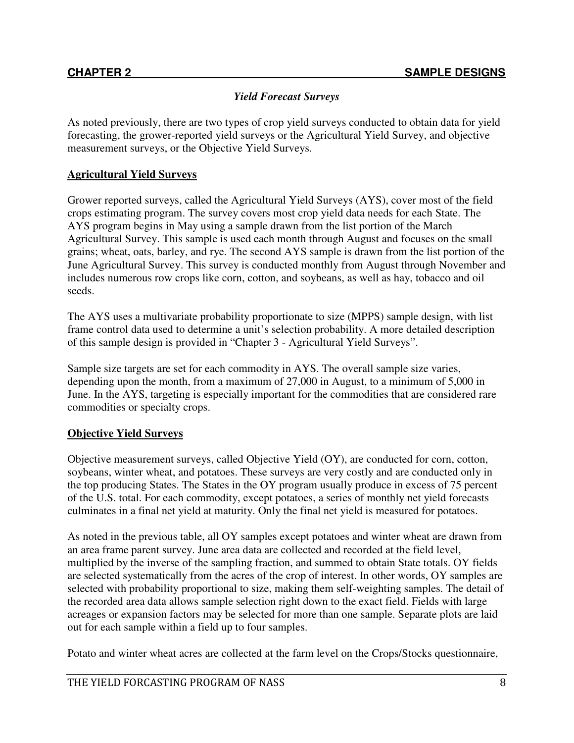*Yield Forecast Surveys*

As noted previously, there are two types of crop yield surveys conducted to obtain data for yield forecasting, the grower-reported yield surveys or the Agricultural Yield Survey, and objective measurement surveys, or the Objective Yield Surveys.

## Agricultural Yield Surveys

Grower reported surveys, called the Agricultural Yield Surveys (AYS), cover most of the field crops estimating program. The survey covers most crop yield data needs for each State. The AYS program begins in May using a sample drawn from the list portion of the March Agricultural Survey. This sample is used each month through August and focuses on the small grains; wheat, oats, barley, and rye. The second AYS sample is drawn from the list portion of the June Agricultural Survey. This survey is conducted monthly from August through November and includes numerous row crops like corn, cotton, and soybeans, as well as hay, tobacco and oil seeds.

The AYS uses a multivariate probability proportionate to size (MPPS) sample design, with list frame control data used to determine a unit's selection probability. A more detailed description of this sample design is provided in "Chapter 3 - Agricultural Yield Surveys".

Sample size targets are set for each commodity in AYS. The overall sample size varies, depending upon the month, from a maximum of 27,000 in August, to a minimum of 5,000 in June. In the AYS, targeting is especially important for the commodities that are considered rare commodities or specialty crops.

## Objective Yield Surveys

Objective measurement surveys, called Objective Yield (OY), are conducted for corn, cotton, soybeans, winter wheat, and potatoes. These surveys are very costly and are conducted only in the top producing States. The States in the OY program usually produce in excess of 75 percent of the U.S. total. For each commodity, except potatoes, a series of monthly net yield forecasts culminates in a final net yield at maturity. Only the final net yield is measured for potatoes.

As noted in the previous table, all OY samples except potatoes and winter wheat are drawn from an area frame parent survey. June area data are collected and recorded at the field level, multiplied by the inverse of the sampling fraction, and summed to obtain State totals. OY fields are selected systematically from the acres of the crop of interest. In other words, OY samples are selected with probability proportional to size, making them self-weighting samples. The detail of the recorded area data allows sample selection right down to the exact field. Fields with large acreages or expansion factors may be selected for more than one sample. Separate plots are laid out for each sample within a field up to four samples.

Potato and winter wheat acres are collected at the farm level on the Crops/Stocks questionnaire,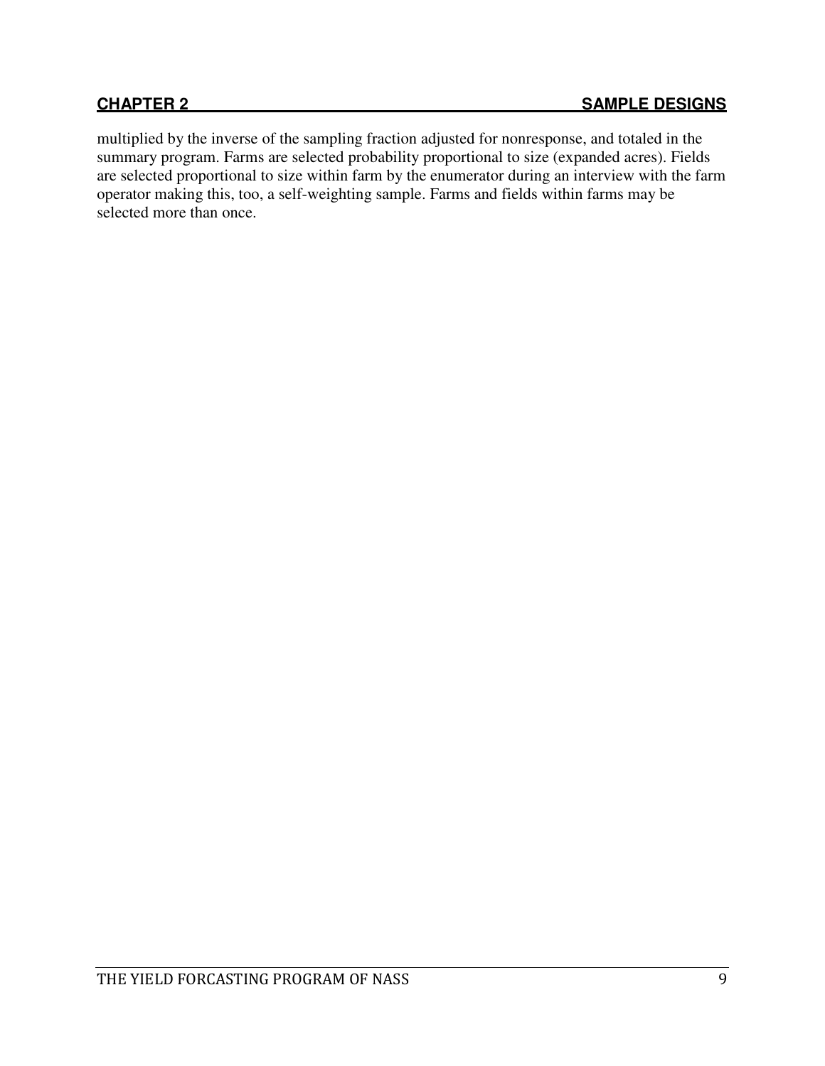multiplied by the inverse of the sampling fraction adjusted for nonresponse, and totaled in the summary program. Farms are selected probability proportional to size (expanded acres). Fields are selected proportional to size within farm by the enumerator during an interview with the farm operator making this, too, a self-weighting sample. Farms and fields within farms may be selected more than once.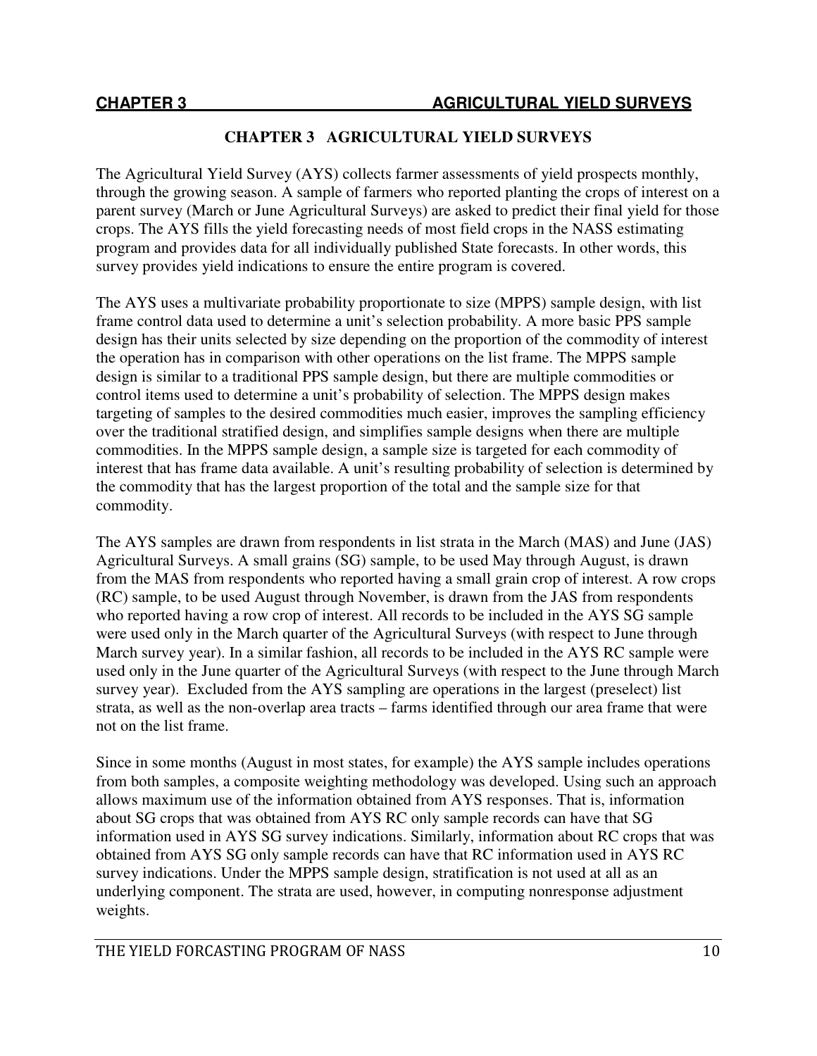# CHAPTER 3 AGRICULTURAL YIELD SURVEYS

The Agricultural Yield Survey (AYS) collects farmer assessments of yield prospects monthly, through the growing season. A sample of farmers who reported planting the crops of interest on a parent survey (March or June Agricultural Surveys) are asked to predict their final yield for those crops. The AYS fills the yield forecasting needs of most field crops in the NASS estimating program and provides data for all individually published State forecasts. In other words, this survey provides yield indications to ensure the entire program is covered.

The AYS uses a multivariate probability proportionate to size (MPPS) sample design, with list frame control data used to determine a unit's selection probability. A more basic PPS sample design has their units selected by size depending on the proportion of the commodity of interest the operation has in comparison with other operations on the list frame. The MPPS sample design is similar to a traditional PPS sample design, but there are multiple commodities or control items used to determine a unit's probability of selection. The MPPS design makes targeting of samples to the desired commodities much easier, improves the sampling efficiency over the traditional stratified design, and simplifies sample designs when there are multiple commodities. In the MPPS sample design, a sample size is targeted for each commodity of interest that has frame data available. A unit's resulting probability of selection is determined by the commodity that has the largest proportion of the total and the sample size for that commodity.

The AYS samples are drawn from respondents in list strata in the March (MAS) and June (JAS) Agricultural Surveys. A small grains (SG) sample, to be used May through August, is drawn from the MAS from respondents who reported having a small grain crop of interest. A row crops (RC) sample, to be used August through November, is drawn from the JAS from respondents who reported having a row crop of interest. All records to be included in the AYS SG sample were used only in the March quarter of the Agricultural Surveys (with respect to June through March survey year). In a similar fashion, all records to be included in the AYS RC sample were used only in the June quarter of the Agricultural Surveys (with respect to the June through March survey year). Excluded from the AYS sampling are operations in the largest (preselect) list strata, as well as the non-overlap area tracts – farms identified through our area frame that were not on the list frame.

Since in some months (August in most states, for example) the AYS sample includes operations from both samples, a composite weighting methodology was developed. Using such an approach allows maximum use of the information obtained from AYS responses. That is, information about SG crops that was obtained from AYS RC only sample records can have that SG information used in AYS SG survey indications. Similarly, information about RC crops that was obtained from AYS SG only sample records can have that RC information used in AYS RC survey indications. Under the MPPS sample design, stratification is not used at all as an underlying component. The strata are used, however, in computing nonresponse adjustment weights.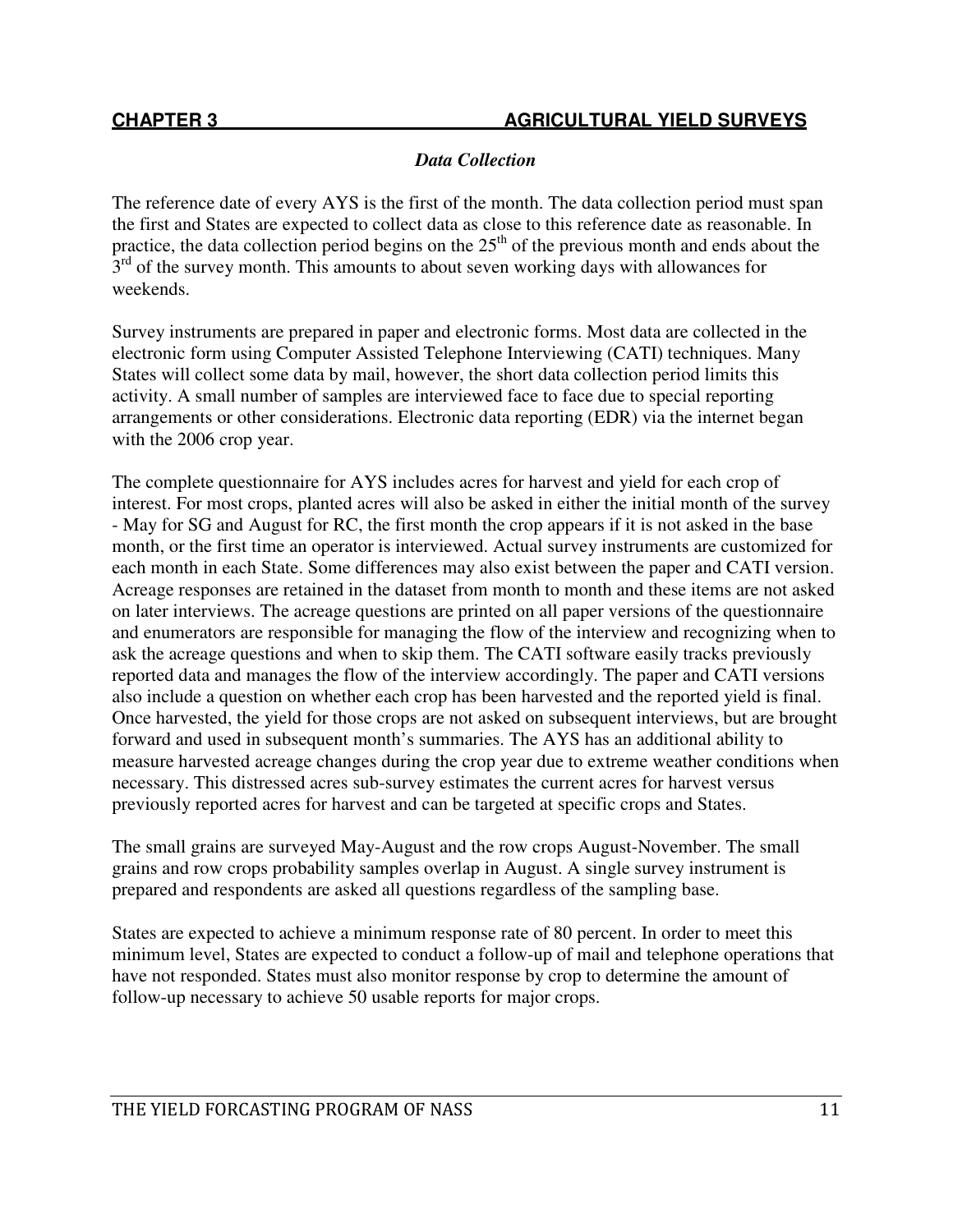## CHAPTER 3 AGRICULTURAL YIELD SURVEYS

### *Data Collection*

The reference date of every AYS is the first of the month. The data collection period must span the first and States are expected to collect data as close to this reference date as reasonable. In practice, the data collection period begins on the 25th of the previous month and ends about the 3rd of the survey month. This amounts to about seven working days with allowances for weekends.

Survey instruments are prepared in paper and electronic forms. Most data are collected in the electronic form using Computer Assisted Telephone Interviewing (CATI) techniques. Many States will collect some data by mail, however, the short data collection period limits this activity. A small number of samples are interviewed face to face due to special reporting arrangements or other considerations. Electronic data reporting (EDR) via the internet began with the 2006 crop year.

The complete questionnaire for AYS includes acres for harvest and yield for each crop of interest. For most crops, planted acres will also be asked in either the initial month of the survey - May for SG and August for RC, the first month the crop appears if it is not asked in the base month, or the first time an operator is interviewed. Actual survey instruments are customized for each month in each State. Some differences may also exist between the paper and CATI version. Acreage responses are retained in the dataset from month to month and these items are not asked on later interviews. The acreage questions are printed on all paper versions of the questionnaire and enumerators are responsible for managing the flow of the interview and recognizing when to ask the acreage questions and when to skip them. The CATI software easily tracks previously reported data and manages the flow of the interview accordingly. The paper and CATI versions also include a question on whether each crop has been harvested and the reported yield is final. Once harvested, the yield for those crops are not asked on subsequent interviews, but are brought forward and used in subsequent month's summaries. The AYS has an additional ability to measure harvested acreage changes during the crop year due to extreme weather conditions when necessary. This distressed acres sub-survey estimates the current acres for harvest versus previously reported acres for harvest and can be targeted at specific crops and States.

The small grains are surveyed May-August and the row crops August-November. The small grains and row crops probability samples overlap in August. A single survey instrument is prepared and respondents are asked all questions regardless of the sampling base.

States are expected to achieve a minimum response rate of 80 percent. In order to meet this minimum level, States are expected to conduct a follow-up of mail and telephone operations that have not responded. States must also monitor response by crop to determine the amount of follow-up necessary to achieve 50 usable reports for major crops.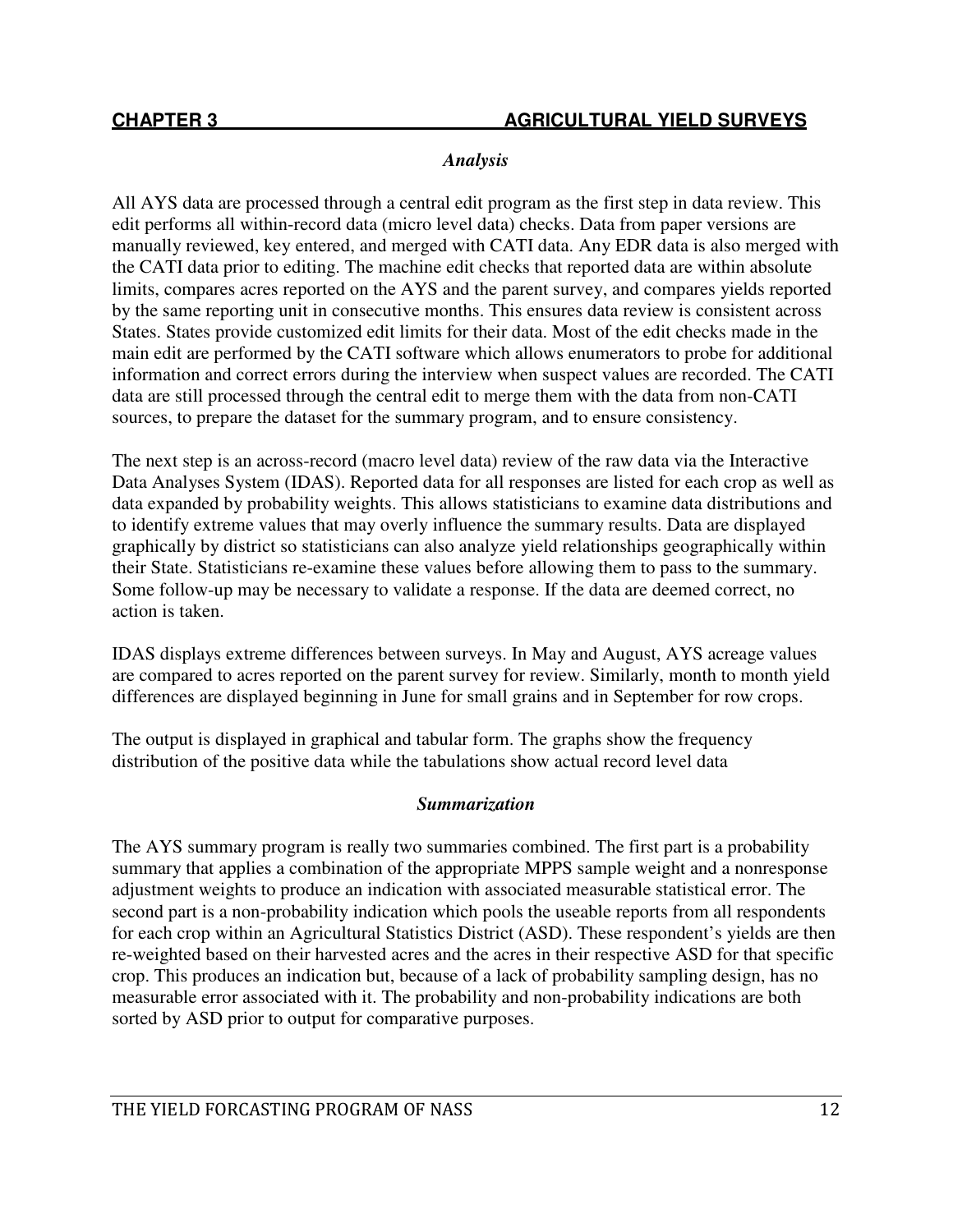### *Analysis*

All AYS data are processed through a central edit program as the first step in data review. This edit performs all within-record data (micro level data) checks. Data from paper versions are manually reviewed, key entered, and merged with CATI data. Any EDR data is also merged with the CATI data prior to editing. The machine edit checks that reported data are within absolute limits, compares acres reported on the AYS and the parent survey, and compares yields reported by the same reporting unit in consecutive months. This ensures data review is consistent across States. States provide customized edit limits for their data. Most of the edit checks made in the main edit are performed by the CATI software which allows enumerators to probe for additional information and correct errors during the interview when suspect values are recorded. The CATI data are still processed through the central edit to merge them with the data from non-CATI sources, to prepare the dataset for the summary program, and to ensure consistency.

The next step is an across-record (macro level data) review of the raw data via the Interactive Data Analyses System (IDAS). Reported data for all responses are listed for each crop as well as data expanded by probability weights. This allows statisticians to examine data distributions and to identify extreme values that may overly influence the summary results. Data are displayed graphically by district so statisticians can also analyze yield relationships geographically within their State. Statisticians re-examine these values before allowing them to pass to the summary. Some follow-up may be necessary to validate a response. If the data are deemed correct, no action is taken.

IDAS displays extreme differences between surveys. In May and August, AYS acreage values are compared to acres reported on the parent survey for review. Similarly, month to month yield differences are displayed beginning in June for small grains and in September for row crops.

The output is displayed in graphical and tabular form. The graphs show the frequency distribution of the positive data while the tabulations show actual record level data

### *Summarization*

The AYS summary program is really two summaries combined. The first part is a probability summary that applies a combination of the appropriate MPPS sample weight and a nonresponse adjustment weights to produce an indication with associated measurable statistical error. The second part is a non-probability indication which pools the useable reports from all respondents for each crop within an Agricultural Statistics District (ASD). These respondent's yields are then re-weighted based on their harvested acres and the acres in their respective ASD for that specific crop. This produces an indication but, because of a lack of probability sampling design, has no measurable error associated with it. The probability and non-probability indications are both sorted by ASD prior to output for comparative purposes.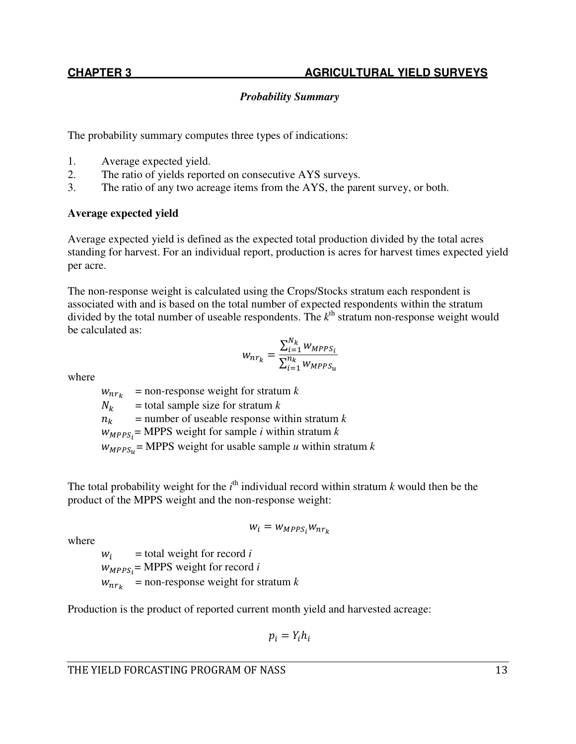## CHAPTER 3 AGRICULTURAL YIELD SURVEYS

### *Probability Summary*

The probability summary computes three types of indications:

1. Average expected yield.
2. The ratio of yields reported on consecutive AYS surveys.
3. The ratio of any two acreage items from the AYS, the parent survey, or both.

**Average expected yield**

Average expected yield is defined as the expected total production divided by the total acres standing for harvest. For an individual report, production is acres for harvest times expected yield per acre.

The non-response weight is calculated using the Crops/Stocks stratum each respondent is associated with and is based on the total number of expected respondents within the stratum divided by the total number of useable respondents. The $k^{\text{th}}$ stratum non-response weight would be calculated as:

$$w_{nr_k} = \frac{\sum_{i=1}^{N_k} w_{MPPS_i}}{\sum_{i=1}^{n_k} w_{MPPS_u}}$$

where

$w_{nr_k}$ = non-response weight for stratum $k$
$N_k$ = total sample size for stratum $k$
$n_k$ = number of useable response within stratum $k$
$w_{MPPS_i}$ = MPPS weight for sample $i$ within stratum $k$
$w_{MPPS_u}$ = MPPS weight for usable sample $u$ within stratum $k$

The total probability weight for the $i^{\text{th}}$ individual record within stratum $k$ would then be the product of the MPPS weight and the non-response weight:

$$w_i = w_{MPPS_i} w_{nr_k}$$

where

$w_i$ = total weight for record $i$
$w_{MPPS_i}$ = MPPS weight for record $i$
$w_{nr_k}$ = non-response weight for stratum $k$

Production is the product of reported current month yield and harvested acreage:

$$p_i = Y_i h_i$$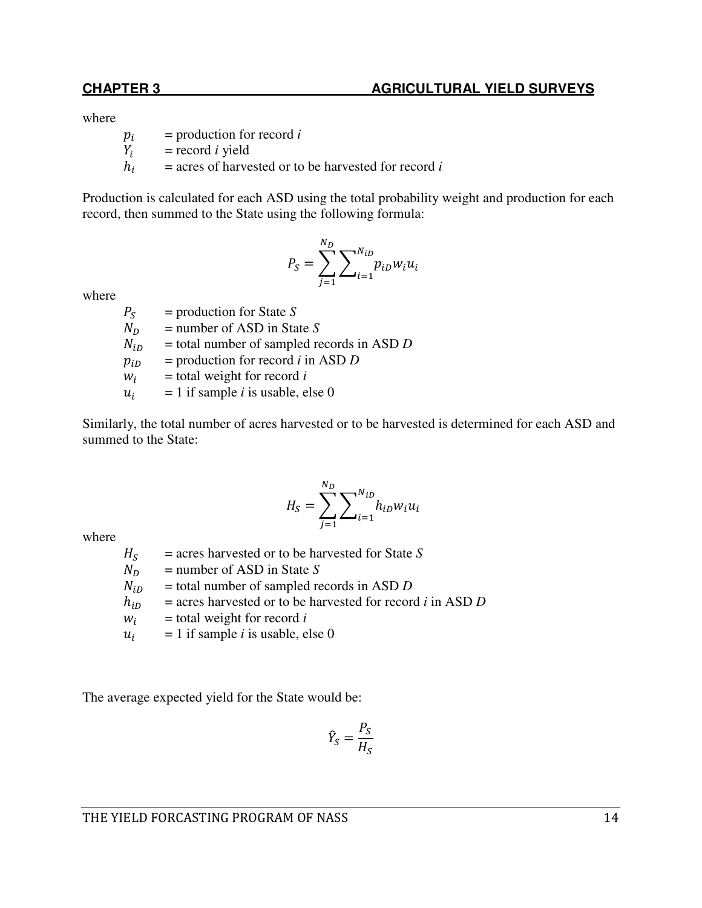where

$p_i$ = production for record *i*
$Y_i$ = record *i* yield
$h_i$ = acres of harvested or to be harvested for record *i*

Production is calculated for each ASD using the total probability weight and production for each record, then summed to the State using the following formula:

$$P_S = \sum_{j=1}^{N_D} \sum_{i=1}^{N_{iD}} p_{iD} w_i u_i$$

where

$P_S$ = production for State *S*
$N_D$ = number of ASD in State *S*
$N_{iD}$ = total number of sampled records in ASD *D*
$p_{iD}$ = production for record *i* in ASD *D*
$w_i$ = total weight for record *i*
$u_i$ = 1 if sample *i* is usable, else 0

Similarly, the total number of acres harvested or to be harvested is determined for each ASD and summed to the State:

$$H_S = \sum_{j=1}^{N_D} \sum_{i=1}^{N_{iD}} h_{iD} w_i u_i$$

where

$H_S$ = acres harvested or to be harvested for State *S*
$N_D$ = number of ASD in State *S*
$N_{iD}$ = total number of sampled records in ASD *D*
$h_{iD}$ = acres harvested or to be harvested for record *i* in ASD *D*
$w_i$ = total weight for record *i*
$u_i$ = 1 if sample *i* is usable, else 0

The average expected yield for the State would be:

$$\hat{Y}_S = \frac{P_S}{H_S}$$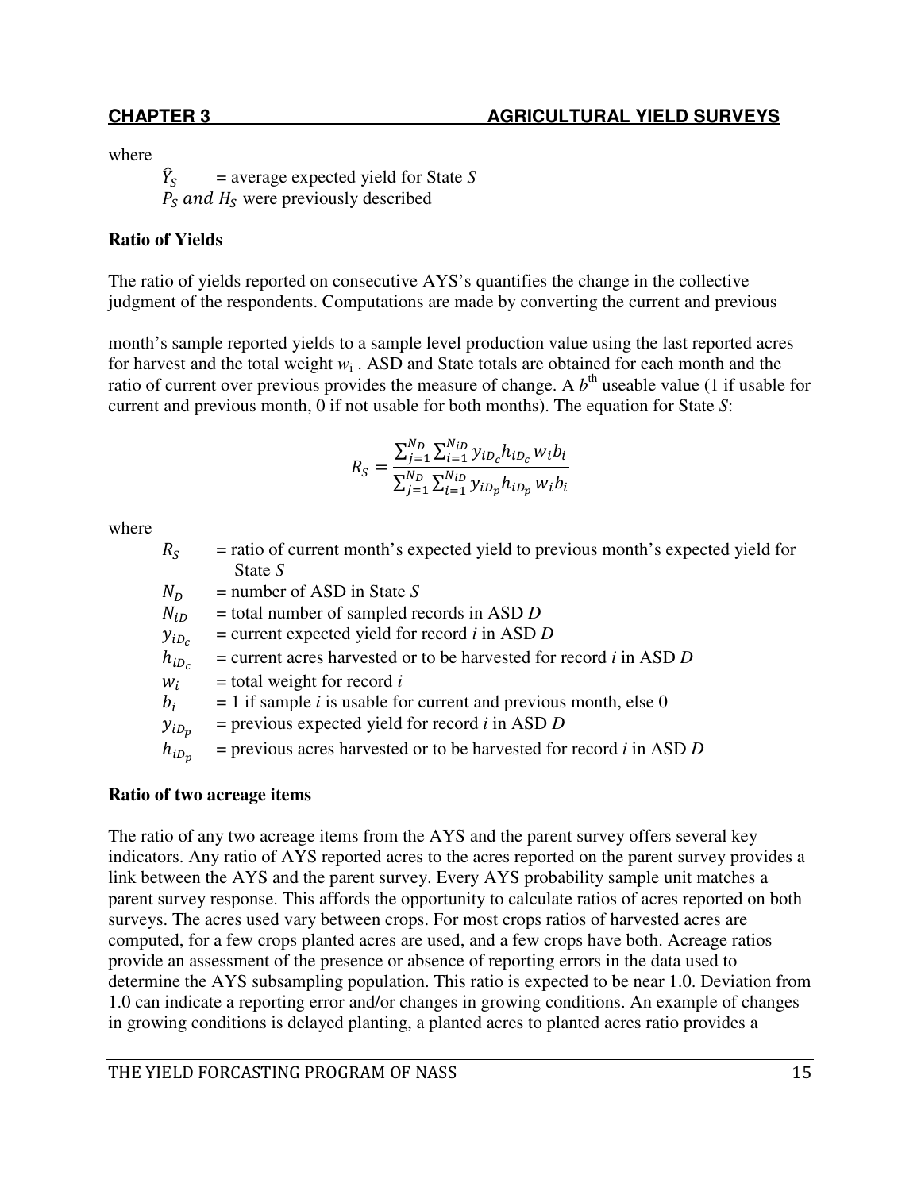where

$\hat{Y}_S$ = average expected yield for State $S$

$P_S$ *and* $H_S$ were previously described

**Ratio of Yields**

The ratio of yields reported on consecutive AYS's quantifies the change in the collective judgment of the respondents. Computations are made by converting the current and previous month's sample reported yields to a sample level production value using the last reported acres for harvest and the total weight $w_i$ . ASD and State totals are obtained for each month and the ratio of current over previous provides the measure of change. A $b^{th}$ useable value (1 if usable for current and previous month, 0 if not usable for both months). The equation for State $S$:

$$R_S = \frac{\sum_{j=1}^{N_D} \sum_{i=1}^{N_{iD}} y_{iD_c} h_{iD_c} w_i b_i}{\sum_{j=1}^{N_D} \sum_{i=1}^{N_{iD}} y_{iD_p} h_{iD_p} w_i b_i}$$

where

$R_S$ = ratio of current month's expected yield to previous month's expected yield for State $S$

$N_D$ = number of ASD in State $S$

$N_{iD}$ = total number of sampled records in ASD $D$

$y_{iD_c}$ = current expected yield for record $i$ in ASD $D$

$h_{iD_c}$ = current acres harvested or to be harvested for record $i$ in ASD $D$

$w_i$ = total weight for record $i$

$b_i$ = 1 if sample $i$ is usable for current and previous month, else 0

$y_{iD_p}$ = previous expected yield for record $i$ in ASD $D$

$h_{iD_p}$ = previous acres harvested or to be harvested for record $i$ in ASD $D$

**Ratio of two acreage items**

The ratio of any two acreage items from the AYS and the parent survey offers several key indicators. Any ratio of AYS reported acres to the acres reported on the parent survey provides a link between the AYS and the parent survey. Every AYS probability sample unit matches a parent survey response. This affords the opportunity to calculate ratios of acres reported on both surveys. The acres used vary between crops. For most crops ratios of harvested acres are computed, for a few crops planted acres are used, and a few crops have both. Acreage ratios provide an assessment of the presence or absence of reporting errors in the data used to determine the AYS subsampling population. This ratio is expected to be near 1.0. Deviation from 1.0 can indicate a reporting error and/or changes in growing conditions. An example of changes in growing conditions is delayed planting, a planted acres to planted acres ratio provides a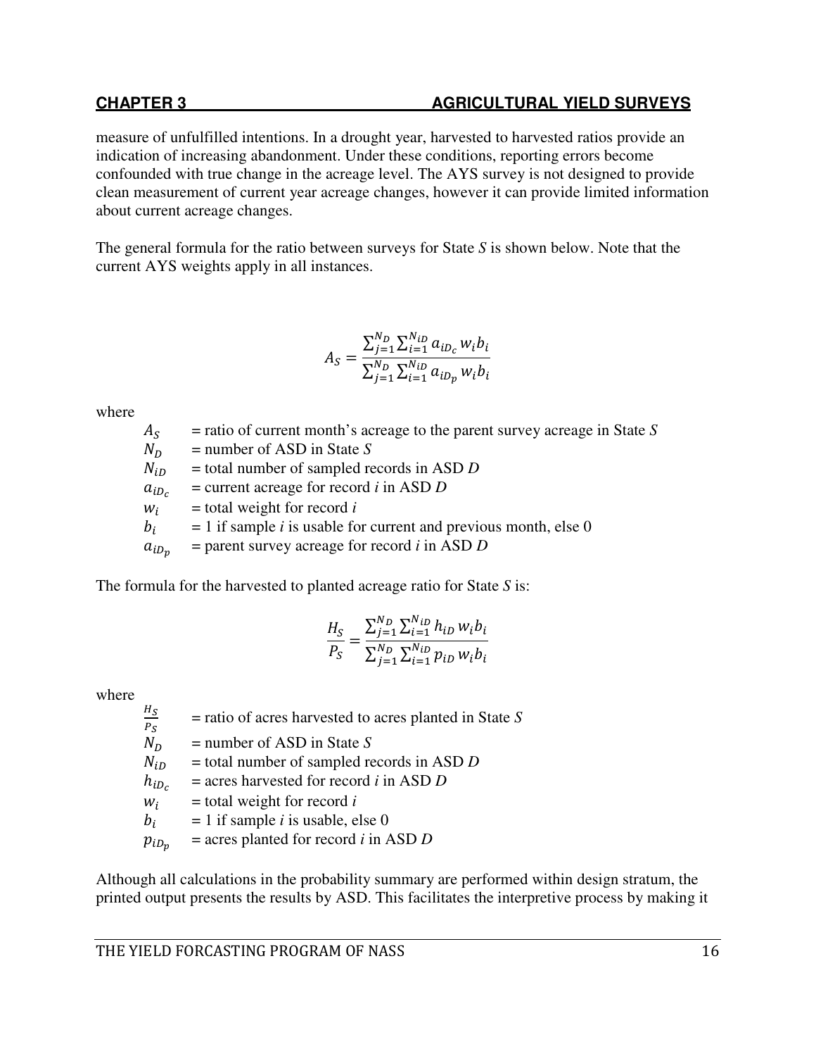measure of unfulfilled intentions. In a drought year, harvested to harvested ratios provide an indication of increasing abandonment. Under these conditions, reporting errors become confounded with true change in the acreage level. The AYS survey is not designed to provide clean measurement of current year acreage changes, however it can provide limited information about current acreage changes.

The general formula for the ratio between surveys for State *S* is shown below. Note that the current AYS weights apply in all instances.

$$A_S = \frac{\sum_{j=1}^{N_D} \sum_{i=1}^{N_{iD}} a_{iD_c} w_i b_i}{\sum_{j=1}^{N_D} \sum_{i=1}^{N_{iD}} a_{iD_p} w_i b_i}$$

where

- $A_S$ = ratio of current month's acreage to the parent survey acreage in State *S*
- $N_D$ = number of ASD in State *S*
- $N_{iD}$ = total number of sampled records in ASD *D*
- $a_{iD_c}$ = current acreage for record *i* in ASD *D*
- $w_i$ = total weight for record *i*
- $b_i$ = 1 if sample *i* is usable for current and previous month, else 0
- $a_{iD_p}$ = parent survey acreage for record *i* in ASD *D*

The formula for the harvested to planted acreage ratio for State *S* is:

$$\frac{H_S}{P_S} = \frac{\sum_{j=1}^{N_D} \sum_{i=1}^{N_{iD}} h_{iD} w_i b_i}{\sum_{j=1}^{N_D} \sum_{i=1}^{N_{iD}} p_{iD} w_i b_i}$$

where

- $\frac{H_S}{P_S}$ = ratio of acres harvested to acres planted in State *S*
- $N_D$ = number of ASD in State *S*
- $N_{iD}$ = total number of sampled records in ASD *D*
- $h_{iD_c}$ = acres harvested for record *i* in ASD *D*
- $w_i$ = total weight for record *i*
- $b_i$ = 1 if sample *i* is usable, else 0
- $p_{iD_p}$ = acres planted for record *i* in ASD *D*

Although all calculations in the probability summary are performed within design stratum, the printed output presents the results by ASD. This facilitates the interpretive process by making it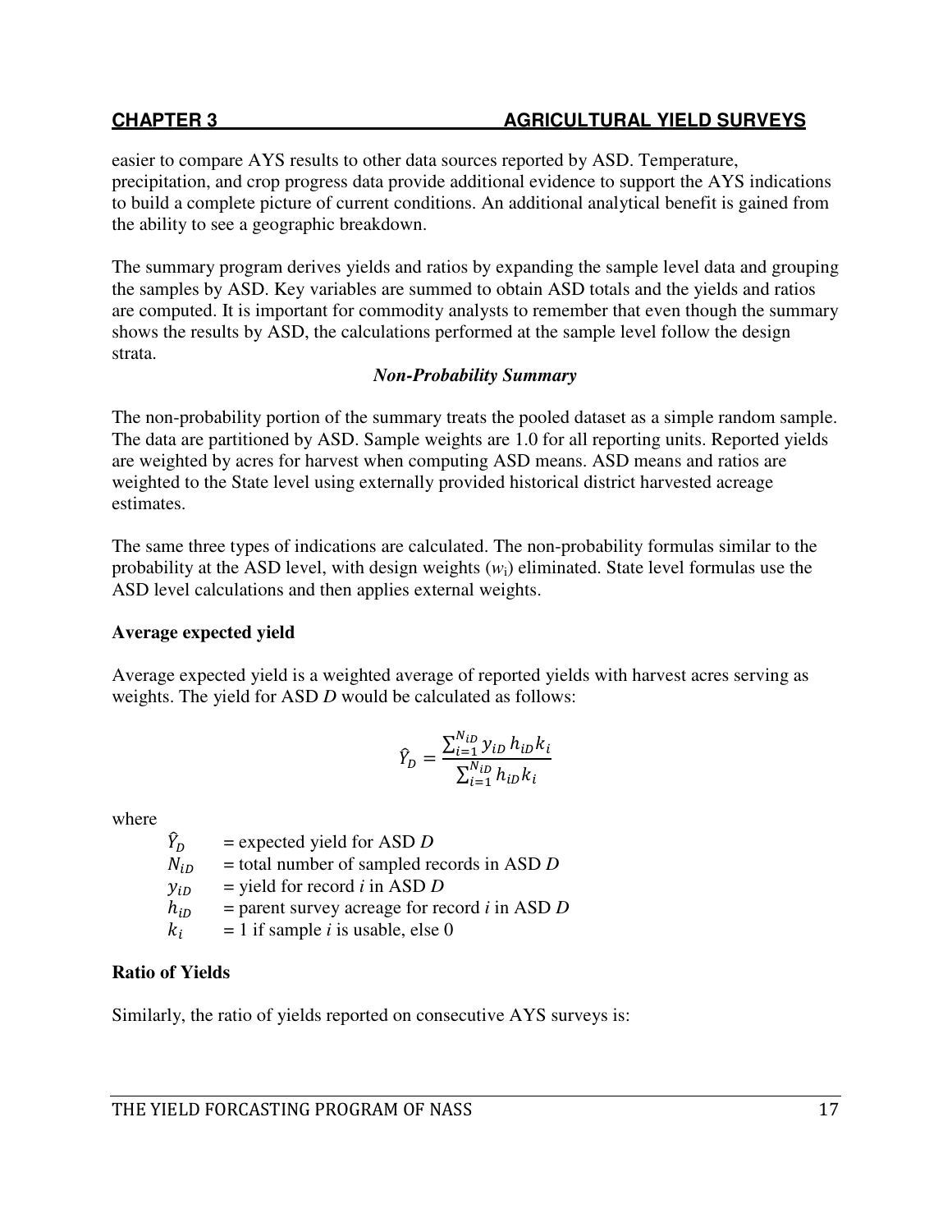easier to compare AYS results to other data sources reported by ASD. Temperature, precipitation, and crop progress data provide additional evidence to support the AYS indications to build a complete picture of current conditions. An additional analytical benefit is gained from the ability to see a geographic breakdown.

The summary program derives yields and ratios by expanding the sample level data and grouping the samples by ASD. Key variables are summed to obtain ASD totals and the yields and ratios are computed. It is important for commodity analysts to remember that even though the summary shows the results by ASD, the calculations performed at the sample level follow the design strata.

### *Non-Probability Summary*

The non-probability portion of the summary treats the pooled dataset as a simple random sample. The data are partitioned by ASD. Sample weights are 1.0 for all reporting units. Reported yields are weighted by acres for harvest when computing ASD means. ASD means and ratios are weighted to the State level using externally provided historical district harvested acreage estimates.

The same three types of indications are calculated. The non-probability formulas similar to the probability at the ASD level, with design weights ($w_i$) eliminated. State level formulas use the ASD level calculations and then applies external weights.

**Average expected yield**

Average expected yield is a weighted average of reported yields with harvest acres serving as weights. The yield for ASD *D* would be calculated as follows:

$$\hat{Y}_D = \frac{\sum_{i=1}^{N_{iD}} y_{iD}\, h_{iD} k_i}{\sum_{i=1}^{N_{iD}} h_{iD} k_i}$$

where

- $\hat{Y}_D$ = expected yield for ASD *D*
- $N_{iD}$ = total number of sampled records in ASD *D*
- $y_{iD}$ = yield for record *i* in ASD *D*
- $h_{iD}$ = parent survey acreage for record *i* in ASD *D*
- $k_i$ = 1 if sample *i* is usable, else 0

**Ratio of Yields**

Similarly, the ratio of yields reported on consecutive AYS surveys is: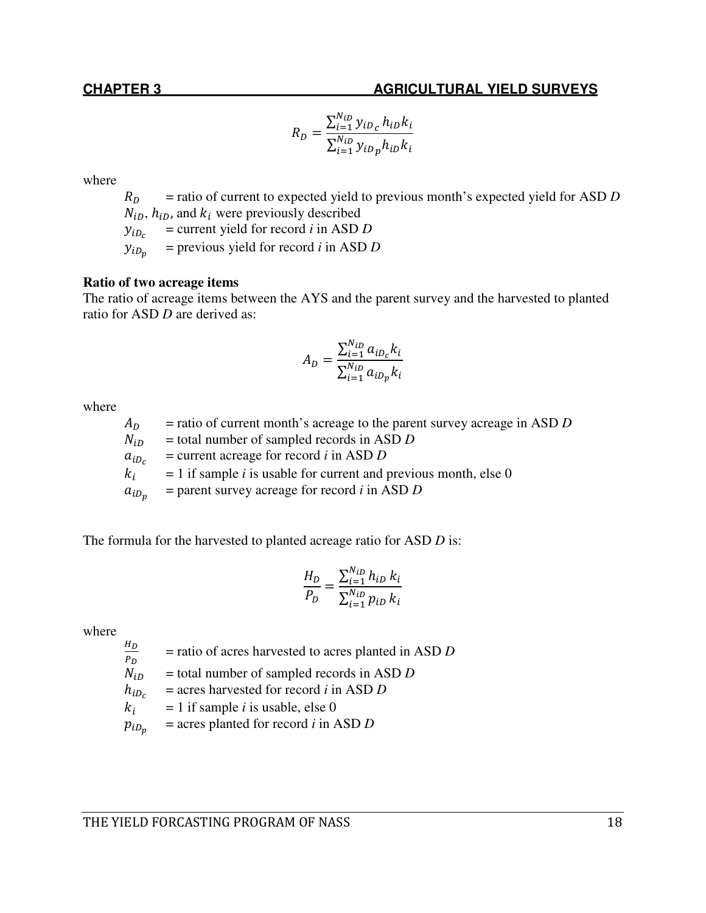$$R_D = \frac{\sum_{i=1}^{N_{iD}} y_{iD_c} h_{iD} k_i}{\sum_{i=1}^{N_{iD}} y_{iD_p} h_{iD} k_i}$$

where

$R_D$ = ratio of current to expected yield to previous month's expected yield for ASD *D*
$N_{iD}$, $h_{iD}$, and $k_i$ were previously described
$y_{iD_c}$ = current yield for record *i* in ASD *D*
$y_{iD_p}$ = previous yield for record *i* in ASD *D*

**Ratio of two acreage items**

The ratio of acreage items between the AYS and the parent survey and the harvested to planted ratio for ASD *D* are derived as:

$$A_D = \frac{\sum_{i=1}^{N_{iD}} a_{iD_c} k_i}{\sum_{i=1}^{N_{iD}} a_{iD_p} k_i}$$

where

$A_D$ = ratio of current month's acreage to the parent survey acreage in ASD *D*
$N_{iD}$ = total number of sampled records in ASD *D*
$a_{iD_c}$ = current acreage for record *i* in ASD *D*
$k_i$ = 1 if sample *i* is usable for current and previous month, else 0
$a_{iD_p}$ = parent survey acreage for record *i* in ASD *D*

The formula for the harvested to planted acreage ratio for ASD *D* is:

$$\frac{H_D}{P_D} = \frac{\sum_{i=1}^{N_{iD}} h_{iD} k_i}{\sum_{i=1}^{N_{iD}} p_{iD} k_i}$$

where

$\frac{H_D}{P_D}$ = ratio of acres harvested to acres planted in ASD *D*
$N_{iD}$ = total number of sampled records in ASD *D*
$h_{iD_c}$ = acres harvested for record *i* in ASD *D*
$k_i$ = 1 if sample *i* is usable, else 0
$p_{iD_p}$ = acres planted for record *i* in ASD *D*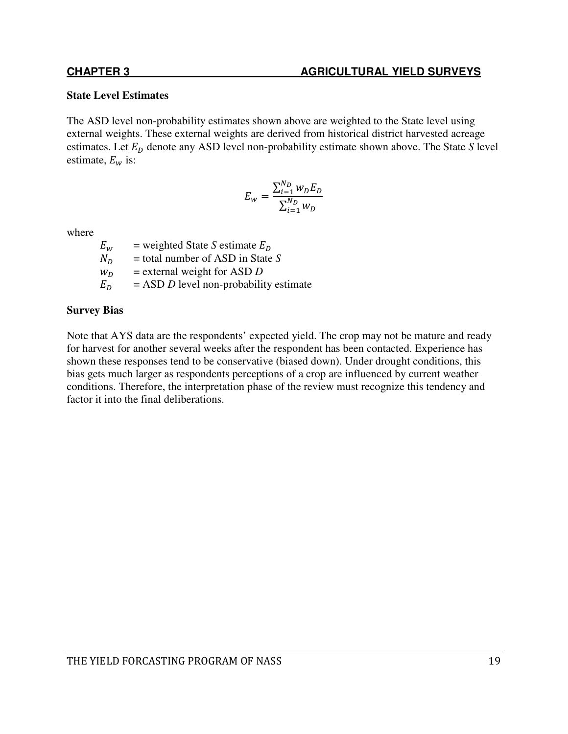## State Level Estimates

The ASD level non-probability estimates shown above are weighted to the State level using external weights. These external weights are derived from historical district harvested acreage estimates. Let $E_D$ denote any ASD level non-probability estimate shown above. The State *S* level estimate, $E_w$ is:

$$E_w = \frac{\sum_{i=1}^{N_D} w_D E_D}{\sum_{i=1}^{N_D} w_D}$$

where

$E_w$ = weighted State *S* estimate $E_D$

$N_D$ = total number of ASD in State *S*

$w_D$ = external weight for ASD *D*

$E_D$ = ASD *D* level non-probability estimate

## Survey Bias

Note that AYS data are the respondents' expected yield. The crop may not be mature and ready for harvest for another several weeks after the respondent has been contacted. Experience has shown these responses tend to be conservative (biased down). Under drought conditions, this bias gets much larger as respondents perceptions of a crop are influenced by current weather conditions. Therefore, the interpretation phase of the review must recognize this tendency and factor it into the final deliberations.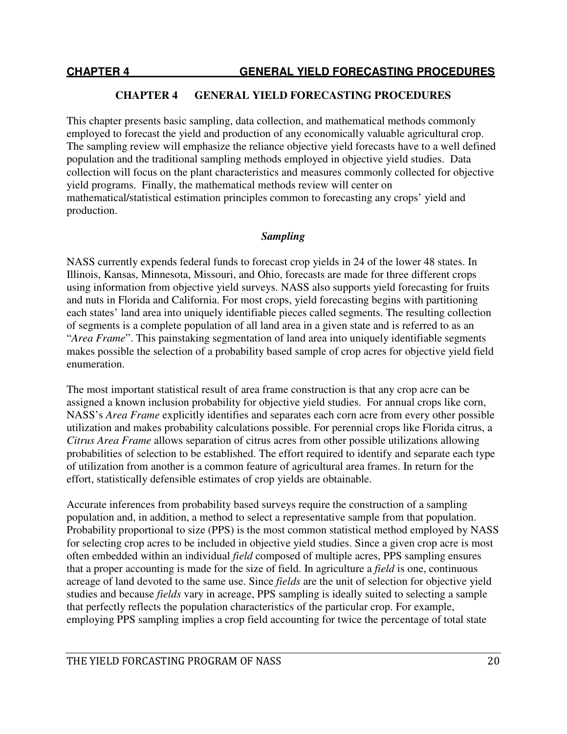# CHAPTER 4 GENERAL YIELD FORECASTING PROCEDURES

This chapter presents basic sampling, data collection, and mathematical methods commonly employed to forecast the yield and production of any economically valuable agricultural crop. The sampling review will emphasize the reliance objective yield forecasts have to a well defined population and the traditional sampling methods employed in objective yield studies. Data collection will focus on the plant characteristics and measures commonly collected for objective yield programs. Finally, the mathematical methods review will center on mathematical/statistical estimation principles common to forecasting any crops' yield and production.

## *Sampling*

NASS currently expends federal funds to forecast crop yields in 24 of the lower 48 states. In Illinois, Kansas, Minnesota, Missouri, and Ohio, forecasts are made for three different crops using information from objective yield surveys. NASS also supports yield forecasting for fruits and nuts in Florida and California. For most crops, yield forecasting begins with partitioning each states' land area into uniquely identifiable pieces called segments. The resulting collection of segments is a complete population of all land area in a given state and is referred to as an "*Area Frame*". This painstaking segmentation of land area into uniquely identifiable segments makes possible the selection of a probability based sample of crop acres for objective yield field enumeration.

The most important statistical result of area frame construction is that any crop acre can be assigned a known inclusion probability for objective yield studies. For annual crops like corn, NASS's *Area Frame* explicitly identifies and separates each corn acre from every other possible utilization and makes probability calculations possible. For perennial crops like Florida citrus, a *Citrus Area Frame* allows separation of citrus acres from other possible utilizations allowing probabilities of selection to be established. The effort required to identify and separate each type of utilization from another is a common feature of agricultural area frames. In return for the effort, statistically defensible estimates of crop yields are obtainable.

Accurate inferences from probability based surveys require the construction of a sampling population and, in addition, a method to select a representative sample from that population. Probability proportional to size (PPS) is the most common statistical method employed by NASS for selecting crop acres to be included in objective yield studies. Since a given crop acre is most often embedded within an individual *field* composed of multiple acres, PPS sampling ensures that a proper accounting is made for the size of field. In agriculture a *field* is one, continuous acreage of land devoted to the same use. Since *fields* are the unit of selection for objective yield studies and because *fields* vary in acreage, PPS sampling is ideally suited to selecting a sample that perfectly reflects the population characteristics of the particular crop. For example, employing PPS sampling implies a crop field accounting for twice the percentage of total state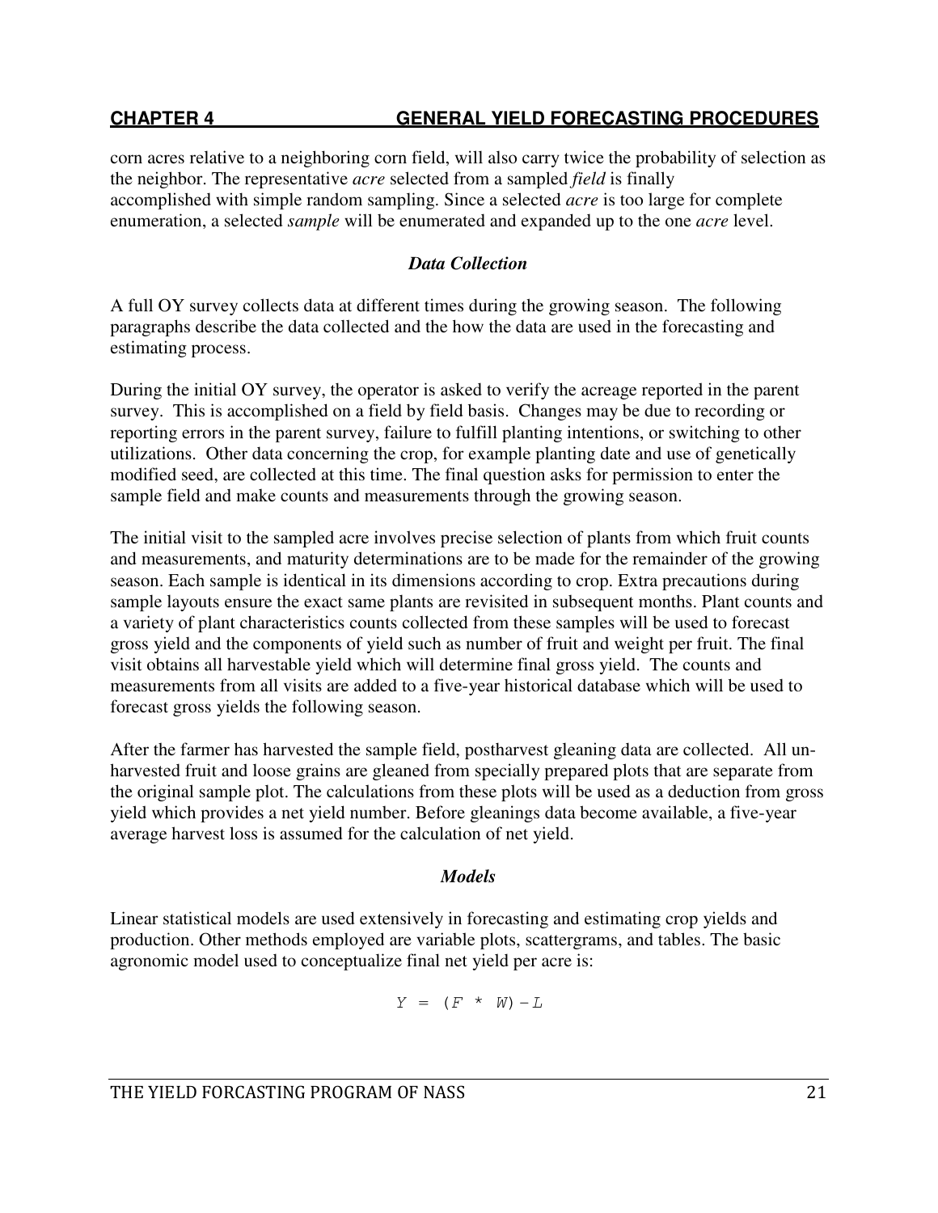corn acres relative to a neighboring corn field, will also carry twice the probability of selection as the neighbor. The representative *acre* selected from a sampled *field* is finally accomplished with simple random sampling. Since a selected *acre* is too large for complete enumeration, a selected *sample* will be enumerated and expanded up to the one *acre* level.

### *Data Collection*

A full OY survey collects data at different times during the growing season. The following paragraphs describe the data collected and the how the data are used in the forecasting and estimating process.

During the initial OY survey, the operator is asked to verify the acreage reported in the parent survey. This is accomplished on a field by field basis. Changes may be due to recording or reporting errors in the parent survey, failure to fulfill planting intentions, or switching to other utilizations. Other data concerning the crop, for example planting date and use of genetically modified seed, are collected at this time. The final question asks for permission to enter the sample field and make counts and measurements through the growing season.

The initial visit to the sampled acre involves precise selection of plants from which fruit counts and measurements, and maturity determinations are to be made for the remainder of the growing season. Each sample is identical in its dimensions according to crop. Extra precautions during sample layouts ensure the exact same plants are revisited in subsequent months. Plant counts and a variety of plant characteristics counts collected from these samples will be used to forecast gross yield and the components of yield such as number of fruit and weight per fruit. The final visit obtains all harvestable yield which will determine final gross yield. The counts and measurements from all visits are added to a five-year historical database which will be used to forecast gross yields the following season.

After the farmer has harvested the sample field, postharvest gleaning data are collected. All un-harvested fruit and loose grains are gleaned from specially prepared plots that are separate from the original sample plot. The calculations from these plots will be used as a deduction from gross yield which provides a net yield number. Before gleanings data become available, a five-year average harvest loss is assumed for the calculation of net yield.

### *Models*

Linear statistical models are used extensively in forecasting and estimating crop yields and production. Other methods employed are variable plots, scattergrams, and tables. The basic agronomic model used to conceptualize final net yield per acre is:

$$Y = (F * W) - L$$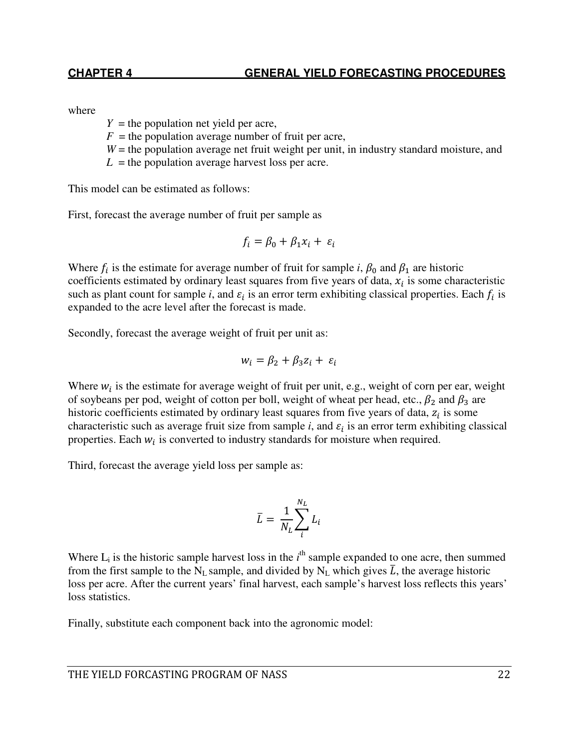where

$Y$ = the population net yield per acre,
$F$ = the population average number of fruit per acre,
$W$ = the population average net fruit weight per unit, in industry standard moisture, and
$L$ = the population average harvest loss per acre.

This model can be estimated as follows:

First, forecast the average number of fruit per sample as

$$f_i = \beta_0 + \beta_1 x_i + \varepsilon_i$$

Where $f_i$ is the estimate for average number of fruit for sample $i$, $\beta_0$ and $\beta_1$ are historic coefficients estimated by ordinary least squares from five years of data, $x_i$ is some characteristic such as plant count for sample $i$, and $\varepsilon_i$ is an error term exhibiting classical properties. Each $f_i$ is expanded to the acre level after the forecast is made.

Secondly, forecast the average weight of fruit per unit as:

$$w_i = \beta_2 + \beta_3 z_i + \varepsilon_i$$

Where $w_i$ is the estimate for average weight of fruit per unit, e.g., weight of corn per ear, weight of soybeans per pod, weight of cotton per boll, weight of wheat per head, etc., $\beta_2$ and $\beta_3$ are historic coefficients estimated by ordinary least squares from five years of data, $z_i$ is some characteristic such as average fruit size from sample $i$, and $\varepsilon_i$ is an error term exhibiting classical properties. Each $w_i$ is converted to industry standards for moisture when required.

Third, forecast the average yield loss per sample as:

$$\bar{L} = \frac{1}{N_L} \sum_{i}^{N_L} L_i$$

Where $L_i$ is the historic sample harvest loss in the $i^{th}$ sample expanded to one acre, then summed from the first sample to the $N_L$ sample, and divided by $N_L$ which gives $\bar{L}$, the average historic loss per acre. After the current years' final harvest, each sample's harvest loss reflects this years' loss statistics.

Finally, substitute each component back into the agronomic model: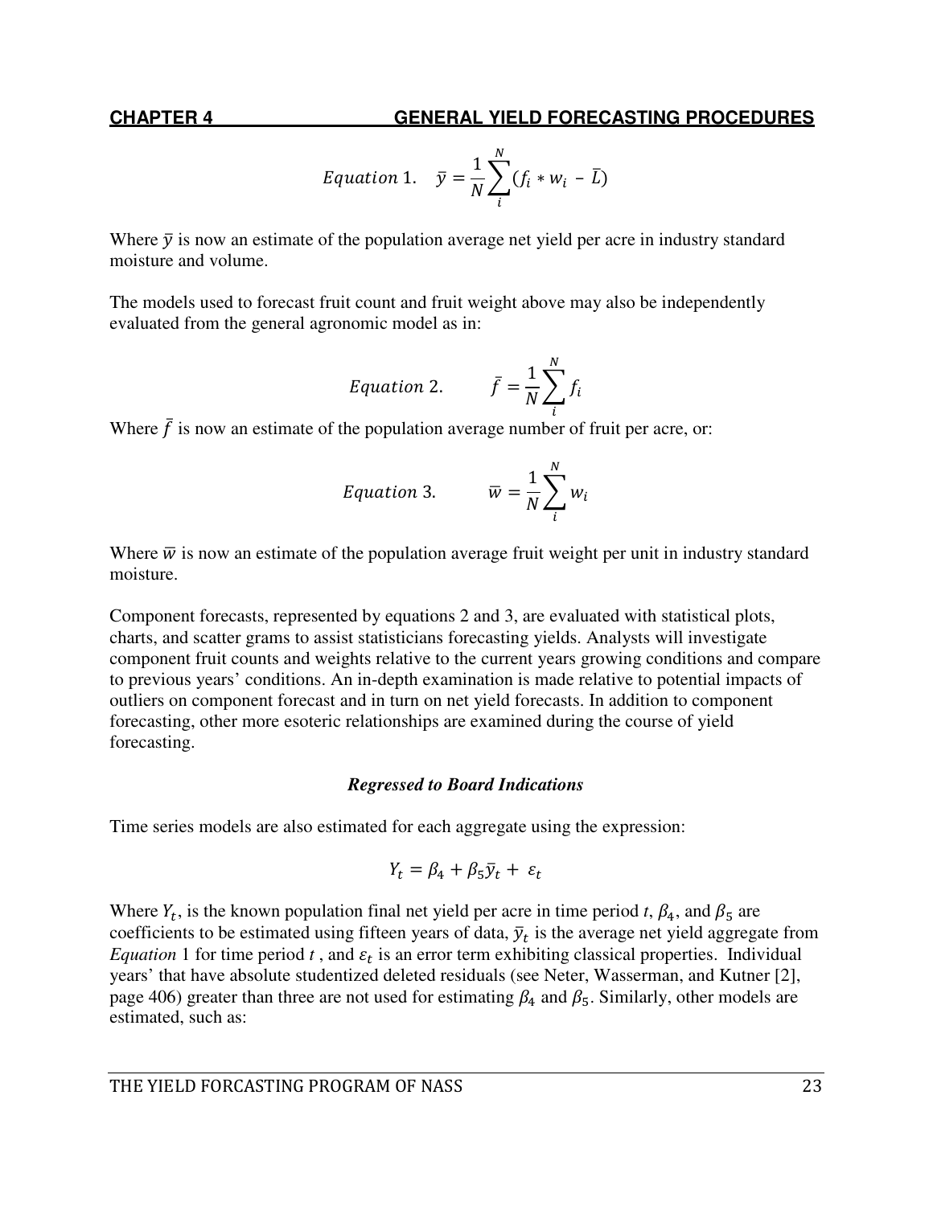$$Equation\ 1. \quad \bar{y} = \frac{1}{N}\sum_{i}^{N}(f_i * w_i - \bar{L})$$

Where $\bar{y}$ is now an estimate of the population average net yield per acre in industry standard moisture and volume.

The models used to forecast fruit count and fruit weight above may also be independently evaluated from the general agronomic model as in:

$$Equation\ 2. \qquad \bar{f} = \frac{1}{N}\sum_{i}^{N} f_i$$

Where $\bar{f}$ is now an estimate of the population average number of fruit per acre, or:

$$Equation\ 3. \qquad \bar{w} = \frac{1}{N}\sum_{i}^{N} w_i$$

Where $\bar{w}$ is now an estimate of the population average fruit weight per unit in industry standard moisture.

Component forecasts, represented by equations 2 and 3, are evaluated with statistical plots, charts, and scatter grams to assist statisticians forecasting yields. Analysts will investigate component fruit counts and weights relative to the current years growing conditions and compare to previous years' conditions. An in-depth examination is made relative to potential impacts of outliers on component forecast and in turn on net yield forecasts. In addition to component forecasting, other more esoteric relationships are examined during the course of yield forecasting.

### *Regressed to Board Indications*

Time series models are also estimated for each aggregate using the expression:

$$Y_t = \beta_4 + \beta_5 \bar{y}_t + \varepsilon_t$$

Where $Y_t$, is the known population final net yield per acre in time period *t*, $\beta_4$, and $\beta_5$ are coefficients to be estimated using fifteen years of data, $\bar{y}_t$ is the average net yield aggregate from *Equation* 1 for time period *t* , and $\varepsilon_t$ is an error term exhibiting classical properties. Individual years' that have absolute studentized deleted residuals (see Neter, Wasserman, and Kutner [2], page 406) greater than three are not used for estimating $\beta_4$ and $\beta_5$. Similarly, other models are estimated, such as: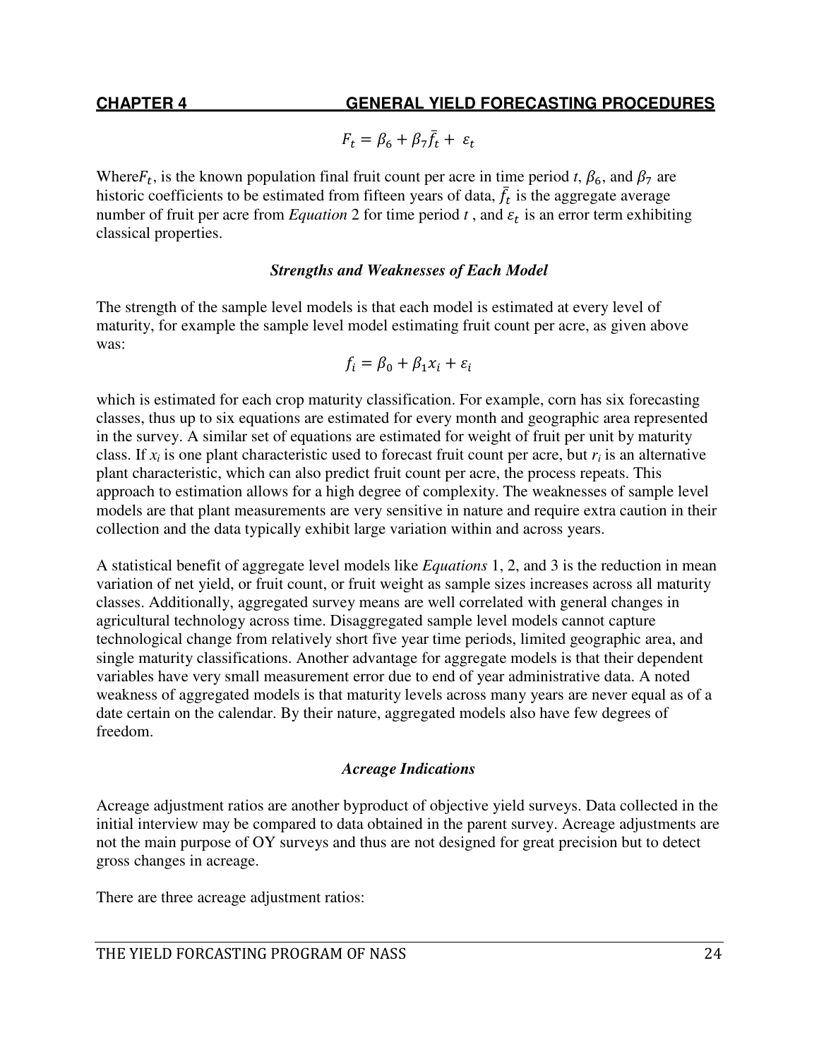$$F_t = \beta_6 + \beta_7 \bar{f}_t + \varepsilon_t$$

Where $F_t$, is the known population final fruit count per acre in time period *t*, $\beta_6$, and $\beta_7$ are historic coefficients to be estimated from fifteen years of data, $\bar{f}_t$ is the aggregate average number of fruit per acre from *Equation* 2 for time period *t* , and $\varepsilon_t$ is an error term exhibiting classical properties.

### *Strengths and Weaknesses of Each Model*

The strength of the sample level models is that each model is estimated at every level of maturity, for example the sample level model estimating fruit count per acre, as given above was:

$$f_i = \beta_0 + \beta_1 x_i + \varepsilon_i$$

which is estimated for each crop maturity classification. For example, corn has six forecasting classes, thus up to six equations are estimated for every month and geographic area represented in the survey. A similar set of equations are estimated for weight of fruit per unit by maturity class. If $x_i$ is one plant characteristic used to forecast fruit count per acre, but $r_i$ is an alternative plant characteristic, which can also predict fruit count per acre, the process repeats. This approach to estimation allows for a high degree of complexity. The weaknesses of sample level models are that plant measurements are very sensitive in nature and require extra caution in their collection and the data typically exhibit large variation within and across years.

A statistical benefit of aggregate level models like *Equations* 1, 2, and 3 is the reduction in mean variation of net yield, or fruit count, or fruit weight as sample sizes increases across all maturity classes. Additionally, aggregated survey means are well correlated with general changes in agricultural technology across time. Disaggregated sample level models cannot capture technological change from relatively short five year time periods, limited geographic area, and single maturity classifications. Another advantage for aggregate models is that their dependent variables have very small measurement error due to end of year administrative data. A noted weakness of aggregated models is that maturity levels across many years are never equal as of a date certain on the calendar. By their nature, aggregated models also have few degrees of freedom.

### *Acreage Indications*

Acreage adjustment ratios are another byproduct of objective yield surveys. Data collected in the initial interview may be compared to data obtained in the parent survey. Acreage adjustments are not the main purpose of OY surveys and thus are not designed for great precision but to detect gross changes in acreage.

There are three acreage adjustment ratios: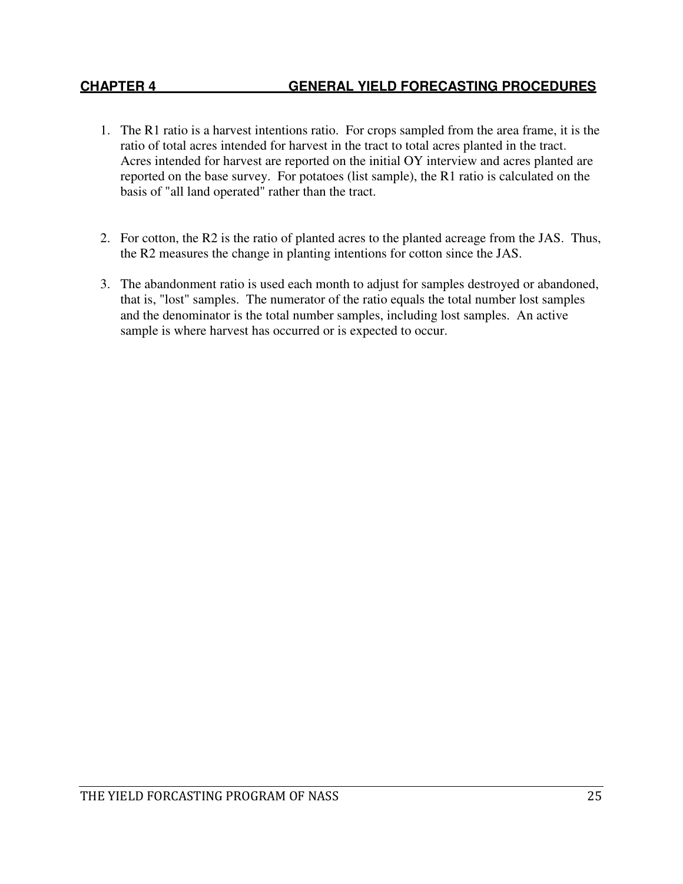1. The R1 ratio is a harvest intentions ratio. For crops sampled from the area frame, it is the ratio of total acres intended for harvest in the tract to total acres planted in the tract. Acres intended for harvest are reported on the initial OY interview and acres planted are reported on the base survey. For potatoes (list sample), the R1 ratio is calculated on the basis of "all land operated" rather than the tract.

2. For cotton, the R2 is the ratio of planted acres to the planted acreage from the JAS. Thus, the R2 measures the change in planting intentions for cotton since the JAS.

3. The abandonment ratio is used each month to adjust for samples destroyed or abandoned, that is, "lost" samples. The numerator of the ratio equals the total number lost samples and the denominator is the total number samples, including lost samples. An active sample is where harvest has occurred or is expected to occur.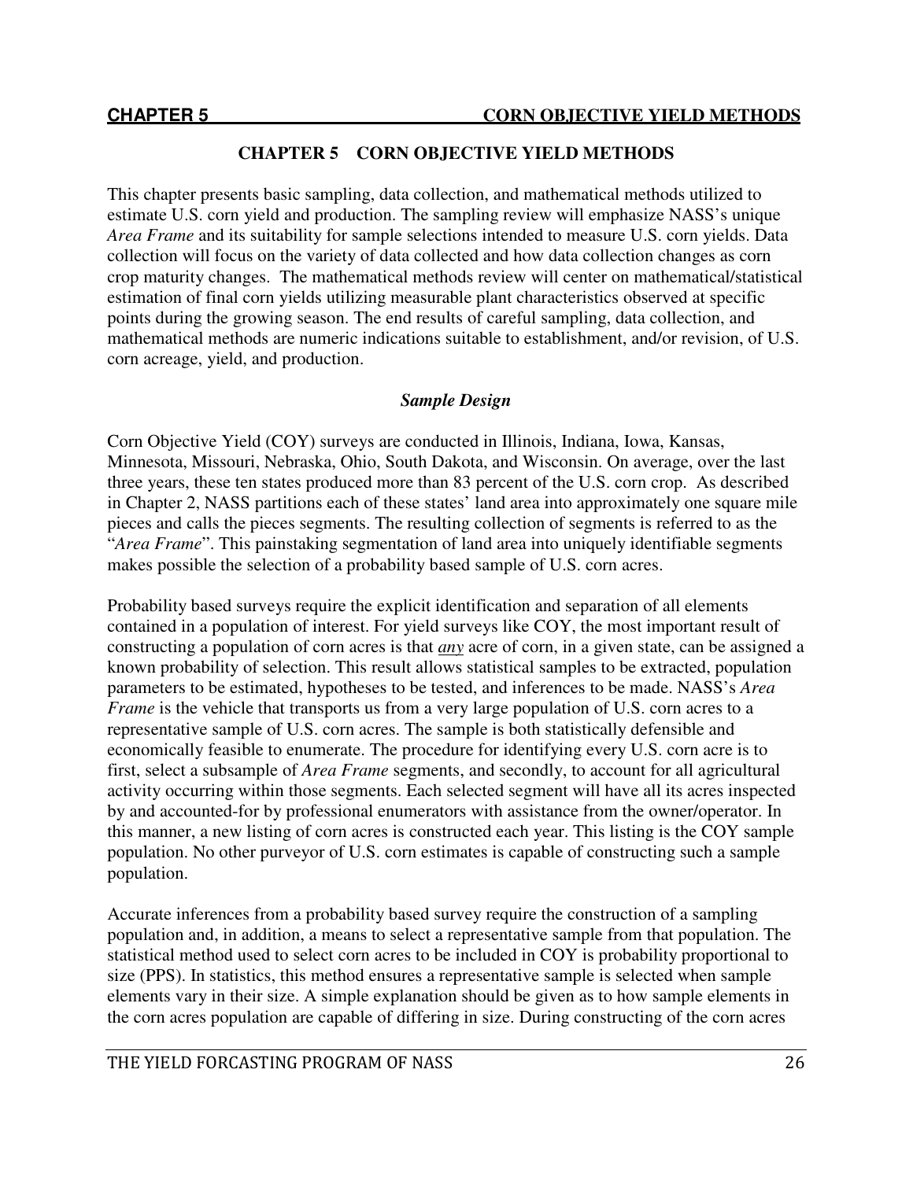# CHAPTER 5 CORN OBJECTIVE YIELD METHODS

This chapter presents basic sampling, data collection, and mathematical methods utilized to estimate U.S. corn yield and production. The sampling review will emphasize NASS's unique *Area Frame* and its suitability for sample selections intended to measure U.S. corn yields. Data collection will focus on the variety of data collected and how data collection changes as corn crop maturity changes. The mathematical methods review will center on mathematical/statistical estimation of final corn yields utilizing measurable plant characteristics observed at specific points during the growing season. The end results of careful sampling, data collection, and mathematical methods are numeric indications suitable to establishment, and/or revision, of U.S. corn acreage, yield, and production.

## *Sample Design*

Corn Objective Yield (COY) surveys are conducted in Illinois, Indiana, Iowa, Kansas, Minnesota, Missouri, Nebraska, Ohio, South Dakota, and Wisconsin. On average, over the last three years, these ten states produced more than 83 percent of the U.S. corn crop. As described in Chapter 2, NASS partitions each of these states' land area into approximately one square mile pieces and calls the pieces segments. The resulting collection of segments is referred to as the "*Area Frame*". This painstaking segmentation of land area into uniquely identifiable segments makes possible the selection of a probability based sample of U.S. corn acres.

Probability based surveys require the explicit identification and separation of all elements contained in a population of interest. For yield surveys like COY, the most important result of constructing a population of corn acres is that ***any*** acre of corn, in a given state, can be assigned a known probability of selection. This result allows statistical samples to be extracted, population parameters to be estimated, hypotheses to be tested, and inferences to be made. NASS's *Area Frame* is the vehicle that transports us from a very large population of U.S. corn acres to a representative sample of U.S. corn acres. The sample is both statistically defensible and economically feasible to enumerate. The procedure for identifying every U.S. corn acre is to first, select a subsample of *Area Frame* segments, and secondly, to account for all agricultural activity occurring within those segments. Each selected segment will have all its acres inspected by and accounted-for by professional enumerators with assistance from the owner/operator. In this manner, a new listing of corn acres is constructed each year. This listing is the COY sample population. No other purveyor of U.S. corn estimates is capable of constructing such a sample population.

Accurate inferences from a probability based survey require the construction of a sampling population and, in addition, a means to select a representative sample from that population. The statistical method used to select corn acres to be included in COY is probability proportional to size (PPS). In statistics, this method ensures a representative sample is selected when sample elements vary in their size. A simple explanation should be given as to how sample elements in the corn acres population are capable of differing in size. During constructing of the corn acres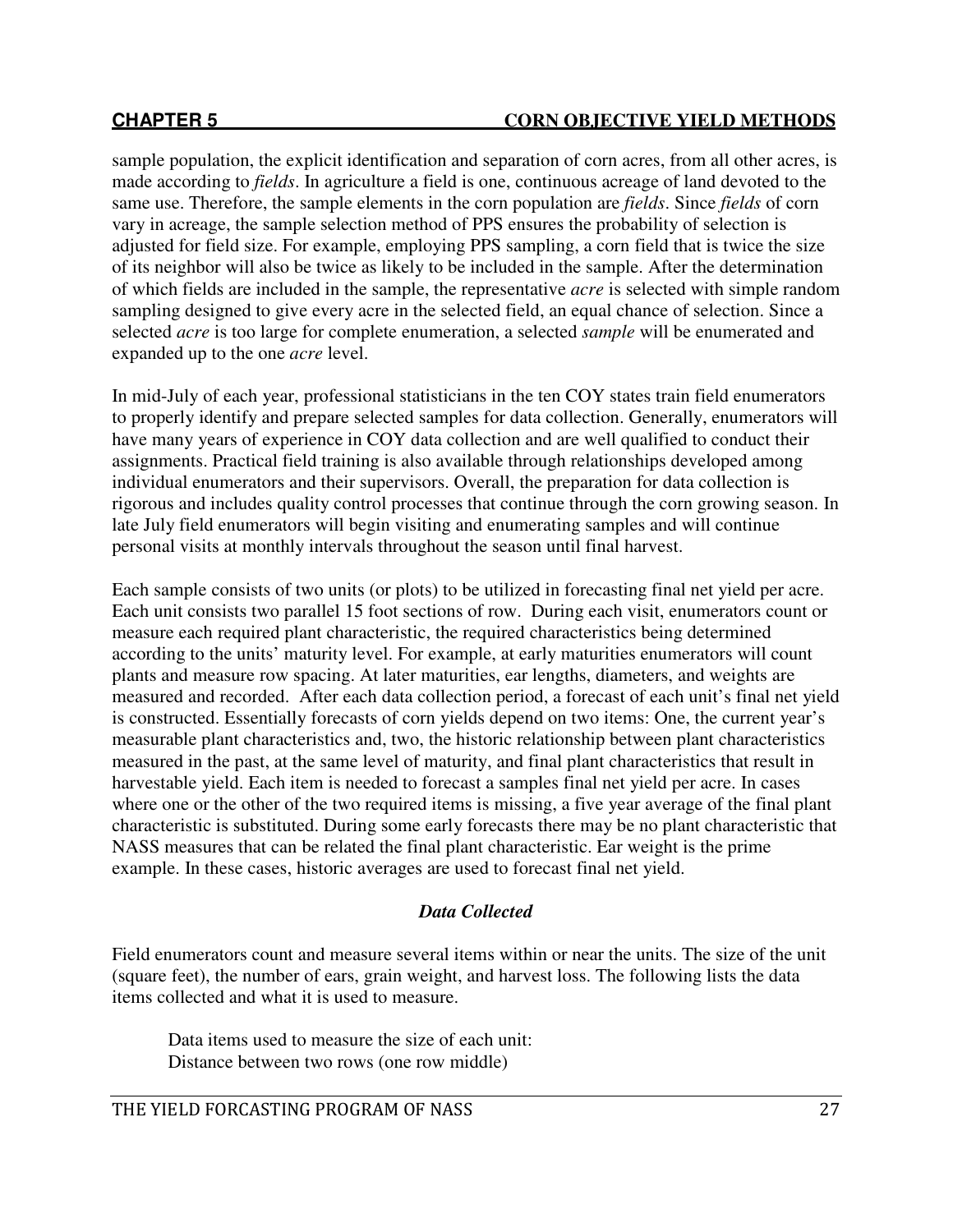sample population, the explicit identification and separation of corn acres, from all other acres, is made according to *fields*. In agriculture a field is one, continuous acreage of land devoted to the same use. Therefore, the sample elements in the corn population are *fields*. Since *fields* of corn vary in acreage, the sample selection method of PPS ensures the probability of selection is adjusted for field size. For example, employing PPS sampling, a corn field that is twice the size of its neighbor will also be twice as likely to be included in the sample. After the determination of which fields are included in the sample, the representative *acre* is selected with simple random sampling designed to give every acre in the selected field, an equal chance of selection. Since a selected *acre* is too large for complete enumeration, a selected *sample* will be enumerated and expanded up to the one *acre* level.

In mid-July of each year, professional statisticians in the ten COY states train field enumerators to properly identify and prepare selected samples for data collection. Generally, enumerators will have many years of experience in COY data collection and are well qualified to conduct their assignments. Practical field training is also available through relationships developed among individual enumerators and their supervisors. Overall, the preparation for data collection is rigorous and includes quality control processes that continue through the corn growing season. In late July field enumerators will begin visiting and enumerating samples and will continue personal visits at monthly intervals throughout the season until final harvest.

Each sample consists of two units (or plots) to be utilized in forecasting final net yield per acre. Each unit consists two parallel 15 foot sections of row. During each visit, enumerators count or measure each required plant characteristic, the required characteristics being determined according to the units' maturity level. For example, at early maturities enumerators will count plants and measure row spacing. At later maturities, ear lengths, diameters, and weights are measured and recorded. After each data collection period, a forecast of each unit's final net yield is constructed. Essentially forecasts of corn yields depend on two items: One, the current year's measurable plant characteristics and, two, the historic relationship between plant characteristics measured in the past, at the same level of maturity, and final plant characteristics that result in harvestable yield. Each item is needed to forecast a samples final net yield per acre. In cases where one or the other of the two required items is missing, a five year average of the final plant characteristic is substituted. During some early forecasts there may be no plant characteristic that NASS measures that can be related the final plant characteristic. Ear weight is the prime example. In these cases, historic averages are used to forecast final net yield.

### *Data Collected*

Field enumerators count and measure several items within or near the units. The size of the unit (square feet), the number of ears, grain weight, and harvest loss. The following lists the data items collected and what it is used to measure.

Data items used to measure the size of each unit:
Distance between two rows (one row middle)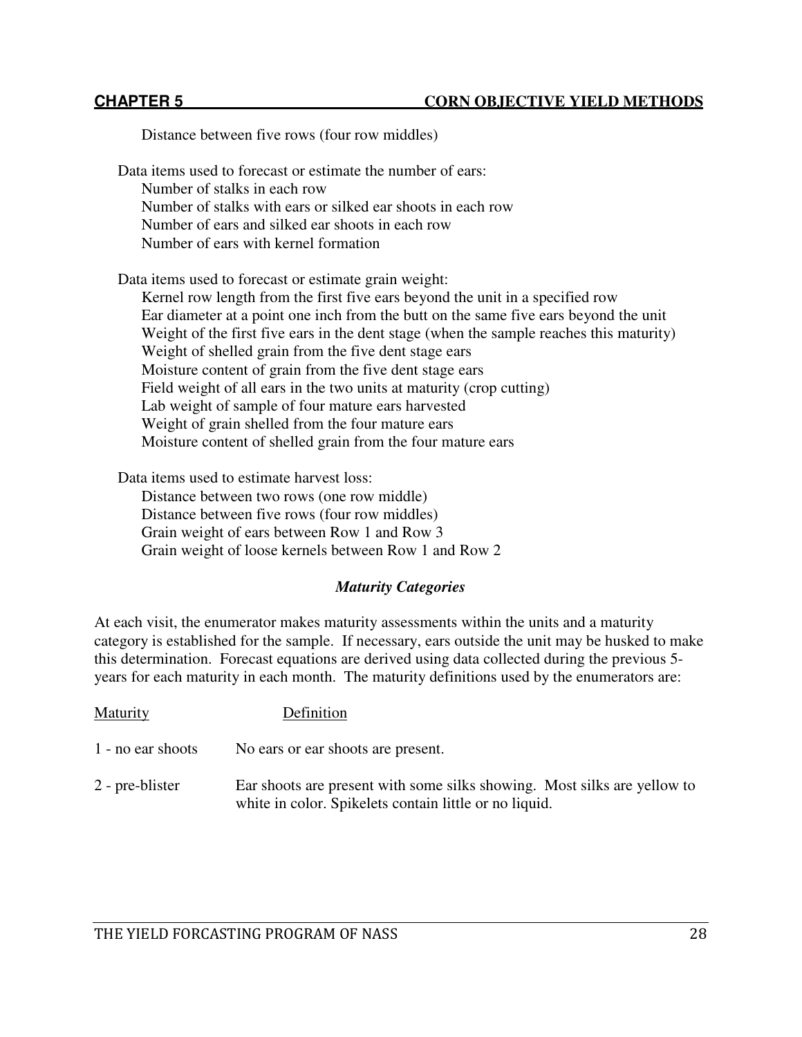Distance between five rows (four row middles)

Data items used to forecast or estimate the number of ears:

- Number of stalks in each row
- Number of stalks with ears or silked ear shoots in each row
- Number of ears and silked ear shoots in each row
- Number of ears with kernel formation

Data items used to forecast or estimate grain weight:

- Kernel row length from the first five ears beyond the unit in a specified row
- Ear diameter at a point one inch from the butt on the same five ears beyond the unit
- Weight of the first five ears in the dent stage (when the sample reaches this maturity)
- Weight of shelled grain from the five dent stage ears
- Moisture content of grain from the five dent stage ears
- Field weight of all ears in the two units at maturity (crop cutting)
- Lab weight of sample of four mature ears harvested
- Weight of grain shelled from the four mature ears
- Moisture content of shelled grain from the four mature ears

Data items used to estimate harvest loss:

- Distance between two rows (one row middle)
- Distance between five rows (four row middles)
- Grain weight of ears between Row 1 and Row 3
- Grain weight of loose kernels between Row 1 and Row 2

### *Maturity Categories*

At each visit, the enumerator makes maturity assessments within the units and a maturity category is established for the sample. If necessary, ears outside the unit may be husked to make this determination. Forecast equations are derived using data collected during the previous 5-years for each maturity in each month. The maturity definitions used by the enumerators are:

| Maturity | Definition |
|---|---|
| 1 - no ear shoots | No ears or ear shoots are present. |
| 2 - pre-blister | Ear shoots are present with some silks showing. Most silks are yellow to white in color. Spikelets contain little or no liquid. |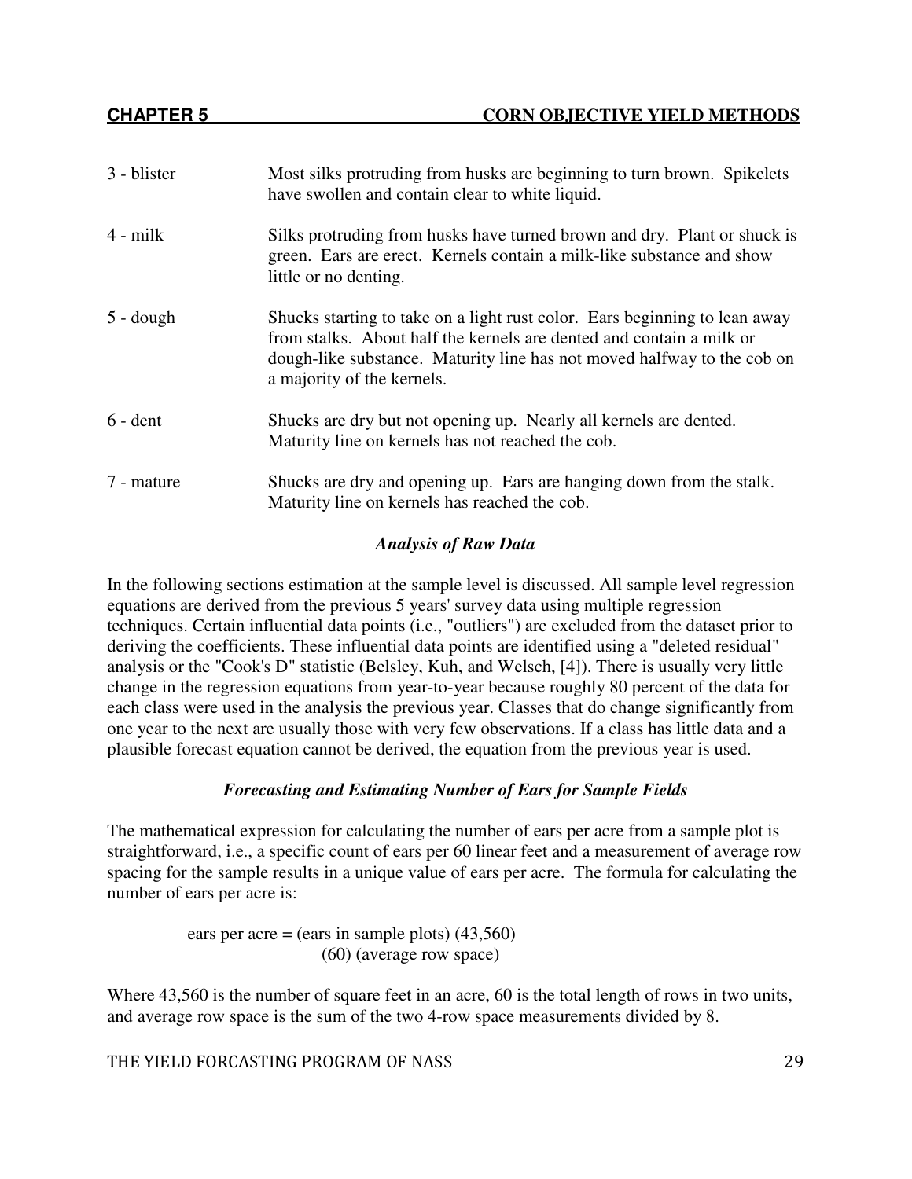| | |
|---|---|
| 3 - blister | Most silks protruding from husks are beginning to turn brown. Spikelets have swollen and contain clear to white liquid. |
| 4 - milk | Silks protruding from husks have turned brown and dry. Plant or shuck is green. Ears are erect. Kernels contain a milk-like substance and show little or no denting. |
| 5 - dough | Shucks starting to take on a light rust color. Ears beginning to lean away from stalks. About half the kernels are dented and contain a milk or dough-like substance. Maturity line has not moved halfway to the cob on a majority of the kernels. |
| 6 - dent | Shucks are dry but not opening up. Nearly all kernels are dented. Maturity line on kernels has not reached the cob. |
| 7 - mature | Shucks are dry and opening up. Ears are hanging down from the stalk. Maturity line on kernels has reached the cob. |

### *Analysis of Raw Data*

In the following sections estimation at the sample level is discussed. All sample level regression equations are derived from the previous 5 years' survey data using multiple regression techniques. Certain influential data points (i.e., "outliers") are excluded from the dataset prior to deriving the coefficients. These influential data points are identified using a "deleted residual" analysis or the "Cook's D" statistic (Belsley, Kuh, and Welsch, [4]). There is usually very little change in the regression equations from year-to-year because roughly 80 percent of the data for each class were used in the analysis the previous year. Classes that do change significantly from one year to the next are usually those with very few observations. If a class has little data and a plausible forecast equation cannot be derived, the equation from the previous year is used.

### *Forecasting and Estimating Number of Ears for Sample Fields*

The mathematical expression for calculating the number of ears per acre from a sample plot is straightforward, i.e., a specific count of ears per 60 linear feet and a measurement of average row spacing for the sample results in a unique value of ears per acre. The formula for calculating the number of ears per acre is:

$$\text{ears per acre} = \frac{(\text{ears in sample plots})\ (43{,}560)}{(60)\ (\text{average row space})}$$

Where 43,560 is the number of square feet in an acre, 60 is the total length of rows in two units, and average row space is the sum of the two 4-row space measurements divided by 8.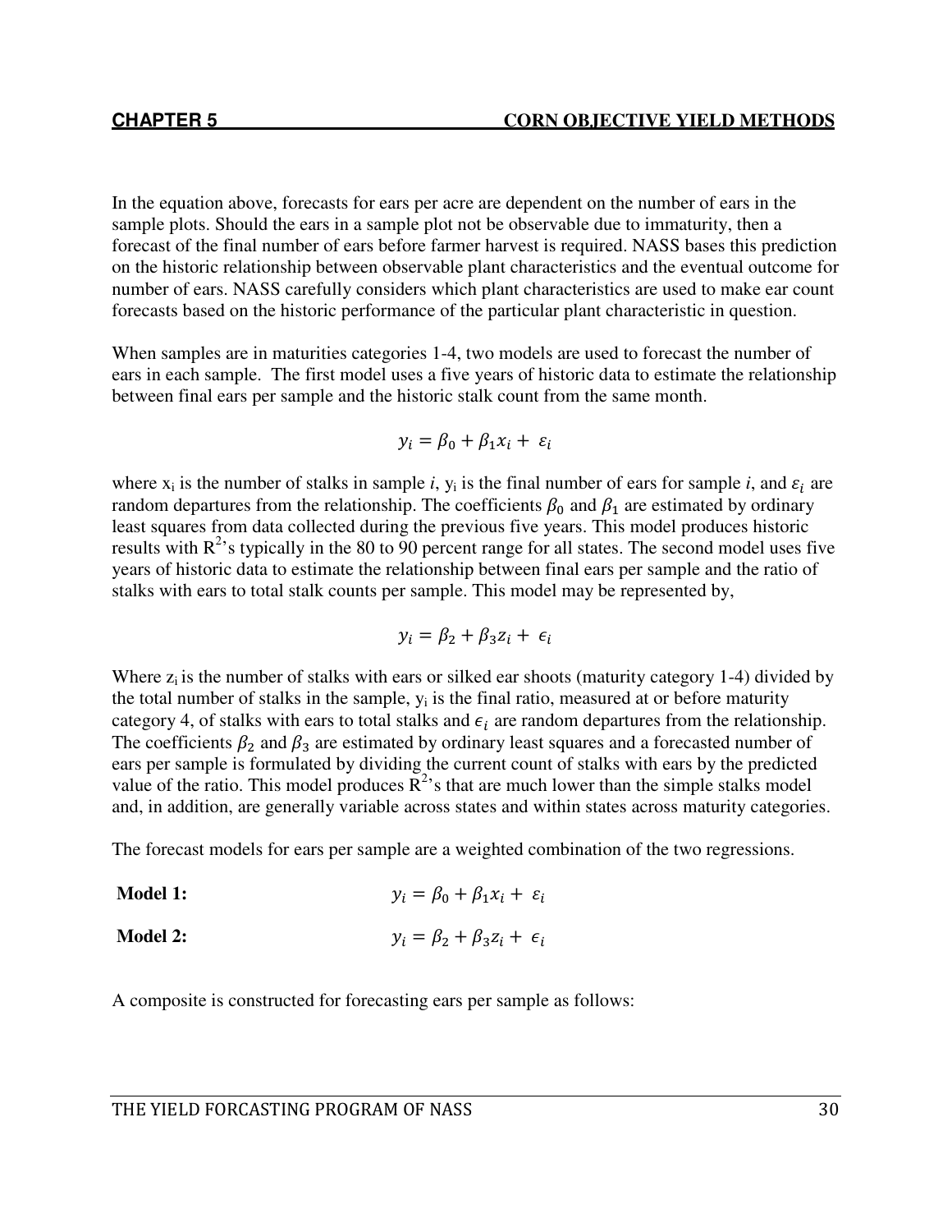In the equation above, forecasts for ears per acre are dependent on the number of ears in the sample plots. Should the ears in a sample plot not be observable due to immaturity, then a forecast of the final number of ears before farmer harvest is required. NASS bases this prediction on the historic relationship between observable plant characteristics and the eventual outcome for number of ears. NASS carefully considers which plant characteristics are used to make ear count forecasts based on the historic performance of the particular plant characteristic in question.

When samples are in maturities categories 1-4, two models are used to forecast the number of ears in each sample. The first model uses a five years of historic data to estimate the relationship between final ears per sample and the historic stalk count from the same month.

$$y_i = \beta_0 + \beta_1 x_i + \varepsilon_i$$

where $x_i$ is the number of stalks in sample *i*, $y_i$ is the final number of ears for sample *i*, and $\varepsilon_i$ are random departures from the relationship. The coefficients $\beta_0$ and $\beta_1$ are estimated by ordinary least squares from data collected during the previous five years. This model produces historic results with $R^2$'s typically in the 80 to 90 percent range for all states. The second model uses five years of historic data to estimate the relationship between final ears per sample and the ratio of stalks with ears to total stalk counts per sample. This model may be represented by,

$$y_i = \beta_2 + \beta_3 z_i + \epsilon_i$$

Where $z_i$ is the number of stalks with ears or silked ear shoots (maturity category 1-4) divided by the total number of stalks in the sample, $y_i$ is the final ratio, measured at or before maturity category 4, of stalks with ears to total stalks and $\epsilon_i$ are random departures from the relationship. The coefficients $\beta_2$ and $\beta_3$ are estimated by ordinary least squares and a forecasted number of ears per sample is formulated by dividing the current count of stalks with ears by the predicted value of the ratio. This model produces $R^2$'s that are much lower than the simple stalks model and, in addition, are generally variable across states and within states across maturity categories.

The forecast models for ears per sample are a weighted combination of the two regressions.

**Model 1:** $\quad y_i = \beta_0 + \beta_1 x_i + \varepsilon_i$

**Model 2:** $\quad y_i = \beta_2 + \beta_3 z_i + \epsilon_i$

A composite is constructed for forecasting ears per sample as follows: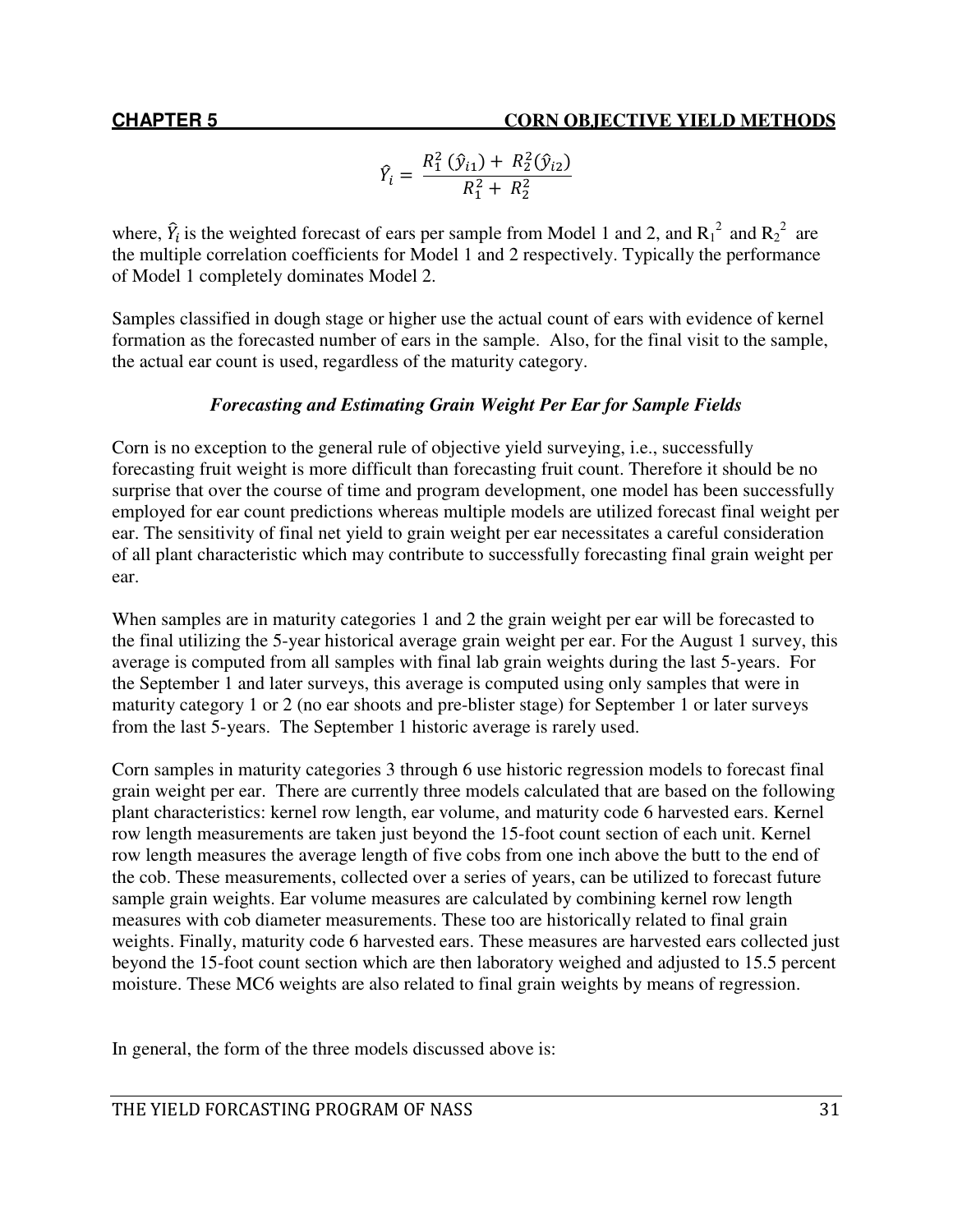$$\hat{Y}_i = \frac{R_1^2\,(\hat{y}_{i1}) + R_2^2(\hat{y}_{i2})}{R_1^2 + R_2^2}$$

where, $\hat{Y}_i$ is the weighted forecast of ears per sample from Model 1 and 2, and $R_1^2$ and $R_2^2$ are the multiple correlation coefficients for Model 1 and 2 respectively. Typically the performance of Model 1 completely dominates Model 2.

Samples classified in dough stage or higher use the actual count of ears with evidence of kernel formation as the forecasted number of ears in the sample. Also, for the final visit to the sample, the actual ear count is used, regardless of the maturity category.

### *Forecasting and Estimating Grain Weight Per Ear for Sample Fields*

Corn is no exception to the general rule of objective yield surveying, i.e., successfully forecasting fruit weight is more difficult than forecasting fruit count. Therefore it should be no surprise that over the course of time and program development, one model has been successfully employed for ear count predictions whereas multiple models are utilized forecast final weight per ear. The sensitivity of final net yield to grain weight per ear necessitates a careful consideration of all plant characteristic which may contribute to successfully forecasting final grain weight per ear.

When samples are in maturity categories 1 and 2 the grain weight per ear will be forecasted to the final utilizing the 5-year historical average grain weight per ear. For the August 1 survey, this average is computed from all samples with final lab grain weights during the last 5-years. For the September 1 and later surveys, this average is computed using only samples that were in maturity category 1 or 2 (no ear shoots and pre-blister stage) for September 1 or later surveys from the last 5-years. The September 1 historic average is rarely used.

Corn samples in maturity categories 3 through 6 use historic regression models to forecast final grain weight per ear. There are currently three models calculated that are based on the following plant characteristics: kernel row length, ear volume, and maturity code 6 harvested ears. Kernel row length measurements are taken just beyond the 15-foot count section of each unit. Kernel row length measures the average length of five cobs from one inch above the butt to the end of the cob. These measurements, collected over a series of years, can be utilized to forecast future sample grain weights. Ear volume measures are calculated by combining kernel row length measures with cob diameter measurements. These too are historically related to final grain weights. Finally, maturity code 6 harvested ears. These measures are harvested ears collected just beyond the 15-foot count section which are then laboratory weighed and adjusted to 15.5 percent moisture. These MC6 weights are also related to final grain weights by means of regression.

In general, the form of the three models discussed above is: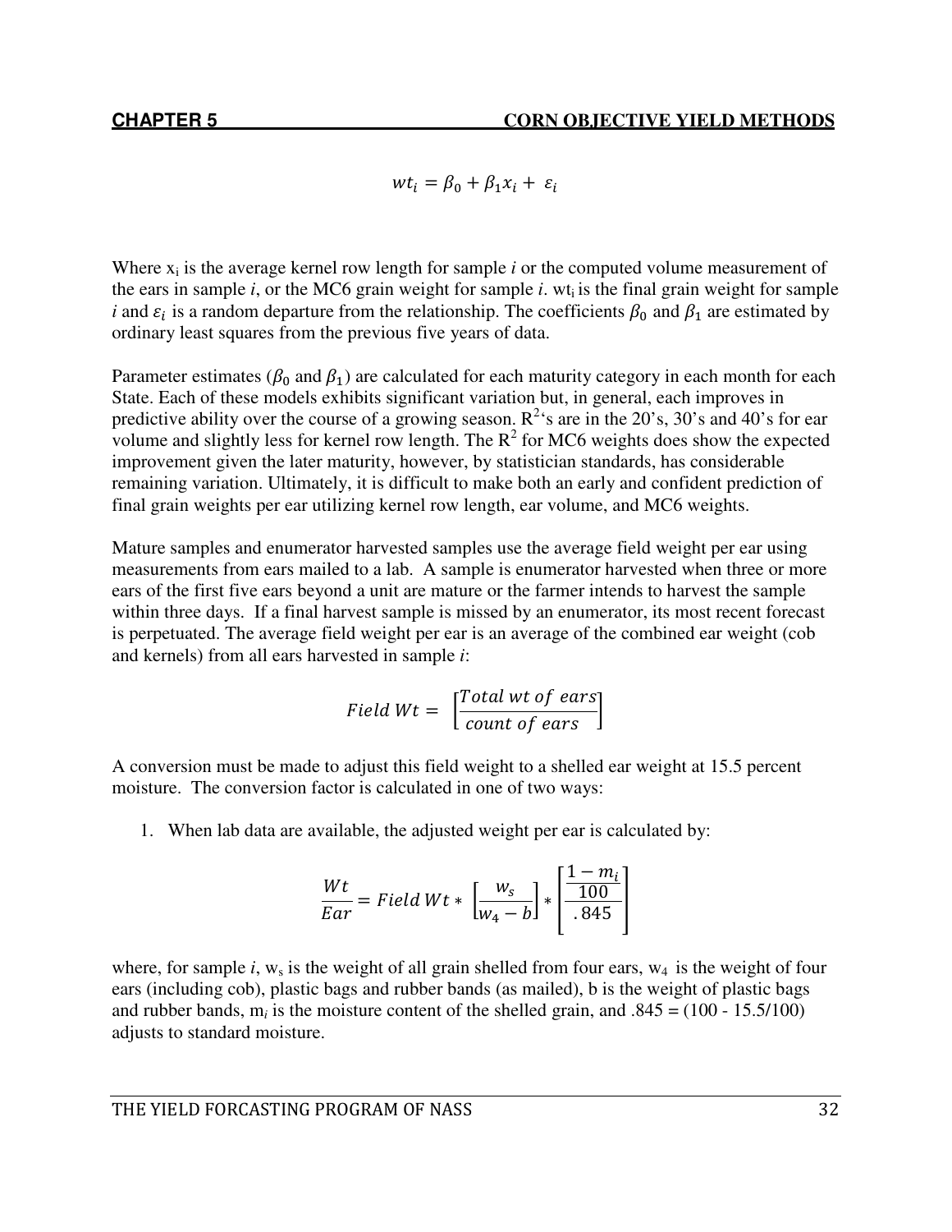$$wt_i = \beta_0 + \beta_1 x_i + \varepsilon_i$$

Where $x_i$ is the average kernel row length for sample *i* or the computed volume measurement of the ears in sample *i*, or the MC6 grain weight for sample *i*. $wt_i$ is the final grain weight for sample *i* and $\varepsilon_i$ is a random departure from the relationship. The coefficients $\beta_0$ and $\beta_1$ are estimated by ordinary least squares from the previous five years of data.

Parameter estimates ($\beta_0$ and $\beta_1$) are calculated for each maturity category in each month for each State. Each of these models exhibits significant variation but, in general, each improves in predictive ability over the course of a growing season. $R^2$'s are in the 20's, 30's and 40's for ear volume and slightly less for kernel row length. The $R^2$ for MC6 weights does show the expected improvement given the later maturity, however, by statistician standards, has considerable remaining variation. Ultimately, it is difficult to make both an early and confident prediction of final grain weights per ear utilizing kernel row length, ear volume, and MC6 weights.

Mature samples and enumerator harvested samples use the average field weight per ear using measurements from ears mailed to a lab. A sample is enumerator harvested when three or more ears of the first five ears beyond a unit are mature or the farmer intends to harvest the sample within three days. If a final harvest sample is missed by an enumerator, its most recent forecast is perpetuated. The average field weight per ear is an average of the combined ear weight (cob and kernels) from all ears harvested in sample *i*:

$$Field\ Wt = \left[\frac{Total\ wt\ of\ ears}{count\ of\ ears}\right]$$

A conversion must be made to adjust this field weight to a shelled ear weight at 15.5 percent moisture. The conversion factor is calculated in one of two ways:

1. When lab data are available, the adjusted weight per ear is calculated by:

$$\frac{Wt}{Ear} = Field\ Wt * \left[\frac{w_s}{w_4 - b}\right] * \left[\frac{1 - \frac{m_i}{100}}{.845}\right]$$

where, for sample *i*, $w_s$ is the weight of all grain shelled from four ears, $w_4$ is the weight of four ears (including cob), plastic bags and rubber bands (as mailed), b is the weight of plastic bags and rubber bands, $m_i$ is the moisture content of the shelled grain, and .845 = (100 - 15.5/100) adjusts to standard moisture.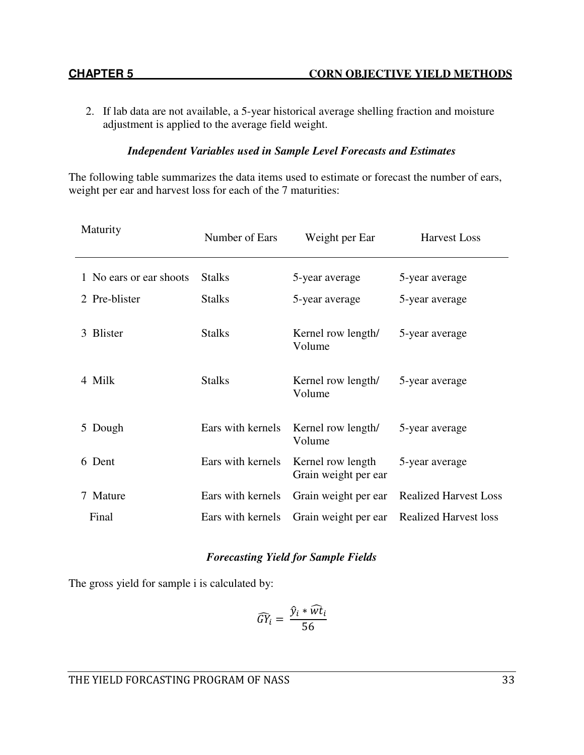2. If lab data are not available, a 5-year historical average shelling fraction and moisture adjustment is applied to the average field weight.

### *Independent Variables used in Sample Level Forecasts and Estimates*

The following table summarizes the data items used to estimate or forecast the number of ears, weight per ear and harvest loss for each of the 7 maturities:

| Maturity | Number of Ears | Weight per Ear | Harvest Loss |
|---|---|---|---|
| 1 No ears or ear shoots | Stalks | 5-year average | 5-year average |
| 2 Pre-blister | Stalks | 5-year average | 5-year average |
| 3 Blister | Stalks | Kernel row length/ Volume | 5-year average |
| 4 Milk | Stalks | Kernel row length/ Volume | 5-year average |
| 5 Dough | Ears with kernels | Kernel row length/ Volume | 5-year average |
| 6 Dent | Ears with kernels | Kernel row length Grain weight per ear | 5-year average |
| 7 Mature | Ears with kernels | Grain weight per ear | Realized Harvest Loss |
| Final | Ears with kernels | Grain weight per ear | Realized Harvest loss |

### *Forecasting Yield for Sample Fields*

The gross yield for sample i is calculated by:

$$\widehat{GY}_i = \frac{\hat{y}_i * \widehat{wt}_i}{56}$$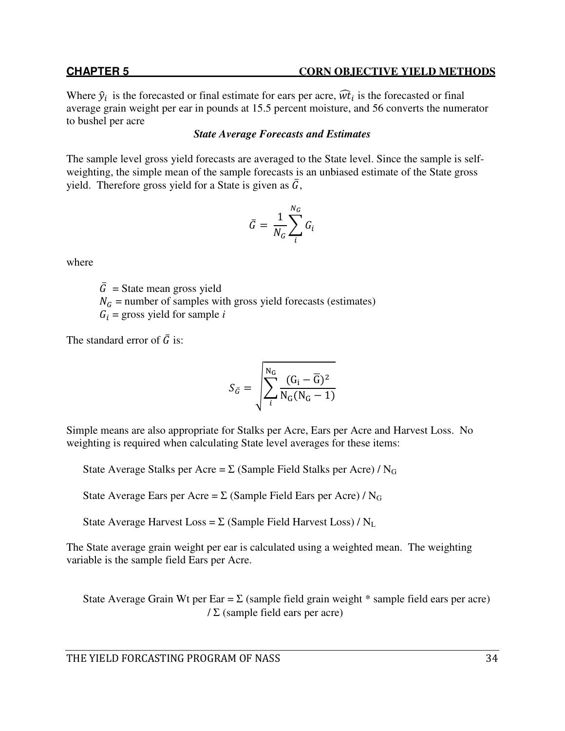Where $\hat{y}_i$ is the forecasted or final estimate for ears per acre, $\widehat{wt}_i$ is the forecasted or final average grain weight per ear in pounds at 15.5 percent moisture, and 56 converts the numerator to bushel per acre

### *State Average Forecasts and Estimates*

The sample level gross yield forecasts are averaged to the State level. Since the sample is self-weighting, the simple mean of the sample forecasts is an unbiased estimate of the State gross yield. Therefore gross yield for a State is given as $\bar{G}$,

$$\bar{G} = \frac{1}{N_G}\sum_{i}^{N_G} G_i$$

where

$\bar{G}$ = State mean gross yield
$N_G$ = number of samples with gross yield forecasts (estimates)
$G_i$ = gross yield for sample *i*

The standard error of $\bar{G}$ is:

$$S_{\bar{G}} = \sqrt{\sum_{i}^{N_G} \frac{(G_i - \bar{G})^2}{N_G(N_G - 1)}}$$

Simple means are also appropriate for Stalks per Acre, Ears per Acre and Harvest Loss. No weighting is required when calculating State level averages for these items:

State Average Stalks per Acre = Σ (Sample Field Stalks per Acre) / $N_G$

State Average Ears per Acre = Σ (Sample Field Ears per Acre) / $N_G$

State Average Harvest Loss = Σ (Sample Field Harvest Loss) / $N_L$

The State average grain weight per ear is calculated using a weighted mean. The weighting variable is the sample field Ears per Acre.

State Average Grain Wt per Ear = Σ (sample field grain weight * sample field ears per acre) / Σ (sample field ears per acre)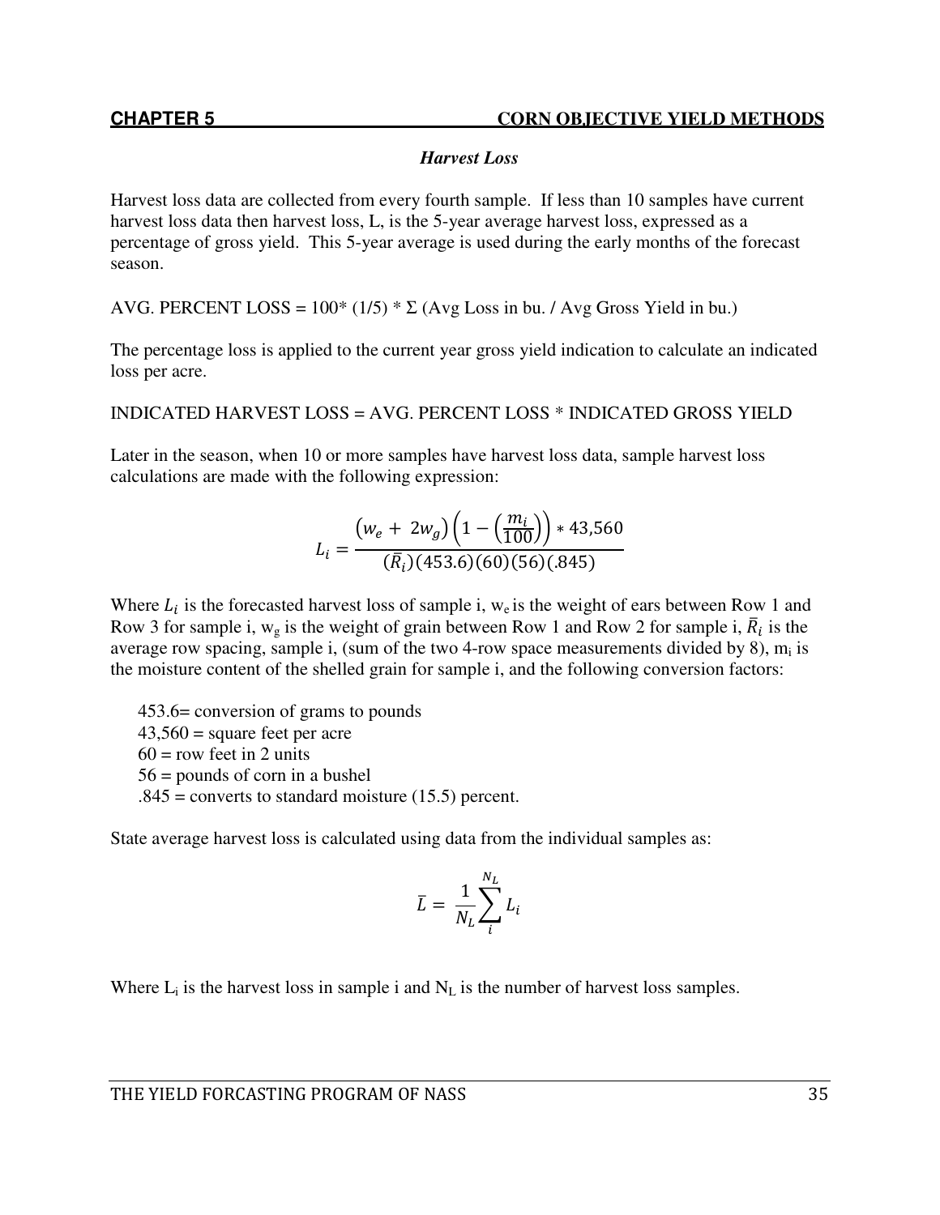### *Harvest Loss*

Harvest loss data are collected from every fourth sample. If less than 10 samples have current harvest loss data then harvest loss, L, is the 5-year average harvest loss, expressed as a percentage of gross yield. This 5-year average is used during the early months of the forecast season.

AVG. PERCENT LOSS = 100* (1/5) * Σ (Avg Loss in bu. / Avg Gross Yield in bu.)

The percentage loss is applied to the current year gross yield indication to calculate an indicated loss per acre.

INDICATED HARVEST LOSS = AVG. PERCENT LOSS * INDICATED GROSS YIELD

Later in the season, when 10 or more samples have harvest loss data, sample harvest loss calculations are made with the following expression:

$$L_i = \frac{\left(w_e + 2w_g\right)\left(1 - \left(\frac{m_i}{100}\right)\right) * 43{,}560}{(\bar{R}_i)(453.6)(60)(56)(.845)}$$

Where $L_i$ is the forecasted harvest loss of sample i, $w_e$ is the weight of ears between Row 1 and Row 3 for sample i, $w_g$ is the weight of grain between Row 1 and Row 2 for sample i, $\bar{R}_i$ is the average row spacing, sample i, (sum of the two 4-row space measurements divided by 8), $m_i$ is the moisture content of the shelled grain for sample i, and the following conversion factors:

- 453.6= conversion of grams to pounds
- 43,560 = square feet per acre
- 60 = row feet in 2 units
- 56 = pounds of corn in a bushel
- .845 = converts to standard moisture (15.5) percent.

State average harvest loss is calculated using data from the individual samples as:

$$\bar{L} = \frac{1}{N_L}\sum_{i}^{N_L} L_i$$

Where $L_i$ is the harvest loss in sample i and $N_L$ is the number of harvest loss samples.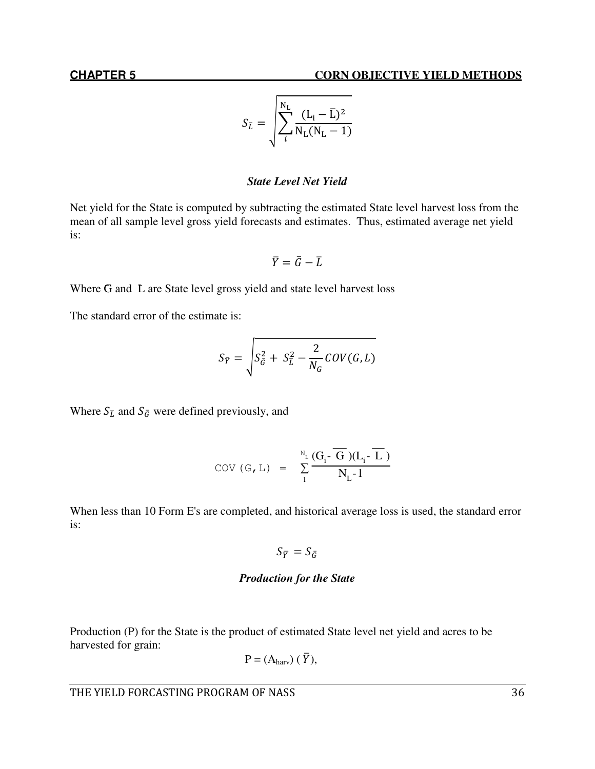$$S_{\bar{L}} = \sqrt{\sum_{i}^{N_L} \frac{(L_i - \bar{L})^2}{N_L(N_L - 1)}}$$

### *State Level Net Yield*

Net yield for the State is computed by subtracting the estimated State level harvest loss from the mean of all sample level gross yield forecasts and estimates. Thus, estimated average net yield is:

$$\bar{Y} = \bar{G} - \bar{L}$$

Where $\bar{G}$ and $\bar{L}$ are State level gross yield and state level harvest loss

The standard error of the estimate is:

$$S_{\bar{Y}} = \sqrt{S_{\bar{G}}^2 + S_{\bar{L}}^2 - \frac{2}{N_G} COV(G, L)}$$

Where $S_{\bar{L}}$ and $S_{\bar{G}}$ were defined previously, and

$$COV(G,L) = \sum_{1}^{N_L} \frac{(G_i - \bar{G})(L_i - \bar{L})}{N_L - 1}$$

When less than 10 Form E's are completed, and historical average loss is used, the standard error is:

$$S_{\bar{Y}} = S_{\bar{G}}$$

### *Production for the State*

Production (P) for the State is the product of estimated State level net yield and acres to be harvested for grain:

$$P = (A_{harv})(\bar{Y}),$$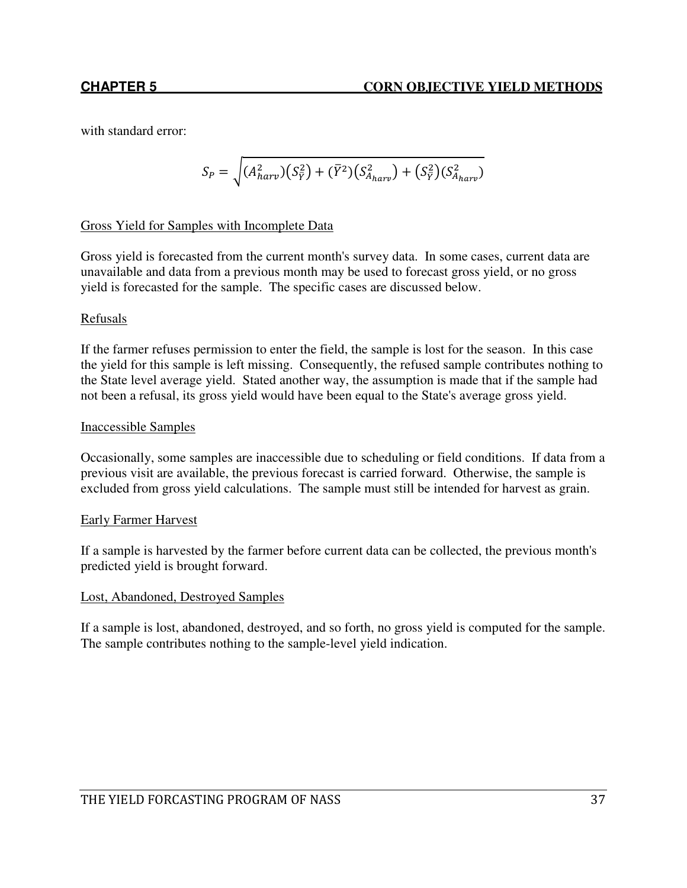with standard error:

$$S_P = \sqrt{(A_{harv}^2)(S_{\bar{Y}}^2) + (\bar{Y}^2)(S_{A_{harv}}^2) + (S_{\bar{Y}}^2)(S_{A_{harv}}^2)}$$

Gross Yield for Samples with Incomplete Data

Gross yield is forecasted from the current month's survey data. In some cases, current data are unavailable and data from a previous month may be used to forecast gross yield, or no gross yield is forecasted for the sample. The specific cases are discussed below.

Refusals

If the farmer refuses permission to enter the field, the sample is lost for the season. In this case the yield for this sample is left missing. Consequently, the refused sample contributes nothing to the State level average yield. Stated another way, the assumption is made that if the sample had not been a refusal, its gross yield would have been equal to the State's average gross yield.

Inaccessible Samples

Occasionally, some samples are inaccessible due to scheduling or field conditions. If data from a previous visit are available, the previous forecast is carried forward. Otherwise, the sample is excluded from gross yield calculations. The sample must still be intended for harvest as grain.

Early Farmer Harvest

If a sample is harvested by the farmer before current data can be collected, the previous month's predicted yield is brought forward.

Lost, Abandoned, Destroyed Samples

If a sample is lost, abandoned, destroyed, and so forth, no gross yield is computed for the sample. The sample contributes nothing to the sample-level yield indication.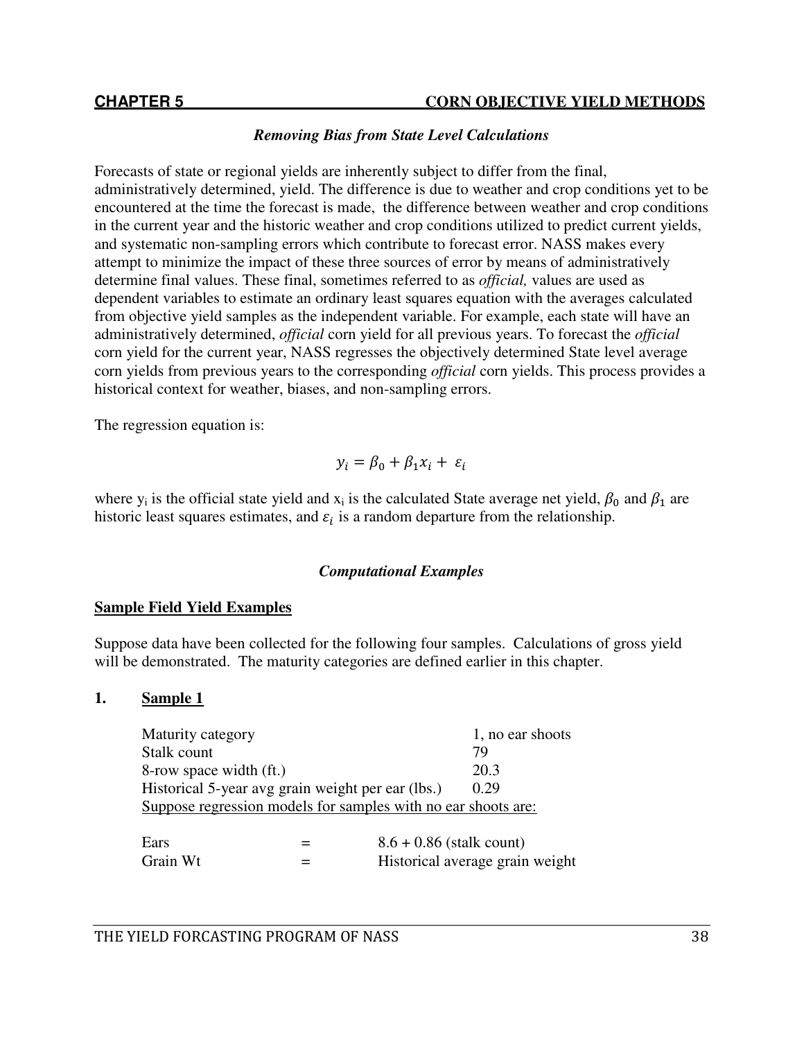### Removing Bias from State Level Calculations

Forecasts of state or regional yields are inherently subject to differ from the final, administratively determined, yield. The difference is due to weather and crop conditions yet to be encountered at the time the forecast is made, the difference between weather and crop conditions in the current year and the historic weather and crop conditions utilized to predict current yields, and systematic non-sampling errors which contribute to forecast error. NASS makes every attempt to minimize the impact of these three sources of error by means of administratively determine final values. These final, sometimes referred to as *official,* values are used as dependent variables to estimate an ordinary least squares equation with the averages calculated from objective yield samples as the independent variable. For example, each state will have an administratively determined, *official* corn yield for all previous years. To forecast the *official* corn yield for the current year, NASS regresses the objectively determined State level average corn yields from previous years to the corresponding *official* corn yields. This process provides a historical context for weather, biases, and non-sampling errors.

The regression equation is:

$$y_i = \beta_0 + \beta_1 x_i + \varepsilon_i$$

where $y_i$ is the official state yield and $x_i$ is the calculated State average net yield, $\beta_0$ and $\beta_1$ are historic least squares estimates, and $\varepsilon_i$ is a random departure from the relationship.

### Computational Examples

**Sample Field Yield Examples**

Suppose data have been collected for the following four samples. Calculations of gross yield will be demonstrated. The maturity categories are defined earlier in this chapter.

**1. Sample 1**

| | |
|---|---|
| Maturity category | 1, no ear shoots |
| Stalk count | 79 |
| 8-row space width (ft.) | 20.3 |
| Historical 5-year avg grain weight per ear (lbs.) | 0.29 |

Suppose regression models for samples with no ear shoots are:

| | | |
|---|---|---|
| Ears | = | 8.6 + 0.86 (stalk count) |
| Grain Wt | = | Historical average grain weight |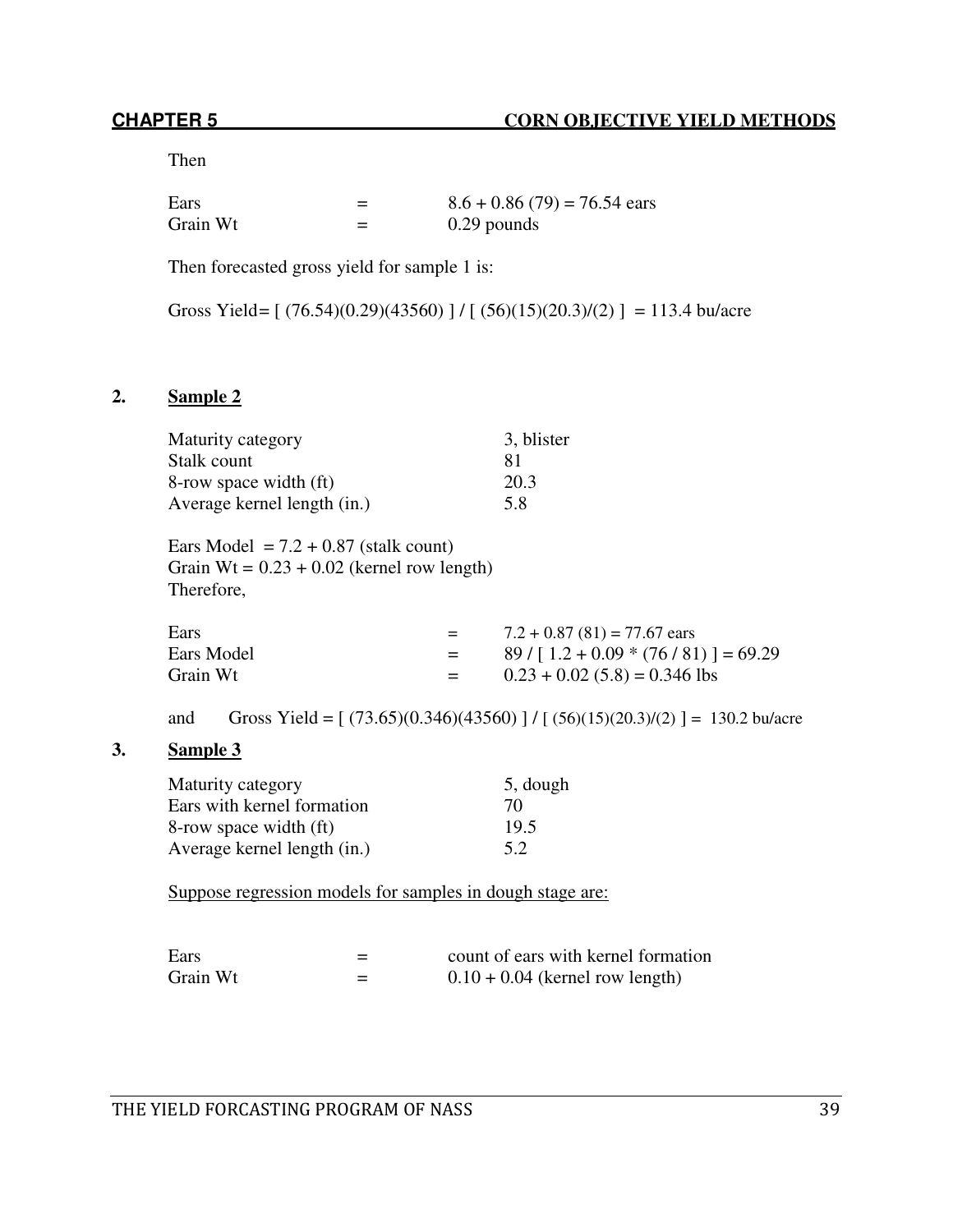Then

| | | |
|---|---|---|
| Ears | = | 8.6 + 0.86 (79) = 76.54 ears |
| Grain Wt | = | 0.29 pounds |

Then forecasted gross yield for sample 1 is:

Gross Yield= [ (76.54)(0.29)(43560) ] / [ (56)(15)(20.3)/(2) ] = 113.4 bu/acre

## 2. Sample 2

| | |
|---|---|
| Maturity category | 3, blister |
| Stalk count | 81 |
| 8-row space width (ft) | 20.3 |
| Average kernel length (in.) | 5.8 |

Ears Model = 7.2 + 0.87 (stalk count)
Grain Wt = 0.23 + 0.02 (kernel row length)
Therefore,

| | | |
|---|---|---|
| Ears | = | 7.2 + 0.87 (81) = 77.67 ears |
| Ears Model | = | 89 / [ 1.2 + 0.09 * (76 / 81) ] = 69.29 |
| Grain Wt | = | 0.23 + 0.02 (5.8) = 0.346 lbs |

and Gross Yield = [ (73.65)(0.346)(43560) ] / [ (56)(15)(20.3)/(2) ] = 130.2 bu/acre

## 3. Sample 3

| | |
|---|---|
| Maturity category | 5, dough |
| Ears with kernel formation | 70 |
| 8-row space width (ft) | 19.5 |
| Average kernel length (in.) | 5.2 |

Suppose regression models for samples in dough stage are:

| | | |
|---|---|---|
| Ears | = | count of ears with kernel formation |
| Grain Wt | = | 0.10 + 0.04 (kernel row length) |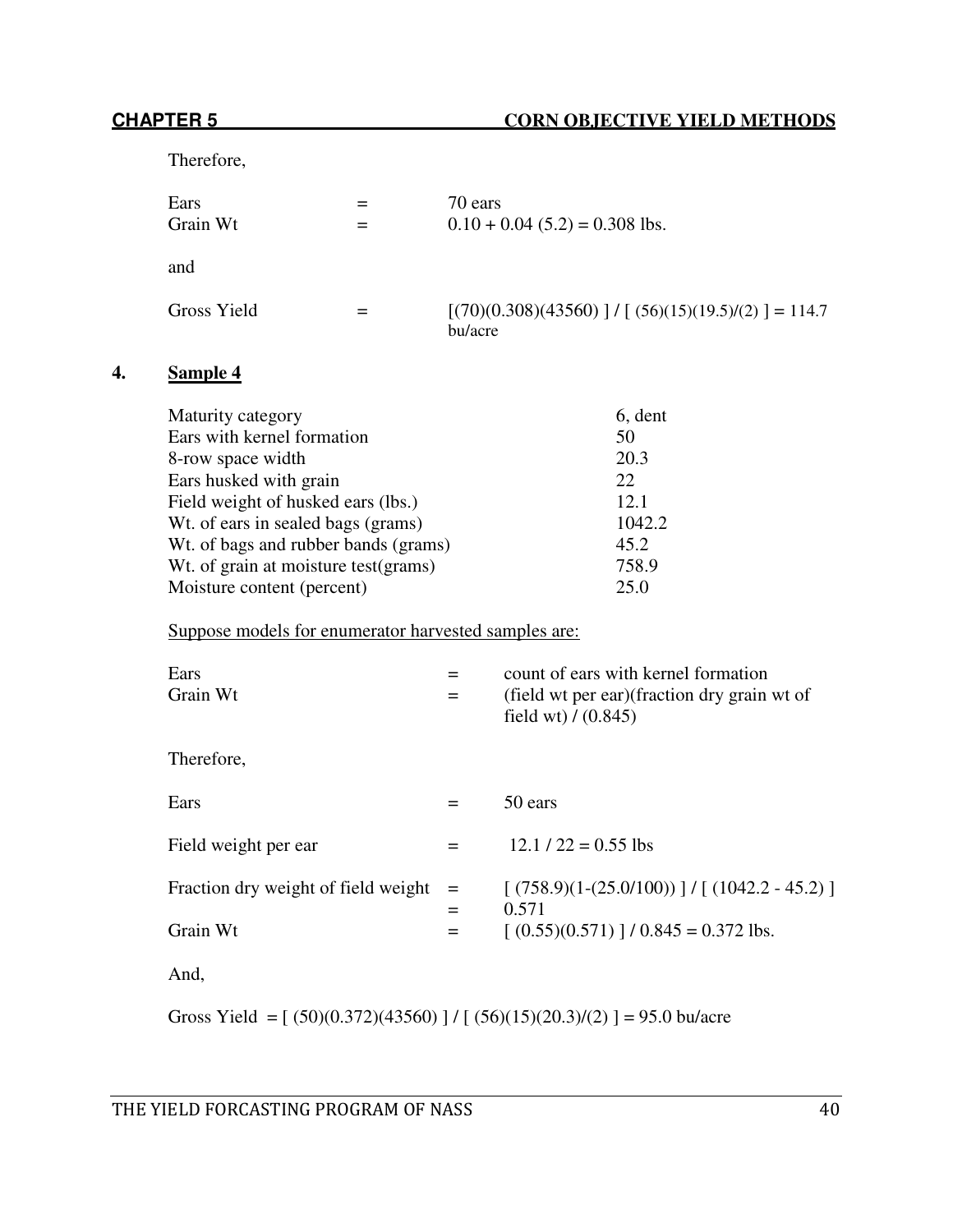Therefore,

| | | |
|---|---|---|
| Ears | = | 70 ears |
| Grain Wt | = | $0.10 + 0.04\ (5.2) = 0.308$ lbs. |

and

| | | |
|---|---|---|
| Gross Yield | = | $[(70)(0.308)(43560)\ ] / [\ (56)(15)(19.5)/(2)\ ] = 114.7$ bu/acre |

## 4. Sample 4

| | |
|---|---|
| Maturity category | 6, dent |
| Ears with kernel formation | 50 |
| 8-row space width | 20.3 |
| Ears husked with grain | 22 |
| Field weight of husked ears (lbs.) | 12.1 |
| Wt. of ears in sealed bags (grams) | 1042.2 |
| Wt. of bags and rubber bands (grams) | 45.2 |
| Wt. of grain at moisture test(grams) | 758.9 |
| Moisture content (percent) | 25.0 |

Suppose models for enumerator harvested samples are:

| | | |
|---|---|---|
| Ears | = | count of ears with kernel formation |
| Grain Wt | = | (field wt per ear)(fraction dry grain wt of field wt) / (0.845) |

Therefore,

| | | |
|---|---|---|
| Ears | = | 50 ears |
| Field weight per ear | = | $12.1 / 22 = 0.55$ lbs |
| Fraction dry weight of field weight | = | $[\ (758.9)(1-(25.0/100))\ ] / [\ (1042.2 - 45.2)\ ]$ |
| | = | 0.571 |
| Grain Wt | = | $[\ (0.55)(0.571)\ ] / 0.845 = 0.372$ lbs. |

And,

Gross Yield $= [\ (50)(0.372)(43560)\ ] / [\ (56)(15)(20.3)/(2)\ ] = 95.0$ bu/acre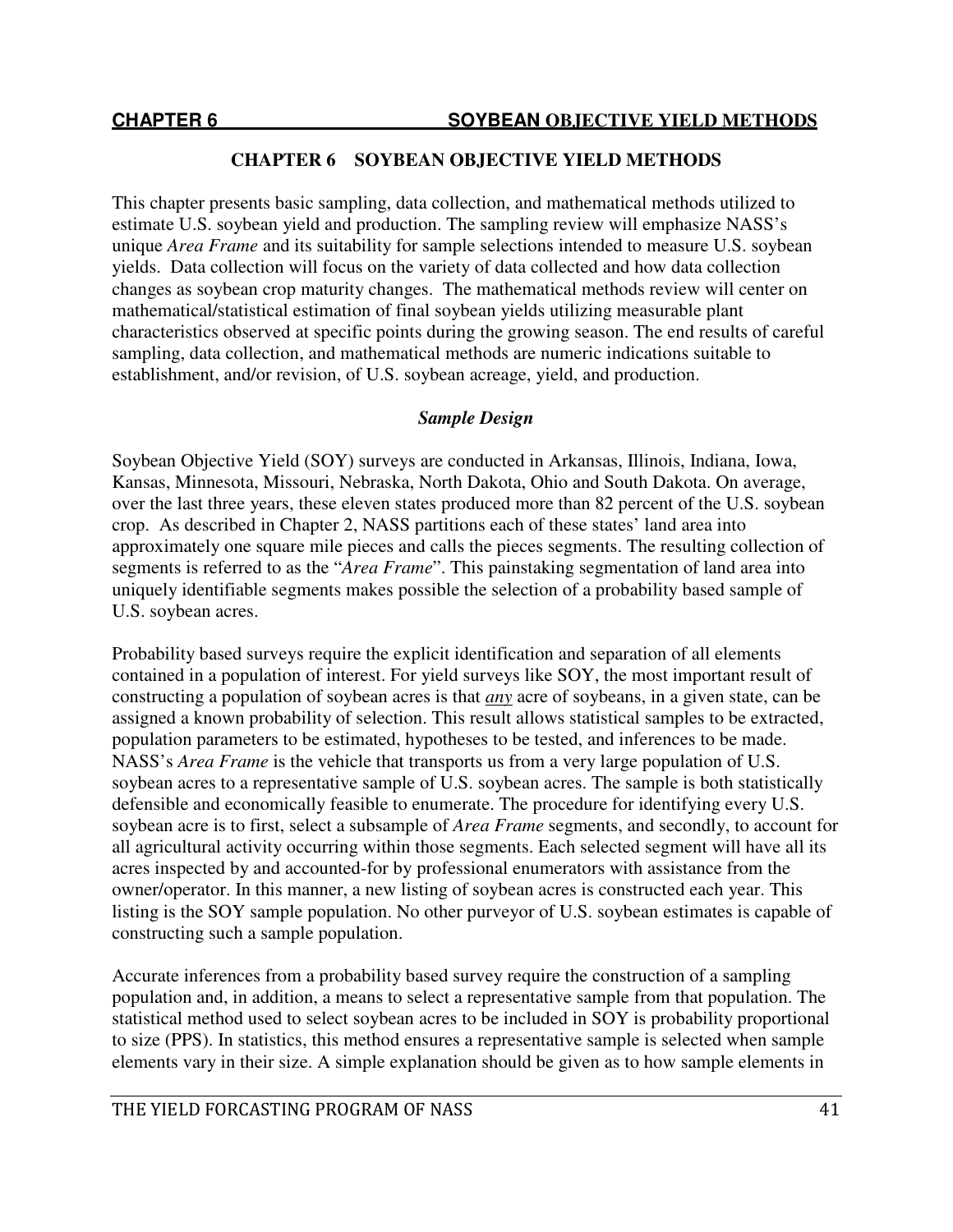# CHAPTER 6 SOYBEAN OBJECTIVE YIELD METHODS

This chapter presents basic sampling, data collection, and mathematical methods utilized to estimate U.S. soybean yield and production. The sampling review will emphasize NASS's unique *Area Frame* and its suitability for sample selections intended to measure U.S. soybean yields. Data collection will focus on the variety of data collected and how data collection changes as soybean crop maturity changes. The mathematical methods review will center on mathematical/statistical estimation of final soybean yields utilizing measurable plant characteristics observed at specific points during the growing season. The end results of careful sampling, data collection, and mathematical methods are numeric indications suitable to establishment, and/or revision, of U.S. soybean acreage, yield, and production.

### *Sample Design*

Soybean Objective Yield (SOY) surveys are conducted in Arkansas, Illinois, Indiana, Iowa, Kansas, Minnesota, Missouri, Nebraska, North Dakota, Ohio and South Dakota. On average, over the last three years, these eleven states produced more than 82 percent of the U.S. soybean crop. As described in Chapter 2, NASS partitions each of these states' land area into approximately one square mile pieces and calls the pieces segments. The resulting collection of segments is referred to as the "*Area Frame*". This painstaking segmentation of land area into uniquely identifiable segments makes possible the selection of a probability based sample of U.S. soybean acres.

Probability based surveys require the explicit identification and separation of all elements contained in a population of interest. For yield surveys like SOY, the most important result of constructing a population of soybean acres is that ***any*** acre of soybeans, in a given state, can be assigned a known probability of selection. This result allows statistical samples to be extracted, population parameters to be estimated, hypotheses to be tested, and inferences to be made. NASS's *Area Frame* is the vehicle that transports us from a very large population of U.S. soybean acres to a representative sample of U.S. soybean acres. The sample is both statistically defensible and economically feasible to enumerate. The procedure for identifying every U.S. soybean acre is to first, select a subsample of *Area Frame* segments, and secondly, to account for all agricultural activity occurring within those segments. Each selected segment will have all its acres inspected by and accounted-for by professional enumerators with assistance from the owner/operator. In this manner, a new listing of soybean acres is constructed each year. This listing is the SOY sample population. No other purveyor of U.S. soybean estimates is capable of constructing such a sample population.

Accurate inferences from a probability based survey require the construction of a sampling population and, in addition, a means to select a representative sample from that population. The statistical method used to select soybean acres to be included in SOY is probability proportional to size (PPS). In statistics, this method ensures a representative sample is selected when sample elements vary in their size. A simple explanation should be given as to how sample elements in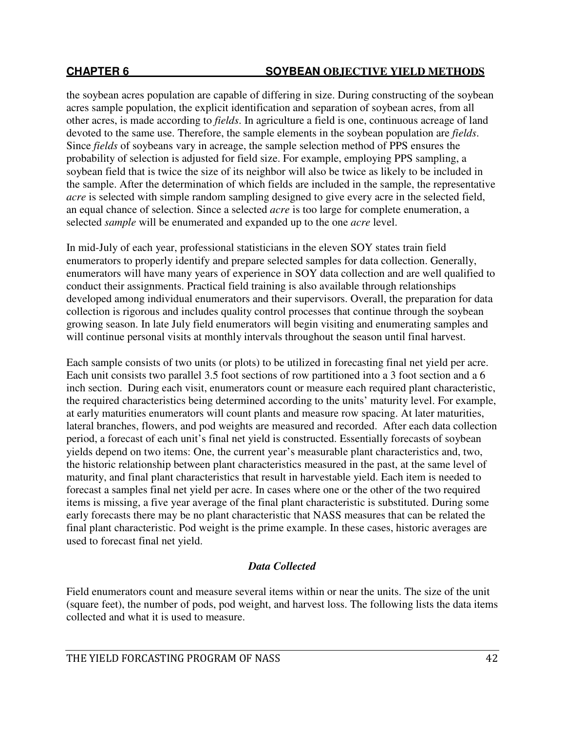the soybean acres population are capable of differing in size. During constructing of the soybean acres sample population, the explicit identification and separation of soybean acres, from all other acres, is made according to *fields*. In agriculture a field is one, continuous acreage of land devoted to the same use. Therefore, the sample elements in the soybean population are *fields*. Since *fields* of soybeans vary in acreage, the sample selection method of PPS ensures the probability of selection is adjusted for field size. For example, employing PPS sampling, a soybean field that is twice the size of its neighbor will also be twice as likely to be included in the sample. After the determination of which fields are included in the sample, the representative *acre* is selected with simple random sampling designed to give every acre in the selected field, an equal chance of selection. Since a selected *acre* is too large for complete enumeration, a selected *sample* will be enumerated and expanded up to the one *acre* level.

In mid-July of each year, professional statisticians in the eleven SOY states train field enumerators to properly identify and prepare selected samples for data collection. Generally, enumerators will have many years of experience in SOY data collection and are well qualified to conduct their assignments. Practical field training is also available through relationships developed among individual enumerators and their supervisors. Overall, the preparation for data collection is rigorous and includes quality control processes that continue through the soybean growing season. In late July field enumerators will begin visiting and enumerating samples and will continue personal visits at monthly intervals throughout the season until final harvest.

Each sample consists of two units (or plots) to be utilized in forecasting final net yield per acre. Each unit consists two parallel 3.5 foot sections of row partitioned into a 3 foot section and a 6 inch section. During each visit, enumerators count or measure each required plant characteristic, the required characteristics being determined according to the units' maturity level. For example, at early maturities enumerators will count plants and measure row spacing. At later maturities, lateral branches, flowers, and pod weights are measured and recorded. After each data collection period, a forecast of each unit's final net yield is constructed. Essentially forecasts of soybean yields depend on two items: One, the current year's measurable plant characteristics and, two, the historic relationship between plant characteristics measured in the past, at the same level of maturity, and final plant characteristics that result in harvestable yield. Each item is needed to forecast a samples final net yield per acre. In cases where one or the other of the two required items is missing, a five year average of the final plant characteristic is substituted. During some early forecasts there may be no plant characteristic that NASS measures that can be related the final plant characteristic. Pod weight is the prime example. In these cases, historic averages are used to forecast final net yield.

### *Data Collected*

Field enumerators count and measure several items within or near the units. The size of the unit (square feet), the number of pods, pod weight, and harvest loss. The following lists the data items collected and what it is used to measure.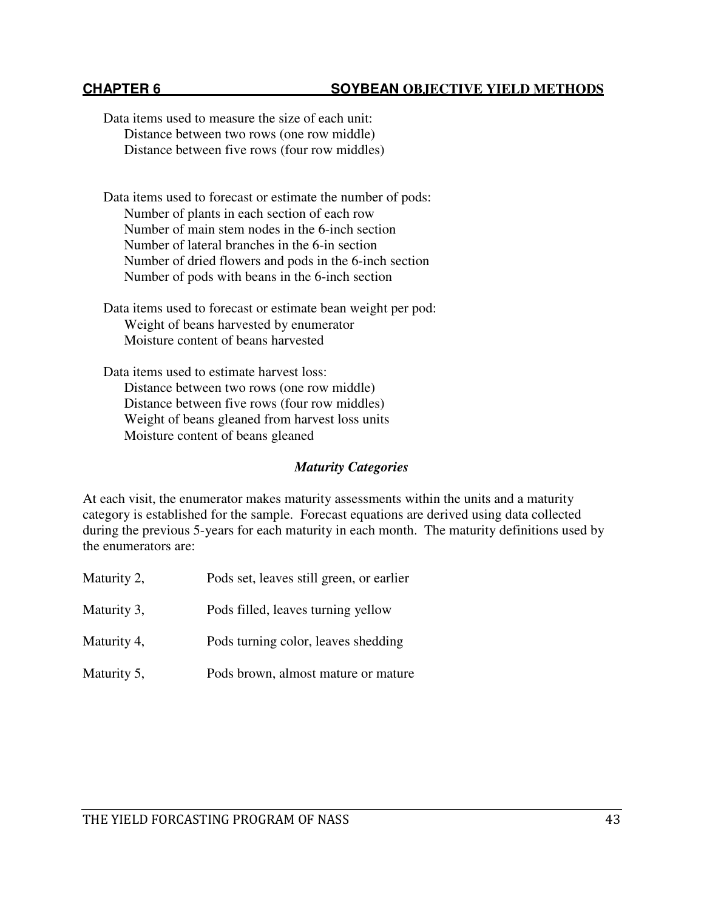Data items used to measure the size of each unit:
- Distance between two rows (one row middle)
- Distance between five rows (four row middles)

Data items used to forecast or estimate the number of pods:
- Number of plants in each section of each row
- Number of main stem nodes in the 6-inch section
- Number of lateral branches in the 6-in section
- Number of dried flowers and pods in the 6-inch section
- Number of pods with beans in the 6-inch section

Data items used to forecast or estimate bean weight per pod:
- Weight of beans harvested by enumerator
- Moisture content of beans harvested

Data items used to estimate harvest loss:
- Distance between two rows (one row middle)
- Distance between five rows (four row middles)
- Weight of beans gleaned from harvest loss units
- Moisture content of beans gleaned

### *Maturity Categories*

At each visit, the enumerator makes maturity assessments within the units and a maturity category is established for the sample. Forecast equations are derived using data collected during the previous 5-years for each maturity in each month. The maturity definitions used by the enumerators are:

Maturity 2, Pods set, leaves still green, or earlier

Maturity 3, Pods filled, leaves turning yellow

Maturity 4, Pods turning color, leaves shedding

Maturity 5, Pods brown, almost mature or mature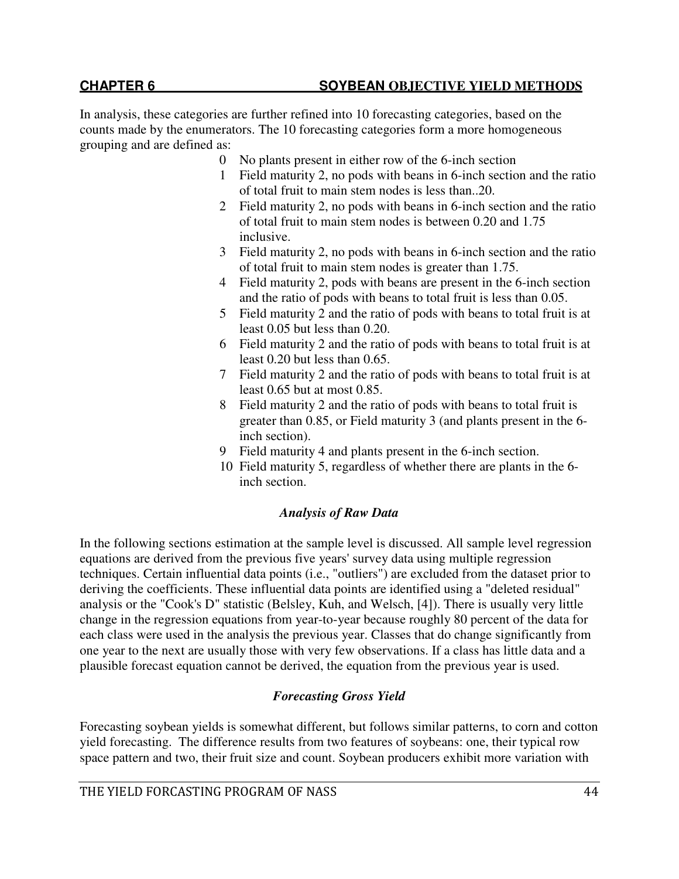In analysis, these categories are further refined into 10 forecasting categories, based on the counts made by the enumerators. The 10 forecasting categories form a more homogeneous grouping and are defined as:

0 No plants present in either row of the 6-inch section
1 Field maturity 2, no pods with beans in 6-inch section and the ratio of total fruit to main stem nodes is less than..20.
2 Field maturity 2, no pods with beans in 6-inch section and the ratio of total fruit to main stem nodes is between 0.20 and 1.75 inclusive.
3 Field maturity 2, no pods with beans in 6-inch section and the ratio of total fruit to main stem nodes is greater than 1.75.
4 Field maturity 2, pods with beans are present in the 6-inch section and the ratio of pods with beans to total fruit is less than 0.05.
5 Field maturity 2 and the ratio of pods with beans to total fruit is at least 0.05 but less than 0.20.
6 Field maturity 2 and the ratio of pods with beans to total fruit is at least 0.20 but less than 0.65.
7 Field maturity 2 and the ratio of pods with beans to total fruit is at least 0.65 but at most 0.85.
8 Field maturity 2 and the ratio of pods with beans to total fruit is greater than 0.85, or Field maturity 3 (and plants present in the 6-inch section).
9 Field maturity 4 and plants present in the 6-inch section.
10 Field maturity 5, regardless of whether there are plants in the 6-inch section.

### *Analysis of Raw Data*

In the following sections estimation at the sample level is discussed. All sample level regression equations are derived from the previous five years' survey data using multiple regression techniques. Certain influential data points (i.e., "outliers") are excluded from the dataset prior to deriving the coefficients. These influential data points are identified using a "deleted residual" analysis or the "Cook's D" statistic (Belsley, Kuh, and Welsch, [4]). There is usually very little change in the regression equations from year-to-year because roughly 80 percent of the data for each class were used in the analysis the previous year. Classes that do change significantly from one year to the next are usually those with very few observations. If a class has little data and a plausible forecast equation cannot be derived, the equation from the previous year is used.

### *Forecasting Gross Yield*

Forecasting soybean yields is somewhat different, but follows similar patterns, to corn and cotton yield forecasting. The difference results from two features of soybeans: one, their typical row space pattern and two, their fruit size and count. Soybean producers exhibit more variation with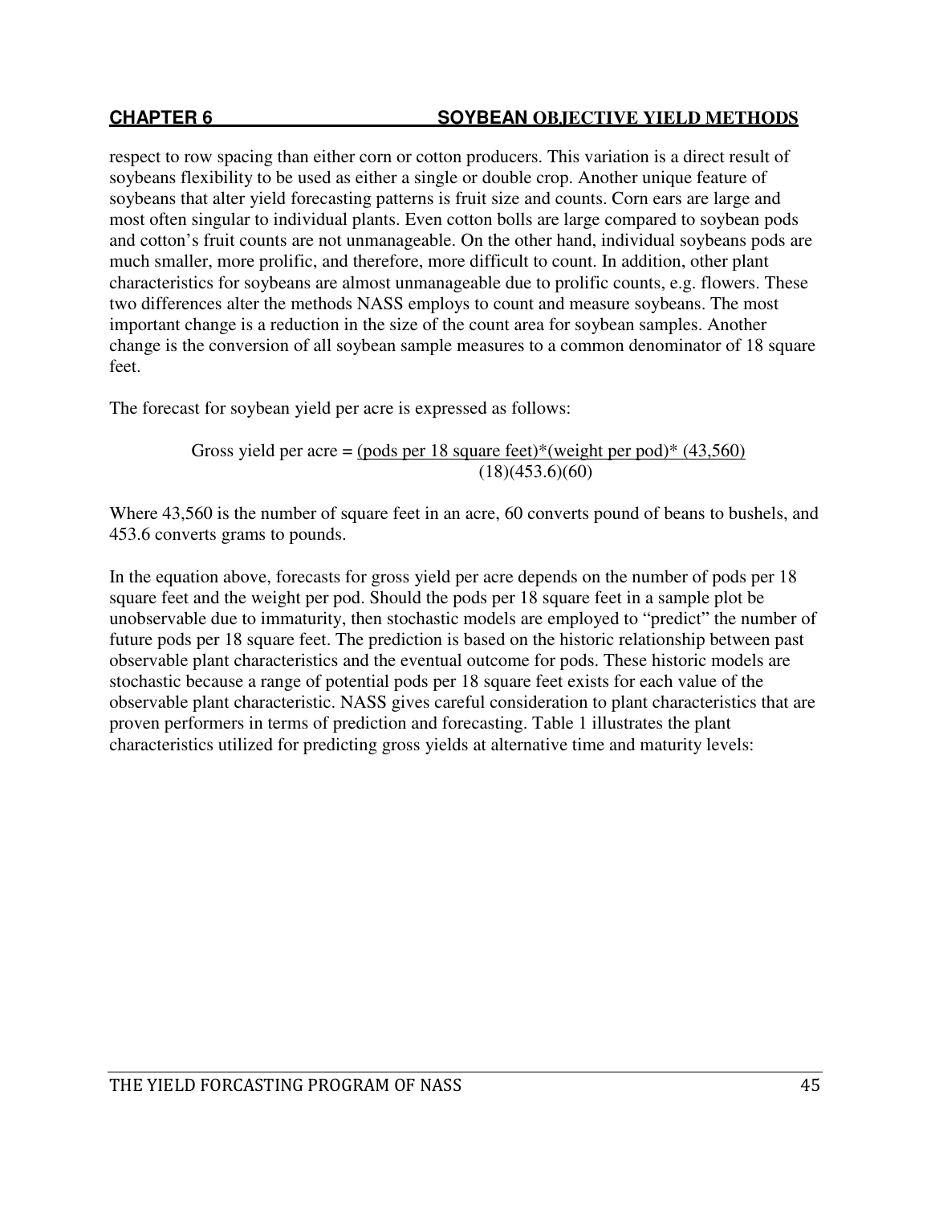respect to row spacing than either corn or cotton producers. This variation is a direct result of soybeans flexibility to be used as either a single or double crop. Another unique feature of soybeans that alter yield forecasting patterns is fruit size and counts. Corn ears are large and most often singular to individual plants. Even cotton bolls are large compared to soybean pods and cotton's fruit counts are not unmanageable. On the other hand, individual soybeans pods are much smaller, more prolific, and therefore, more difficult to count. In addition, other plant characteristics for soybeans are almost unmanageable due to prolific counts, e.g. flowers. These two differences alter the methods NASS employs to count and measure soybeans. The most important change is a reduction in the size of the count area for soybean samples. Another change is the conversion of all soybean sample measures to a common denominator of 18 square feet.

The forecast for soybean yield per acre is expressed as follows:

$$\text{Gross yield per acre} = \frac{(\text{pods per 18 square feet})*(\text{weight per pod})*(43{,}560)}{(18)(453.6)(60)}$$

Where 43,560 is the number of square feet in an acre, 60 converts pound of beans to bushels, and 453.6 converts grams to pounds.

In the equation above, forecasts for gross yield per acre depends on the number of pods per 18 square feet and the weight per pod. Should the pods per 18 square feet in a sample plot be unobservable due to immaturity, then stochastic models are employed to "predict" the number of future pods per 18 square feet. The prediction is based on the historic relationship between past observable plant characteristics and the eventual outcome for pods. These historic models are stochastic because a range of potential pods per 18 square feet exists for each value of the observable plant characteristic. NASS gives careful consideration to plant characteristics that are proven performers in terms of prediction and forecasting. Table 1 illustrates the plant characteristics utilized for predicting gross yields at alternative time and maturity levels: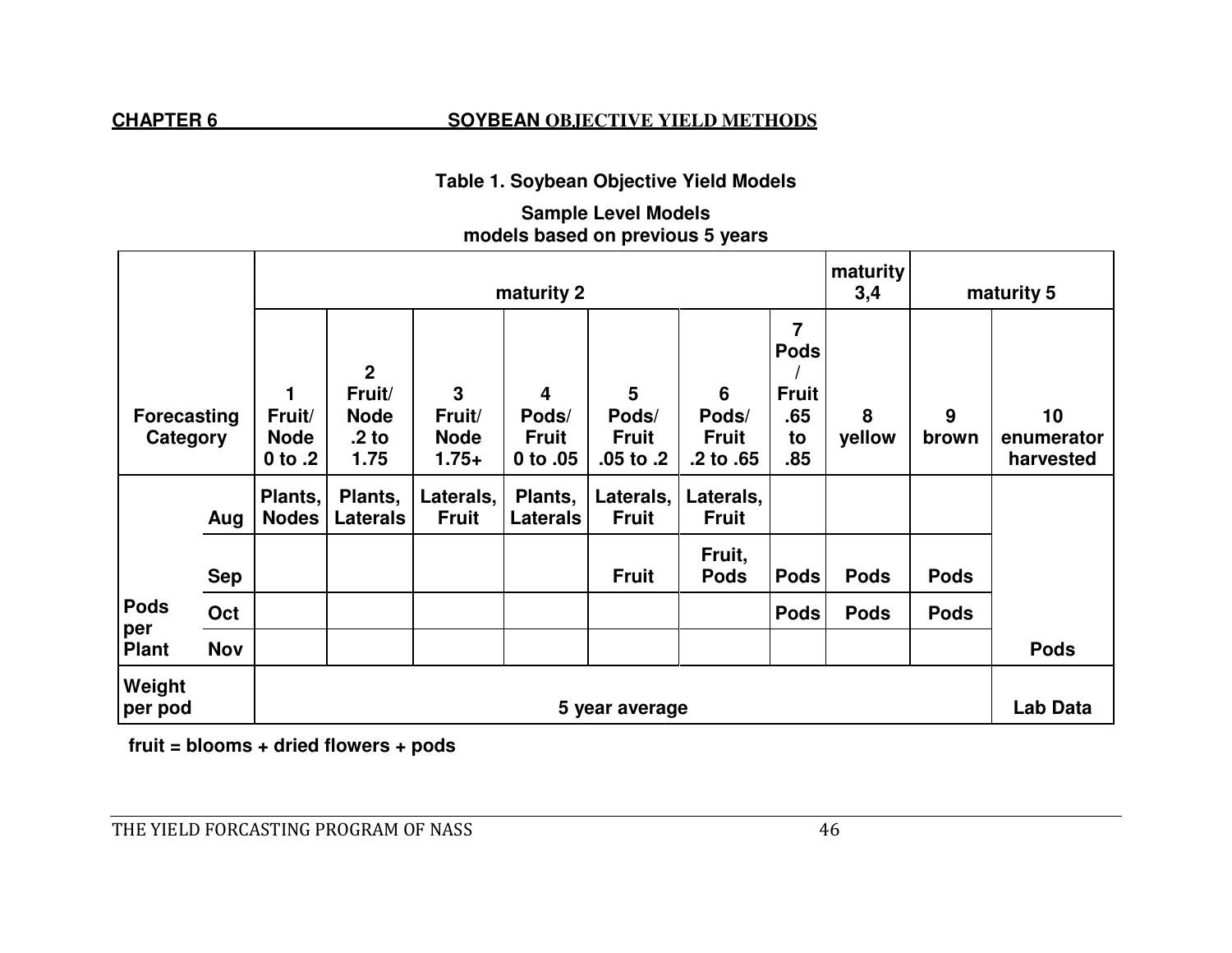**Table 1. Soybean Objective Yield Models**

**Sample Level Models**
**models based on previous 5 years**

| Forecasting Category | | maturity 2 | | | | | | | maturity 3,4 | maturity 5 | |
|---|---|---|---|---|---|---|---|---|---|---|---|
| | | 1 Fruit/ Node 0 to .2 | 2 Fruit/ Node .2 to 1.75 | 3 Fruit/ Node 1.75+ | 4 Pods/ Fruit 0 to .05 | 5 Pods/ Fruit .05 to .2 | 6 Pods/ Fruit .2 to .65 | 7 Pods / Fruit .65 to .85 | 8 yellow | 9 brown | 10 enumerator harvested |
| Pods per Plant | Aug | Plants, Nodes | Plants, Laterals | Laterals, Fruit | Plants, Laterals | Laterals, Fruit | Laterals, Fruit | | | | |
| | Sep | | | | | Fruit | Fruit, Pods | Pods | Pods | Pods | |
| | Oct | | | | | | | Pods | Pods | Pods | |
| | Nov | | | | | | | | | | Pods |
| Weight per pod | | 5 year average | | | | | | | | | Lab Data |

fruit = blooms + dried flowers + pods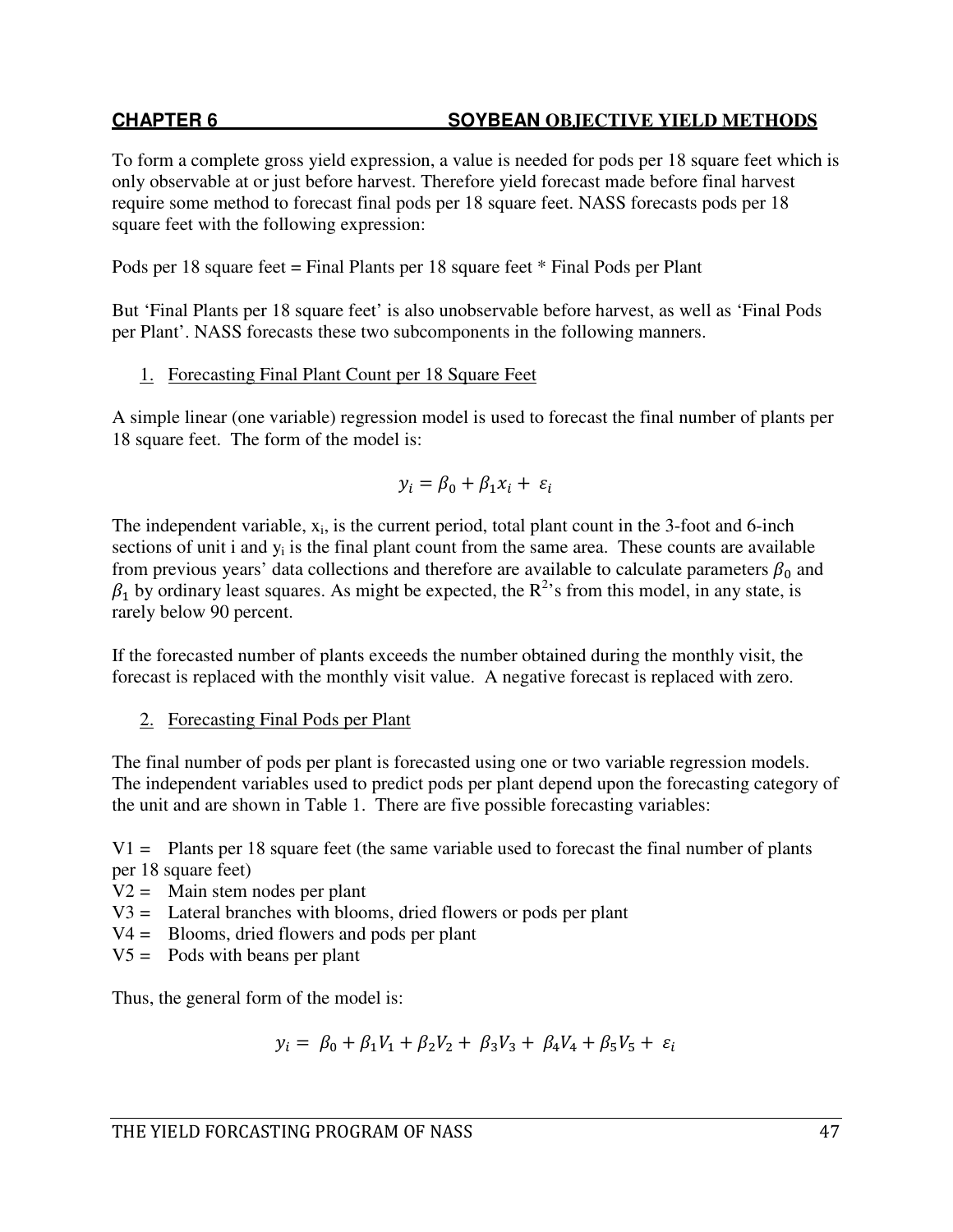To form a complete gross yield expression, a value is needed for pods per 18 square feet which is only observable at or just before harvest. Therefore yield forecast made before final harvest require some method to forecast final pods per 18 square feet. NASS forecasts pods per 18 square feet with the following expression:

Pods per 18 square feet = Final Plants per 18 square feet * Final Pods per Plant

But 'Final Plants per 18 square feet' is also unobservable before harvest, as well as 'Final Pods per Plant'. NASS forecasts these two subcomponents in the following manners.

1. Forecasting Final Plant Count per 18 Square Feet

A simple linear (one variable) regression model is used to forecast the final number of plants per 18 square feet. The form of the model is:

$$y_i = \beta_0 + \beta_1 x_i + \varepsilon_i$$

The independent variable, $x_i$, is the current period, total plant count in the 3-foot and 6-inch sections of unit i and $y_i$ is the final plant count from the same area. These counts are available from previous years' data collections and therefore are available to calculate parameters $\beta_0$ and $\beta_1$ by ordinary least squares. As might be expected, the $R^2$'s from this model, in any state, is rarely below 90 percent.

If the forecasted number of plants exceeds the number obtained during the monthly visit, the forecast is replaced with the monthly visit value. A negative forecast is replaced with zero.

2. Forecasting Final Pods per Plant

The final number of pods per plant is forecasted using one or two variable regression models. The independent variables used to predict pods per plant depend upon the forecasting category of the unit and are shown in Table 1. There are five possible forecasting variables:

V1 = Plants per 18 square feet (the same variable used to forecast the final number of plants per 18 square feet)
V2 = Main stem nodes per plant
V3 = Lateral branches with blooms, dried flowers or pods per plant
V4 = Blooms, dried flowers and pods per plant
V5 = Pods with beans per plant

Thus, the general form of the model is:

$$y_i = \beta_0 + \beta_1 V_1 + \beta_2 V_2 + \beta_3 V_3 + \beta_4 V_4 + \beta_5 V_5 + \varepsilon_i$$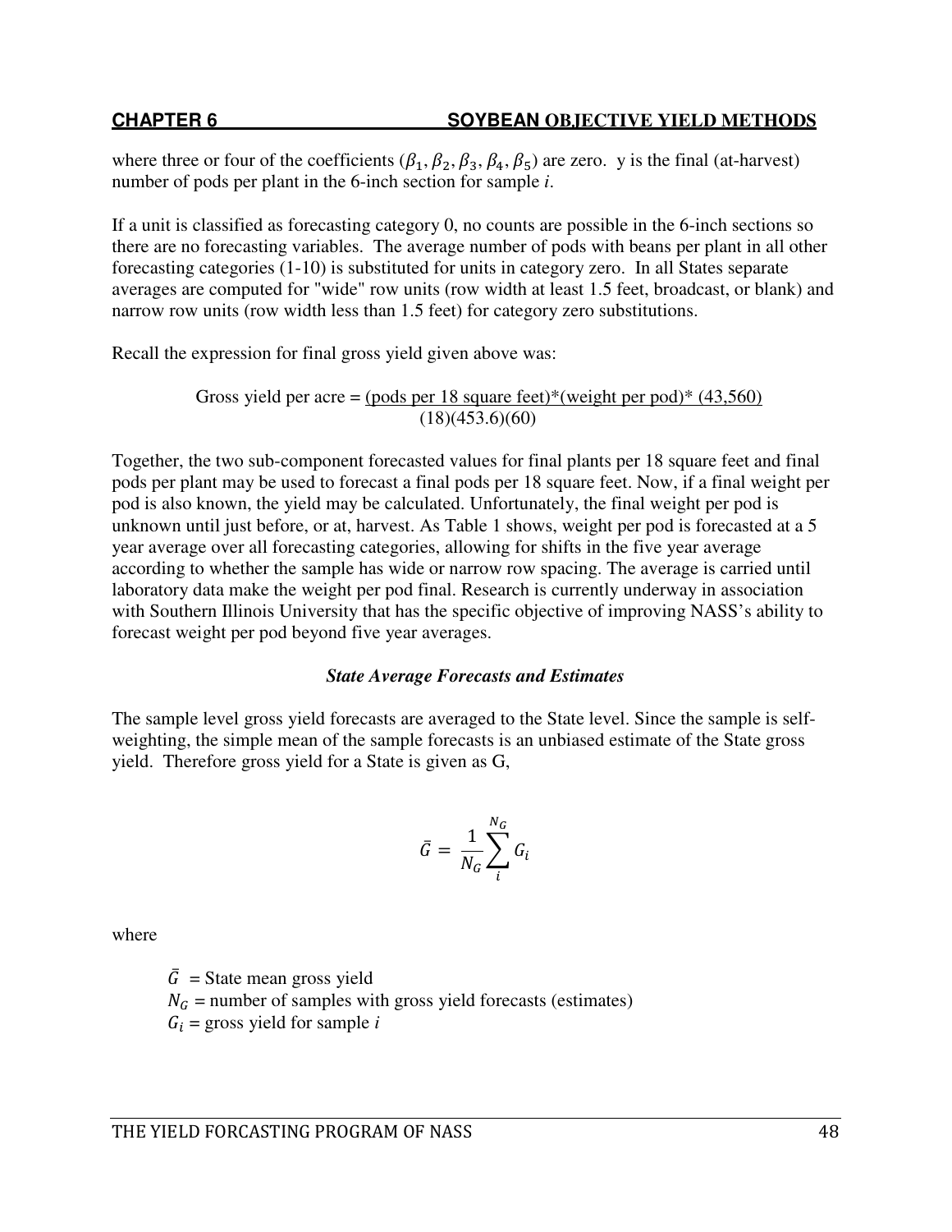where three or four of the coefficients ($\beta_1, \beta_2, \beta_3, \beta_4, \beta_5$) are zero. y is the final (at-harvest) number of pods per plant in the 6-inch section for sample $i$.

If a unit is classified as forecasting category 0, no counts are possible in the 6-inch sections so there are no forecasting variables. The average number of pods with beans per plant in all other forecasting categories (1-10) is substituted for units in category zero. In all States separate averages are computed for "wide" row units (row width at least 1.5 feet, broadcast, or blank) and narrow row units (row width less than 1.5 feet) for category zero substitutions.

Recall the expression for final gross yield given above was:

$$\text{Gross yield per acre} = \frac{(\text{pods per 18 square feet})*(\text{weight per pod})*(43{,}560)}{(18)(453.6)(60)}$$

Together, the two sub-component forecasted values for final plants per 18 square feet and final pods per plant may be used to forecast a final pods per 18 square feet. Now, if a final weight per pod is also known, the yield may be calculated. Unfortunately, the final weight per pod is unknown until just before, or at, harvest. As Table 1 shows, weight per pod is forecasted at a 5 year average over all forecasting categories, allowing for shifts in the five year average according to whether the sample has wide or narrow row spacing. The average is carried until laboratory data make the weight per pod final. Research is currently underway in association with Southern Illinois University that has the specific objective of improving NASS's ability to forecast weight per pod beyond five year averages.

### *State Average Forecasts and Estimates*

The sample level gross yield forecasts are averaged to the State level. Since the sample is self-weighting, the simple mean of the sample forecasts is an unbiased estimate of the State gross yield. Therefore gross yield for a State is given as G,

$$\bar{G} = \frac{1}{N_G}\sum_{i}^{N_G} G_i$$

where

$\bar{G}$ = State mean gross yield
$N_G$ = number of samples with gross yield forecasts (estimates)
$G_i$ = gross yield for sample $i$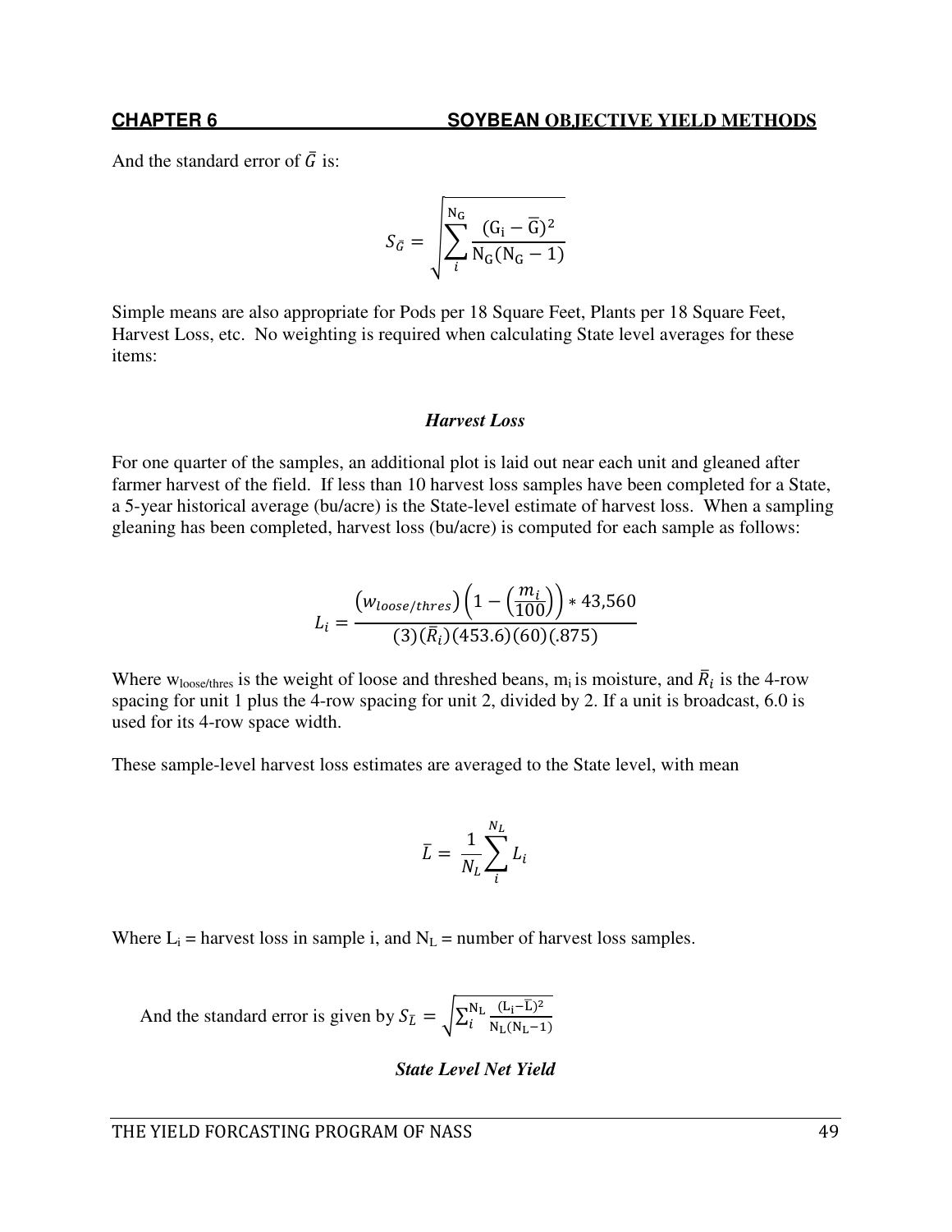And the standard error of $\bar{G}$ is:

$$S_{\bar{G}} = \sqrt{\sum_{i}^{N_G} \frac{(G_i - \bar{G})^2}{N_G(N_G - 1)}}$$

Simple means are also appropriate for Pods per 18 Square Feet, Plants per 18 Square Feet, Harvest Loss, etc. No weighting is required when calculating State level averages for these items:

### *Harvest Loss*

For one quarter of the samples, an additional plot is laid out near each unit and gleaned after farmer harvest of the field. If less than 10 harvest loss samples have been completed for a State, a 5-year historical average (bu/acre) is the State-level estimate of harvest loss. When a sampling gleaning has been completed, harvest loss (bu/acre) is computed for each sample as follows:

$$L_i = \frac{(w_{loose/thres})\left(1 - \left(\frac{m_i}{100}\right)\right) * 43{,}560}{(3)(\bar{R}_i)(453.6)(60)(.875)}$$

Where $w_{loose/thres}$ is the weight of loose and threshed beans, $m_i$ is moisture, and $\bar{R}_i$ is the 4-row spacing for unit 1 plus the 4-row spacing for unit 2, divided by 2. If a unit is broadcast, 6.0 is used for its 4-row space width.

These sample-level harvest loss estimates are averaged to the State level, with mean

$$\bar{L} = \frac{1}{N_L} \sum_{i}^{N_L} L_i$$

Where $L_i$ = harvest loss in sample i, and $N_L$ = number of harvest loss samples.

And the standard error is given by $S_{\bar{L}} = \sqrt{\sum_{i}^{N_L} \frac{(L_i - \bar{L})^2}{N_L(N_L - 1)}}$

### *State Level Net Yield*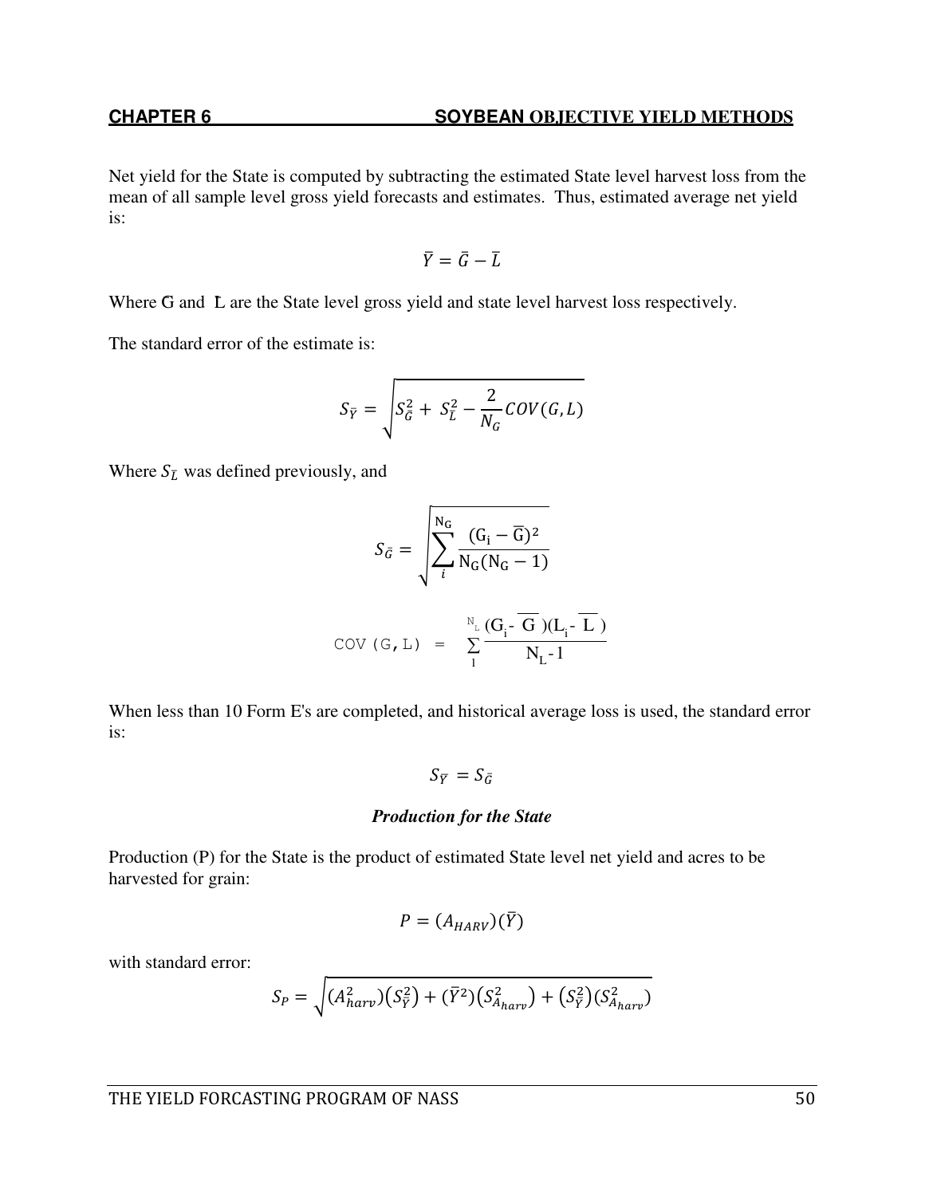Net yield for the State is computed by subtracting the estimated State level harvest loss from the mean of all sample level gross yield forecasts and estimates. Thus, estimated average net yield is:

$$\bar{Y} = \bar{G} - \bar{L}$$

Where $\bar{G}$ and $\bar{L}$ are the State level gross yield and state level harvest loss respectively.

The standard error of the estimate is:

$$S_{\bar{Y}} = \sqrt{S_{\bar{G}}^2 + S_{\bar{L}}^2 - \frac{2}{N_G} COV(G, L)}$$

Where $S_{\bar{L}}$ was defined previously, and

$$S_{\bar{G}} = \sqrt{\sum_{i}^{N_G} \frac{(G_i - \bar{G})^2}{N_G(N_G - 1)}}$$

$$COV(G,L) = \sum_{1}^{N_L} \frac{(G_i - \bar{G})(L_i - \bar{L})}{N_L - 1}$$

When less than 10 Form E's are completed, and historical average loss is used, the standard error is:

$$S_{\bar{Y}} = S_{\bar{G}}$$

### *Production for the State*

Production (P) for the State is the product of estimated State level net yield and acres to be harvested for grain:

$$P = (A_{HARV})(\bar{Y})$$

with standard error:

$$S_P = \sqrt{(A_{harv}^2)(S_{\bar{Y}}^2) + (\bar{Y}^2)(S_{A_{harv}}^2) + (S_{\bar{Y}}^2)(S_{A_{harv}}^2)}$$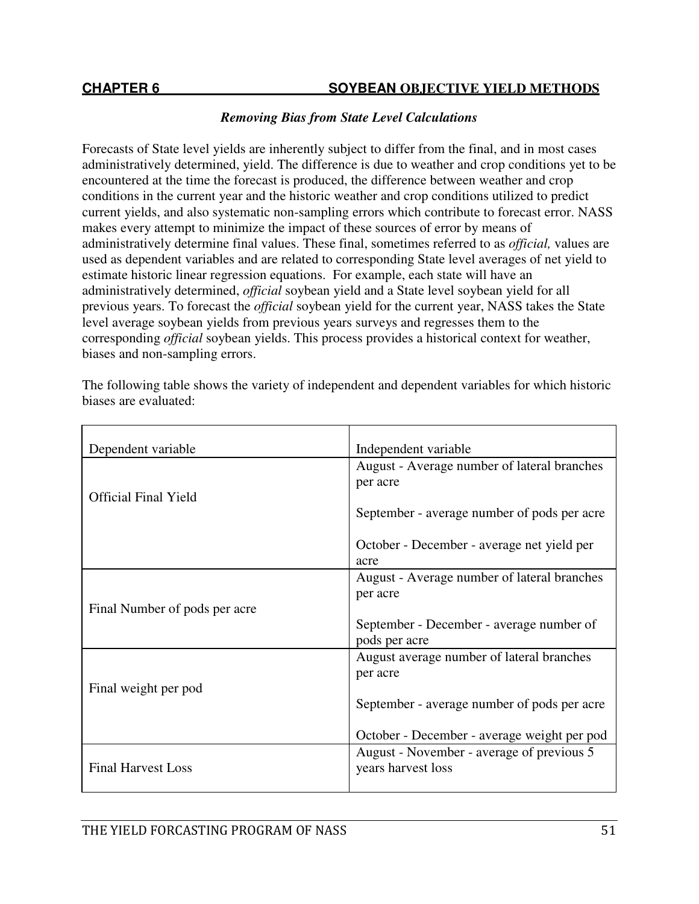## CHAPTER 6 SOYBEAN OBJECTIVE YIELD METHODS

### *Removing Bias from State Level Calculations*

Forecasts of State level yields are inherently subject to differ from the final, and in most cases administratively determined, yield. The difference is due to weather and crop conditions yet to be encountered at the time the forecast is produced, the difference between weather and crop conditions in the current year and the historic weather and crop conditions utilized to predict current yields, and also systematic non-sampling errors which contribute to forecast error. NASS makes every attempt to minimize the impact of these sources of error by means of administratively determine final values. These final, sometimes referred to as *official,* values are used as dependent variables and are related to corresponding State level averages of net yield to estimate historic linear regression equations. For example, each state will have an administratively determined, *official* soybean yield and a State level soybean yield for all previous years. To forecast the *official* soybean yield for the current year, NASS takes the State level average soybean yields from previous years surveys and regresses them to the corresponding *official* soybean yields. This process provides a historical context for weather, biases and non-sampling errors.

The following table shows the variety of independent and dependent variables for which historic biases are evaluated:

| Dependent variable | Independent variable |
|---|---|
| Official Final Yield | August - Average number of lateral branches per acre<br><br>September - average number of pods per acre<br><br>October - December - average net yield per acre |
| Final Number of pods per acre | August - Average number of lateral branches per acre<br><br>September - December - average number of pods per acre |
| Final weight per pod | August average number of lateral branches per acre<br><br>September - average number of pods per acre<br><br>October - December - average weight per pod |
| Final Harvest Loss | August - November - average of previous 5 years harvest loss |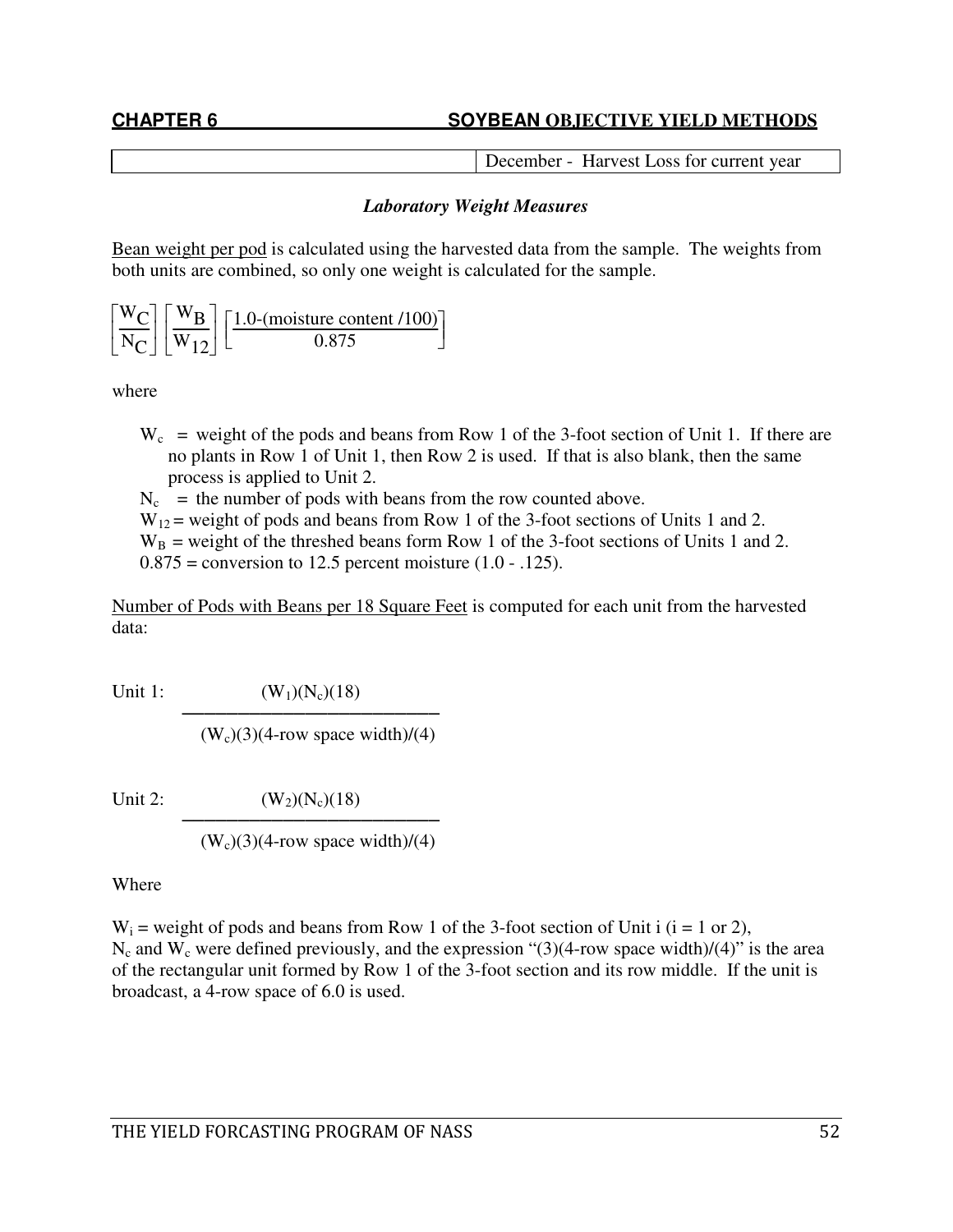| | December - Harvest Loss for current year |
|---|---|

### *Laboratory Weight Measures*

Bean weight per pod is calculated using the harvested data from the sample. The weights from both units are combined, so only one weight is calculated for the sample.

$$\left[\frac{W_C}{N_C}\right]\left[\frac{W_B}{W_{12}}\right]\left[\frac{1.0\text{-(moisture content /100)}}{0.875}\right]$$

where

- $W_c$ = weight of the pods and beans from Row 1 of the 3-foot section of Unit 1. If there are no plants in Row 1 of Unit 1, then Row 2 is used. If that is also blank, then the same process is applied to Unit 2.
- $N_c$ = the number of pods with beans from the row counted above.
- $W_{12}$ = weight of pods and beans from Row 1 of the 3-foot sections of Units 1 and 2.
- $W_B$ = weight of the threshed beans form Row 1 of the 3-foot sections of Units 1 and 2.
- 0.875 = conversion to 12.5 percent moisture (1.0 - .125).

Number of Pods with Beans per 18 Square Feet is computed for each unit from the harvested data:

Unit 1:

$$\frac{(W_1)(N_c)(18)}{(W_c)(3)(\text{4-row space width})/(4)}$$

Unit 2:

$$\frac{(W_2)(N_c)(18)}{(W_c)(3)(\text{4-row space width})/(4)}$$

Where

$W_i$ = weight of pods and beans from Row 1 of the 3-foot section of Unit i (i = 1 or 2), $N_c$ and $W_c$ were defined previously, and the expression "(3)(4-row space width)/(4)" is the area of the rectangular unit formed by Row 1 of the 3-foot section and its row middle. If the unit is broadcast, a 4-row space of 6.0 is used.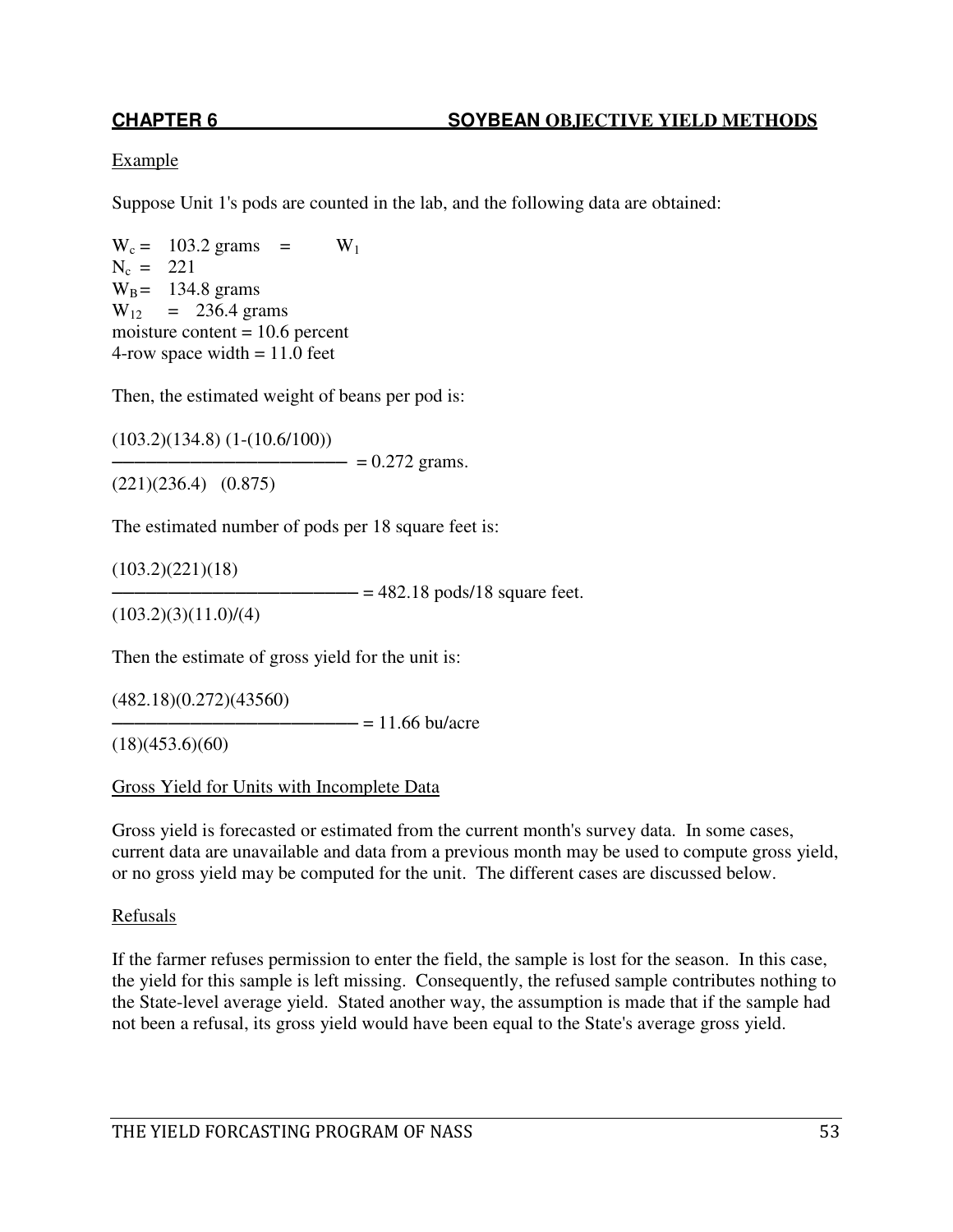Example

Suppose Unit 1's pods are counted in the lab, and the following data are obtained:

$W_c$ = 103.2 grams = $W_1$
$N_c$ = 221
$W_B$ = 134.8 grams
$W_{12}$ = 236.4 grams
moisture content = 10.6 percent
4-row space width = 11.0 feet

Then, the estimated weight of beans per pod is:

$$\frac{(103.2)(134.8)\ (1-(10.6/100))}{(221)(236.4)\quad(0.875)} = 0.272 \text{ grams.}$$

The estimated number of pods per 18 square feet is:

$$\frac{(103.2)(221)(18)}{(103.2)(3)(11.0)/(4)} = 482.18 \text{ pods/18 square feet.}$$

Then the estimate of gross yield for the unit is:

$$\frac{(482.18)(0.272)(43560)}{(18)(453.6)(60)} = 11.66 \text{ bu/acre}$$

Gross Yield for Units with Incomplete Data

Gross yield is forecasted or estimated from the current month's survey data. In some cases, current data are unavailable and data from a previous month may be used to compute gross yield, or no gross yield may be computed for the unit. The different cases are discussed below.

Refusals

If the farmer refuses permission to enter the field, the sample is lost for the season. In this case, the yield for this sample is left missing. Consequently, the refused sample contributes nothing to the State-level average yield. Stated another way, the assumption is made that if the sample had not been a refusal, its gross yield would have been equal to the State's average gross yield.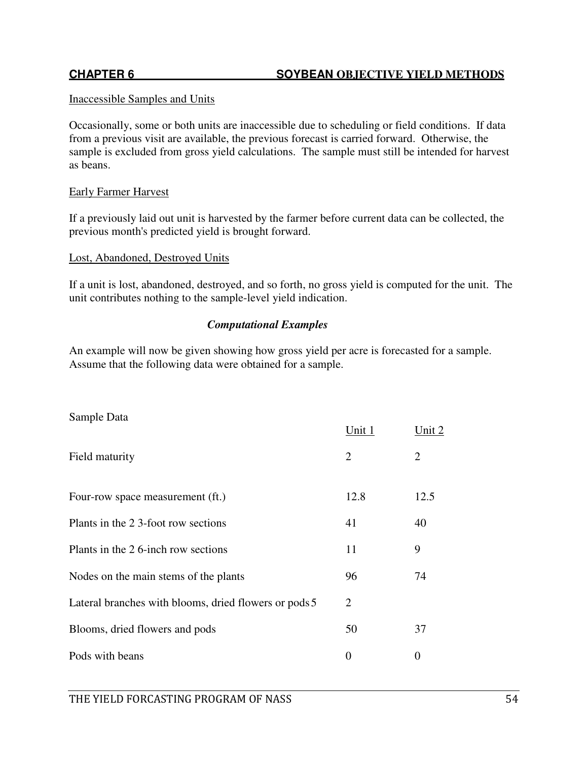## CHAPTER 6 SOYBEAN OBJECTIVE YIELD METHODS

Inaccessible Samples and Units

Occasionally, some or both units are inaccessible due to scheduling or field conditions. If data from a previous visit are available, the previous forecast is carried forward. Otherwise, the sample is excluded from gross yield calculations. The sample must still be intended for harvest as beans.

Early Farmer Harvest

If a previously laid out unit is harvested by the farmer before current data can be collected, the previous month's predicted yield is brought forward.

Lost, Abandoned, Destroyed Units

If a unit is lost, abandoned, destroyed, and so forth, no gross yield is computed for the unit. The unit contributes nothing to the sample-level yield indication.

### *Computational Examples*

An example will now be given showing how gross yield per acre is forecasted for a sample. Assume that the following data were obtained for a sample.

| Sample Data | Unit 1 | Unit 2 |
|---|---|---|
| Field maturity | 2 | 2 |
| Four-row space measurement (ft.) | 12.8 | 12.5 |
| Plants in the 2 3-foot row sections | 41 | 40 |
| Plants in the 2 6-inch row sections | 11 | 9 |
| Nodes on the main stems of the plants | 96 | 74 |
| Lateral branches with blooms, dried flowers or pods | 5 | 2 |
| Blooms, dried flowers and pods | 50 | 37 |
| Pods with beans | 0 | 0 |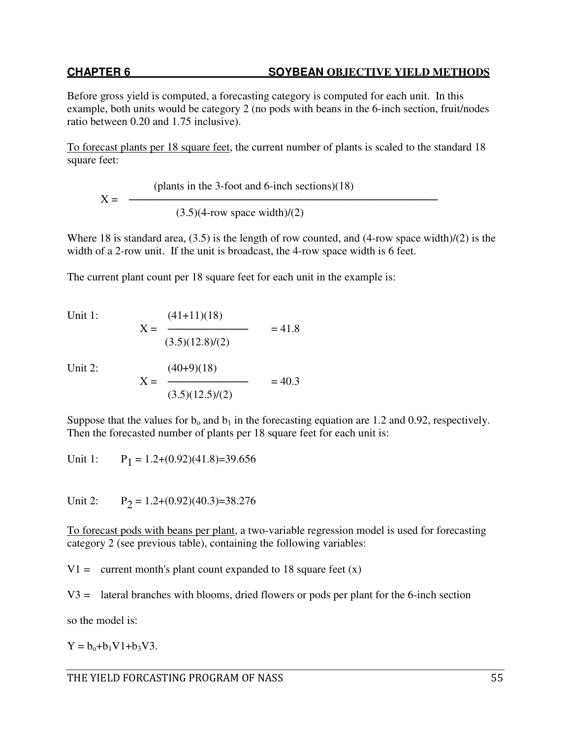Before gross yield is computed, a forecasting category is computed for each unit. In this example, both units would be category 2 (no pods with beans in the 6-inch section, fruit/nodes ratio between 0.20 and 1.75 inclusive).

<u>To forecast plants per 18 square feet</u>, the current number of plants is scaled to the standard 18 square feet:

$$X = \frac{(\text{plants in the 3-foot and 6-inch sections})(18)}{(3.5)(\text{4-row space width})/(2)}$$

Where 18 is standard area, (3.5) is the length of row counted, and (4-row space width)/(2) is the width of a 2-row unit. If the unit is broadcast, the 4-row space width is 6 feet.

The current plant count per 18 square feet for each unit in the example is:

Unit 1:
$$X = \frac{(41+11)(18)}{(3.5)(12.8)/(2)} = 41.8$$

Unit 2:
$$X = \frac{(40+9)(18)}{(3.5)(12.5)/(2)} = 40.3$$

Suppose that the values for $b_o$ and $b_1$ in the forecasting equation are 1.2 and 0.92, respectively. Then the forecasted number of plants per 18 square feet for each unit is:

Unit 1: $P_1 = 1.2+(0.92)(41.8)=39.656$

Unit 2: $P_2 = 1.2+(0.92)(40.3)=38.276$

<u>To forecast pods with beans per plant</u>, a two-variable regression model is used for forecasting category 2 (see previous table), containing the following variables:

V1 = current month's plant count expanded to 18 square feet (x)

V3 = lateral branches with blooms, dried flowers or pods per plant for the 6-inch section

so the model is:

$Y = b_o+b_1V1+b_3V3.$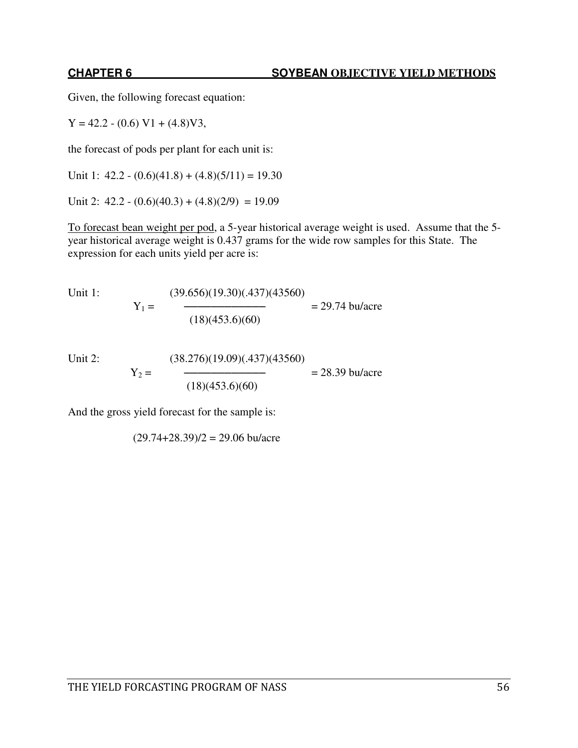Given, the following forecast equation:

$Y = 42.2 - (0.6)\ V1 + (4.8)V3$,

the forecast of pods per plant for each unit is:

Unit 1: $42.2 - (0.6)(41.8) + (4.8)(5/11) = 19.30$

Unit 2: $42.2 - (0.6)(40.3) + (4.8)(2/9) = 19.09$

To forecast bean weight per pod, a 5-year historical average weight is used. Assume that the 5-year historical average weight is 0.437 grams for the wide row samples for this State. The expression for each units yield per acre is:

Unit 1:

$$Y_1 = \frac{(39.656)(19.30)(.437)(43560)}{(18)(453.6)(60)} = 29.74 \text{ bu/acre}$$

Unit 2:

$$Y_2 = \frac{(38.276)(19.09)(.437)(43560)}{(18)(453.6)(60)} = 28.39 \text{ bu/acre}$$

And the gross yield forecast for the sample is:

$$(29.74+28.39)/2 = 29.06 \text{ bu/acre}$$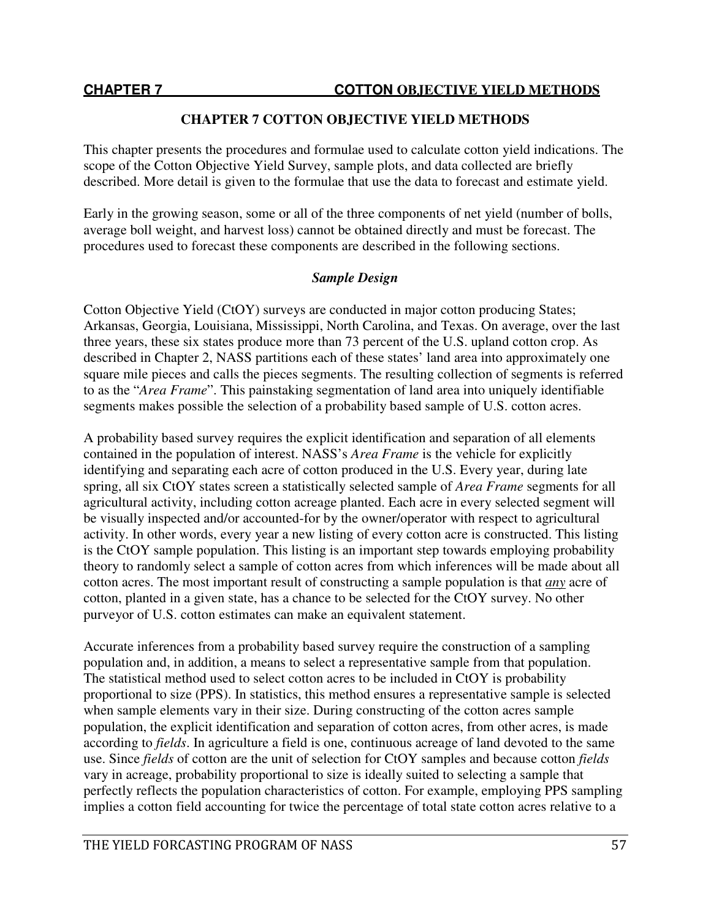# CHAPTER 7 COTTON OBJECTIVE YIELD METHODS

This chapter presents the procedures and formulae used to calculate cotton yield indications. The scope of the Cotton Objective Yield Survey, sample plots, and data collected are briefly described. More detail is given to the formulae that use the data to forecast and estimate yield.

Early in the growing season, some or all of the three components of net yield (number of bolls, average boll weight, and harvest loss) cannot be obtained directly and must be forecast. The procedures used to forecast these components are described in the following sections.

## *Sample Design*

Cotton Objective Yield (CtOY) surveys are conducted in major cotton producing States; Arkansas, Georgia, Louisiana, Mississippi, North Carolina, and Texas. On average, over the last three years, these six states produce more than 73 percent of the U.S. upland cotton crop. As described in Chapter 2, NASS partitions each of these states' land area into approximately one square mile pieces and calls the pieces segments. The resulting collection of segments is referred to as the "*Area Frame*". This painstaking segmentation of land area into uniquely identifiable segments makes possible the selection of a probability based sample of U.S. cotton acres.

A probability based survey requires the explicit identification and separation of all elements contained in the population of interest. NASS's *Area Frame* is the vehicle for explicitly identifying and separating each acre of cotton produced in the U.S. Every year, during late spring, all six CtOY states screen a statistically selected sample of *Area Frame* segments for all agricultural activity, including cotton acreage planted. Each acre in every selected segment will be visually inspected and/or accounted-for by the owner/operator with respect to agricultural activity. In other words, every year a new listing of every cotton acre is constructed. This listing is the CtOY sample population. This listing is an important step towards employing probability theory to randomly select a sample of cotton acres from which inferences will be made about all cotton acres. The most important result of constructing a sample population is that ***any*** acre of cotton, planted in a given state, has a chance to be selected for the CtOY survey. No other purveyor of U.S. cotton estimates can make an equivalent statement.

Accurate inferences from a probability based survey require the construction of a sampling population and, in addition, a means to select a representative sample from that population. The statistical method used to select cotton acres to be included in CtOY is probability proportional to size (PPS). In statistics, this method ensures a representative sample is selected when sample elements vary in their size. During constructing of the cotton acres sample population, the explicit identification and separation of cotton acres, from other acres, is made according to *fields*. In agriculture a field is one, continuous acreage of land devoted to the same use. Since *fields* of cotton are the unit of selection for CtOY samples and because cotton *fields* vary in acreage, probability proportional to size is ideally suited to selecting a sample that perfectly reflects the population characteristics of cotton. For example, employing PPS sampling implies a cotton field accounting for twice the percentage of total state cotton acres relative to a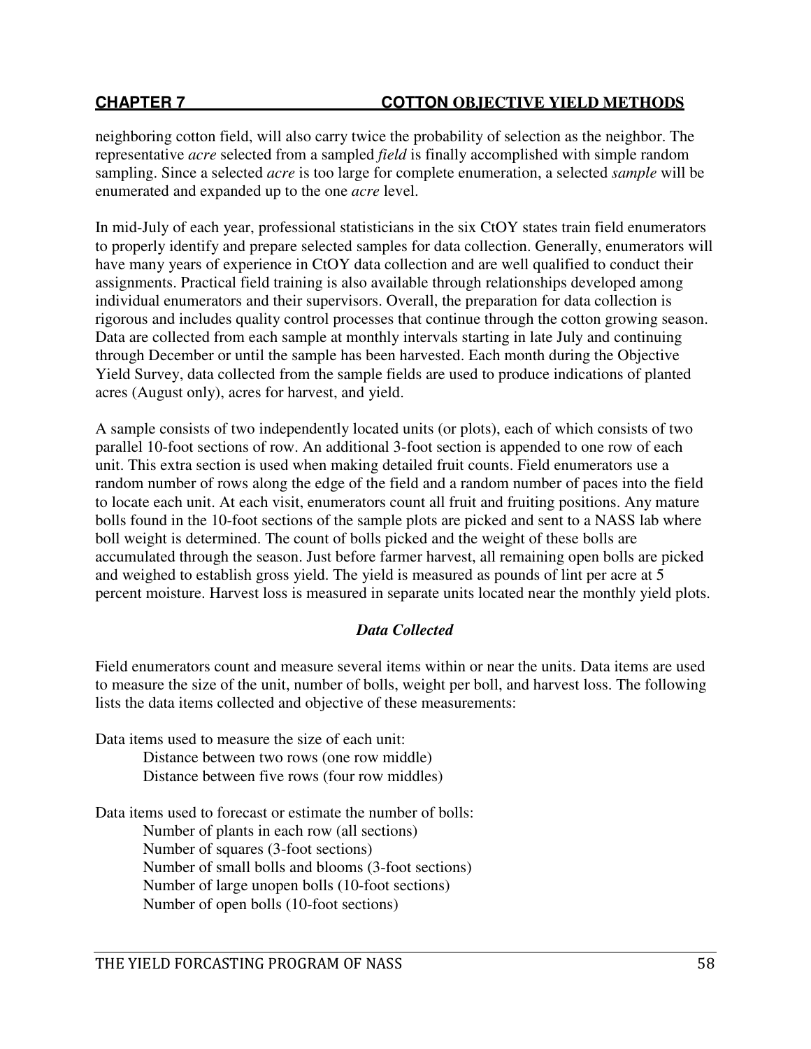neighboring cotton field, will also carry twice the probability of selection as the neighbor. The representative *acre* selected from a sampled *field* is finally accomplished with simple random sampling. Since a selected *acre* is too large for complete enumeration, a selected *sample* will be enumerated and expanded up to the one *acre* level.

In mid-July of each year, professional statisticians in the six CtOY states train field enumerators to properly identify and prepare selected samples for data collection. Generally, enumerators will have many years of experience in CtOY data collection and are well qualified to conduct their assignments. Practical field training is also available through relationships developed among individual enumerators and their supervisors. Overall, the preparation for data collection is rigorous and includes quality control processes that continue through the cotton growing season. Data are collected from each sample at monthly intervals starting in late July and continuing through December or until the sample has been harvested. Each month during the Objective Yield Survey, data collected from the sample fields are used to produce indications of planted acres (August only), acres for harvest, and yield.

A sample consists of two independently located units (or plots), each of which consists of two parallel 10-foot sections of row. An additional 3-foot section is appended to one row of each unit. This extra section is used when making detailed fruit counts. Field enumerators use a random number of rows along the edge of the field and a random number of paces into the field to locate each unit. At each visit, enumerators count all fruit and fruiting positions. Any mature bolls found in the 10-foot sections of the sample plots are picked and sent to a NASS lab where boll weight is determined. The count of bolls picked and the weight of these bolls are accumulated through the season. Just before farmer harvest, all remaining open bolls are picked and weighed to establish gross yield. The yield is measured as pounds of lint per acre at 5 percent moisture. Harvest loss is measured in separate units located near the monthly yield plots.

### *Data Collected*

Field enumerators count and measure several items within or near the units. Data items are used to measure the size of the unit, number of bolls, weight per boll, and harvest loss. The following lists the data items collected and objective of these measurements:

Data items used to measure the size of each unit:
- Distance between two rows (one row middle)
- Distance between five rows (four row middles)

Data items used to forecast or estimate the number of bolls:
- Number of plants in each row (all sections)
- Number of squares (3-foot sections)
- Number of small bolls and blooms (3-foot sections)
- Number of large unopen bolls (10-foot sections)
- Number of open bolls (10-foot sections)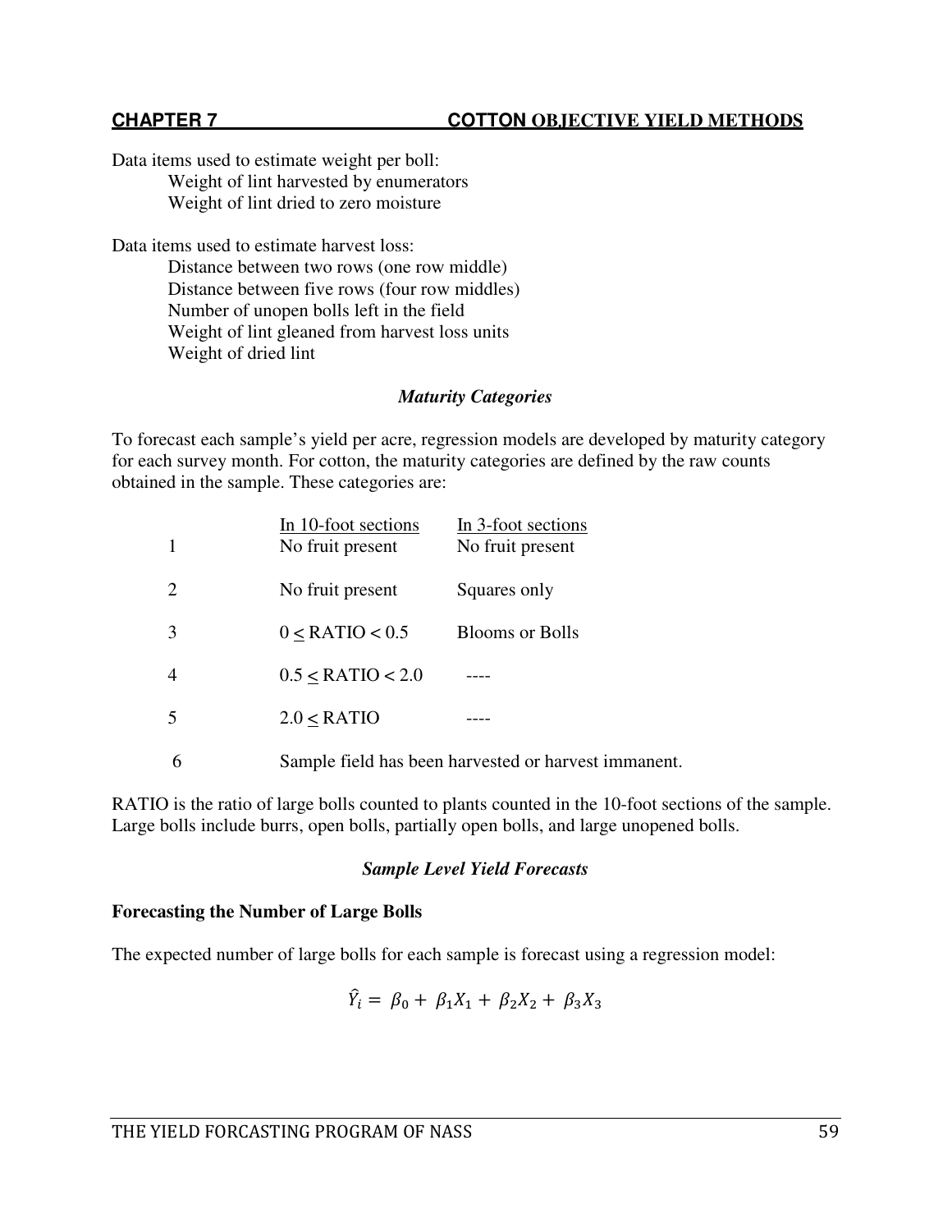Data items used to estimate weight per boll:

- Weight of lint harvested by enumerators
- Weight of lint dried to zero moisture

Data items used to estimate harvest loss:

- Distance between two rows (one row middle)
- Distance between five rows (four row middles)
- Number of unopen bolls left in the field
- Weight of lint gleaned from harvest loss units
- Weight of dried lint

### *Maturity Categories*

To forecast each sample's yield per acre, regression models are developed by maturity category for each survey month. For cotton, the maturity categories are defined by the raw counts obtained in the sample. These categories are:

| | In 10-foot sections | In 3-foot sections |
|---|---|---|
| 1 | No fruit present | No fruit present |
| 2 | No fruit present | Squares only |
| 3 | $0 \leq$ RATIO $< 0.5$ | Blooms or Bolls |
| 4 | $0.5 \leq$ RATIO $< 2.0$ | ---- |
| 5 | $2.0 \leq$ RATIO | ---- |
| 6 | Sample field has been harvested or harvest immanent. | |

RATIO is the ratio of large bolls counted to plants counted in the 10-foot sections of the sample. Large bolls include burrs, open bolls, partially open bolls, and large unopened bolls.

### *Sample Level Yield Forecasts*

**Forecasting the Number of Large Bolls**

The expected number of large bolls for each sample is forecast using a regression model:

$$\hat{Y}_i = \beta_0 + \beta_1 X_1 + \beta_2 X_2 + \beta_3 X_3$$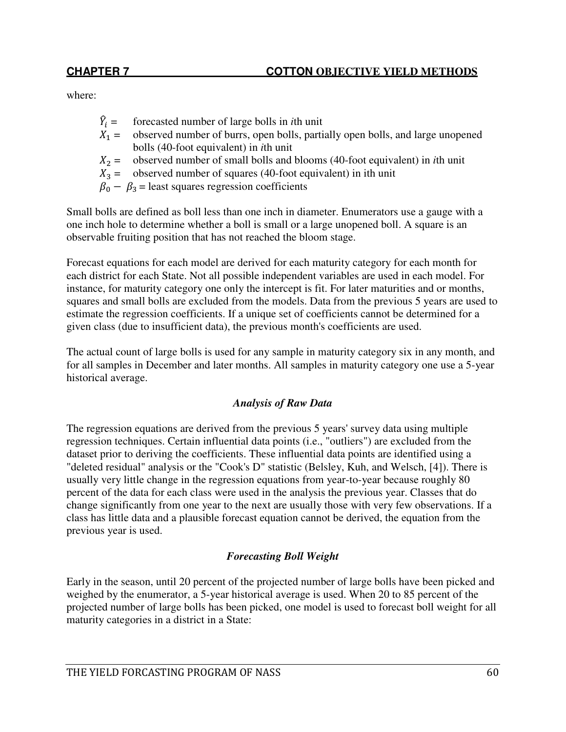where:

$\hat{Y}_i =$ forecasted number of large bolls in *i*th unit
$X_1 =$ observed number of burrs, open bolls, partially open bolls, and large unopened bolls (40-foot equivalent) in *i*th unit
$X_2 =$ observed number of small bolls and blooms (40-foot equivalent) in *i*th unit
$X_3 =$ observed number of squares (40-foot equivalent) in ith unit
$\beta_0 - \beta_3 =$ least squares regression coefficients

Small bolls are defined as boll less than one inch in diameter. Enumerators use a gauge with a one inch hole to determine whether a boll is small or a large unopened boll. A square is an observable fruiting position that has not reached the bloom stage.

Forecast equations for each model are derived for each maturity category for each month for each district for each State. Not all possible independent variables are used in each model. For instance, for maturity category one only the intercept is fit. For later maturities and or months, squares and small bolls are excluded from the models. Data from the previous 5 years are used to estimate the regression coefficients. If a unique set of coefficients cannot be determined for a given class (due to insufficient data), the previous month's coefficients are used.

The actual count of large bolls is used for any sample in maturity category six in any month, and for all samples in December and later months. All samples in maturity category one use a 5-year historical average.

### *Analysis of Raw Data*

The regression equations are derived from the previous 5 years' survey data using multiple regression techniques. Certain influential data points (i.e., "outliers") are excluded from the dataset prior to deriving the coefficients. These influential data points are identified using a "deleted residual" analysis or the "Cook's D" statistic (Belsley, Kuh, and Welsch, [4]). There is usually very little change in the regression equations from year-to-year because roughly 80 percent of the data for each class were used in the analysis the previous year. Classes that do change significantly from one year to the next are usually those with very few observations. If a class has little data and a plausible forecast equation cannot be derived, the equation from the previous year is used.

### *Forecasting Boll Weight*

Early in the season, until 20 percent of the projected number of large bolls have been picked and weighed by the enumerator, a 5-year historical average is used. When 20 to 85 percent of the projected number of large bolls has been picked, one model is used to forecast boll weight for all maturity categories in a district in a State: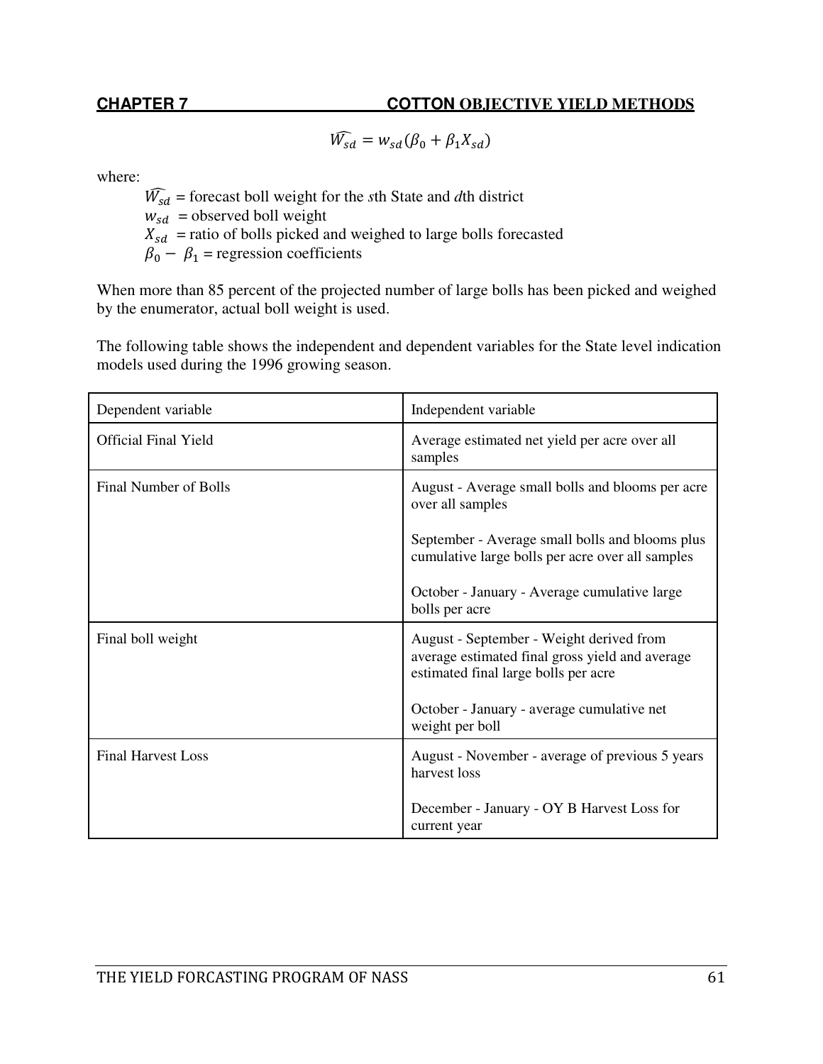$$\widehat{W_{sd}} = w_{sd}(\beta_0 + \beta_1 X_{sd})$$

where:

$\widehat{W_{sd}}$ = forecast boll weight for the *s*th State and *d*th district
$w_{sd}$ = observed boll weight
$X_{sd}$ = ratio of bolls picked and weighed to large bolls forecasted
$\beta_0 - \beta_1$ = regression coefficients

When more than 85 percent of the projected number of large bolls has been picked and weighed by the enumerator, actual boll weight is used.

The following table shows the independent and dependent variables for the State level indication models used during the 1996 growing season.

| Dependent variable | Independent variable |
|---|---|
| Official Final Yield | Average estimated net yield per acre over all samples |
| Final Number of Bolls | August - Average small bolls and blooms per acre over all samples<br><br>September - Average small bolls and blooms plus cumulative large bolls per acre over all samples<br><br>October - January - Average cumulative large bolls per acre |
| Final boll weight | August - September - Weight derived from average estimated final gross yield and average estimated final large bolls per acre<br><br>October - January - average cumulative net weight per boll |
| Final Harvest Loss | August - November - average of previous 5 years harvest loss<br><br>December - January - OY B Harvest Loss for current year |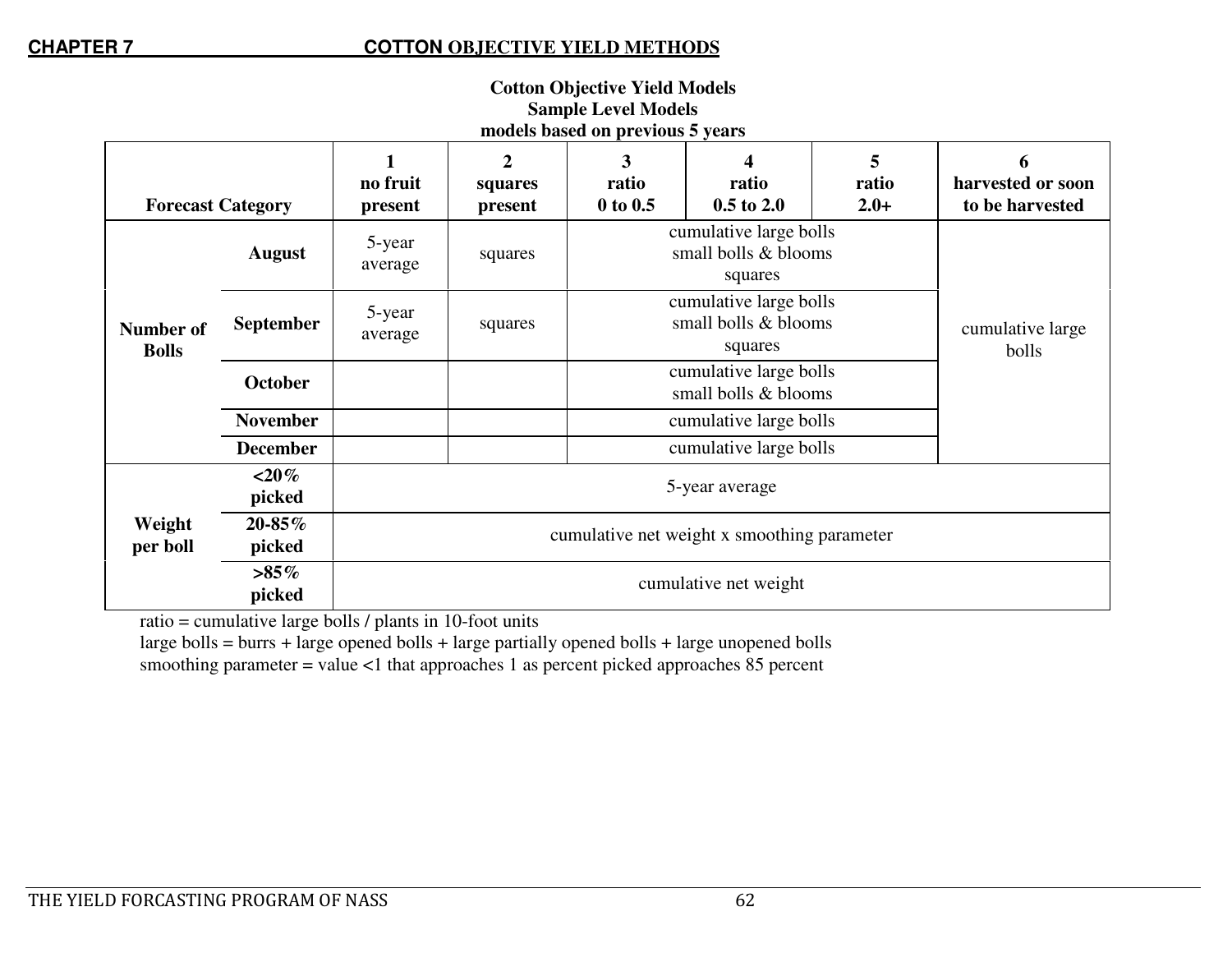**Cotton Objective Yield Models**
**Sample Level Models**
**models based on previous 5 years**

| Forecast Category | | 1 no fruit present | 2 squares present | 3 ratio 0 to 0.5 | 4 ratio 0.5 to 2.0 | 5 ratio 2.0+ | 6 harvested or soon to be harvested |
|---|---|---|---|---|---|---|---|
| Number of Bolls | August | 5-year average | squares | cumulative large bolls small bolls & blooms squares | | | cumulative large bolls |
| | September | 5-year average | squares | cumulative large bolls small bolls & blooms squares | | | |
| | October | | | cumulative large bolls small bolls & blooms | | | |
| | November | | | cumulative large bolls | | | |
| | December | | | cumulative large bolls | | | |
| Weight per boll | <20% picked | 5-year average | | | | | |
| | 20-85% picked | cumulative net weight x smoothing parameter | | | | | |
| | >85% picked | cumulative net weight | | | | | |

ratio = cumulative large bolls / plants in 10-foot units
large bolls = burrs + large opened bolls + large partially opened bolls + large unopened bolls
smoothing parameter = value <1 that approaches 1 as percent picked approaches 85 percent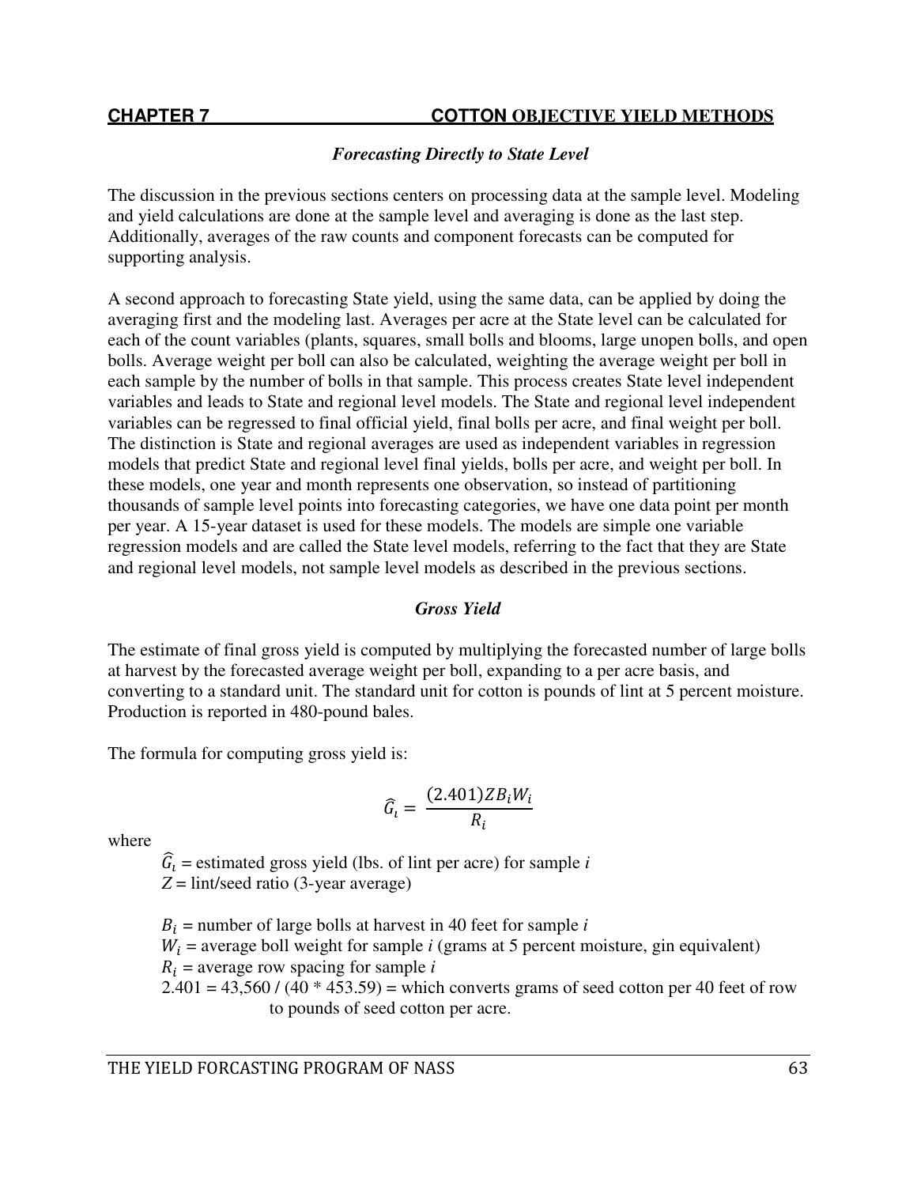## CHAPTER 7 COTTON OBJECTIVE YIELD METHODS

### *Forecasting Directly to State Level*

The discussion in the previous sections centers on processing data at the sample level. Modeling and yield calculations are done at the sample level and averaging is done as the last step. Additionally, averages of the raw counts and component forecasts can be computed for supporting analysis.

A second approach to forecasting State yield, using the same data, can be applied by doing the averaging first and the modeling last. Averages per acre at the State level can be calculated for each of the count variables (plants, squares, small bolls and blooms, large unopen bolls, and open bolls. Average weight per boll can also be calculated, weighting the average weight per boll in each sample by the number of bolls in that sample. This process creates State level independent variables and leads to State and regional level models. The State and regional level independent variables can be regressed to final official yield, final bolls per acre, and final weight per boll. The distinction is State and regional averages are used as independent variables in regression models that predict State and regional level final yields, bolls per acre, and weight per boll. In these models, one year and month represents one observation, so instead of partitioning thousands of sample level points into forecasting categories, we have one data point per month per year. A 15-year dataset is used for these models. The models are simple one variable regression models and are called the State level models, referring to the fact that they are State and regional level models, not sample level models as described in the previous sections.

### *Gross Yield*

The estimate of final gross yield is computed by multiplying the forecasted number of large bolls at harvest by the forecasted average weight per boll, expanding to a per acre basis, and converting to a standard unit. The standard unit for cotton is pounds of lint at 5 percent moisture. Production is reported in 480-pound bales.

The formula for computing gross yield is:

$$\widehat{G}_i = \frac{(2.401)ZB_iW_i}{R_i}$$

where

$\widehat{G}_i$ = estimated gross yield (lbs. of lint per acre) for sample *i*
$Z$ = lint/seed ratio (3-year average)

$B_i$ = number of large bolls at harvest in 40 feet for sample *i*
$W_i$ = average boll weight for sample *i* (grams at 5 percent moisture, gin equivalent)
$R_i$ = average row spacing for sample *i*
2.401 = 43,560 / (40 * 453.59) = which converts grams of seed cotton per 40 feet of row to pounds of seed cotton per acre.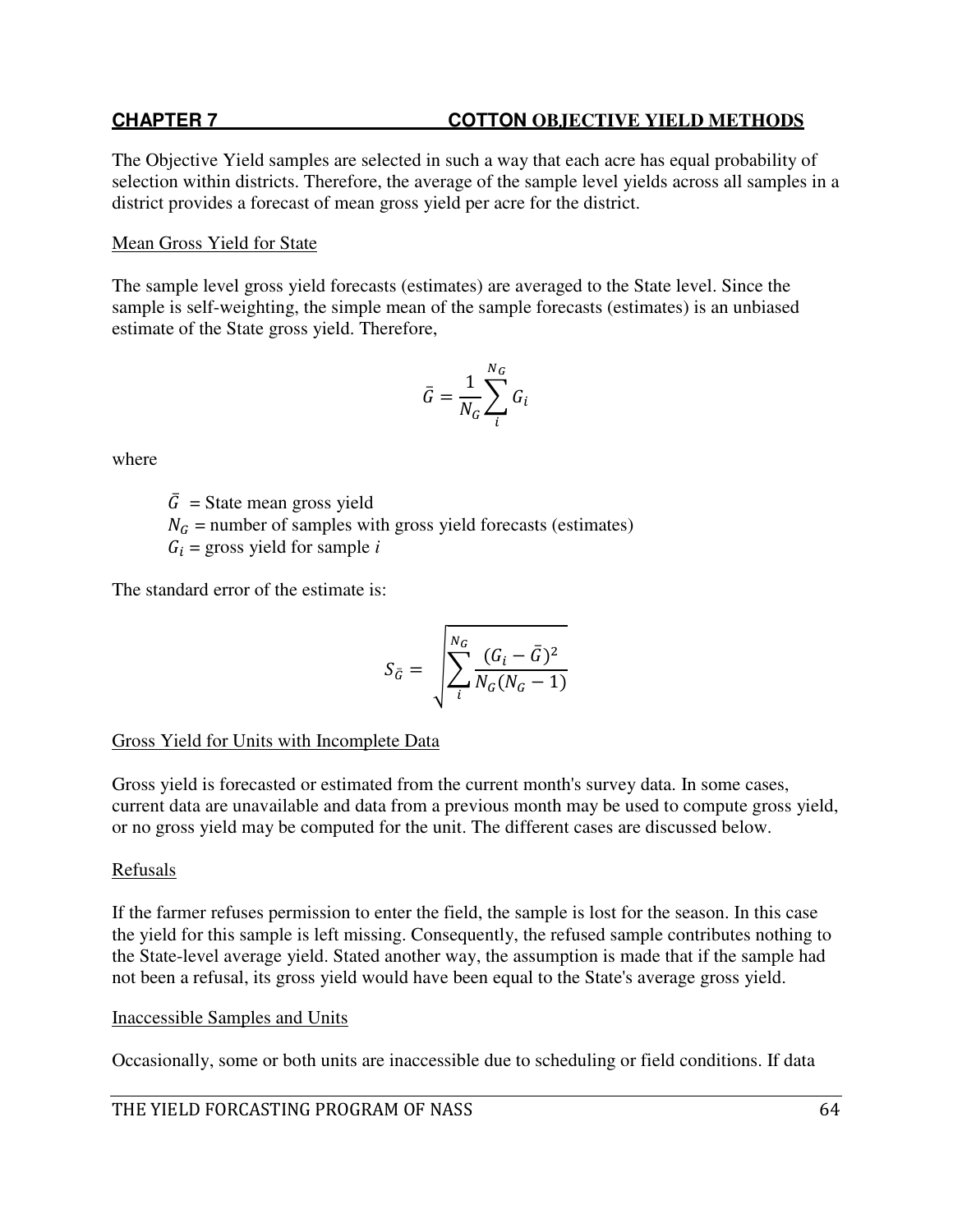The Objective Yield samples are selected in such a way that each acre has equal probability of selection within districts. Therefore, the average of the sample level yields across all samples in a district provides a forecast of mean gross yield per acre for the district.

Mean Gross Yield for State

The sample level gross yield forecasts (estimates) are averaged to the State level. Since the sample is self-weighting, the simple mean of the sample forecasts (estimates) is an unbiased estimate of the State gross yield. Therefore,

$$\bar{G} = \frac{1}{N_G}\sum_{i}^{N_G} G_i$$

where

$\bar{G}$ = State mean gross yield
$N_G$ = number of samples with gross yield forecasts (estimates)
$G_i$ = gross yield for sample $i$

The standard error of the estimate is:

$$S_{\bar{G}} = \sqrt{\sum_{i}^{N_G} \frac{(G_i - \bar{G})^2}{N_G(N_G - 1)}}$$

Gross Yield for Units with Incomplete Data

Gross yield is forecasted or estimated from the current month's survey data. In some cases, current data are unavailable and data from a previous month may be used to compute gross yield, or no gross yield may be computed for the unit. The different cases are discussed below.

Refusals

If the farmer refuses permission to enter the field, the sample is lost for the season. In this case the yield for this sample is left missing. Consequently, the refused sample contributes nothing to the State-level average yield. Stated another way, the assumption is made that if the sample had not been a refusal, its gross yield would have been equal to the State's average gross yield.

Inaccessible Samples and Units

Occasionally, some or both units are inaccessible due to scheduling or field conditions. If data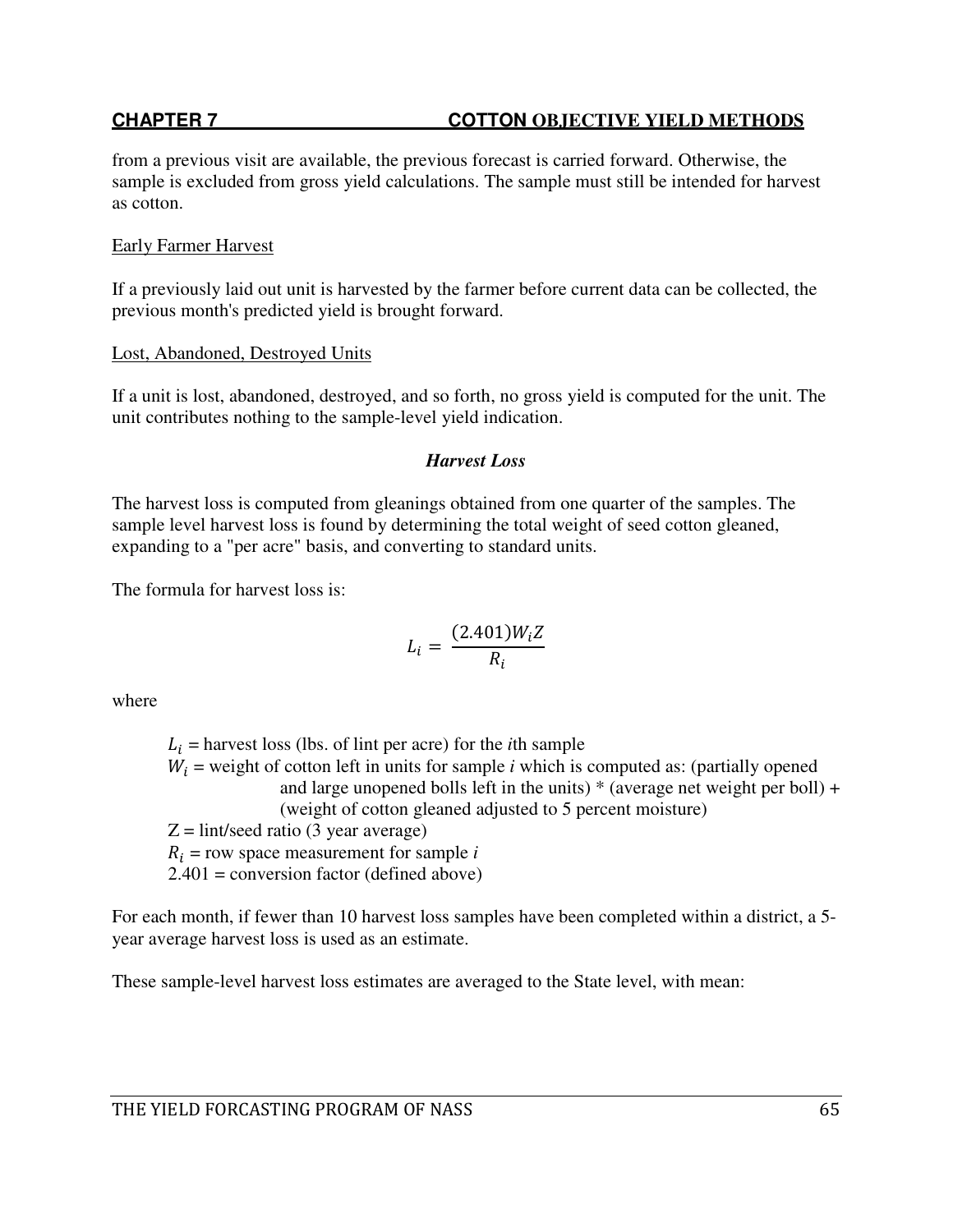from a previous visit are available, the previous forecast is carried forward. Otherwise, the sample is excluded from gross yield calculations. The sample must still be intended for harvest as cotton.

<u>Early Farmer Harvest</u>

If a previously laid out unit is harvested by the farmer before current data can be collected, the previous month's predicted yield is brought forward.

<u>Lost, Abandoned, Destroyed Units</u>

If a unit is lost, abandoned, destroyed, and so forth, no gross yield is computed for the unit. The unit contributes nothing to the sample-level yield indication.

### *Harvest Loss*

The harvest loss is computed from gleanings obtained from one quarter of the samples. The sample level harvest loss is found by determining the total weight of seed cotton gleaned, expanding to a "per acre" basis, and converting to standard units.

The formula for harvest loss is:

$$L_i = \frac{(2.401)W_i Z}{R_i}$$

where

- $L_i$ = harvest loss (lbs. of lint per acre) for the *i*th sample
- $W_i$ = weight of cotton left in units for sample *i* which is computed as: (partially opened and large unopened bolls left in the units) * (average net weight per boll) + (weight of cotton gleaned adjusted to 5 percent moisture)
- Z = lint/seed ratio (3 year average)
- $R_i$ = row space measurement for sample *i*
- 2.401 = conversion factor (defined above)

For each month, if fewer than 10 harvest loss samples have been completed within a district, a 5-year average harvest loss is used as an estimate.

These sample-level harvest loss estimates are averaged to the State level, with mean: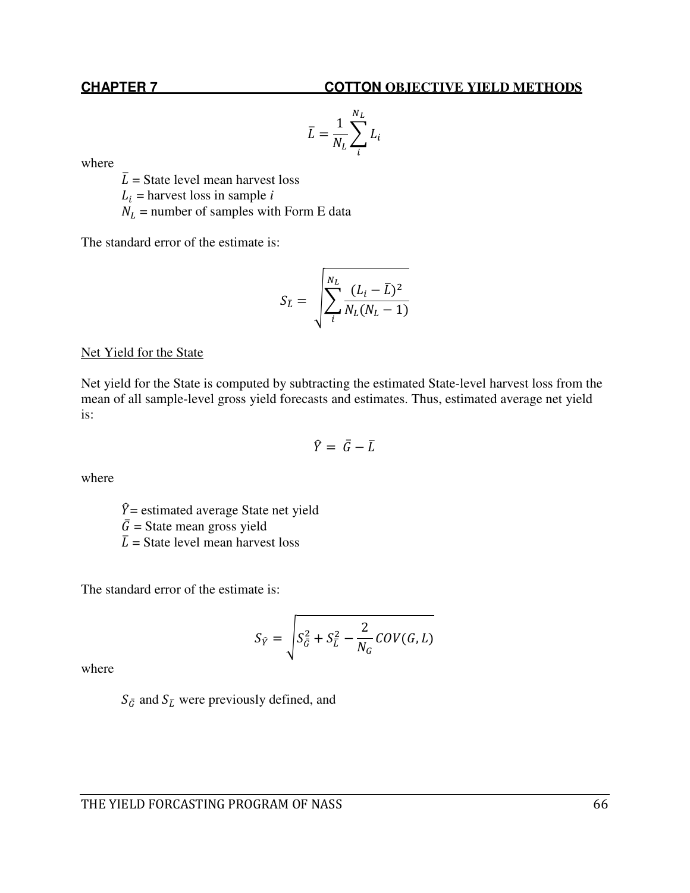$$\bar{L} = \frac{1}{N_L}\sum_{i}^{N_L} L_i$$

where

$\bar{L}$ = State level mean harvest loss
$L_i$ = harvest loss in sample $i$
$N_L$ = number of samples with Form E data

The standard error of the estimate is:

$$S_{\bar{L}} = \sqrt{\sum_{i}^{N_L} \frac{(L_i - \bar{L})^2}{N_L(N_L - 1)}}$$

Net Yield for the State

Net yield for the State is computed by subtracting the estimated State-level harvest loss from the mean of all sample-level gross yield forecasts and estimates. Thus, estimated average net yield is:

$$\hat{Y} = \bar{G} - \bar{L}$$

where

$\hat{Y}$= estimated average State net yield
$\bar{G}$ = State mean gross yield
$\bar{L}$ = State level mean harvest loss

The standard error of the estimate is:

$$S_{\hat{Y}} = \sqrt{S_{\bar{G}}^2 + S_{\bar{L}}^2 - \frac{2}{N_G} COV(G, L)}$$

where

$S_{\bar{G}}$ and $S_{\bar{L}}$ were previously defined, and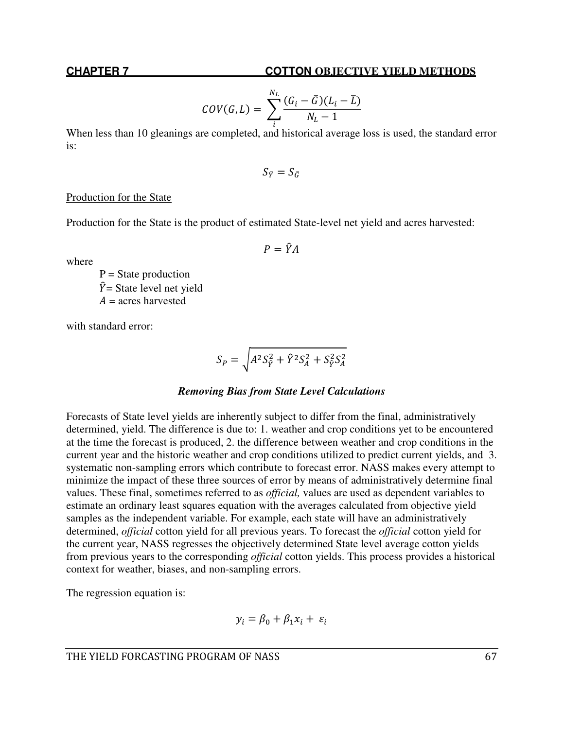$$COV(G,L) = \sum_{i}^{N_L} \frac{(G_i - \bar{G})(L_i - \bar{L})}{N_L - 1}$$

When less than 10 gleanings are completed, and historical average loss is used, the standard error is:

$$S_{\bar{Y}} = S_{\bar{G}}$$

Production for the State

Production for the State is the product of estimated State-level net yield and acres harvested:

$$P = \hat{Y}A$$

where

- P = State production
- $\hat{Y}$= State level net yield
- $A$ = acres harvested

with standard error:

$$S_P = \sqrt{A^2 S_{\hat{Y}}^2 + \hat{Y}^2 S_A^2 + S_{\hat{Y}}^2 S_A^2}$$

***Removing Bias from State Level Calculations***

Forecasts of State level yields are inherently subject to differ from the final, administratively determined, yield. The difference is due to: 1. weather and crop conditions yet to be encountered at the time the forecast is produced, 2. the difference between weather and crop conditions in the current year and the historic weather and crop conditions utilized to predict current yields, and 3. systematic non-sampling errors which contribute to forecast error. NASS makes every attempt to minimize the impact of these three sources of error by means of administratively determine final values. These final, sometimes referred to as *official,* values are used as dependent variables to estimate an ordinary least squares equation with the averages calculated from objective yield samples as the independent variable. For example, each state will have an administratively determined, *official* cotton yield for all previous years. To forecast the *official* cotton yield for the current year, NASS regresses the objectively determined State level average cotton yields from previous years to the corresponding *official* cotton yields. This process provides a historical context for weather, biases, and non-sampling errors.

The regression equation is:

$$y_i = \beta_0 + \beta_1 x_i + \varepsilon_i$$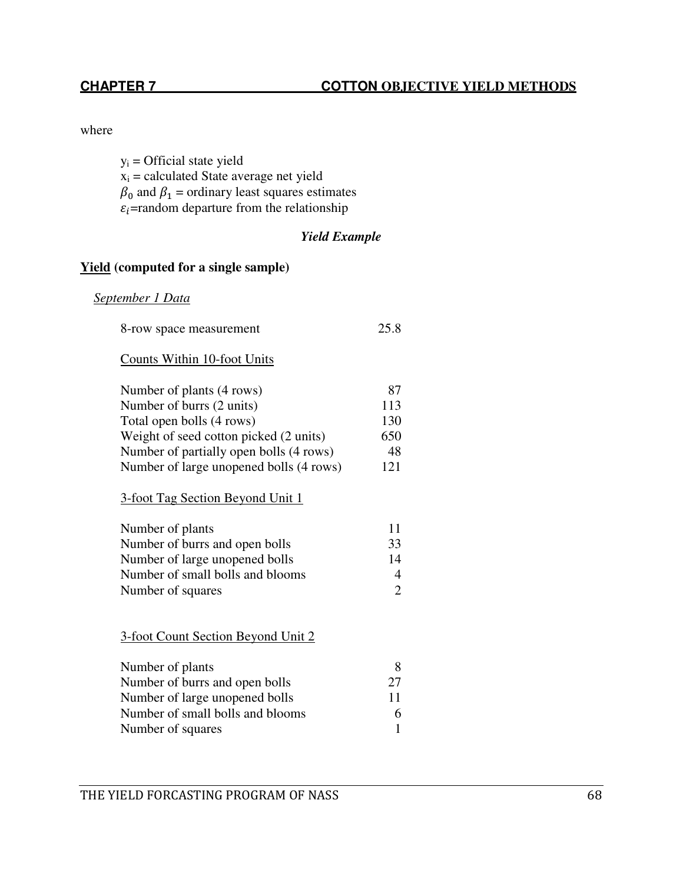where

$y_i$ = Official state yield
$x_i$ = calculated State average net yield
$\beta_0$ and $\beta_1$ = ordinary least squares estimates
$\varepsilon_i$=random departure from the relationship

***Yield Example***

**Yield (computed for a single sample)**

*September 1 Data*

| | |
|---|---|
| 8-row space measurement | 25.8 |

Counts Within 10-foot Units

| | |
|---|---|
| Number of plants (4 rows) | 87 |
| Number of burrs (2 units) | 113 |
| Total open bolls (4 rows) | 130 |
| Weight of seed cotton picked (2 units) | 650 |
| Number of partially open bolls (4 rows) | 48 |
| Number of large unopened bolls (4 rows) | 121 |

3-foot Tag Section Beyond Unit 1

| | |
|---|---|
| Number of plants | 11 |
| Number of burrs and open bolls | 33 |
| Number of large unopened bolls | 14 |
| Number of small bolls and blooms | 4 |
| Number of squares | 2 |

3-foot Count Section Beyond Unit 2

| | |
|---|---|
| Number of plants | 8 |
| Number of burrs and open bolls | 27 |
| Number of large unopened bolls | 11 |
| Number of small bolls and blooms | 6 |
| Number of squares | 1 |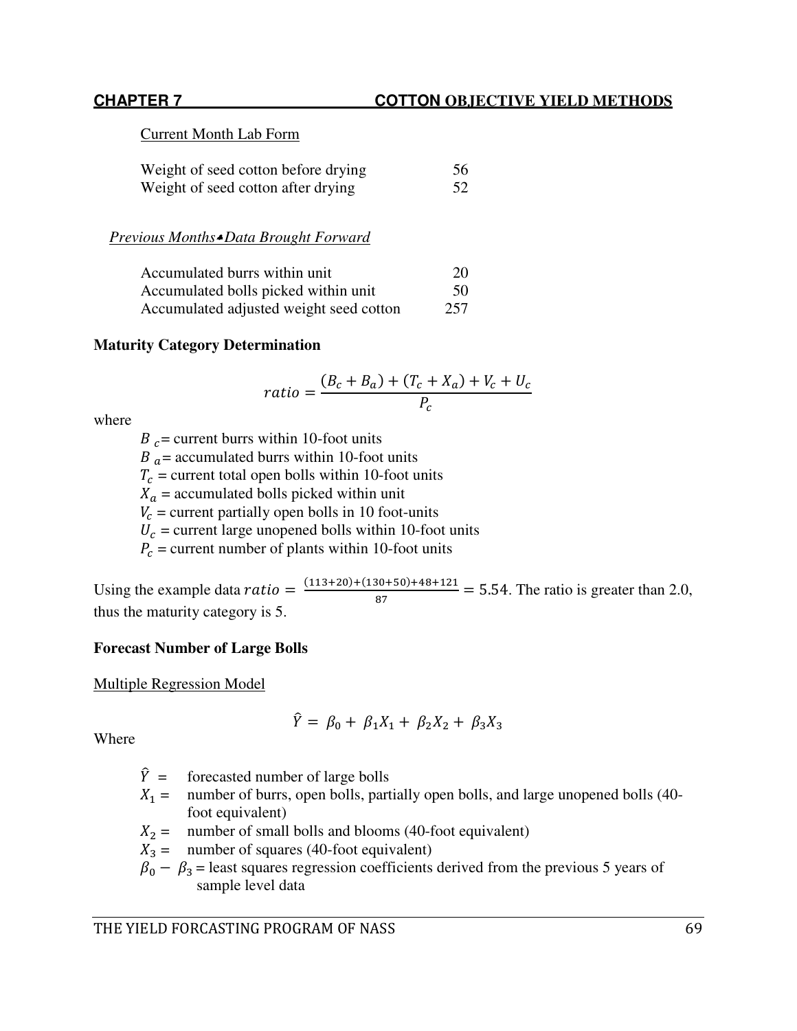Current Month Lab Form

| | |
|---|---|
| Weight of seed cotton before drying | 56 |
| Weight of seed cotton after drying | 52 |

*Previous Months' Data Brought Forward*

| | |
|---|---|
| Accumulated burrs within unit | 20 |
| Accumulated bolls picked within unit | 50 |
| Accumulated adjusted weight seed cotton | 257 |

**Maturity Category Determination**

$$ratio = \frac{(B_c + B_a) + (T_c + X_a) + V_c + U_c}{P_c}$$

where

- $B_c$ = current burrs within 10-foot units
- $B_a$ = accumulated burrs within 10-foot units
- $T_c$ = current total open bolls within 10-foot units
- $X_a$ = accumulated bolls picked within unit
- $V_c$ = current partially open bolls in 10 foot-units
- $U_c$ = current large unopened bolls within 10-foot units
- $P_c$ = current number of plants within 10-foot units

Using the example data $ratio = \frac{(113+20)+(130+50)+48+121}{87} = 5.54$. The ratio is greater than 2.0, thus the maturity category is 5.

**Forecast Number of Large Bolls**

Multiple Regression Model

$$\hat{Y} = \beta_0 + \beta_1 X_1 + \beta_2 X_2 + \beta_3 X_3$$

Where

- $\hat{Y}$ = forecasted number of large bolls
- $X_1$ = number of burrs, open bolls, partially open bolls, and large unopened bolls (40-foot equivalent)
- $X_2$ = number of small bolls and blooms (40-foot equivalent)
- $X_3$ = number of squares (40-foot equivalent)
- $\beta_0 - \beta_3$ = least squares regression coefficients derived from the previous 5 years of sample level data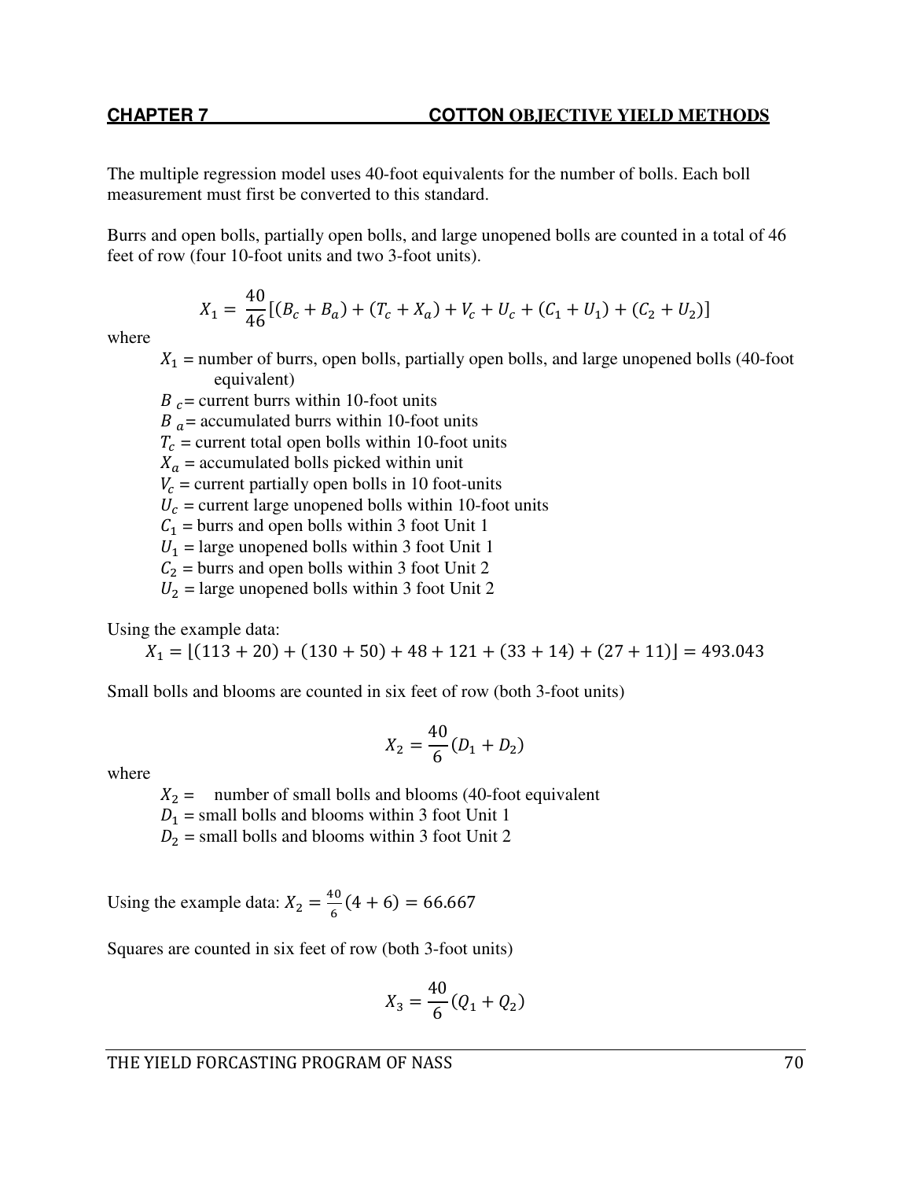The multiple regression model uses 40-foot equivalents for the number of bolls. Each boll measurement must first be converted to this standard.

Burrs and open bolls, partially open bolls, and large unopened bolls are counted in a total of 46 feet of row (four 10-foot units and two 3-foot units).

$$X_1 = \frac{40}{46}[(B_c + B_a) + (T_c + X_a) + V_c + U_c + (C_1 + U_1) + (C_2 + U_2)]$$

where

- $X_1$ = number of burrs, open bolls, partially open bolls, and large unopened bolls (40-foot equivalent)
- $B_c$ = current burrs within 10-foot units
- $B_a$ = accumulated burrs within 10-foot units
- $T_c$ = current total open bolls within 10-foot units
- $X_a$ = accumulated bolls picked within unit
- $V_c$ = current partially open bolls in 10 foot-units
- $U_c$ = current large unopened bolls within 10-foot units
- $C_1$ = burrs and open bolls within 3 foot Unit 1
- $U_1$ = large unopened bolls within 3 foot Unit 1
- $C_2$ = burrs and open bolls within 3 foot Unit 2
- $U_2$ = large unopened bolls within 3 foot Unit 2

Using the example data:

$$X_1 = [(113 + 20) + (130 + 50) + 48 + 121 + (33 + 14) + (27 + 11)] = 493.043$$

Small bolls and blooms are counted in six feet of row (both 3-foot units)

$$X_2 = \frac{40}{6}(D_1 + D_2)$$

where

- $X_2$ = number of small bolls and blooms (40-foot equivalent
- $D_1$ = small bolls and blooms within 3 foot Unit 1
- $D_2$ = small bolls and blooms within 3 foot Unit 2

Using the example data: $X_2 = \frac{40}{6}(4 + 6) = 66.667$

Squares are counted in six feet of row (both 3-foot units)

$$X_3 = \frac{40}{6}(Q_1 + Q_2)$$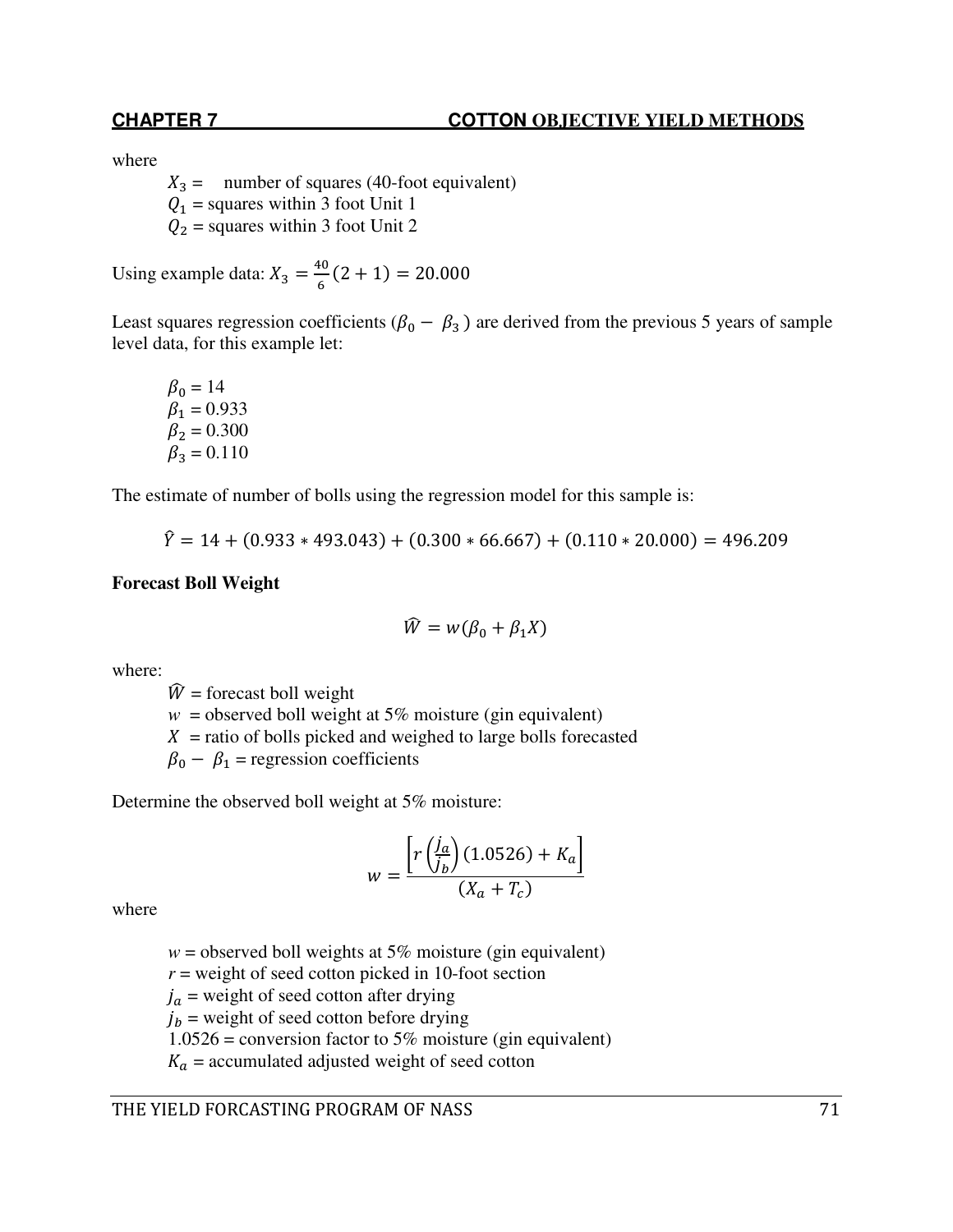where

$X_3 =$ number of squares (40-foot equivalent)
$Q_1$ = squares within 3 foot Unit 1
$Q_2$ = squares within 3 foot Unit 2

Using example data: $X_3 = \frac{40}{6}(2 + 1) = 20.000$

Least squares regression coefficients ($\beta_0 - \beta_3$ ) are derived from the previous 5 years of sample level data, for this example let:

$\beta_0$ = 14
$\beta_1$ = 0.933
$\beta_2$ = 0.300
$\beta_3$ = 0.110

The estimate of number of bolls using the regression model for this sample is:

$$\hat{Y} = 14 + (0.933 * 493.043) + (0.300 * 66.667) + (0.110 * 20.000) = 496.209$$

**Forecast Boll Weight**

$$\widehat{W} = w(\beta_0 + \beta_1 X)$$

where:

$\widehat{W}$ = forecast boll weight
$w$ = observed boll weight at 5% moisture (gin equivalent)
$X$ = ratio of bolls picked and weighed to large bolls forecasted
$\beta_0 - \beta_1$ = regression coefficients

Determine the observed boll weight at 5% moisture:

$$w = \frac{\left[r\left(\frac{j_a}{j_b}\right)(1.0526) + K_a\right]}{(X_a + T_c)}$$

where

$w$ = observed boll weights at 5% moisture (gin equivalent)
$r$ = weight of seed cotton picked in 10-foot section
$j_a$ = weight of seed cotton after drying
$j_b$ = weight of seed cotton before drying
1.0526 = conversion factor to 5% moisture (gin equivalent)
$K_a$ = accumulated adjusted weight of seed cotton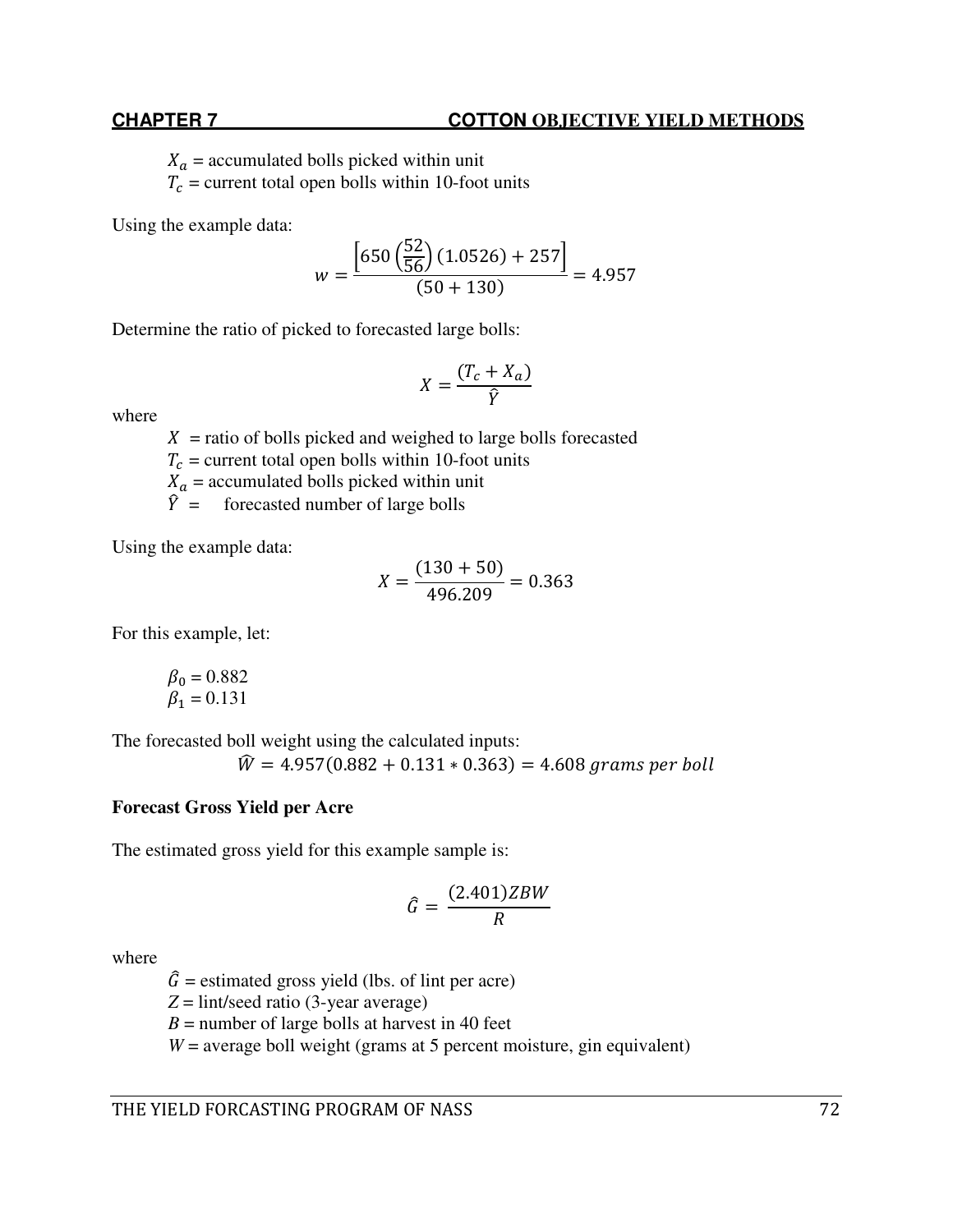$X_a$ = accumulated bolls picked within unit
$T_c$ = current total open bolls within 10-foot units

Using the example data:

$$w = \frac{\left[650\left(\frac{52}{56}\right)(1.0526) + 257\right]}{(50 + 130)} = 4.957$$

Determine the ratio of picked to forecasted large bolls:

$$X = \frac{(T_c + X_a)}{\hat{Y}}$$

where

$X$ = ratio of bolls picked and weighed to large bolls forecasted
$T_c$ = current total open bolls within 10-foot units
$X_a$ = accumulated bolls picked within unit
$\hat{Y}$ = forecasted number of large bolls

Using the example data:

$$X = \frac{(130 + 50)}{496.209} = 0.363$$

For this example, let:

$\beta_0$ = 0.882
$\beta_1$ = 0.131

The forecasted boll weight using the calculated inputs:

$$\hat{W} = 4.957(0.882 + 0.131 * 0.363) = 4.608 \; grams \; per \; boll$$

**Forecast Gross Yield per Acre**

The estimated gross yield for this example sample is:

$$\hat{G} = \frac{(2.401)ZBW}{R}$$

where

$\hat{G}$ = estimated gross yield (lbs. of lint per acre)
$Z$ = lint/seed ratio (3-year average)
$B$ = number of large bolls at harvest in 40 feet
$W$ = average boll weight (grams at 5 percent moisture, gin equivalent)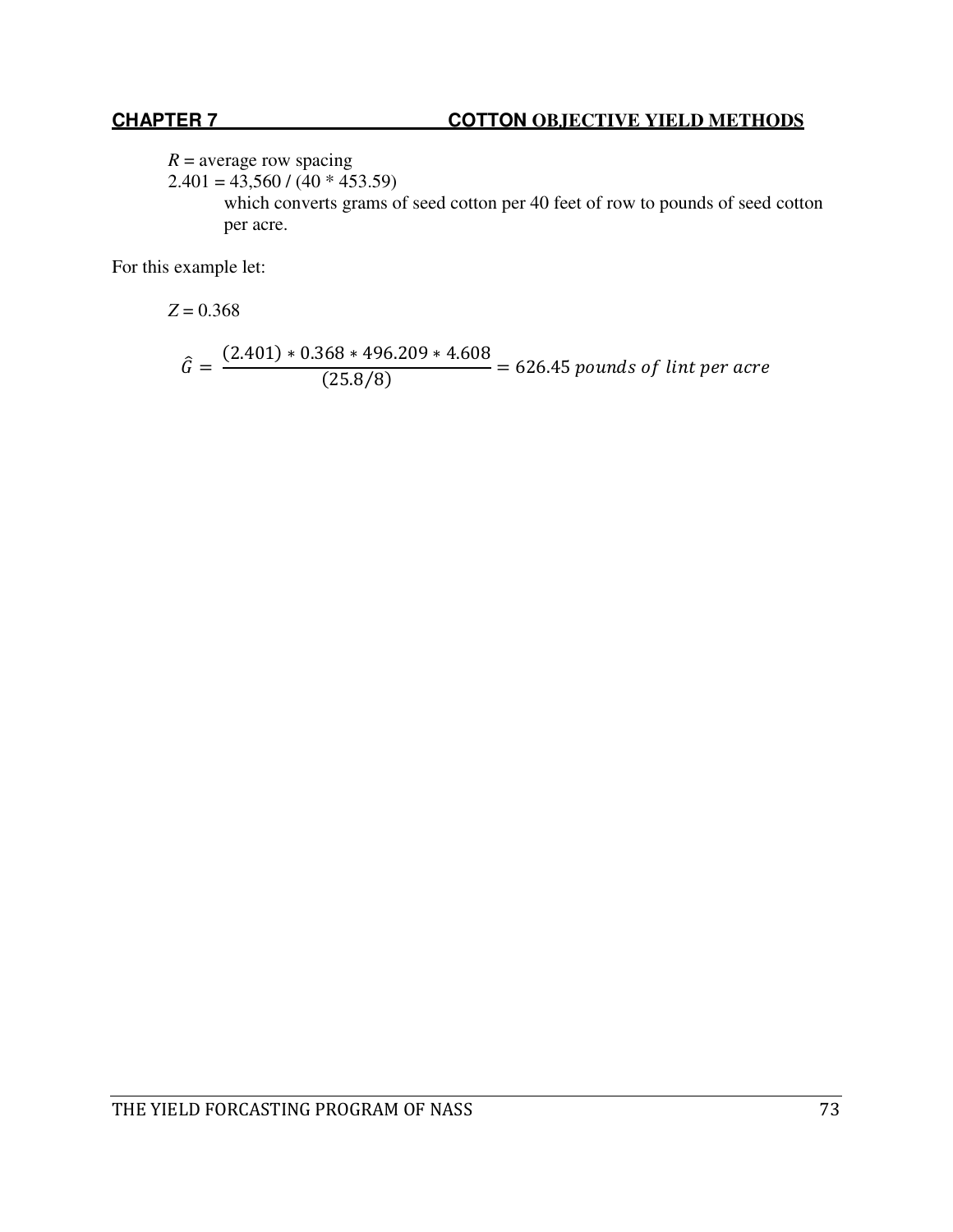$R$ = average row spacing

2.401 = 43,560 / (40 * 453.59)

which converts grams of seed cotton per 40 feet of row to pounds of seed cotton per acre.

For this example let:

$Z = 0.368$

$$\hat{G} = \frac{(2.401) * 0.368 * 496.209 * 4.608}{(25.8/8)} = 626.45 \; pounds \; of \; lint \; per \; acre$$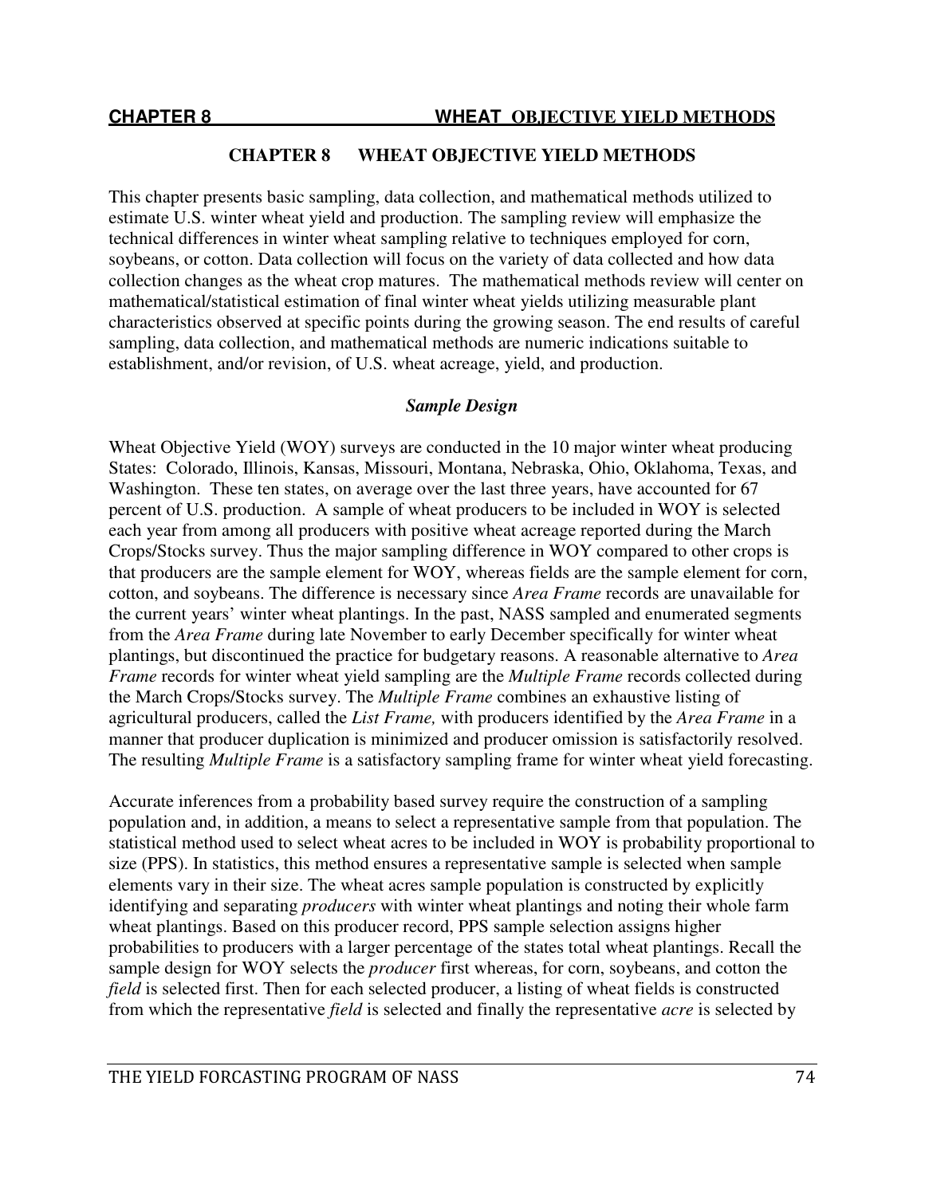# CHAPTER 8 WHEAT OBJECTIVE YIELD METHODS

This chapter presents basic sampling, data collection, and mathematical methods utilized to estimate U.S. winter wheat yield and production. The sampling review will emphasize the technical differences in winter wheat sampling relative to techniques employed for corn, soybeans, or cotton. Data collection will focus on the variety of data collected and how data collection changes as the wheat crop matures. The mathematical methods review will center on mathematical/statistical estimation of final winter wheat yields utilizing measurable plant characteristics observed at specific points during the growing season. The end results of careful sampling, data collection, and mathematical methods are numeric indications suitable to establishment, and/or revision, of U.S. wheat acreage, yield, and production.

## *Sample Design*

Wheat Objective Yield (WOY) surveys are conducted in the 10 major winter wheat producing States: Colorado, Illinois, Kansas, Missouri, Montana, Nebraska, Ohio, Oklahoma, Texas, and Washington. These ten states, on average over the last three years, have accounted for 67 percent of U.S. production. A sample of wheat producers to be included in WOY is selected each year from among all producers with positive wheat acreage reported during the March Crops/Stocks survey. Thus the major sampling difference in WOY compared to other crops is that producers are the sample element for WOY, whereas fields are the sample element for corn, cotton, and soybeans. The difference is necessary since *Area Frame* records are unavailable for the current years' winter wheat plantings. In the past, NASS sampled and enumerated segments from the *Area Frame* during late November to early December specifically for winter wheat plantings, but discontinued the practice for budgetary reasons. A reasonable alternative to *Area Frame* records for winter wheat yield sampling are the *Multiple Frame* records collected during the March Crops/Stocks survey. The *Multiple Frame* combines an exhaustive listing of agricultural producers, called the *List Frame,* with producers identified by the *Area Frame* in a manner that producer duplication is minimized and producer omission is satisfactorily resolved. The resulting *Multiple Frame* is a satisfactory sampling frame for winter wheat yield forecasting.

Accurate inferences from a probability based survey require the construction of a sampling population and, in addition, a means to select a representative sample from that population. The statistical method used to select wheat acres to be included in WOY is probability proportional to size (PPS). In statistics, this method ensures a representative sample is selected when sample elements vary in their size. The wheat acres sample population is constructed by explicitly identifying and separating *producers* with winter wheat plantings and noting their whole farm wheat plantings. Based on this producer record, PPS sample selection assigns higher probabilities to producers with a larger percentage of the states total wheat plantings. Recall the sample design for WOY selects the *producer* first whereas, for corn, soybeans, and cotton the *field* is selected first. Then for each selected producer, a listing of wheat fields is constructed from which the representative *field* is selected and finally the representative *acre* is selected by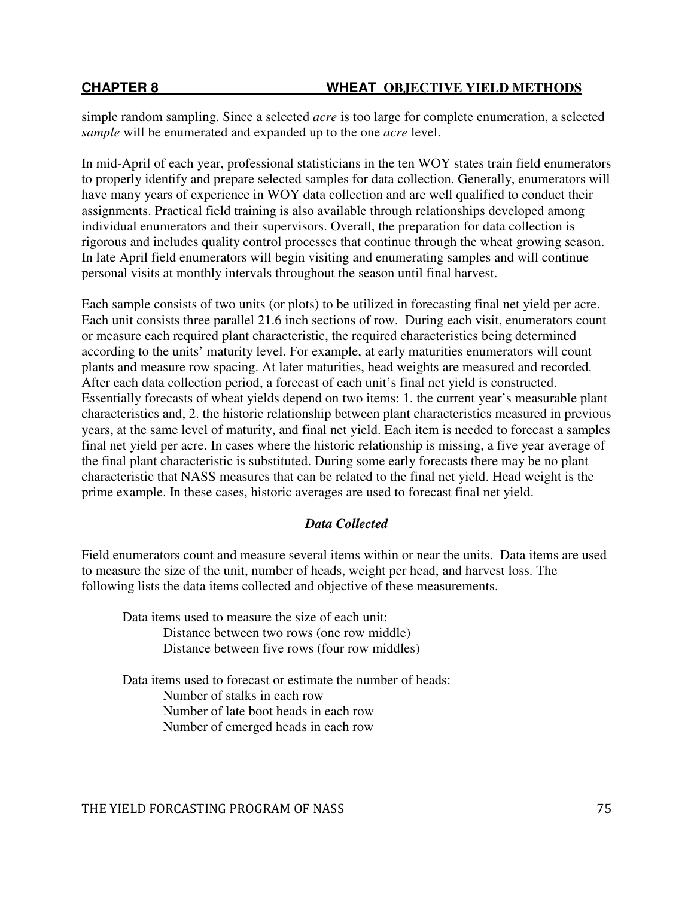simple random sampling. Since a selected *acre* is too large for complete enumeration, a selected *sample* will be enumerated and expanded up to the one *acre* level.

In mid-April of each year, professional statisticians in the ten WOY states train field enumerators to properly identify and prepare selected samples for data collection. Generally, enumerators will have many years of experience in WOY data collection and are well qualified to conduct their assignments. Practical field training is also available through relationships developed among individual enumerators and their supervisors. Overall, the preparation for data collection is rigorous and includes quality control processes that continue through the wheat growing season. In late April field enumerators will begin visiting and enumerating samples and will continue personal visits at monthly intervals throughout the season until final harvest.

Each sample consists of two units (or plots) to be utilized in forecasting final net yield per acre. Each unit consists three parallel 21.6 inch sections of row. During each visit, enumerators count or measure each required plant characteristic, the required characteristics being determined according to the units' maturity level. For example, at early maturities enumerators will count plants and measure row spacing. At later maturities, head weights are measured and recorded. After each data collection period, a forecast of each unit's final net yield is constructed. Essentially forecasts of wheat yields depend on two items: 1. the current year's measurable plant characteristics and, 2. the historic relationship between plant characteristics measured in previous years, at the same level of maturity, and final net yield. Each item is needed to forecast a samples final net yield per acre. In cases where the historic relationship is missing, a five year average of the final plant characteristic is substituted. During some early forecasts there may be no plant characteristic that NASS measures that can be related to the final net yield. Head weight is the prime example. In these cases, historic averages are used to forecast final net yield.

### *Data Collected*

Field enumerators count and measure several items within or near the units. Data items are used to measure the size of the unit, number of heads, weight per head, and harvest loss. The following lists the data items collected and objective of these measurements.

Data items used to measure the size of each unit:
- Distance between two rows (one row middle)
- Distance between five rows (four row middles)

Data items used to forecast or estimate the number of heads:
- Number of stalks in each row
- Number of late boot heads in each row
- Number of emerged heads in each row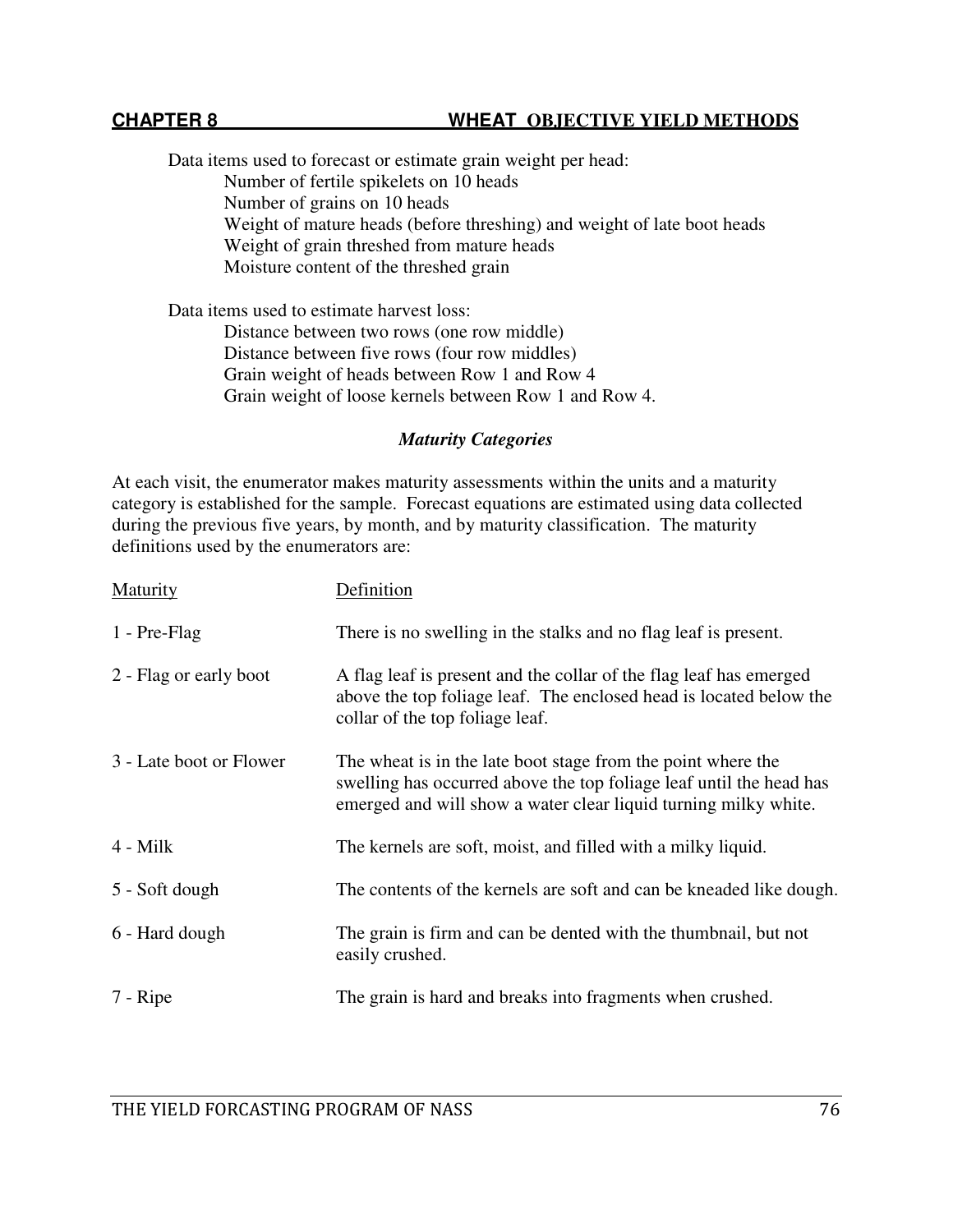Data items used to forecast or estimate grain weight per head:

- Number of fertile spikelets on 10 heads
- Number of grains on 10 heads
- Weight of mature heads (before threshing) and weight of late boot heads
- Weight of grain threshed from mature heads
- Moisture content of the threshed grain

Data items used to estimate harvest loss:

- Distance between two rows (one row middle)
- Distance between five rows (four row middles)
- Grain weight of heads between Row 1 and Row 4
- Grain weight of loose kernels between Row 1 and Row 4.

### *Maturity Categories*

At each visit, the enumerator makes maturity assessments within the units and a maturity category is established for the sample. Forecast equations are estimated using data collected during the previous five years, by month, and by maturity classification. The maturity definitions used by the enumerators are:

| Maturity | Definition |
|---|---|
| 1 - Pre-Flag | There is no swelling in the stalks and no flag leaf is present. |
| 2 - Flag or early boot | A flag leaf is present and the collar of the flag leaf has emerged above the top foliage leaf. The enclosed head is located below the collar of the top foliage leaf. |
| 3 - Late boot or Flower | The wheat is in the late boot stage from the point where the swelling has occurred above the top foliage leaf until the head has emerged and will show a water clear liquid turning milky white. |
| 4 - Milk | The kernels are soft, moist, and filled with a milky liquid. |
| 5 - Soft dough | The contents of the kernels are soft and can be kneaded like dough. |
| 6 - Hard dough | The grain is firm and can be dented with the thumbnail, but not easily crushed. |
| 7 - Ripe | The grain is hard and breaks into fragments when crushed. |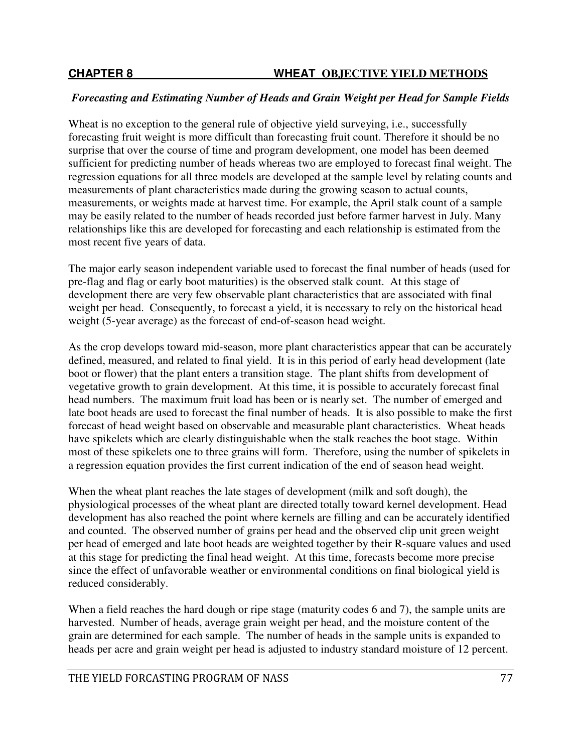## CHAPTER 8 WHEAT OBJECTIVE YIELD METHODS

***Forecasting and Estimating Number of Heads and Grain Weight per Head for Sample Fields***

Wheat is no exception to the general rule of objective yield surveying, i.e., successfully forecasting fruit weight is more difficult than forecasting fruit count. Therefore it should be no surprise that over the course of time and program development, one model has been deemed sufficient for predicting number of heads whereas two are employed to forecast final weight. The regression equations for all three models are developed at the sample level by relating counts and measurements of plant characteristics made during the growing season to actual counts, measurements, or weights made at harvest time. For example, the April stalk count of a sample may be easily related to the number of heads recorded just before farmer harvest in July. Many relationships like this are developed for forecasting and each relationship is estimated from the most recent five years of data.

The major early season independent variable used to forecast the final number of heads (used for pre-flag and flag or early boot maturities) is the observed stalk count. At this stage of development there are very few observable plant characteristics that are associated with final weight per head. Consequently, to forecast a yield, it is necessary to rely on the historical head weight (5-year average) as the forecast of end-of-season head weight.

As the crop develops toward mid-season, more plant characteristics appear that can be accurately defined, measured, and related to final yield. It is in this period of early head development (late boot or flower) that the plant enters a transition stage. The plant shifts from development of vegetative growth to grain development. At this time, it is possible to accurately forecast final head numbers. The maximum fruit load has been or is nearly set. The number of emerged and late boot heads are used to forecast the final number of heads. It is also possible to make the first forecast of head weight based on observable and measurable plant characteristics. Wheat heads have spikelets which are clearly distinguishable when the stalk reaches the boot stage. Within most of these spikelets one to three grains will form. Therefore, using the number of spikelets in a regression equation provides the first current indication of the end of season head weight.

When the wheat plant reaches the late stages of development (milk and soft dough), the physiological processes of the wheat plant are directed totally toward kernel development. Head development has also reached the point where kernels are filling and can be accurately identified and counted. The observed number of grains per head and the observed clip unit green weight per head of emerged and late boot heads are weighted together by their R-square values and used at this stage for predicting the final head weight. At this time, forecasts become more precise since the effect of unfavorable weather or environmental conditions on final biological yield is reduced considerably.

When a field reaches the hard dough or ripe stage (maturity codes 6 and 7), the sample units are harvested. Number of heads, average grain weight per head, and the moisture content of the grain are determined for each sample. The number of heads in the sample units is expanded to heads per acre and grain weight per head is adjusted to industry standard moisture of 12 percent.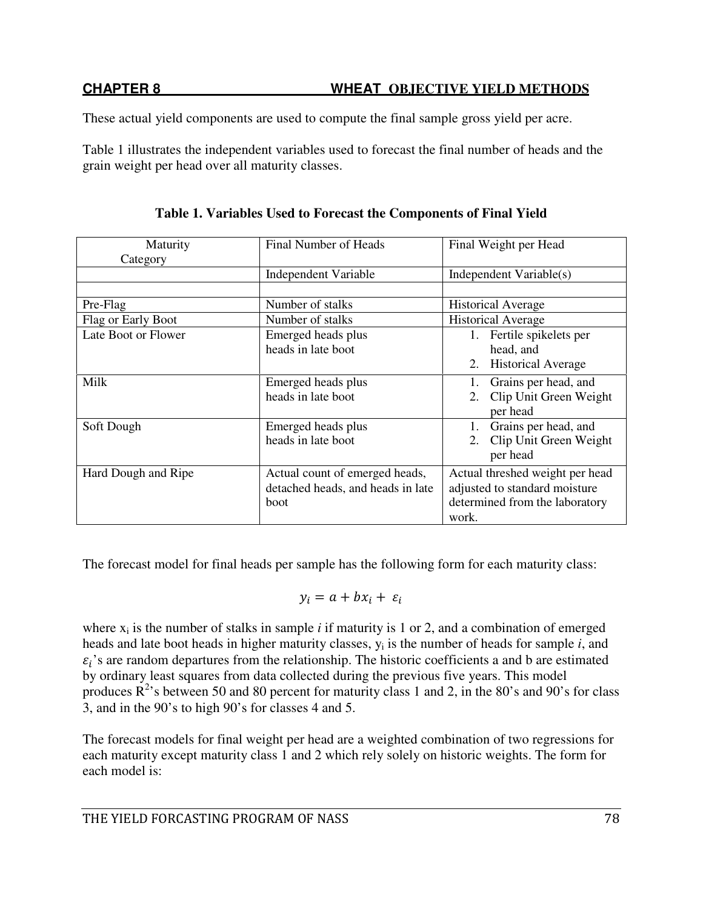These actual yield components are used to compute the final sample gross yield per acre.

Table 1 illustrates the independent variables used to forecast the final number of heads and the grain weight per head over all maturity classes.

**Table 1. Variables Used to Forecast the Components of Final Yield**

| Maturity Category | Final Number of Heads | Final Weight per Head |
|---|---|---|
| | Independent Variable | Independent Variable(s) |
| | | |
| Pre-Flag | Number of stalks | Historical Average |
| Flag or Early Boot | Number of stalks | Historical Average |
| Late Boot or Flower | Emerged heads plus heads in late boot | 1. Fertile spikelets per head, and 2. Historical Average |
| Milk | Emerged heads plus heads in late boot | 1. Grains per head, and 2. Clip Unit Green Weight per head |
| Soft Dough | Emerged heads plus heads in late boot | 1. Grains per head, and 2. Clip Unit Green Weight per head |
| Hard Dough and Ripe | Actual count of emerged heads, detached heads, and heads in late boot | Actual threshed weight per head adjusted to standard moisture determined from the laboratory work. |

The forecast model for final heads per sample has the following form for each maturity class:

$$y_i = a + bx_i + \varepsilon_i$$

where $x_i$ is the number of stalks in sample *i* if maturity is 1 or 2, and a combination of emerged heads and late boot heads in higher maturity classes, $y_i$ is the number of heads for sample *i*, and $\varepsilon_i$'s are random departures from the relationship. The historic coefficients a and b are estimated by ordinary least squares from data collected during the previous five years. This model produces $R^2$'s between 50 and 80 percent for maturity class 1 and 2, in the 80's and 90's for class 3, and in the 90's to high 90's for classes 4 and 5.

The forecast models for final weight per head are a weighted combination of two regressions for each maturity except maturity class 1 and 2 which rely solely on historic weights. The form for each model is: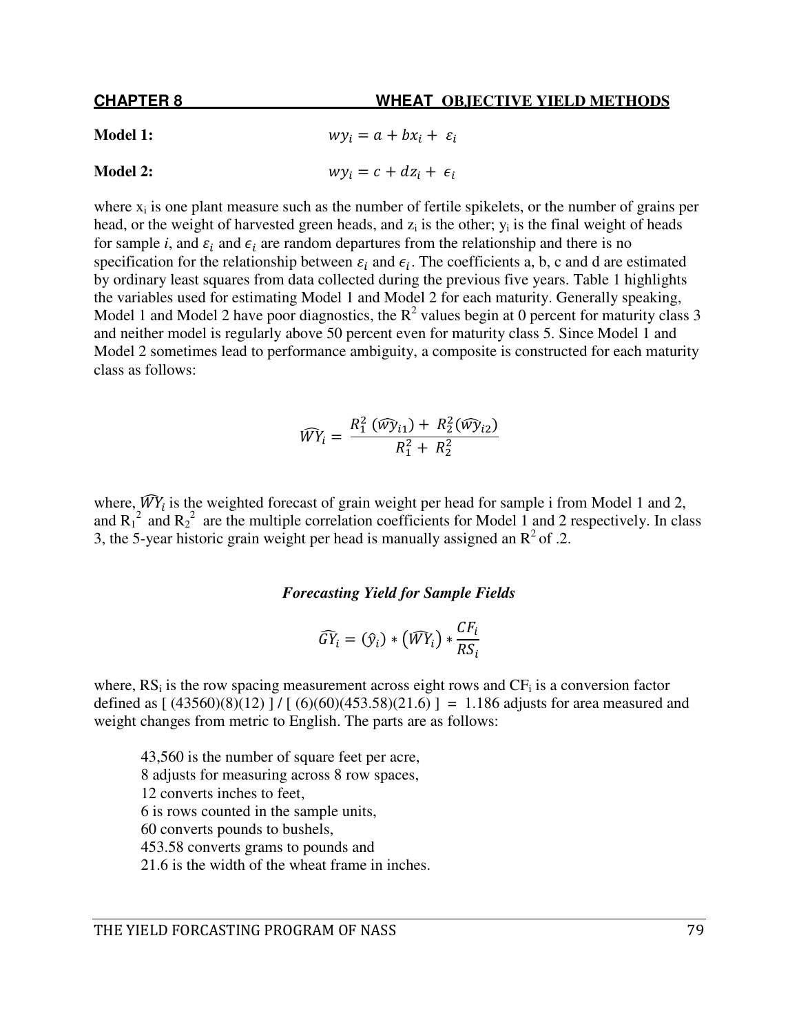**Model 1:** $wy_i = a + bx_i + \varepsilon_i$

**Model 2:** $wy_i = c + dz_i + \epsilon_i$

where $x_i$ is one plant measure such as the number of fertile spikelets, or the number of grains per head, or the weight of harvested green heads, and $z_i$ is the other; $y_i$ is the final weight of heads for sample *i*, and $\varepsilon_i$ and $\epsilon_i$ are random departures from the relationship and there is no specification for the relationship between $\varepsilon_i$ and $\epsilon_i$. The coefficients a, b, c and d are estimated by ordinary least squares from data collected during the previous five years. Table 1 highlights the variables used for estimating Model 1 and Model 2 for each maturity. Generally speaking, Model 1 and Model 2 have poor diagnostics, the $R^2$ values begin at 0 percent for maturity class 3 and neither model is regularly above 50 percent even for maturity class 5. Since Model 1 and Model 2 sometimes lead to performance ambiguity, a composite is constructed for each maturity class as follows:

$$\widehat{WY}_i = \frac{R_1^2\,(\widehat{wy}_{i1}) + R_2^2(\widehat{wy}_{i2})}{R_1^2 + R_2^2}$$

where, $\widehat{WY}_i$ is the weighted forecast of grain weight per head for sample i from Model 1 and 2, and $R_1^2$ and $R_2^2$ are the multiple correlation coefficients for Model 1 and 2 respectively. In class 3, the 5-year historic grain weight per head is manually assigned an $R^2$ of .2.

### *Forecasting Yield for Sample Fields*

$$\widehat{GY}_i = (\hat{y}_i) * \left(\widehat{WY}_i\right) * \frac{CF_i}{RS_i}$$

where, $RS_i$ is the row spacing measurement across eight rows and $CF_i$ is a conversion factor defined as [ (43560)(8)(12) ] / [ (6)(60)(453.58)(21.6) ] = 1.186 adjusts for area measured and weight changes from metric to English. The parts are as follows:

- 43,560 is the number of square feet per acre,
- 8 adjusts for measuring across 8 row spaces,
- 12 converts inches to feet,
- 6 is rows counted in the sample units,
- 60 converts pounds to bushels,
- 453.58 converts grams to pounds and
- 21.6 is the width of the wheat frame in inches.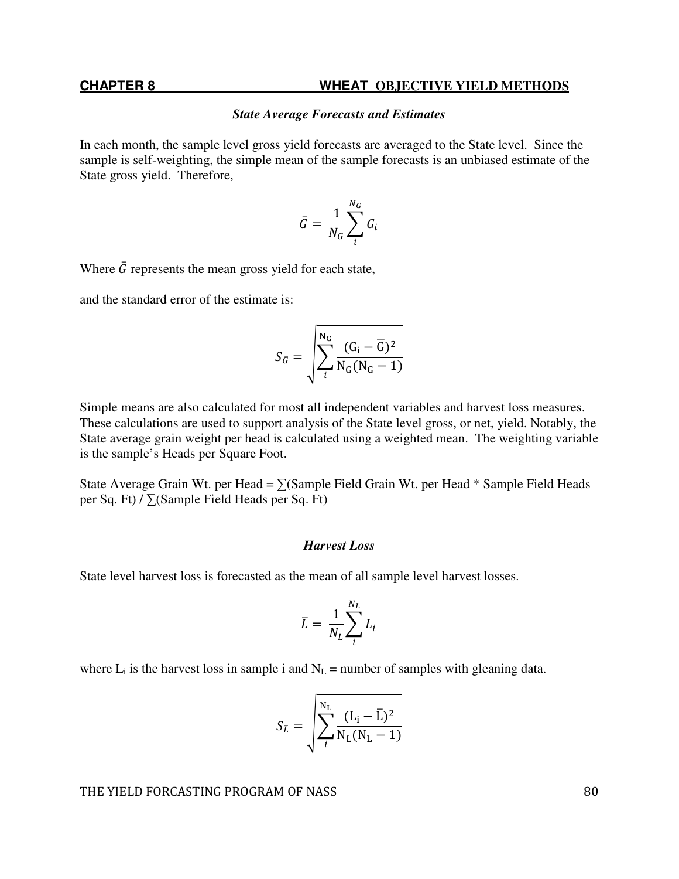### *State Average Forecasts and Estimates*

In each month, the sample level gross yield forecasts are averaged to the State level. Since the sample is self-weighting, the simple mean of the sample forecasts is an unbiased estimate of the State gross yield. Therefore,

$$\bar{G} = \frac{1}{N_G}\sum_{i}^{N_G} G_i$$

Where $\bar{G}$ represents the mean gross yield for each state,

and the standard error of the estimate is:

$$S_{\bar{G}} = \sqrt{\sum_{i}^{N_G} \frac{(G_i - \bar{G})^2}{N_G(N_G - 1)}}$$

Simple means are also calculated for most all independent variables and harvest loss measures. These calculations are used to support analysis of the State level gross, or net, yield. Notably, the State average grain weight per head is calculated using a weighted mean. The weighting variable is the sample's Heads per Square Foot.

State Average Grain Wt. per Head = ∑(Sample Field Grain Wt. per Head * Sample Field Heads per Sq. Ft) / ∑(Sample Field Heads per Sq. Ft)

### *Harvest Loss*

State level harvest loss is forecasted as the mean of all sample level harvest losses.

$$\bar{L} = \frac{1}{N_L}\sum_{i}^{N_L} L_i$$

where $L_i$ is the harvest loss in sample i and $N_L$ = number of samples with gleaning data.

$$S_{\bar{L}} = \sqrt{\sum_{i}^{N_L} \frac{(L_i - \bar{L})^2}{N_L(N_L - 1)}}$$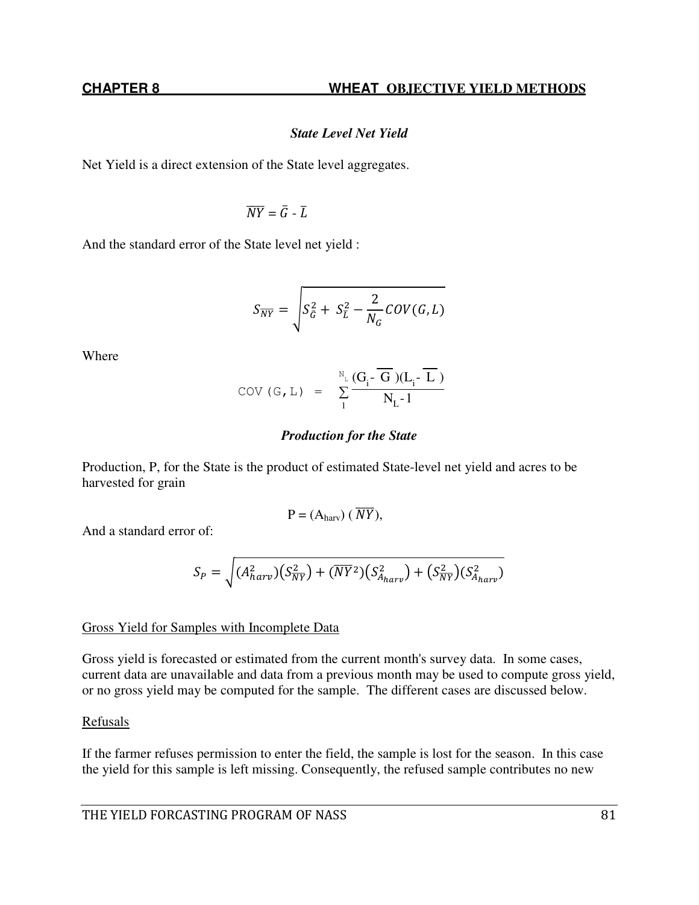### *State Level Net Yield*

Net Yield is a direct extension of the State level aggregates.

$$\overline{NY} = \bar{G} - \bar{L}$$

And the standard error of the State level net yield :

$$S_{\overline{NY}} = \sqrt{S_{\bar{G}}^2 + S_{\bar{L}}^2 - \frac{2}{N_G} COV(G, L)}$$

Where

$$\text{COV}(G,L) = \sum_{1}^{N_L} \frac{(G_i - \overline{G})(L_i - \overline{L})}{N_L - 1}$$

### *Production for the State*

Production, P, for the State is the product of estimated State-level net yield and acres to be harvested for grain

$$P = (A_{harv}) \, (\overline{NY}),$$

And a standard error of:

$$S_P = \sqrt{(A_{harv}^2)(S_{\overline{NY}}^2) + (\overline{NY}^2)(S_{A_{harv}}^2) + (S_{\overline{NY}}^2)(S_{A_{harv}}^2)}$$

Gross Yield for Samples with Incomplete Data

Gross yield is forecasted or estimated from the current month's survey data. In some cases, current data are unavailable and data from a previous month may be used to compute gross yield, or no gross yield may be computed for the sample. The different cases are discussed below.

Refusals

If the farmer refuses permission to enter the field, the sample is lost for the season. In this case the yield for this sample is left missing. Consequently, the refused sample contributes no new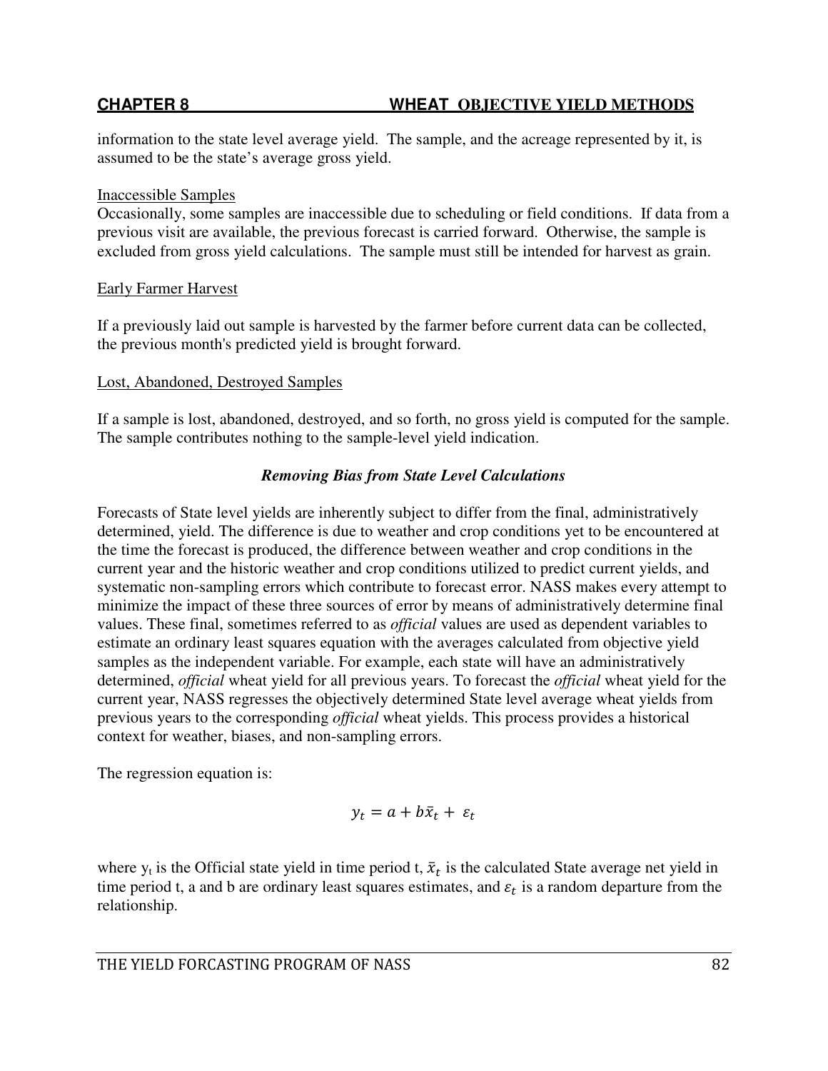information to the state level average yield. The sample, and the acreage represented by it, is assumed to be the state's average gross yield.

Inaccessible Samples

Occasionally, some samples are inaccessible due to scheduling or field conditions. If data from a previous visit are available, the previous forecast is carried forward. Otherwise, the sample is excluded from gross yield calculations. The sample must still be intended for harvest as grain.

Early Farmer Harvest

If a previously laid out sample is harvested by the farmer before current data can be collected, the previous month's predicted yield is brought forward.

Lost, Abandoned, Destroyed Samples

If a sample is lost, abandoned, destroyed, and so forth, no gross yield is computed for the sample. The sample contributes nothing to the sample-level yield indication.

### *Removing Bias from State Level Calculations*

Forecasts of State level yields are inherently subject to differ from the final, administratively determined, yield. The difference is due to weather and crop conditions yet to be encountered at the time the forecast is produced, the difference between weather and crop conditions in the current year and the historic weather and crop conditions utilized to predict current yields, and systematic non-sampling errors which contribute to forecast error. NASS makes every attempt to minimize the impact of these three sources of error by means of administratively determine final values. These final, sometimes referred to as *official* values are used as dependent variables to estimate an ordinary least squares equation with the averages calculated from objective yield samples as the independent variable. For example, each state will have an administratively determined, *official* wheat yield for all previous years. To forecast the *official* wheat yield for the current year, NASS regresses the objectively determined State level average wheat yields from previous years to the corresponding *official* wheat yields. This process provides a historical context for weather, biases, and non-sampling errors.

The regression equation is:

$$y_t = a + b\bar{x}_t + \varepsilon_t$$

where $y_t$ is the Official state yield in time period t, $\bar{x}_t$ is the calculated State average net yield in time period t, a and b are ordinary least squares estimates, and $\varepsilon_t$ is a random departure from the relationship.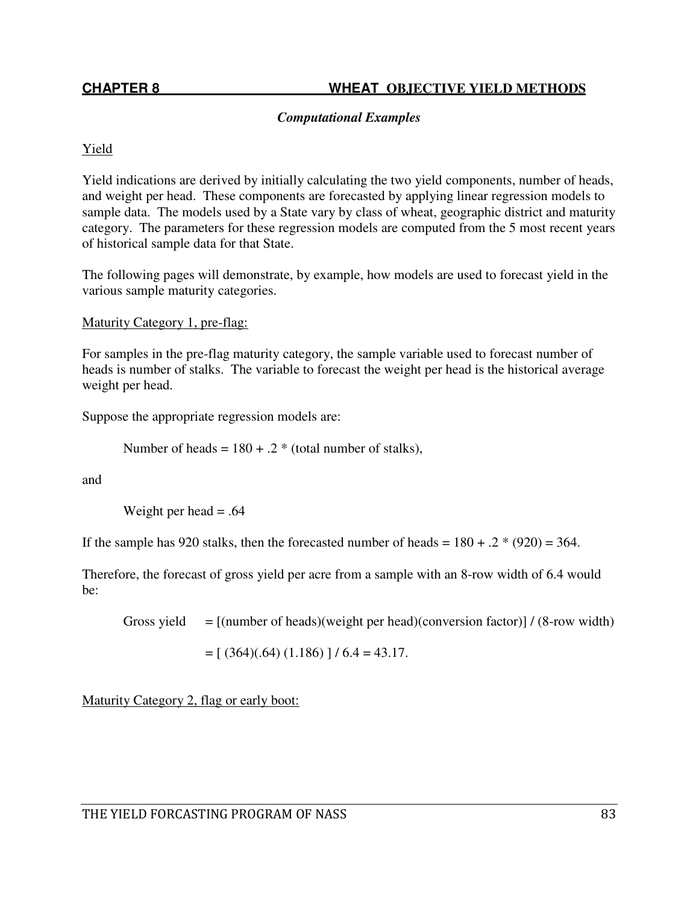## CHAPTER 8 WHEAT OBJECTIVE YIELD METHODS

### *Computational Examples*

Yield

Yield indications are derived by initially calculating the two yield components, number of heads, and weight per head. These components are forecasted by applying linear regression models to sample data. The models used by a State vary by class of wheat, geographic district and maturity category. The parameters for these regression models are computed from the 5 most recent years of historical sample data for that State.

The following pages will demonstrate, by example, how models are used to forecast yield in the various sample maturity categories.

Maturity Category 1, pre-flag:

For samples in the pre-flag maturity category, the sample variable used to forecast number of heads is number of stalks. The variable to forecast the weight per head is the historical average weight per head.

Suppose the appropriate regression models are:

Number of heads = 180 + .2 * (total number of stalks),

and

Weight per head = .64

If the sample has 920 stalks, then the forecasted number of heads = 180 + .2 * (920) = 364.

Therefore, the forecast of gross yield per acre from a sample with an 8-row width of 6.4 would be:

Gross yield = [(number of heads)(weight per head)(conversion factor)] / (8-row width)

= [ (364)(.64) (1.186) ] / 6.4 = 43.17.

Maturity Category 2, flag or early boot: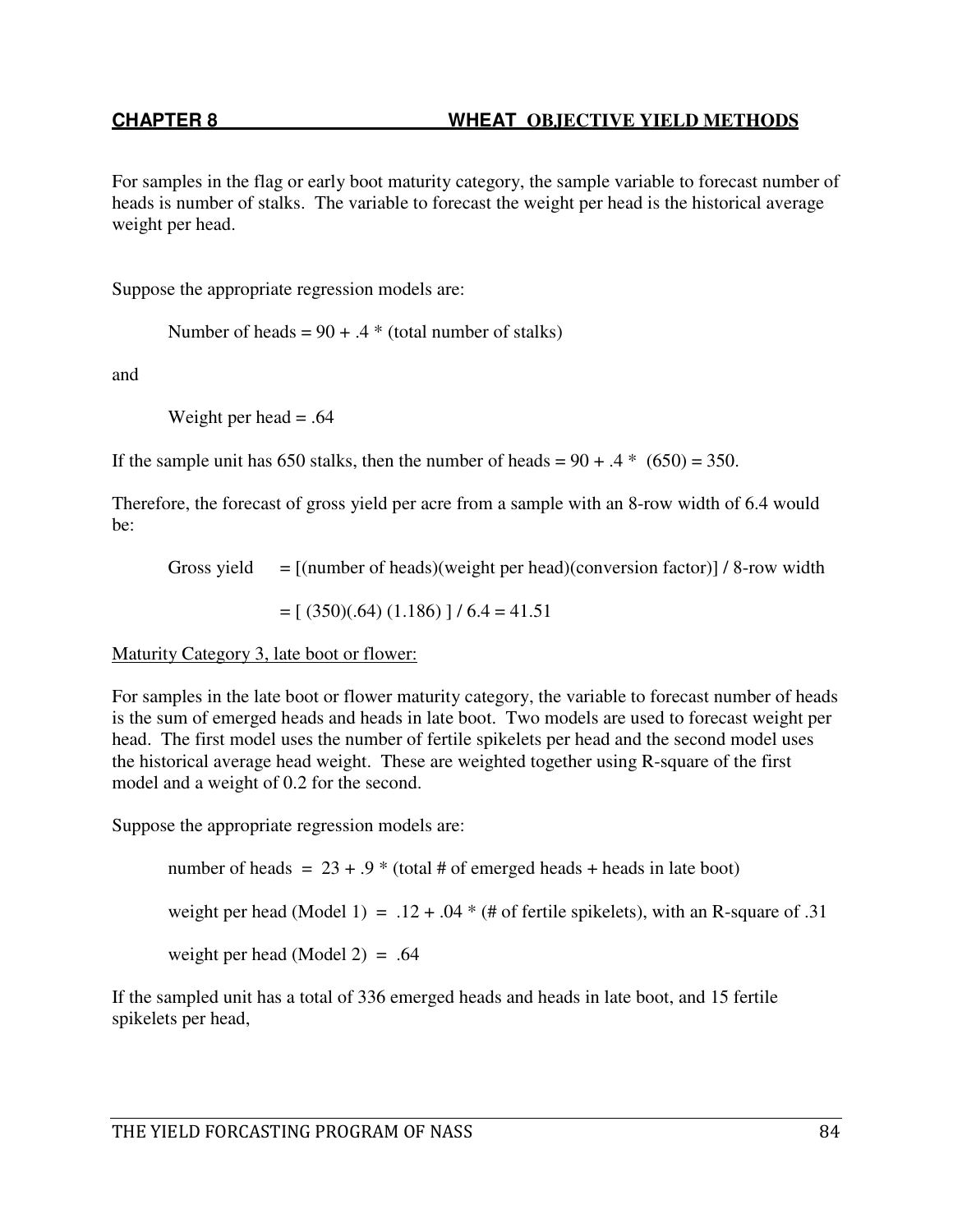For samples in the flag or early boot maturity category, the sample variable to forecast number of heads is number of stalks. The variable to forecast the weight per head is the historical average weight per head.

Suppose the appropriate regression models are:

Number of heads = 90 + .4 * (total number of stalks)

and

Weight per head = .64

If the sample unit has 650 stalks, then the number of heads = 90 + .4 * (650) = 350.

Therefore, the forecast of gross yield per acre from a sample with an 8-row width of 6.4 would be:

Gross yield = [(number of heads)(weight per head)(conversion factor)] / 8-row width

= [ (350)(.64) (1.186) ] / 6.4 = 41.51

Maturity Category 3, late boot or flower:

For samples in the late boot or flower maturity category, the variable to forecast number of heads is the sum of emerged heads and heads in late boot. Two models are used to forecast weight per head. The first model uses the number of fertile spikelets per head and the second model uses the historical average head weight. These are weighted together using R-square of the first model and a weight of 0.2 for the second.

Suppose the appropriate regression models are:

number of heads = 23 + .9 * (total # of emerged heads + heads in late boot)

weight per head (Model 1) = .12 + .04 * (# of fertile spikelets), with an R-square of .31

weight per head (Model 2) = .64

If the sampled unit has a total of 336 emerged heads and heads in late boot, and 15 fertile spikelets per head,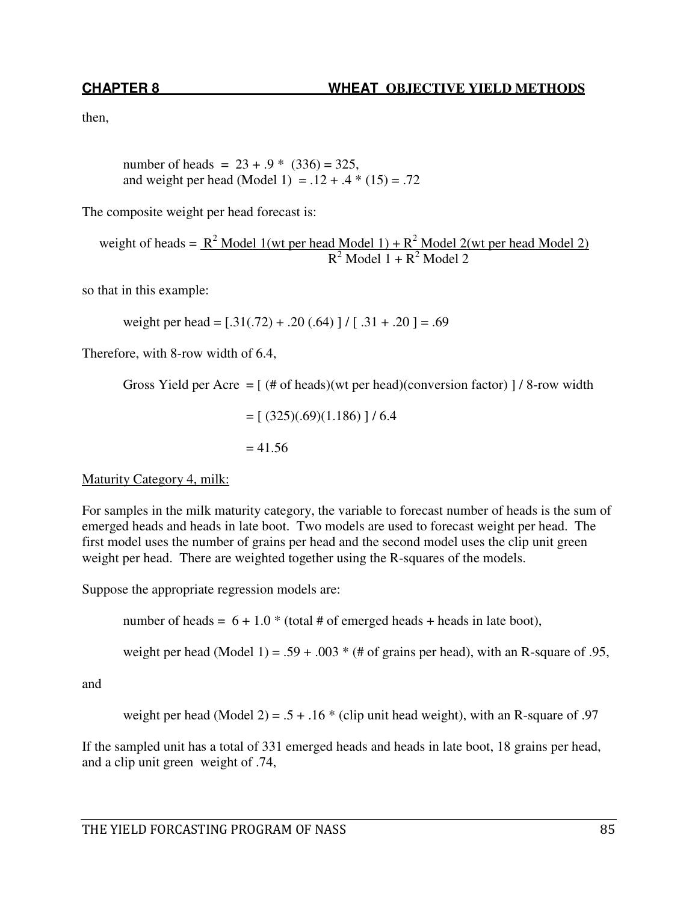then,

number of heads = 23 + .9 * (336) = 325,
and weight per head (Model 1) = .12 + .4 * (15) = .72

The composite weight per head forecast is:

$$\text{weight of heads} = \frac{R^2 \text{ Model 1(wt per head Model 1)} + R^2 \text{ Model 2(wt per head Model 2)}}{R^2 \text{ Model 1} + R^2 \text{ Model 2}}$$

so that in this example:

weight per head = [.31(.72) + .20 (.64) ] / [ .31 + .20 ] = .69

Therefore, with 8-row width of 6.4,

Gross Yield per Acre = [ (# of heads)(wt per head)(conversion factor) ] / 8-row width

= [ (325)(.69)(1.186) ] / 6.4

= 41.56

<u>Maturity Category 4, milk:</u>

For samples in the milk maturity category, the variable to forecast number of heads is the sum of emerged heads and heads in late boot. Two models are used to forecast weight per head. The first model uses the number of grains per head and the second model uses the clip unit green weight per head. There are weighted together using the R-squares of the models.

Suppose the appropriate regression models are:

number of heads = 6 + 1.0 * (total # of emerged heads + heads in late boot),

weight per head (Model 1) = .59 + .003 * (# of grains per head), with an R-square of .95,

and

weight per head (Model 2) = .5 + .16 * (clip unit head weight), with an R-square of .97

If the sampled unit has a total of 331 emerged heads and heads in late boot, 18 grains per head, and a clip unit green weight of .74,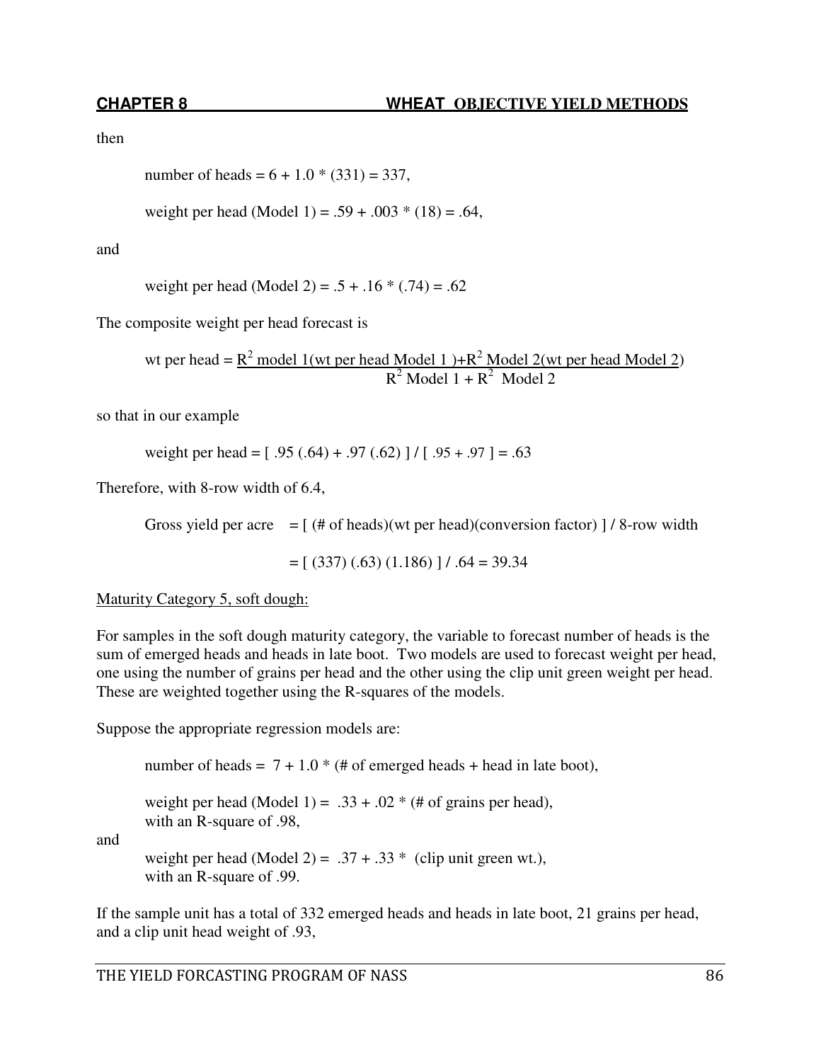then

number of heads = 6 + 1.0 * (331) = 337,

weight per head (Model 1) = .59 + .003 * (18) = .64,

and

weight per head (Model 2) = .5 + .16 * (.74) = .62

The composite weight per head forecast is

$$\text{wt per head} = \frac{R^2 \text{ model 1(wt per head Model 1)} + R^2 \text{ Model 2(wt per head Model 2)}}{R^2 \text{ Model 1} + R^2 \text{ Model 2}}$$

so that in our example

weight per head = [ .95 (.64) + .97 (.62) ] / [ .95 + .97 ] = .63

Therefore, with 8-row width of 6.4,

Gross yield per acre = [ (# of heads)(wt per head)(conversion factor) ] / 8-row width

= [ (337) (.63) (1.186) ] / .64 = 39.34

<u>Maturity Category 5, soft dough:</u>

For samples in the soft dough maturity category, the variable to forecast number of heads is the sum of emerged heads and heads in late boot. Two models are used to forecast weight per head, one using the number of grains per head and the other using the clip unit green weight per head. These are weighted together using the R-squares of the models.

Suppose the appropriate regression models are:

number of heads = 7 + 1.0 * (# of emerged heads + head in late boot),

weight per head (Model 1) = .33 + .02 * (# of grains per head),
with an R-square of .98,

and

weight per head (Model 2) = .37 + .33 * (clip unit green wt.),
with an R-square of .99.

If the sample unit has a total of 332 emerged heads and heads in late boot, 21 grains per head, and a clip unit head weight of .93,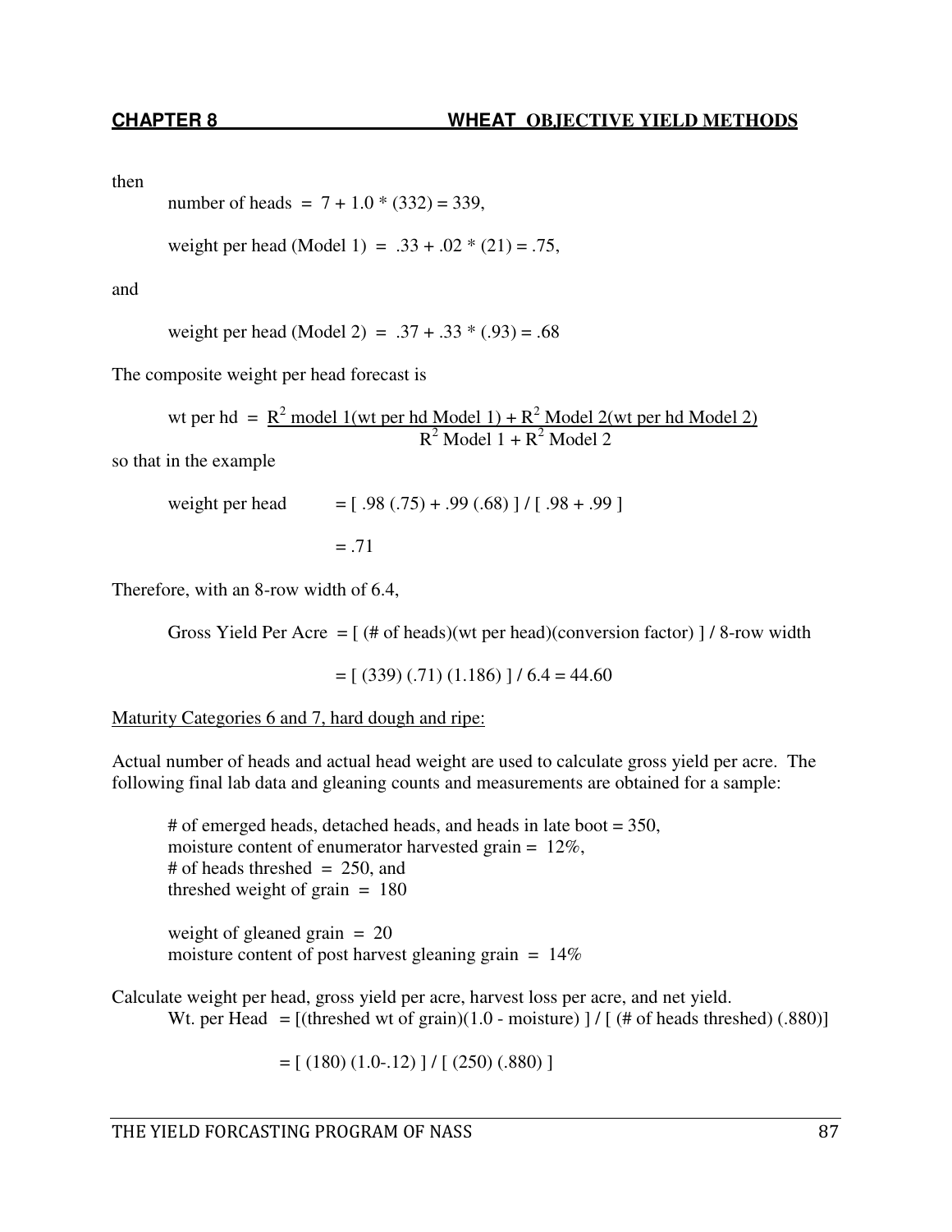then

$$\text{number of heads} = 7 + 1.0 * (332) = 339,$$

$$\text{weight per head (Model 1)} = .33 + .02 * (21) = .75,$$

and

$$\text{weight per head (Model 2)} = .37 + .33 * (.93) = .68$$

The composite weight per head forecast is

$$\text{wt per hd} = \frac{R^2 \text{ model 1(wt per hd Model 1)} + R^2 \text{ Model 2(wt per hd Model 2)}}{R^2 \text{ Model 1} + R^2 \text{ Model 2}}$$

so that in the example

$$\text{weight per head} = [\ .98\ (.75) + .99\ (.68)\ ] \ /\ [\ .98 + .99\ ]$$

$$= .71$$

Therefore, with an 8-row width of 6.4,

$$\text{Gross Yield Per Acre} = [\ (\#\text{ of heads})(\text{wt per head})(\text{conversion factor})\ ] \ /\ \text{8-row width}$$

$$= [\ (339)\ (.71)\ (1.186)\ ] \ /\ 6.4 = 44.60$$

Maturity Categories 6 and 7, hard dough and ripe:

Actual number of heads and actual head weight are used to calculate gross yield per acre. The following final lab data and gleaning counts and measurements are obtained for a sample:

# of emerged heads, detached heads, and heads in late boot = 350,
moisture content of enumerator harvested grain = 12%,
# of heads threshed = 250, and
threshed weight of grain = 180

weight of gleaned grain = 20
moisture content of post harvest gleaning grain = 14%

Calculate weight per head, gross yield per acre, harvest loss per acre, and net yield.

$$\text{Wt. per Head} = [(\text{threshed wt of grain})(1.0 - \text{moisture})\ ] \ /\ [\ (\#\text{ of heads threshed})\ (.880)]$$

$$= [\ (180)\ (1.0\text{-}.12)\ ] \ /\ [\ (250)\ (.880)\ ]$$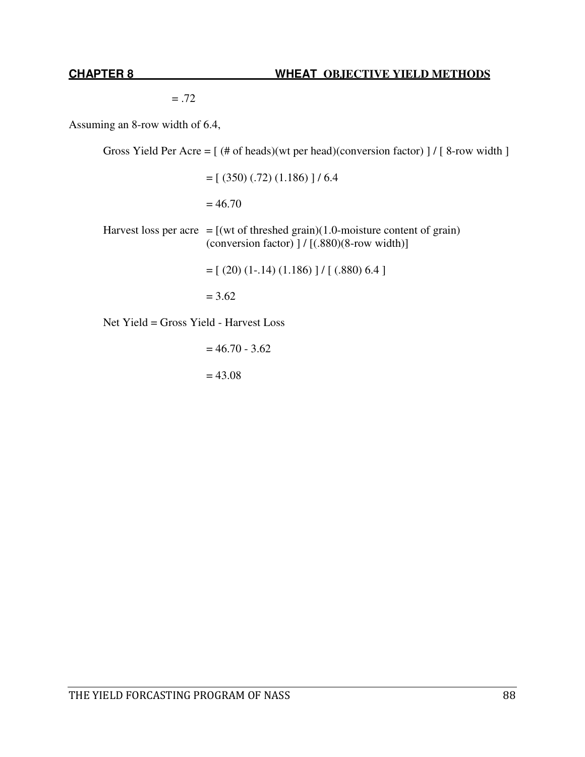= .72

Assuming an 8-row width of 6.4,

Gross Yield Per Acre = [ (# of heads)(wt per head)(conversion factor) ] / [ 8-row width ]

= [ (350) (.72) (1.186) ] / 6.4

= 46.70

Harvest loss per acre = [(wt of threshed grain)(1.0-moisture content of grain) (conversion factor) ] / [(.880)(8-row width)]

= [ (20) (1-.14) (1.186) ] / [ (.880) 6.4 ]

= 3.62

Net Yield = Gross Yield - Harvest Loss

= 46.70 - 3.62

= 43.08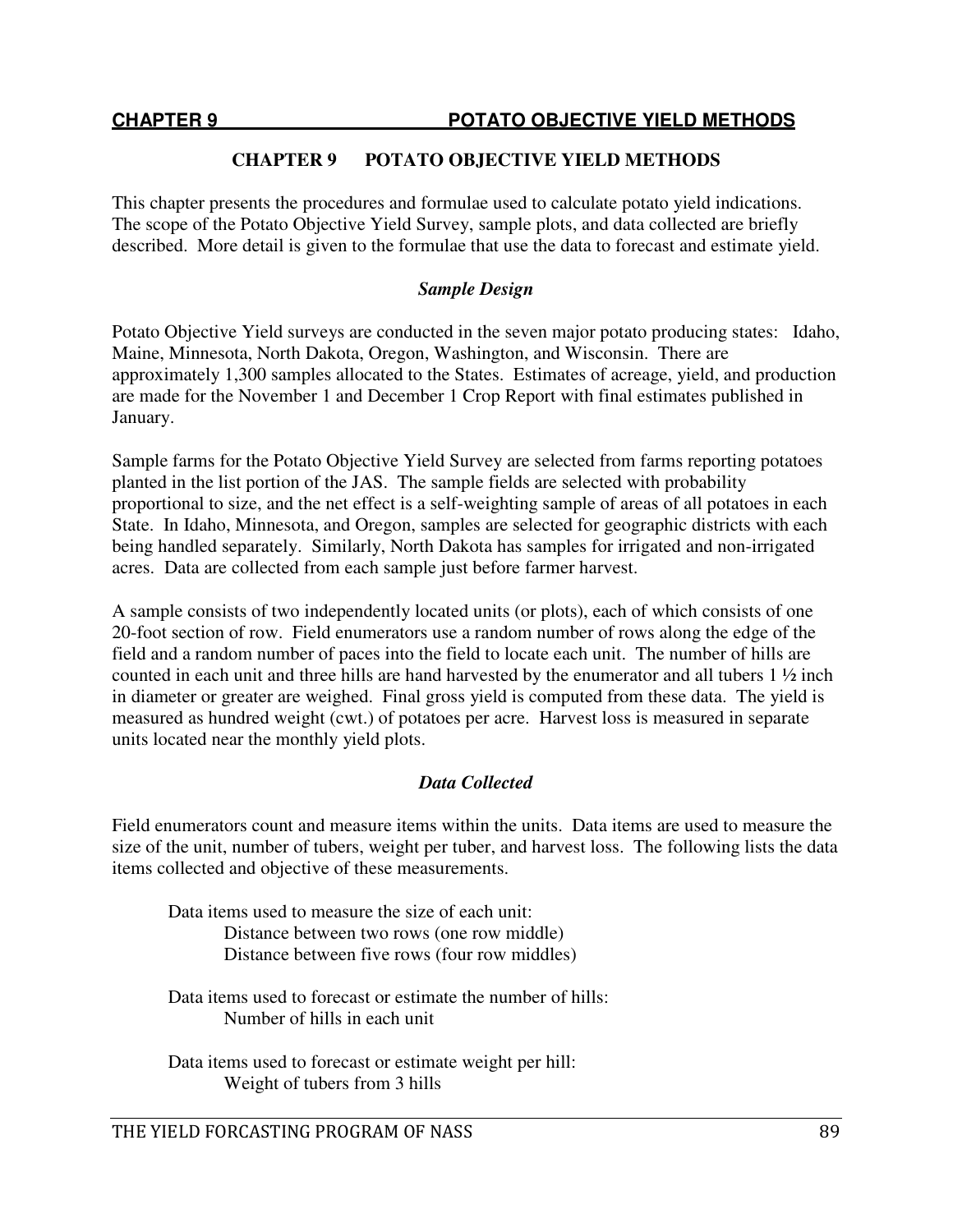## CHAPTER 9 POTATO OBJECTIVE YIELD METHODS

This chapter presents the procedures and formulae used to calculate potato yield indications. The scope of the Potato Objective Yield Survey, sample plots, and data collected are briefly described. More detail is given to the formulae that use the data to forecast and estimate yield.

### *Sample Design*

Potato Objective Yield surveys are conducted in the seven major potato producing states: Idaho, Maine, Minnesota, North Dakota, Oregon, Washington, and Wisconsin. There are approximately 1,300 samples allocated to the States. Estimates of acreage, yield, and production are made for the November 1 and December 1 Crop Report with final estimates published in January.

Sample farms for the Potato Objective Yield Survey are selected from farms reporting potatoes planted in the list portion of the JAS. The sample fields are selected with probability proportional to size, and the net effect is a self-weighting sample of areas of all potatoes in each State. In Idaho, Minnesota, and Oregon, samples are selected for geographic districts with each being handled separately. Similarly, North Dakota has samples for irrigated and non-irrigated acres. Data are collected from each sample just before farmer harvest.

A sample consists of two independently located units (or plots), each of which consists of one 20-foot section of row. Field enumerators use a random number of rows along the edge of the field and a random number of paces into the field to locate each unit. The number of hills are counted in each unit and three hills are hand harvested by the enumerator and all tubers 1 ½ inch in diameter or greater are weighed. Final gross yield is computed from these data. The yield is measured as hundred weight (cwt.) of potatoes per acre. Harvest loss is measured in separate units located near the monthly yield plots.

### *Data Collected*

Field enumerators count and measure items within the units. Data items are used to measure the size of the unit, number of tubers, weight per tuber, and harvest loss. The following lists the data items collected and objective of these measurements.

Data items used to measure the size of each unit:
- Distance between two rows (one row middle)
- Distance between five rows (four row middles)

Data items used to forecast or estimate the number of hills:
- Number of hills in each unit

Data items used to forecast or estimate weight per hill:
- Weight of tubers from 3 hills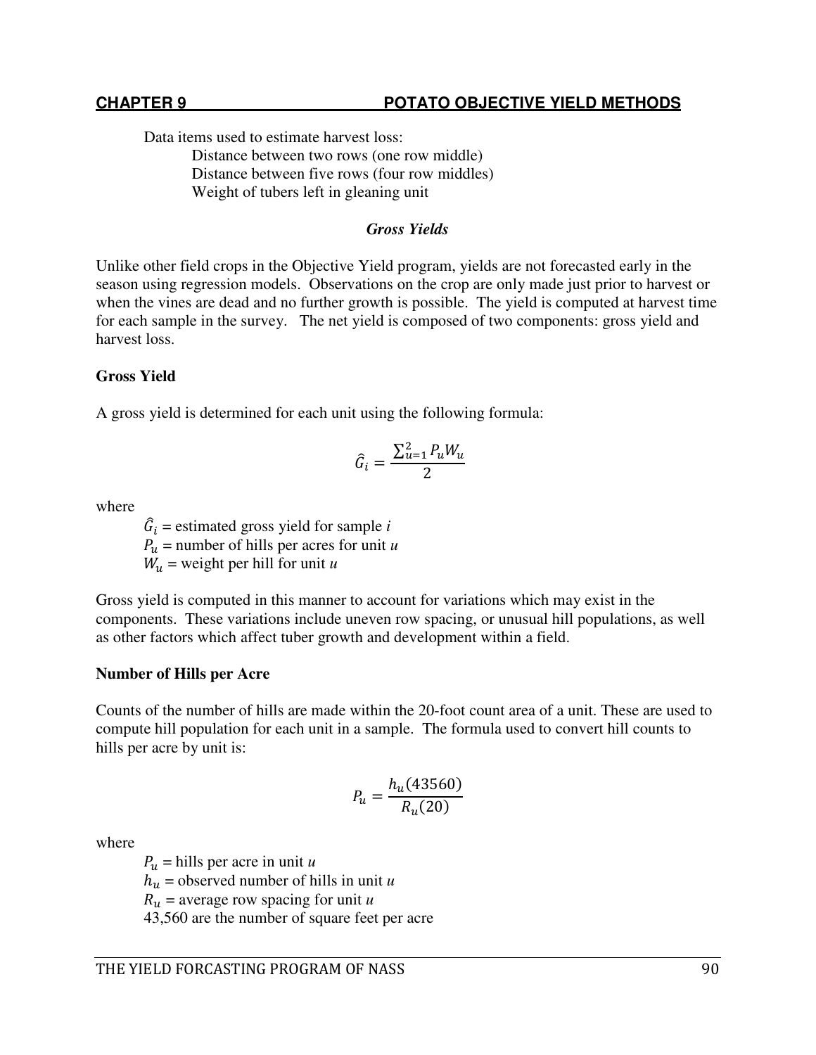Data items used to estimate harvest loss:

- Distance between two rows (one row middle)
- Distance between five rows (four row middles)
- Weight of tubers left in gleaning unit

### *Gross Yields*

Unlike other field crops in the Objective Yield program, yields are not forecasted early in the season using regression models. Observations on the crop are only made just prior to harvest or when the vines are dead and no further growth is possible. The yield is computed at harvest time for each sample in the survey. The net yield is composed of two components: gross yield and harvest loss.

**Gross Yield**

A gross yield is determined for each unit using the following formula:

$$\hat{G}_i = \frac{\sum_{u=1}^{2} P_u W_u}{2}$$

where

- $\hat{G}_i$ = estimated gross yield for sample *i*
- $P_u$ = number of hills per acres for unit *u*
- $W_u$ = weight per hill for unit *u*

Gross yield is computed in this manner to account for variations which may exist in the components. These variations include uneven row spacing, or unusual hill populations, as well as other factors which affect tuber growth and development within a field.

**Number of Hills per Acre**

Counts of the number of hills are made within the 20-foot count area of a unit. These are used to compute hill population for each unit in a sample. The formula used to convert hill counts to hills per acre by unit is:

$$P_u = \frac{h_u(43560)}{R_u(20)}$$

where

- $P_u$ = hills per acre in unit *u*
- $h_u$ = observed number of hills in unit *u*
- $R_u$ = average row spacing for unit *u*
- 43,560 are the number of square feet per acre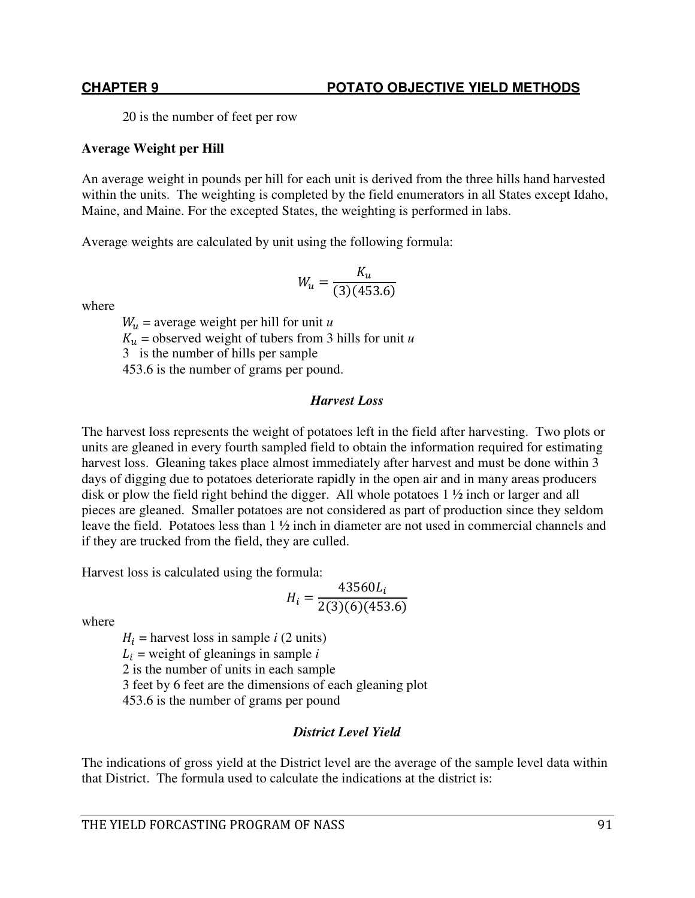20 is the number of feet per row

**Average Weight per Hill**

An average weight in pounds per hill for each unit is derived from the three hills hand harvested within the units. The weighting is completed by the field enumerators in all States except Idaho, Maine, and Maine. For the excepted States, the weighting is performed in labs.

Average weights are calculated by unit using the following formula:

$$W_u = \frac{K_u}{(3)(453.6)}$$

where

$W_u$ = average weight per hill for unit *u*
$K_u$ = observed weight of tubers from 3 hills for unit *u*
3 is the number of hills per sample
453.6 is the number of grams per pound.

### *Harvest Loss*

The harvest loss represents the weight of potatoes left in the field after harvesting. Two plots or units are gleaned in every fourth sampled field to obtain the information required for estimating harvest loss. Gleaning takes place almost immediately after harvest and must be done within 3 days of digging due to potatoes deteriorate rapidly in the open air and in many areas producers disk or plow the field right behind the digger. All whole potatoes 1 ½ inch or larger and all pieces are gleaned. Smaller potatoes are not considered as part of production since they seldom leave the field. Potatoes less than 1 ½ inch in diameter are not used in commercial channels and if they are trucked from the field, they are culled.

Harvest loss is calculated using the formula:

$$H_i = \frac{43560L_i}{2(3)(6)(453.6)}$$

where

$H_i$ = harvest loss in sample *i* (2 units)
$L_i$ = weight of gleanings in sample *i*
2 is the number of units in each sample
3 feet by 6 feet are the dimensions of each gleaning plot
453.6 is the number of grams per pound

### *District Level Yield*

The indications of gross yield at the District level are the average of the sample level data within that District. The formula used to calculate the indications at the district is: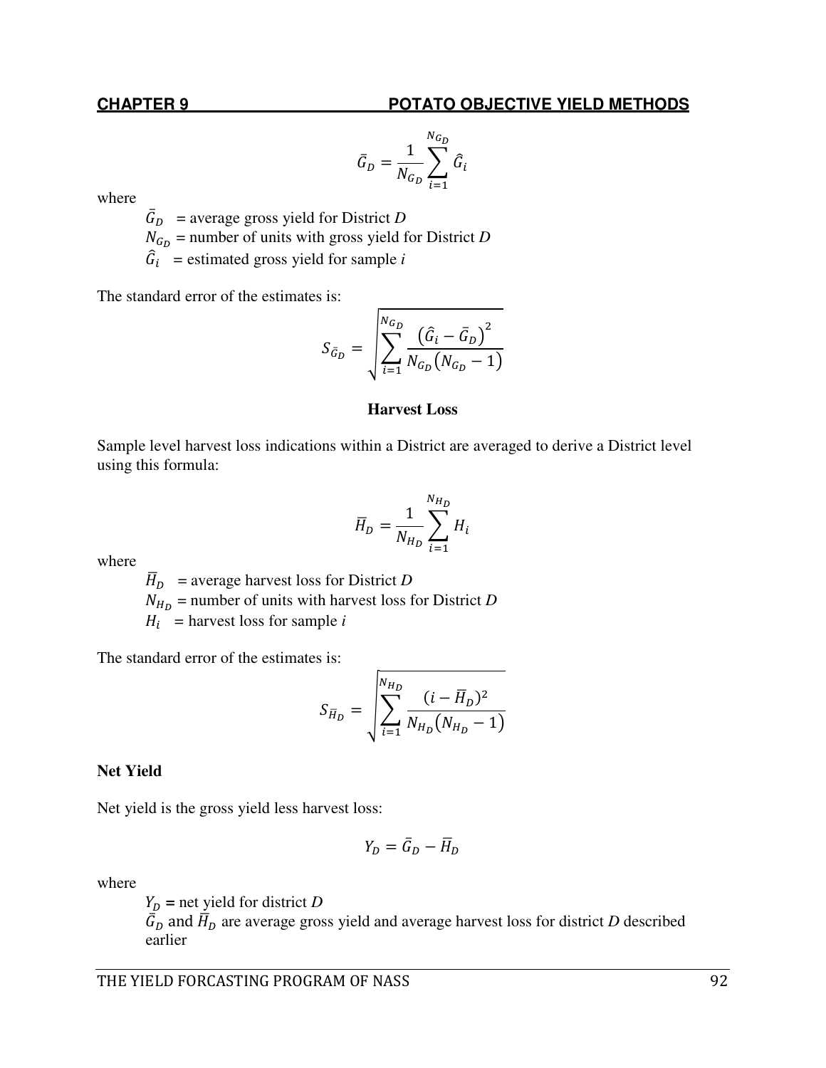$$\bar{G}_D = \frac{1}{N_{G_D}} \sum_{i=1}^{N_{G_D}} \hat{G}_i$$

where

$\bar{G}_D$ = average gross yield for District *D*
$N_{G_D}$ = number of units with gross yield for District *D*
$\hat{G}_i$ = estimated gross yield for sample *i*

The standard error of the estimates is:

$$S_{\bar{G}_D} = \sqrt{\sum_{i=1}^{N_{G_D}} \frac{\left(\hat{G}_i - \bar{G}_D\right)^2}{N_{G_D}\left(N_{G_D} - 1\right)}}$$

**Harvest Loss**

Sample level harvest loss indications within a District are averaged to derive a District level using this formula:

$$\bar{H}_D = \frac{1}{N_{H_D}} \sum_{i=1}^{N_{H_D}} H_i$$

where

$\bar{H}_D$ = average harvest loss for District *D*
$N_{H_D}$ = number of units with harvest loss for District *D*
$H_i$ = harvest loss for sample *i*

The standard error of the estimates is:

$$S_{\bar{H}_D} = \sqrt{\sum_{i=1}^{N_{H_D}} \frac{(i - \bar{H}_D)^2}{N_{H_D}\left(N_{H_D} - 1\right)}}$$

**Net Yield**

Net yield is the gross yield less harvest loss:

$$Y_D = \bar{G}_D - \bar{H}_D$$

where

$Y_D$ = net yield for district *D*
$\bar{G}_D$ and $\bar{H}_D$ are average gross yield and average harvest loss for district *D* described earlier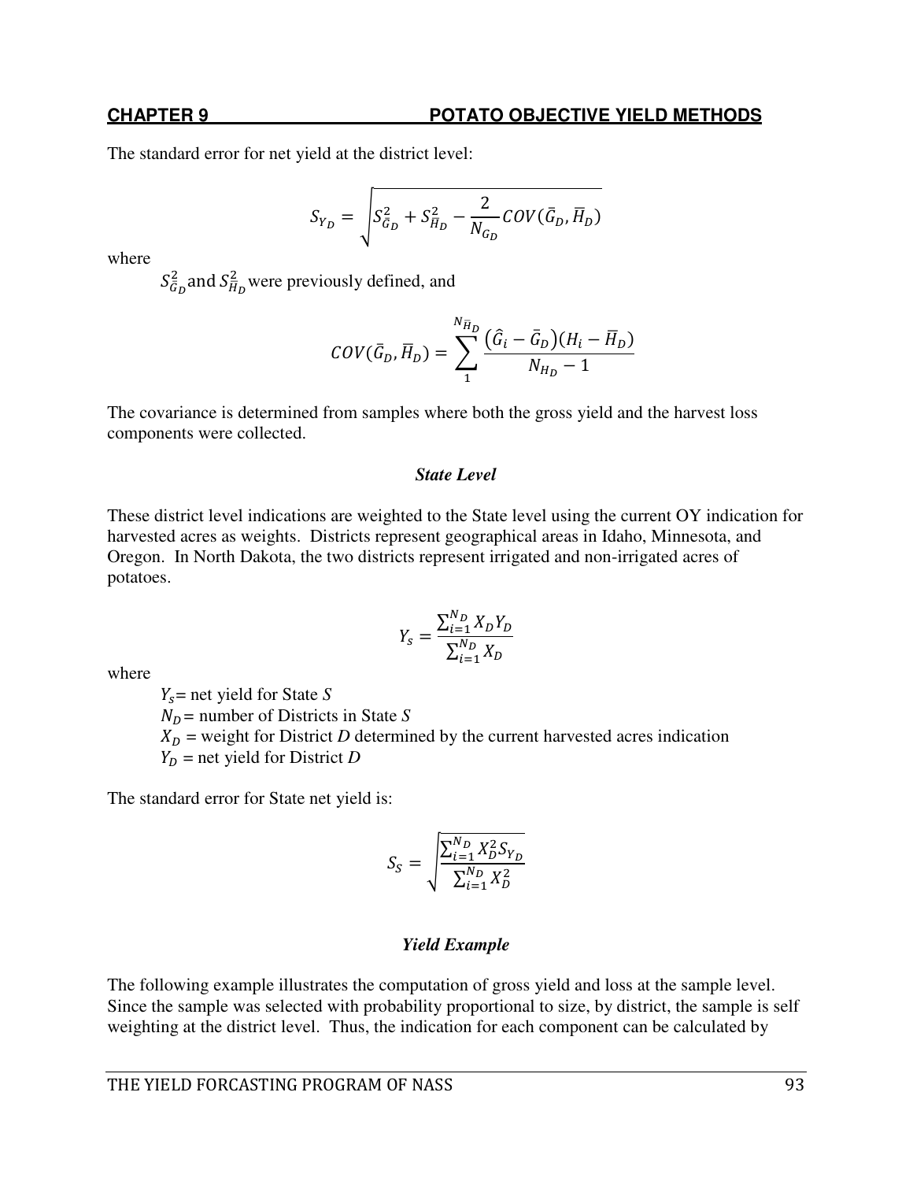The standard error for net yield at the district level:

$$S_{Y_D} = \sqrt{S_{\bar{G}_D}^2 + S_{\bar{H}_D}^2 - \frac{2}{N_{G_D}} COV(\bar{G}_D, \bar{H}_D)}$$

where

$S_{\bar{G}_D}^2$ and $S_{\bar{H}_D}^2$ were previously defined, and

$$COV(\bar{G}_D, \bar{H}_D) = \sum_{1}^{N_{\bar{H}_D}} \frac{(\hat{G}_i - \bar{G}_D)(H_i - \bar{H}_D)}{N_{H_D} - 1}$$

The covariance is determined from samples where both the gross yield and the harvest loss components were collected.

### *State Level*

These district level indications are weighted to the State level using the current OY indication for harvested acres as weights. Districts represent geographical areas in Idaho, Minnesota, and Oregon. In North Dakota, the two districts represent irrigated and non-irrigated acres of potatoes.

$$Y_s = \frac{\sum_{i=1}^{N_D} X_D Y_D}{\sum_{i=1}^{N_D} X_D}$$

where

- $Y_s$ = net yield for State *S*
- $N_D$ = number of Districts in State *S*
- $X_D$ = weight for District *D* determined by the current harvested acres indication
- $Y_D$ = net yield for District *D*

The standard error for State net yield is:

$$S_S = \sqrt{\frac{\sum_{i=1}^{N_D} X_D^2 S_{Y_D}}{\sum_{i=1}^{N_D} X_D^2}}$$

### *Yield Example*

The following example illustrates the computation of gross yield and loss at the sample level. Since the sample was selected with probability proportional to size, by district, the sample is self weighting at the district level. Thus, the indication for each component can be calculated by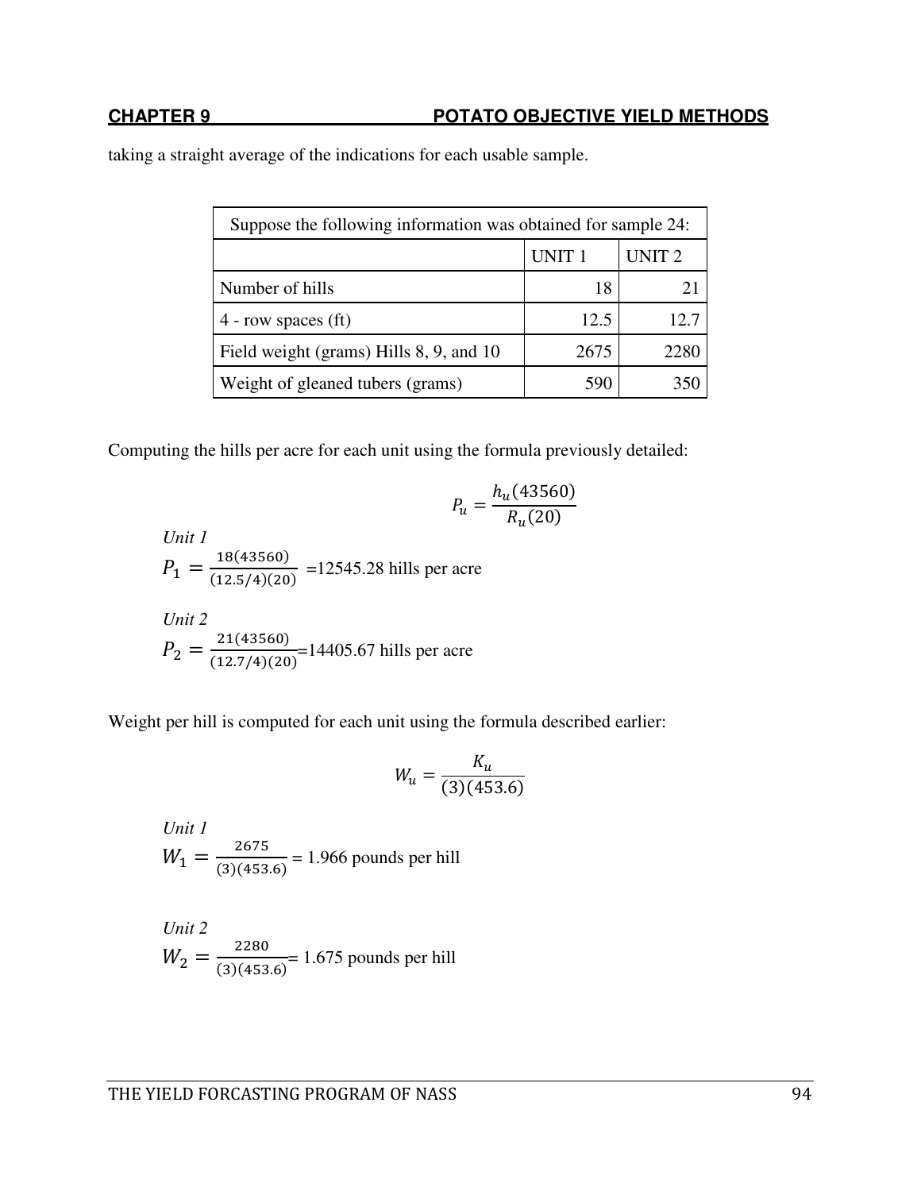taking a straight average of the indications for each usable sample.

| Suppose the following information was obtained for sample 24: | | |
|---|---|---|
| | UNIT 1 | UNIT 2 |
| Number of hills | 18 | 21 |
| 4 - row spaces (ft) | 12.5 | 12.7 |
| Field weight (grams) Hills 8, 9, and 10 | 2675 | 2280 |
| Weight of gleaned tubers (grams) | 590 | 350 |

Computing the hills per acre for each unit using the formula previously detailed:

$$P_u = \frac{h_u(43560)}{R_u(20)}$$

*Unit 1*

$P_1 = \frac{18(43560)}{(12.5/4)(20)}$ =12545.28 hills per acre

*Unit 2*

$P_2 = \frac{21(43560)}{(12.7/4)(20)}$=14405.67 hills per acre

Weight per hill is computed for each unit using the formula described earlier:

$$W_u = \frac{K_u}{(3)(453.6)}$$

*Unit 1*

$W_1 = \frac{2675}{(3)(453.6)}$ = 1.966 pounds per hill

*Unit 2*

$W_2 = \frac{2280}{(3)(453.6)}$= 1.675 pounds per hill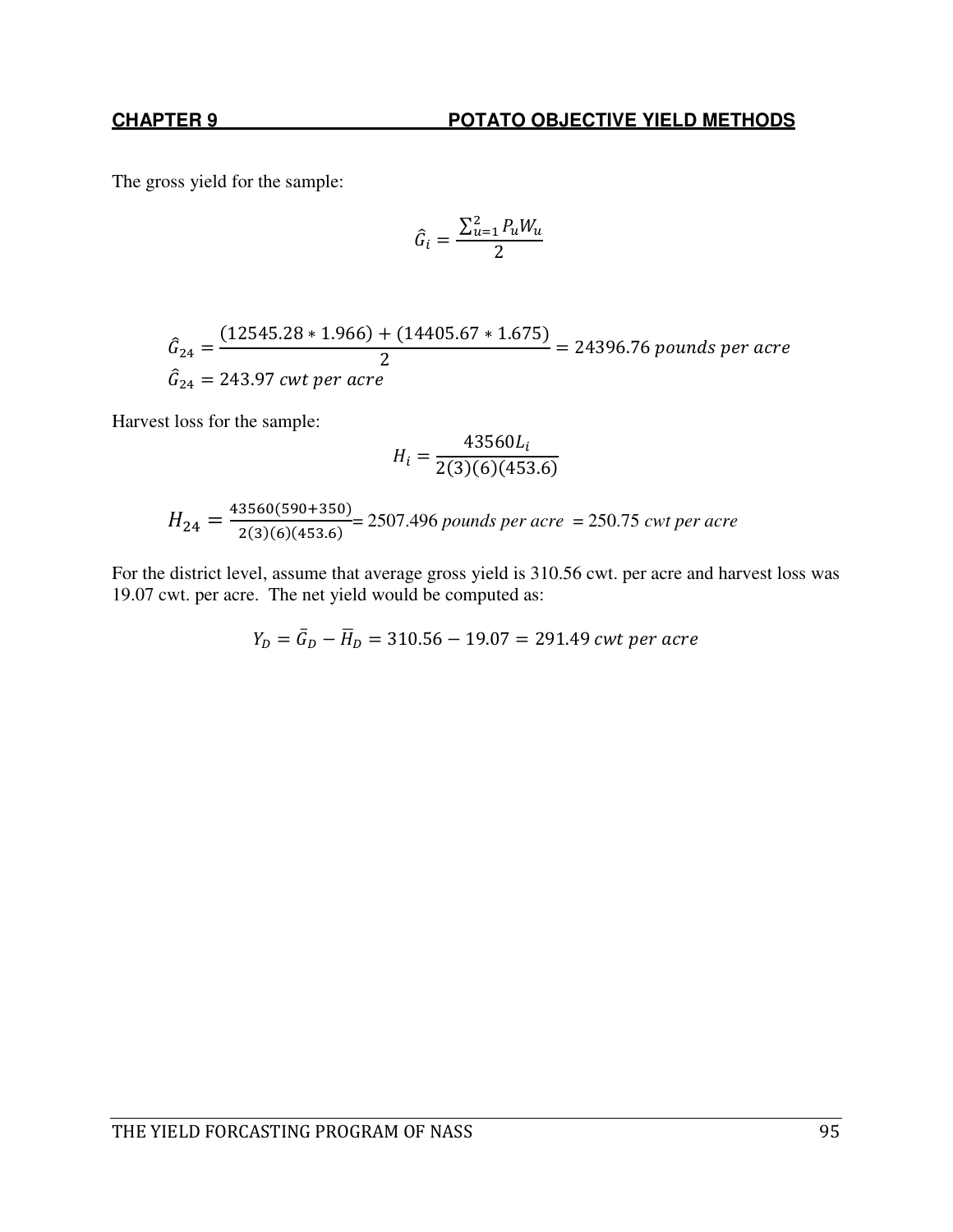The gross yield for the sample:

$$\hat{G}_i = \frac{\sum_{u=1}^{2} P_u W_u}{2}$$

$$\hat{G}_{24} = \frac{(12545.28 * 1.966) + (14405.67 * 1.675)}{2} = 24396.76 \; pounds\ per\ acre$$

$$\hat{G}_{24} = 243.97 \; cwt\ per\ acre$$

Harvest loss for the sample:

$$H_i = \frac{43560 L_i}{2(3)(6)(453.6)}$$

$$H_{24} = \frac{43560(590+350)}{2(3)(6)(453.6)} = 2507.496 \; pounds\ per\ acre \; = 250.75 \; cwt\ per\ acre$$

For the district level, assume that average gross yield is 310.56 cwt. per acre and harvest loss was 19.07 cwt. per acre. The net yield would be computed as:

$$Y_D = \bar{G}_D - \bar{H}_D = 310.56 - 19.07 = 291.49 \; cwt\ per\ acre$$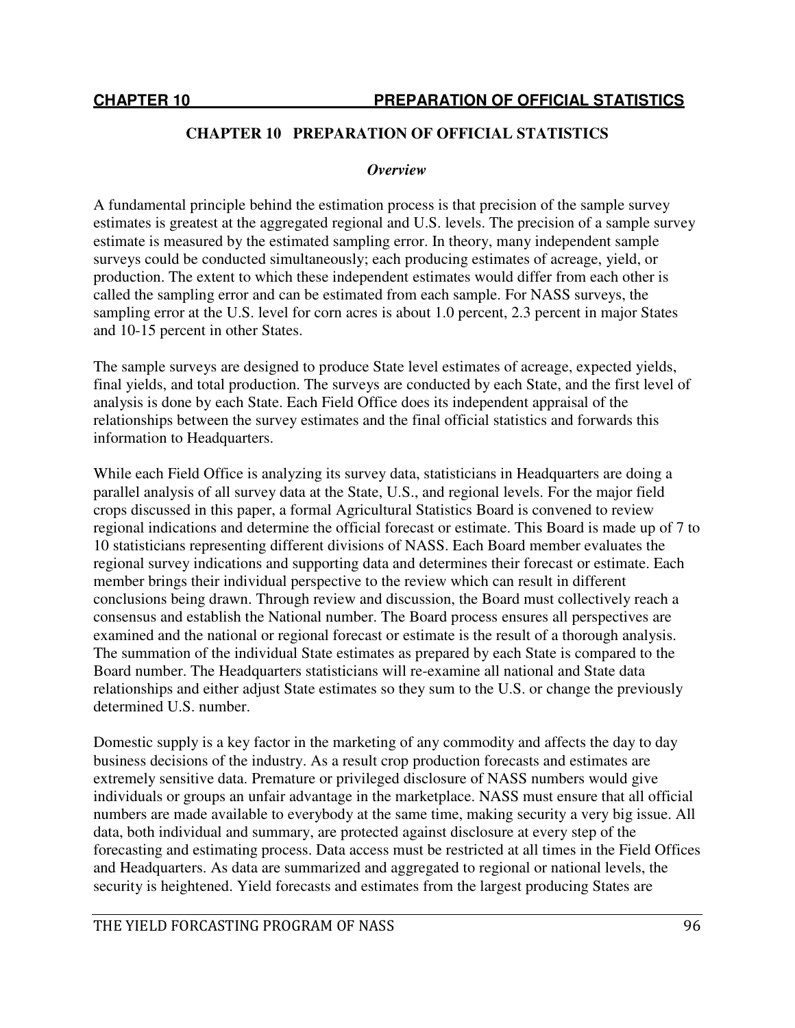# CHAPTER 10 PREPARATION OF OFFICIAL STATISTICS

### *Overview*

A fundamental principle behind the estimation process is that precision of the sample survey estimates is greatest at the aggregated regional and U.S. levels. The precision of a sample survey estimate is measured by the estimated sampling error. In theory, many independent sample surveys could be conducted simultaneously; each producing estimates of acreage, yield, or production. The extent to which these independent estimates would differ from each other is called the sampling error and can be estimated from each sample. For NASS surveys, the sampling error at the U.S. level for corn acres is about 1.0 percent, 2.3 percent in major States and 10-15 percent in other States.

The sample surveys are designed to produce State level estimates of acreage, expected yields, final yields, and total production. The surveys are conducted by each State, and the first level of analysis is done by each State. Each Field Office does its independent appraisal of the relationships between the survey estimates and the final official statistics and forwards this information to Headquarters.

While each Field Office is analyzing its survey data, statisticians in Headquarters are doing a parallel analysis of all survey data at the State, U.S., and regional levels. For the major field crops discussed in this paper, a formal Agricultural Statistics Board is convened to review regional indications and determine the official forecast or estimate. This Board is made up of 7 to 10 statisticians representing different divisions of NASS. Each Board member evaluates the regional survey indications and supporting data and determines their forecast or estimate. Each member brings their individual perspective to the review which can result in different conclusions being drawn. Through review and discussion, the Board must collectively reach a consensus and establish the National number. The Board process ensures all perspectives are examined and the national or regional forecast or estimate is the result of a thorough analysis. The summation of the individual State estimates as prepared by each State is compared to the Board number. The Headquarters statisticians will re-examine all national and State data relationships and either adjust State estimates so they sum to the U.S. or change the previously determined U.S. number.

Domestic supply is a key factor in the marketing of any commodity and affects the day to day business decisions of the industry. As a result crop production forecasts and estimates are extremely sensitive data. Premature or privileged disclosure of NASS numbers would give individuals or groups an unfair advantage in the marketplace. NASS must ensure that all official numbers are made available to everybody at the same time, making security a very big issue. All data, both individual and summary, are protected against disclosure at every step of the forecasting and estimating process. Data access must be restricted at all times in the Field Offices and Headquarters. As data are summarized and aggregated to regional or national levels, the security is heightened. Yield forecasts and estimates from the largest producing States are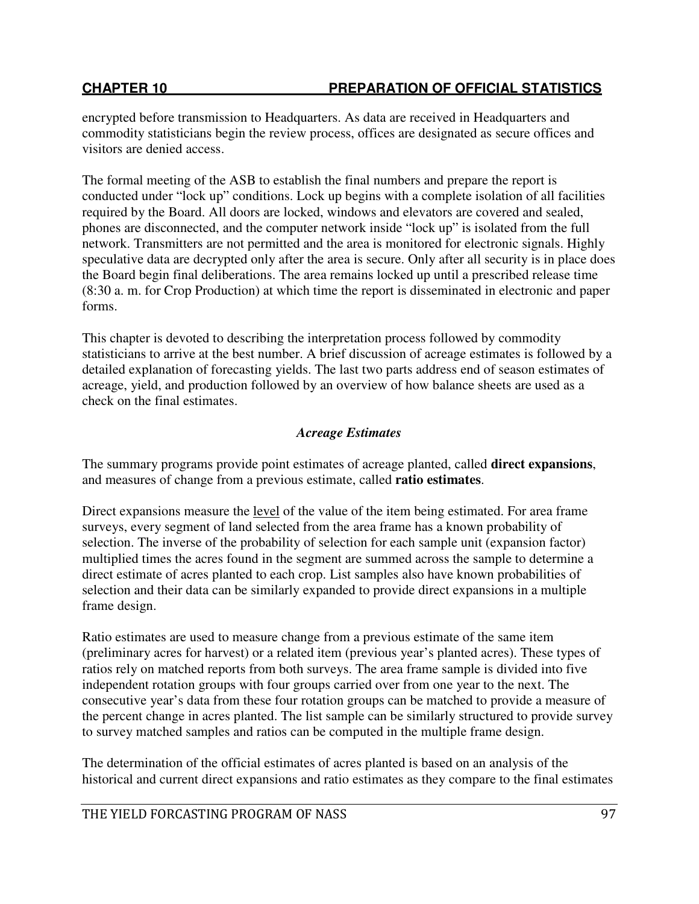encrypted before transmission to Headquarters. As data are received in Headquarters and commodity statisticians begin the review process, offices are designated as secure offices and visitors are denied access.

The formal meeting of the ASB to establish the final numbers and prepare the report is conducted under "lock up" conditions. Lock up begins with a complete isolation of all facilities required by the Board. All doors are locked, windows and elevators are covered and sealed, phones are disconnected, and the computer network inside "lock up" is isolated from the full network. Transmitters are not permitted and the area is monitored for electronic signals. Highly speculative data are decrypted only after the area is secure. Only after all security is in place does the Board begin final deliberations. The area remains locked up until a prescribed release time (8:30 a. m. for Crop Production) at which time the report is disseminated in electronic and paper forms.

This chapter is devoted to describing the interpretation process followed by commodity statisticians to arrive at the best number. A brief discussion of acreage estimates is followed by a detailed explanation of forecasting yields. The last two parts address end of season estimates of acreage, yield, and production followed by an overview of how balance sheets are used as a check on the final estimates.

### *Acreage Estimates*

The summary programs provide point estimates of acreage planted, called **direct expansions**, and measures of change from a previous estimate, called **ratio estimates**.

Direct expansions measure the level of the value of the item being estimated. For area frame surveys, every segment of land selected from the area frame has a known probability of selection. The inverse of the probability of selection for each sample unit (expansion factor) multiplied times the acres found in the segment are summed across the sample to determine a direct estimate of acres planted to each crop. List samples also have known probabilities of selection and their data can be similarly expanded to provide direct expansions in a multiple frame design.

Ratio estimates are used to measure change from a previous estimate of the same item (preliminary acres for harvest) or a related item (previous year's planted acres). These types of ratios rely on matched reports from both surveys. The area frame sample is divided into five independent rotation groups with four groups carried over from one year to the next. The consecutive year's data from these four rotation groups can be matched to provide a measure of the percent change in acres planted. The list sample can be similarly structured to provide survey to survey matched samples and ratios can be computed in the multiple frame design.

The determination of the official estimates of acres planted is based on an analysis of the historical and current direct expansions and ratio estimates as they compare to the final estimates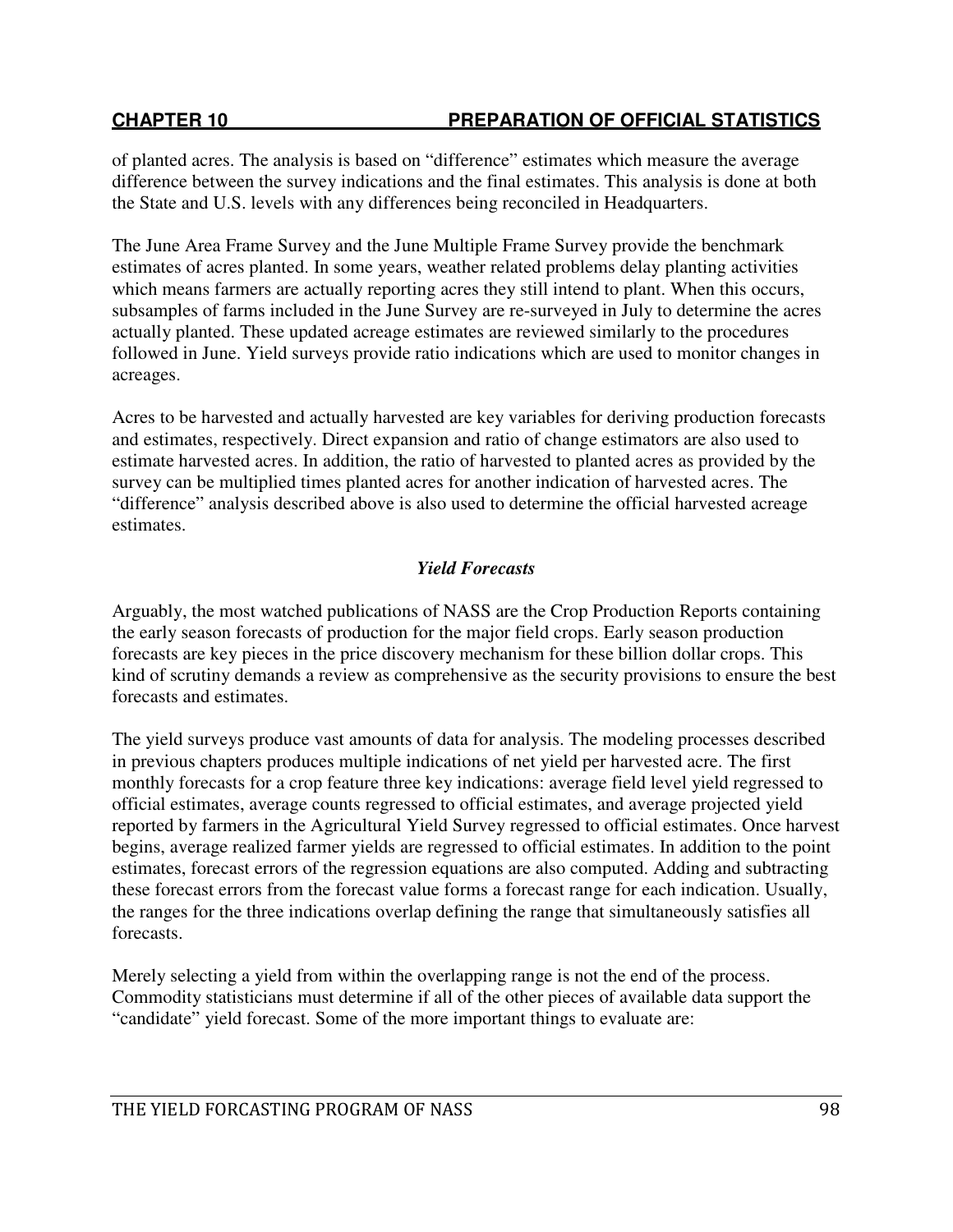of planted acres. The analysis is based on "difference" estimates which measure the average difference between the survey indications and the final estimates. This analysis is done at both the State and U.S. levels with any differences being reconciled in Headquarters.

The June Area Frame Survey and the June Multiple Frame Survey provide the benchmark estimates of acres planted. In some years, weather related problems delay planting activities which means farmers are actually reporting acres they still intend to plant. When this occurs, subsamples of farms included in the June Survey are re-surveyed in July to determine the acres actually planted. These updated acreage estimates are reviewed similarly to the procedures followed in June. Yield surveys provide ratio indications which are used to monitor changes in acreages.

Acres to be harvested and actually harvested are key variables for deriving production forecasts and estimates, respectively. Direct expansion and ratio of change estimators are also used to estimate harvested acres. In addition, the ratio of harvested to planted acres as provided by the survey can be multiplied times planted acres for another indication of harvested acres. The "difference" analysis described above is also used to determine the official harvested acreage estimates.

### *Yield Forecasts*

Arguably, the most watched publications of NASS are the Crop Production Reports containing the early season forecasts of production for the major field crops. Early season production forecasts are key pieces in the price discovery mechanism for these billion dollar crops. This kind of scrutiny demands a review as comprehensive as the security provisions to ensure the best forecasts and estimates.

The yield surveys produce vast amounts of data for analysis. The modeling processes described in previous chapters produces multiple indications of net yield per harvested acre. The first monthly forecasts for a crop feature three key indications: average field level yield regressed to official estimates, average counts regressed to official estimates, and average projected yield reported by farmers in the Agricultural Yield Survey regressed to official estimates. Once harvest begins, average realized farmer yields are regressed to official estimates. In addition to the point estimates, forecast errors of the regression equations are also computed. Adding and subtracting these forecast errors from the forecast value forms a forecast range for each indication. Usually, the ranges for the three indications overlap defining the range that simultaneously satisfies all forecasts.

Merely selecting a yield from within the overlapping range is not the end of the process. Commodity statisticians must determine if all of the other pieces of available data support the "candidate" yield forecast. Some of the more important things to evaluate are: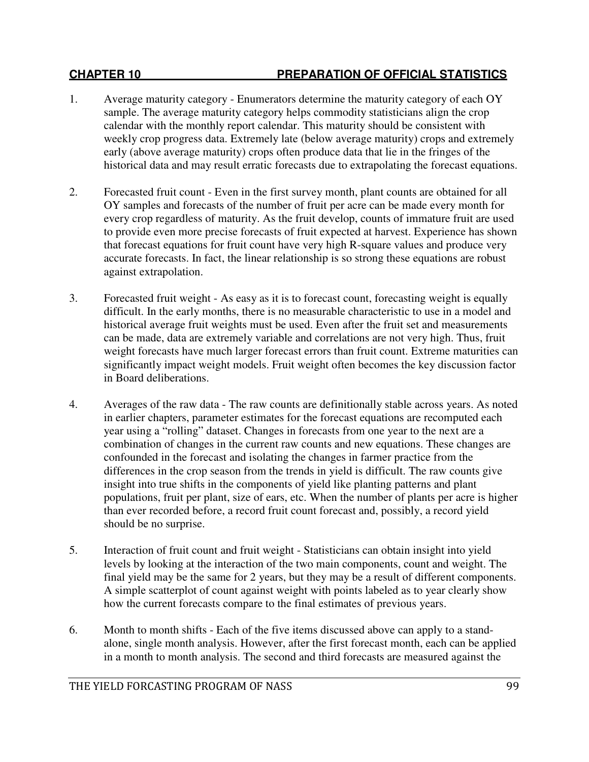## CHAPTER 10 PREPARATION OF OFFICIAL STATISTICS

1. Average maturity category - Enumerators determine the maturity category of each OY sample. The average maturity category helps commodity statisticians align the crop calendar with the monthly report calendar. This maturity should be consistent with weekly crop progress data. Extremely late (below average maturity) crops and extremely early (above average maturity) crops often produce data that lie in the fringes of the historical data and may result erratic forecasts due to extrapolating the forecast equations.

2. Forecasted fruit count - Even in the first survey month, plant counts are obtained for all OY samples and forecasts of the number of fruit per acre can be made every month for every crop regardless of maturity. As the fruit develop, counts of immature fruit are used to provide even more precise forecasts of fruit expected at harvest. Experience has shown that forecast equations for fruit count have very high R-square values and produce very accurate forecasts. In fact, the linear relationship is so strong these equations are robust against extrapolation.

3. Forecasted fruit weight - As easy as it is to forecast count, forecasting weight is equally difficult. In the early months, there is no measurable characteristic to use in a model and historical average fruit weights must be used. Even after the fruit set and measurements can be made, data are extremely variable and correlations are not very high. Thus, fruit weight forecasts have much larger forecast errors than fruit count. Extreme maturities can significantly impact weight models. Fruit weight often becomes the key discussion factor in Board deliberations.

4. Averages of the raw data - The raw counts are definitionally stable across years. As noted in earlier chapters, parameter estimates for the forecast equations are recomputed each year using a "rolling" dataset. Changes in forecasts from one year to the next are a combination of changes in the current raw counts and new equations. These changes are confounded in the forecast and isolating the changes in farmer practice from the differences in the crop season from the trends in yield is difficult. The raw counts give insight into true shifts in the components of yield like planting patterns and plant populations, fruit per plant, size of ears, etc. When the number of plants per acre is higher than ever recorded before, a record fruit count forecast and, possibly, a record yield should be no surprise.

5. Interaction of fruit count and fruit weight - Statisticians can obtain insight into yield levels by looking at the interaction of the two main components, count and weight. The final yield may be the same for 2 years, but they may be a result of different components. A simple scatterplot of count against weight with points labeled as to year clearly show how the current forecasts compare to the final estimates of previous years.

6. Month to month shifts - Each of the five items discussed above can apply to a stand-alone, single month analysis. However, after the first forecast month, each can be applied in a month to month analysis. The second and third forecasts are measured against the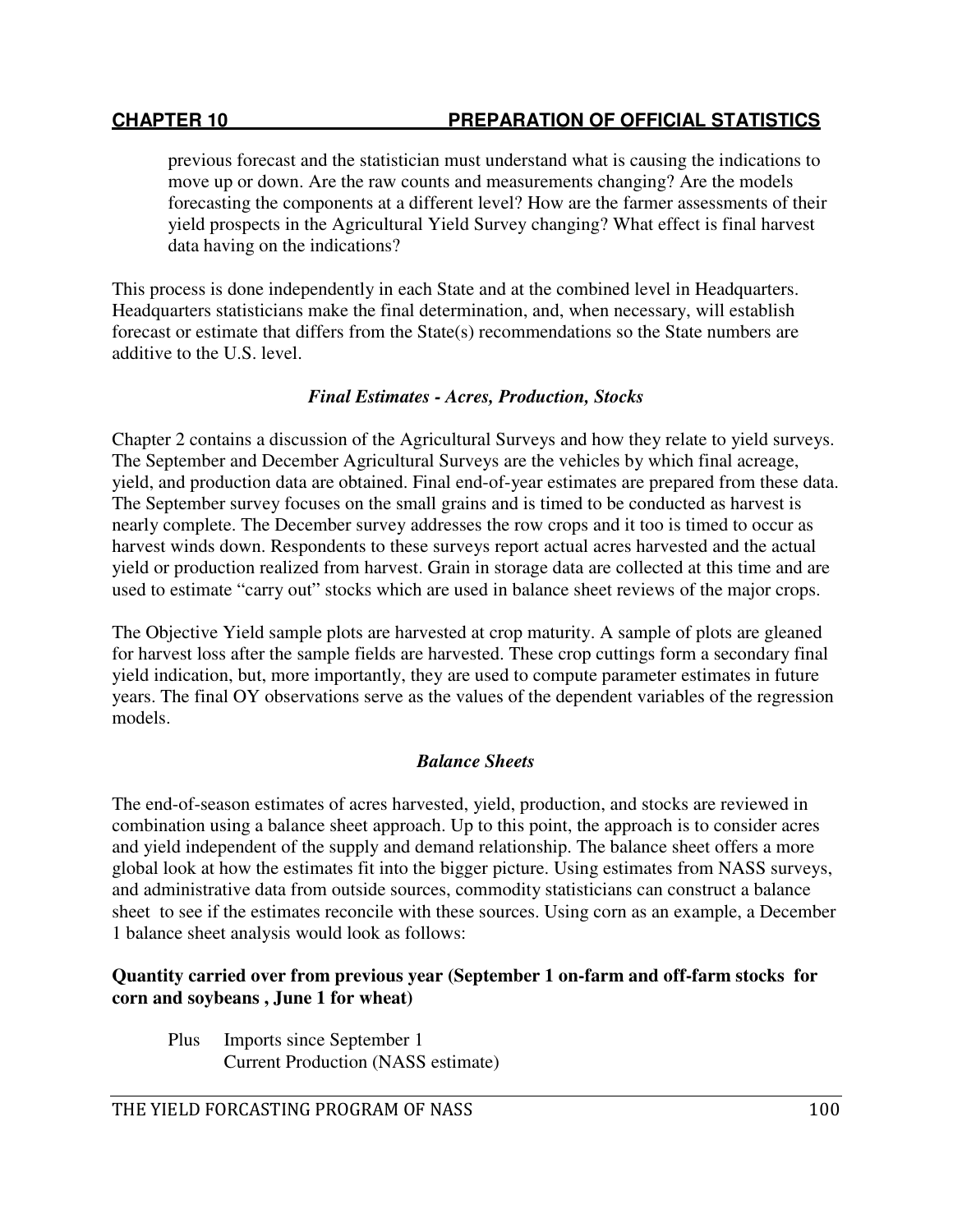previous forecast and the statistician must understand what is causing the indications to move up or down. Are the raw counts and measurements changing? Are the models forecasting the components at a different level? How are the farmer assessments of their yield prospects in the Agricultural Yield Survey changing? What effect is final harvest data having on the indications?

This process is done independently in each State and at the combined level in Headquarters. Headquarters statisticians make the final determination, and, when necessary, will establish forecast or estimate that differs from the State(s) recommendations so the State numbers are additive to the U.S. level.

### *Final Estimates - Acres, Production, Stocks*

Chapter 2 contains a discussion of the Agricultural Surveys and how they relate to yield surveys. The September and December Agricultural Surveys are the vehicles by which final acreage, yield, and production data are obtained. Final end-of-year estimates are prepared from these data. The September survey focuses on the small grains and is timed to be conducted as harvest is nearly complete. The December survey addresses the row crops and it too is timed to occur as harvest winds down. Respondents to these surveys report actual acres harvested and the actual yield or production realized from harvest. Grain in storage data are collected at this time and are used to estimate "carry out" stocks which are used in balance sheet reviews of the major crops.

The Objective Yield sample plots are harvested at crop maturity. A sample of plots are gleaned for harvest loss after the sample fields are harvested. These crop cuttings form a secondary final yield indication, but, more importantly, they are used to compute parameter estimates in future years. The final OY observations serve as the values of the dependent variables of the regression models.

### *Balance Sheets*

The end-of-season estimates of acres harvested, yield, production, and stocks are reviewed in combination using a balance sheet approach. Up to this point, the approach is to consider acres and yield independent of the supply and demand relationship. The balance sheet offers a more global look at how the estimates fit into the bigger picture. Using estimates from NASS surveys, and administrative data from outside sources, commodity statisticians can construct a balance sheet to see if the estimates reconcile with these sources. Using corn as an example, a December 1 balance sheet analysis would look as follows:

**Quantity carried over from previous year (September 1 on-farm and off-farm stocks for corn and soybeans , June 1 for wheat)**

Plus Imports since September 1
Current Production (NASS estimate)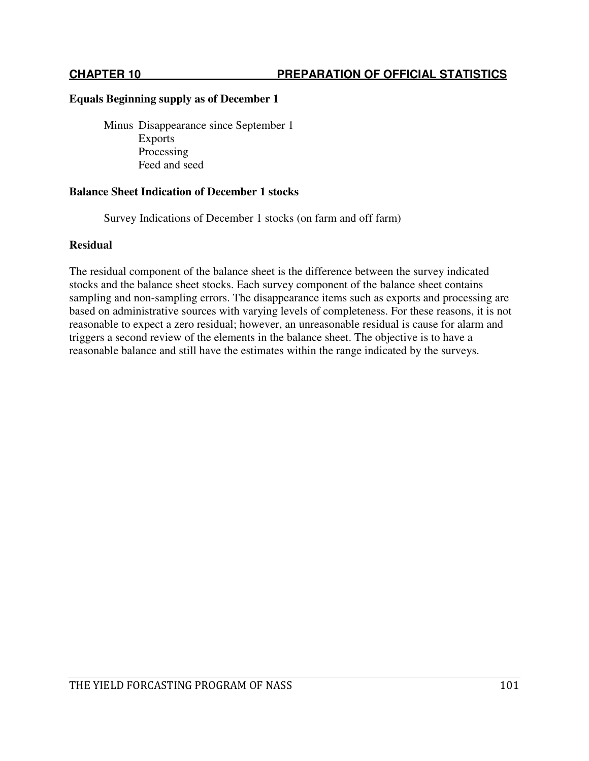**Equals Beginning supply as of December 1**

Minus Disappearance since September 1
Exports
Processing
Feed and seed

**Balance Sheet Indication of December 1 stocks**

Survey Indications of December 1 stocks (on farm and off farm)

**Residual**

The residual component of the balance sheet is the difference between the survey indicated stocks and the balance sheet stocks. Each survey component of the balance sheet contains sampling and non-sampling errors. The disappearance items such as exports and processing are based on administrative sources with varying levels of completeness. For these reasons, it is not reasonable to expect a zero residual; however, an unreasonable residual is cause for alarm and triggers a second review of the elements in the balance sheet. The objective is to have a reasonable balance and still have the estimates within the range indicated by the surveys.